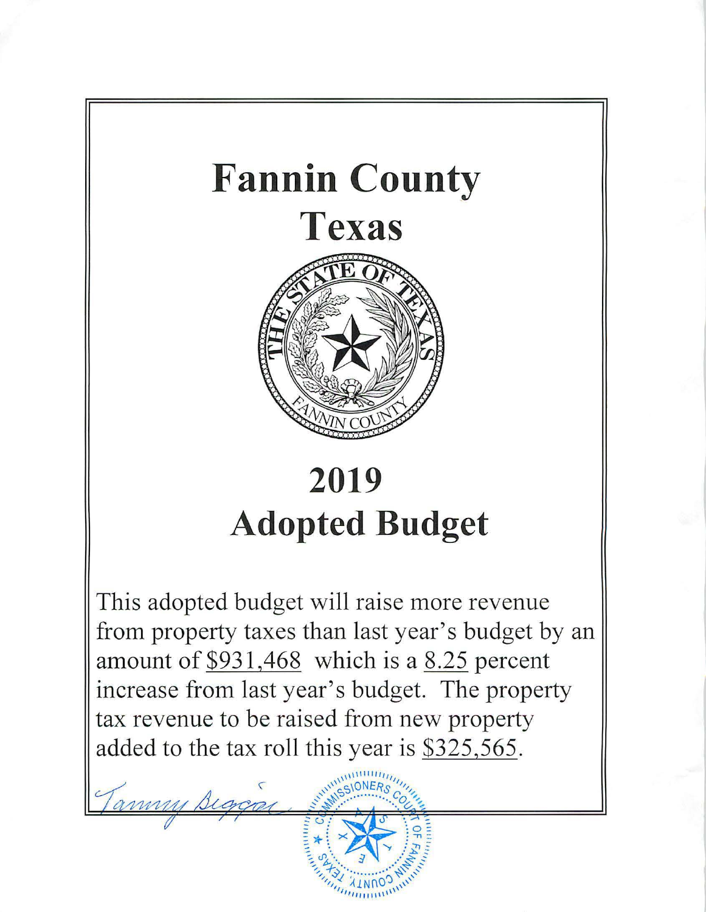# Fannin County

# Texas

# 2019

# Adopted Budget

This adopted budget will raise more revenue from property taxes than last year's budget by an amount of $931,468 which is a 8.25 percent increase from last year's budget. The property tax revenue to be raised from new property added to the tax roll this year is $325,565.

Tammy Biggar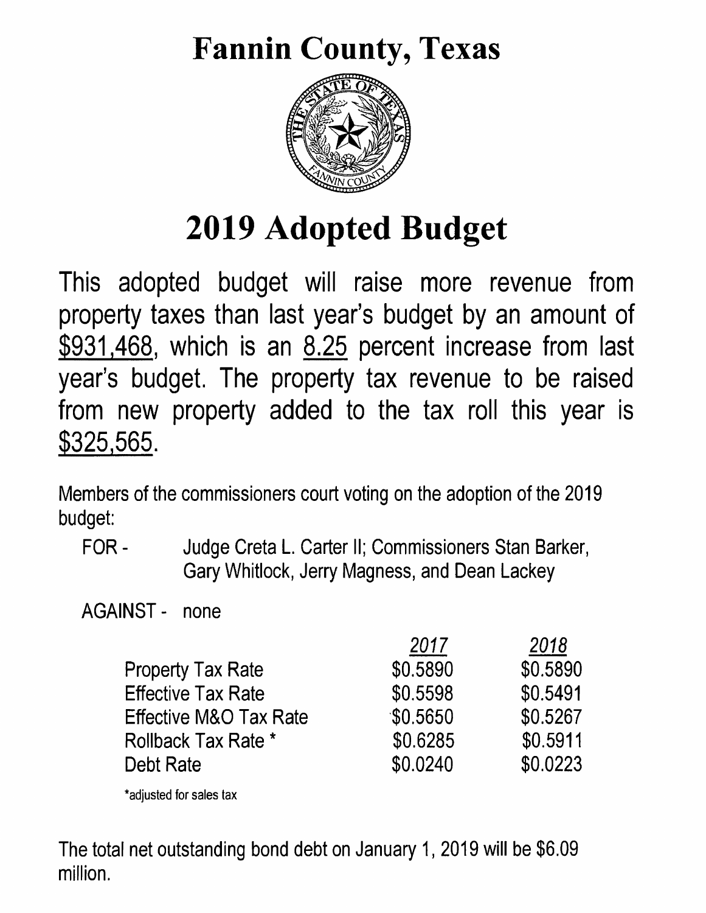# Fannin County, Texas

# 2019 Adopted Budget

This adopted budget will raise more revenue from property taxes than last year's budget by an amount of $931,468, which is an 8.25 percent increase from last year's budget. The property tax revenue to be raised from new property added to the tax roll this year is $325,565.

Members of the commissioners court voting on the adoption of the 2019 budget:

FOR - Judge Creta L. Carter II; Commissioners Stan Barker, Gary Whitlock, Jerry Magness, and Dean Lackey

AGAINST - none

| | *2017* | *2018* |
|---|---|---|
| Property Tax Rate | $0.5890 | $0.5890 |
| Effective Tax Rate | $0.5598 | $0.5491 |
| Effective M&O Tax Rate | $0.5650 | $0.5267 |
| Rollback Tax Rate * | $0.6285 | $0.5911 |
| Debt Rate | $0.0240 | $0.0223 |

*adjusted for sales tax

The total net outstanding bond debt on January 1, 2019 will be $6.09 million.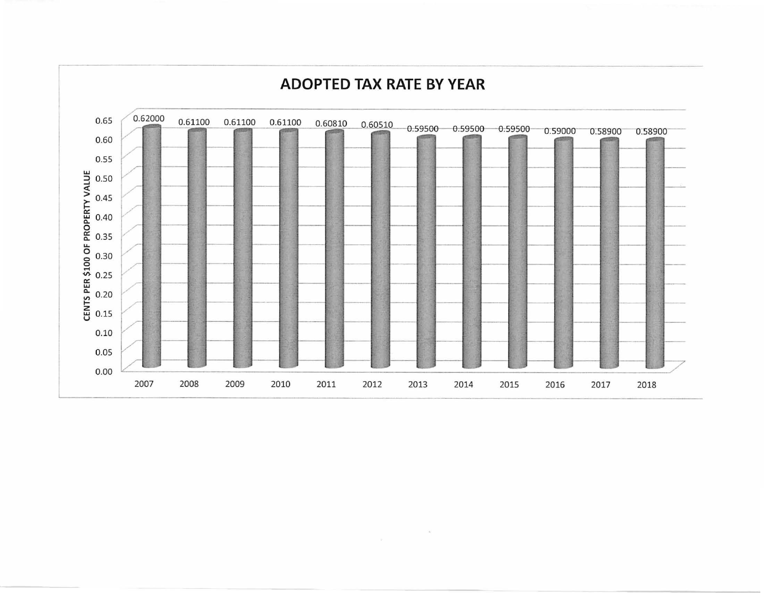## ADOPTED TAX RATE BY YEAR

| Year | Cents per $100 of Property Value |
|---|---|
| 2007 | 0.62000 |
| 2008 | 0.61100 |
| 2009 | 0.61100 |
| 2010 | 0.61100 |
| 2011 | 0.60810 |
| 2012 | 0.60510 |
| 2013 | 0.59500 |
| 2014 | 0.59500 |
| 2015 | 0.59500 |
| 2016 | 0.59000 |
| 2017 | 0.58900 |
| 2018 | 0.58900 |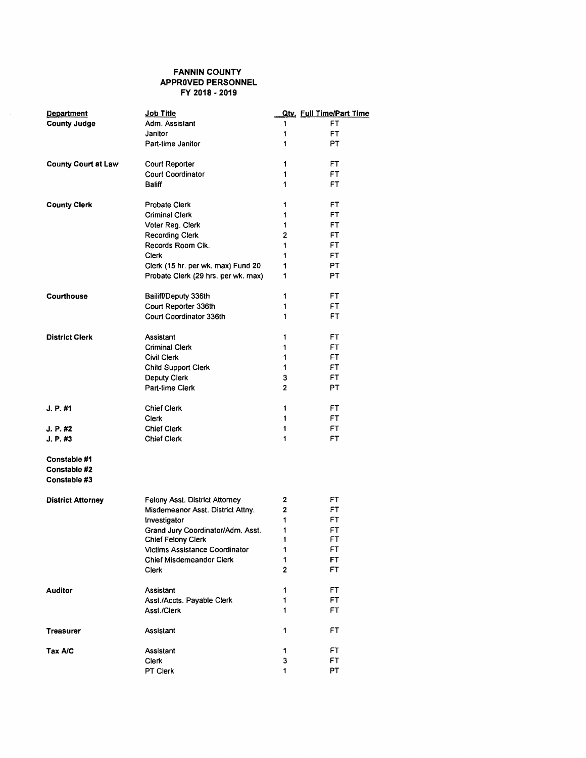**FANNIN COUNTY**
**APPR0VED PERSONNEL**
**FY 2018 - 2019**

| Department | Job Title | Qty. | Full Time/Part Time |
|---|---|---|---|
| **County Judge** | Adm. Assistant | 1 | FT |
| | Janitor | 1 | FT |
| | Part-time Janitor | 1 | PT |
| **County Court at Law** | Court Reporter | 1 | FT |
| | Court Coordinator | 1 | FT |
| | Baliff | 1 | FT |
| **County Clerk** | Probate Clerk | 1 | FT |
| | Criminal Clerk | 1 | FT |
| | Voter Reg. Clerk | 1 | FT |
| | Recording Clerk | 2 | FT |
| | Records Room Clk. | 1 | FT |
| | Clerk | 1 | FT |
| | Clerk (15 hr. per wk. max) Fund 20 | 1 | PT |
| | Probate Clerk (29 hrs. per wk. max) | 1 | PT |
| **Courthouse** | Bailiff/Deputy 336th | 1 | FT |
| | Court Reporter 336th | 1 | FT |
| | Court Coordinator 336th | 1 | FT |
| **District Clerk** | Assistant | 1 | FT |
| | Criminal Clerk | 1 | FT |
| | Civil Clerk | 1 | FT |
| | Child Support Clerk | 1 | FT |
| | Deputy Clerk | 3 | FT |
| | Part-time Clerk | 2 | PT |
| **J. P. #1** | Chief Clerk | 1 | FT |
| | Clerk | 1 | FT |
| **J. P. #2** | Chief Clerk | 1 | FT |
| **J. P. #3** | Chief Clerk | 1 | FT |
| **Constable #1** | | | |
| **Constable #2** | | | |
| **Constable #3** | | | |
| **District Attorney** | Felony Asst. District Attorney | 2 | FT |
| | Misdemeanor Asst. District Attny. | 2 | FT |
| | Investigator | 1 | FT |
| | Grand Jury Coordinator/Adm. Asst. | 1 | FT |
| | Chief Felony Clerk | 1 | FT |
| | Victims Assistance Coordinator | 1 | FT |
| | Chief Misdemeandor Clerk | 1 | FT |
| | Clerk | 2 | FT |
| **Auditor** | Assistant | 1 | FT |
| | Asst./Accts. Payable Clerk | 1 | FT |
| | Asst./Clerk | 1 | FT |
| **Treasurer** | Assistant | 1 | FT |
| **Tax A/C** | Assistant | 1 | FT |
| | Clerk | 3 | FT |
| | PT Clerk | 1 | PT |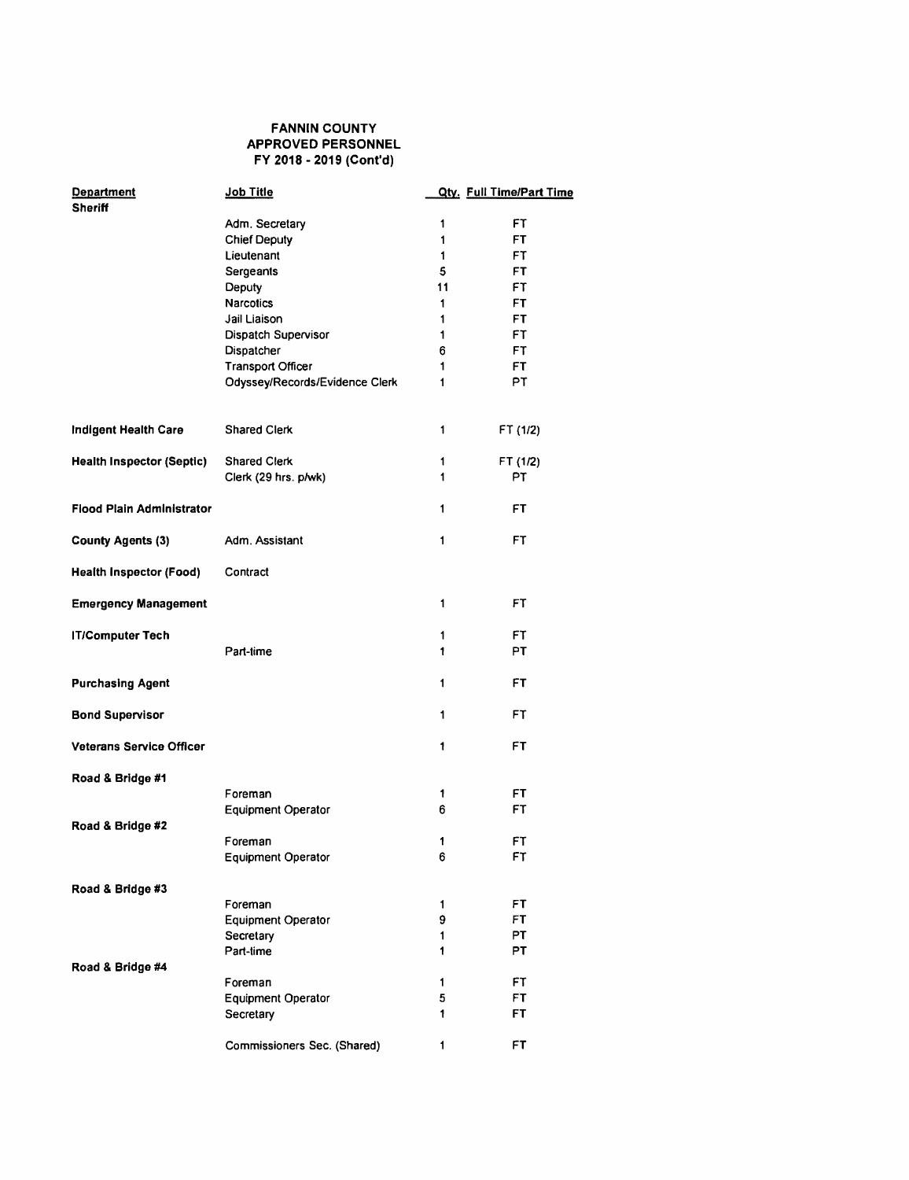**FANNIN COUNTY**
**APPROVED PERSONNEL**
**FY 2018 - 2019 (Cont'd)**

| Department | Job Title | Qty. | Full Time/Part Time |
|---|---|---|---|
| **Sheriff** | | | |
| | Adm. Secretary | 1 | FT |
| | Chief Deputy | 1 | FT |
| | Lieutenant | 1 | FT |
| | Sergeants | 5 | FT |
| | Deputy | 11 | FT |
| | Narcotics | 1 | FT |
| | Jail Liaison | 1 | FT |
| | Dispatch Supervisor | 1 | FT |
| | Dispatcher | 6 | FT |
| | Transport Officer | 1 | FT |
| | Odyssey/Records/Evidence Clerk | 1 | PT |
| **Indigent Health Care** | Shared Clerk | 1 | FT (1/2) |
| **Health Inspector (Septic)** | Shared Clerk | 1 | FT (1/2) |
| | Clerk (29 hrs. p/wk) | 1 | PT |
| **Flood Plain Administrator** | | 1 | FT |
| **County Agents (3)** | Adm. Assistant | 1 | FT |
| **Health Inspector (Food)** | Contract | | |
| **Emergency Management** | | 1 | FT |
| **IT/Computer Tech** | | 1 | FT |
| | Part-time | 1 | PT |
| **Purchasing Agent** | | 1 | FT |
| **Bond Supervisor** | | 1 | FT |
| **Veterans Service Officer** | | 1 | FT |
| **Road & Bridge #1** | | | |
| | Foreman | 1 | FT |
| | Equipment Operator | 6 | FT |
| **Road & Bridge #2** | | | |
| | Foreman | 1 | FT |
| | Equipment Operator | 6 | FT |
| **Road & Bridge #3** | | | |
| | Foreman | 1 | FT |
| | Equipment Operator | 9 | FT |
| | Secretary | 1 | PT |
| | Part-time | 1 | PT |
| **Road & Bridge #4** | | | |
| | Foreman | 1 | FT |
| | Equipment Operator | 5 | FT |
| | Secretary | 1 | FT |
| | Commissioners Sec. (Shared) | 1 | FT |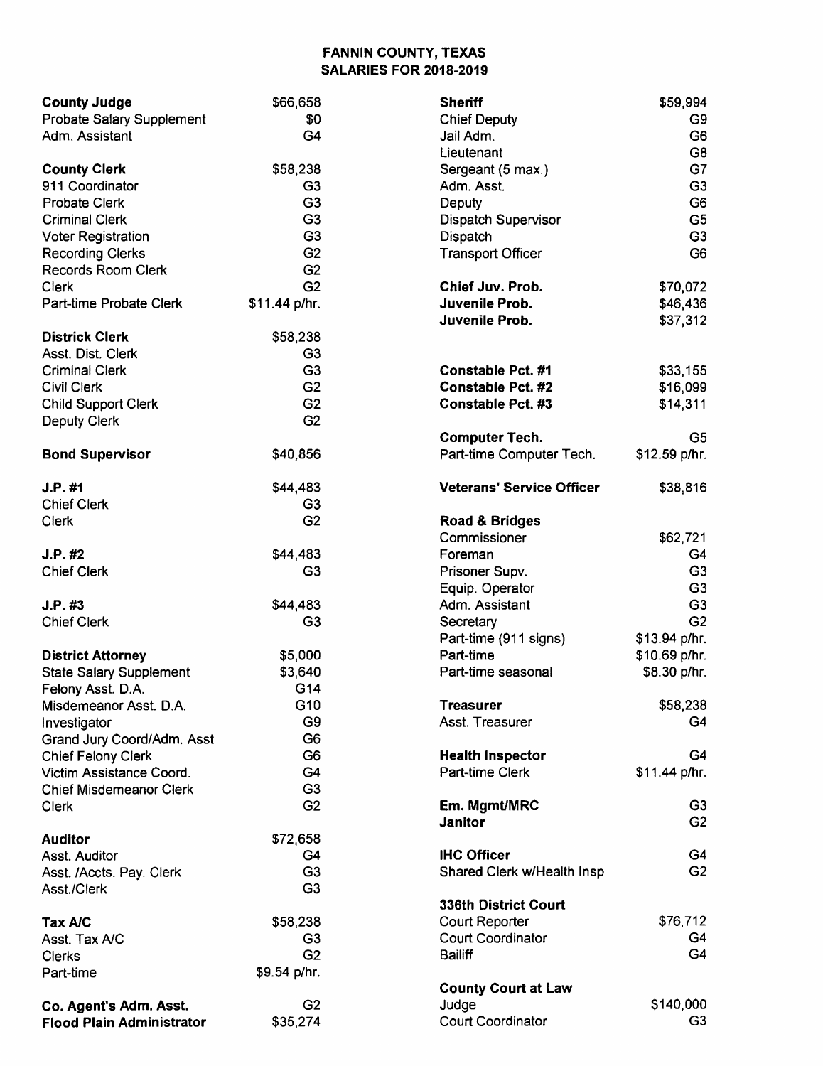# FANNIN COUNTY, TEXAS
## SALARIES FOR 2018-2019

| Position | Salary |
|---|---|
| **County Judge** | $66,658 |
| Probate Salary Supplement | $0 |
| Adm. Assistant | G4 |
| | |
| **County Clerk** | $58,238 |
| 911 Coordinator | G3 |
| Probate Clerk | G3 |
| Criminal Clerk | G3 |
| Voter Registration | G3 |
| Recording Clerks | G2 |
| Records Room Clerk | G2 |
| Clerk | G2 |
| Part-time Probate Clerk | $11.44 p/hr. |
| | |
| **Districk Clerk** | $58,238 |
| Asst. Dist. Clerk | G3 |
| Criminal Clerk | G3 |
| Civil Clerk | G2 |
| Child Support Clerk | G2 |
| Deputy Clerk | G2 |
| | |
| **Bond Supervisor** | $40,856 |
| | |
| **J.P. #1** | $44,483 |
| Chief Clerk | G3 |
| Clerk | G2 |
| | |
| **J.P. #2** | $44,483 |
| Chief Clerk | G3 |
| | |
| **J.P. #3** | $44,483 |
| Chief Clerk | G3 |
| | |
| **District Attorney** | $5,000 |
| State Salary Supplement | $3,640 |
| Felony Asst. D.A. | G14 |
| Misdemeanor Asst. D.A. | G10 |
| Investigator | G9 |
| Grand Jury Coord/Adm. Asst | G6 |
| Chief Felony Clerk | G6 |
| Victim Assistance Coord. | G4 |
| Chief Misdemeanor Clerk | G3 |
| Clerk | G2 |
| | |
| **Auditor** | $72,658 |
| Asst. Auditor | G4 |
| Asst. /Accts. Pay. Clerk | G3 |
| Asst./Clerk | G3 |
| | |
| **Tax A/C** | $58,238 |
| Asst. Tax A/C | G3 |
| Clerks | G2 |
| Part-time | $9.54 p/hr. |
| | |
| **Co. Agent's Adm. Asst.** | G2 |
| **Flood Plain Administrator** | $35,274 |
| | |
| **Sheriff** | $59,994 |
| Chief Deputy | G9 |
| Jail Adm. | G6 |
| Lieutenant | G8 |
| Sergeant (5 max.) | G7 |
| Adm. Asst. | G3 |
| Deputy | G6 |
| Dispatch Supervisor | G5 |
| Dispatch | G3 |
| Transport Officer | G6 |
| | |
| **Chief Juv. Prob.** | $70,072 |
| **Juvenile Prob.** | $46,436 |
| **Juvenile Prob.** | $37,312 |
| | |
| **Constable Pct. #1** | $33,155 |
| **Constable Pct. #2** | $16,099 |
| **Constable Pct. #3** | $14,311 |
| | |
| **Computer Tech.** | G5 |
| Part-time Computer Tech. | $12.59 p/hr. |
| | |
| **Veterans' Service Officer** | $38,816 |
| | |
| **Road & Bridges** | |
| Commissioner | $62,721 |
| Foreman | G4 |
| Prisoner Supv. | G3 |
| Equip. Operator | G3 |
| Adm. Assistant | G3 |
| Secretary | G2 |
| Part-time (911 signs) | $13.94 p/hr. |
| Part-time | $10.69 p/hr. |
| Part-time seasonal | $8.30 p/hr. |
| | |
| **Treasurer** | $58,238 |
| Asst. Treasurer | G4 |
| | |
| **Health Inspector** | G4 |
| Part-time Clerk | $11.44 p/hr. |
| | |
| **Em. Mgmt/MRC** | G3 |
| **Janitor** | G2 |
| | |
| **IHC Officer** | G4 |
| Shared Clerk w/Health Insp | G2 |
| | |
| **336th District Court** | |
| Court Reporter | $76,712 |
| Court Coordinator | G4 |
| Bailiff | G4 |
| | |
| **County Court at Law** | |
| Judge | $140,000 |
| Court Coordinator | G3 |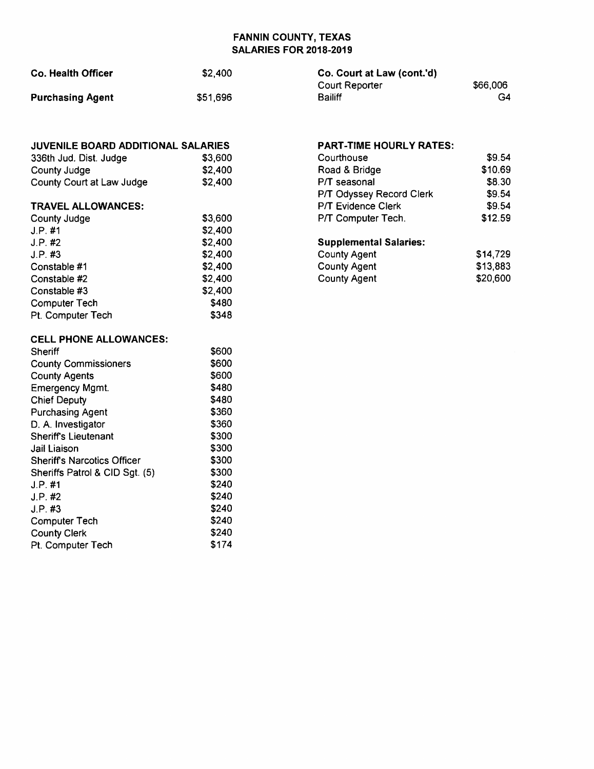# FANNIN COUNTY, TEXAS
## SALARIES FOR 2018-2019

| | |
|---|---|
| **Co. Health Officer** | $2,400 |
| **Purchasing Agent** | $51,696 |

**JUVENILE BOARD ADDITIONAL SALARIES**

| | |
|---|---|
| 336th Jud. Dist. Judge | $3,600 |
| County Judge | $2,400 |
| County Court at Law Judge | $2,400 |

**TRAVEL ALLOWANCES:**

| | |
|---|---|
| County Judge | $3,600 |
| J.P. #1 | $2,400 |
| J.P. #2 | $2,400 |
| J.P. #3 | $2,400 |
| Constable #1 | $2,400 |
| Constable #2 | $2,400 |
| Constable #3 | $2,400 |
| Computer Tech | $480 |
| Pt. Computer Tech | $348 |

**CELL PHONE ALLOWANCES:**

| | |
|---|---|
| Sheriff | $600 |
| County Commissioners | $600 |
| County Agents | $600 |
| Emergency Mgmt. | $480 |
| Chief Deputy | $480 |
| Purchasing Agent | $360 |
| D. A. Investigator | $360 |
| Sheriff's Lieutenant | $300 |
| Jail Liaison | $300 |
| Sheriff's Narcotics Officer | $300 |
| Sheriffs Patrol & CID Sgt. (5) | $300 |
| J.P. #1 | $240 |
| J.P. #2 | $240 |
| J.P. #3 | $240 |
| Computer Tech | $240 |
| County Clerk | $240 |
| Pt. Computer Tech | $174 |

**Co. Court at Law (cont.'d)**

| | |
|---|---|
| Court Reporter | $66,006 |
| Bailiff | G4 |

**PART-TIME HOURLY RATES:**

| | |
|---|---|
| Courthouse | $9.54 |
| Road & Bridge | $10.69 |
| P/T seasonal | $8.30 |
| P/T Odyssey Record Clerk | $9.54 |
| P/T Evidence Clerk | $9.54 |
| P/T Computer Tech. | $12.59 |

**Supplemental Salaries:**

| | |
|---|---|
| County Agent | $14,729 |
| County Agent | $13,883 |
| County Agent | $20,600 |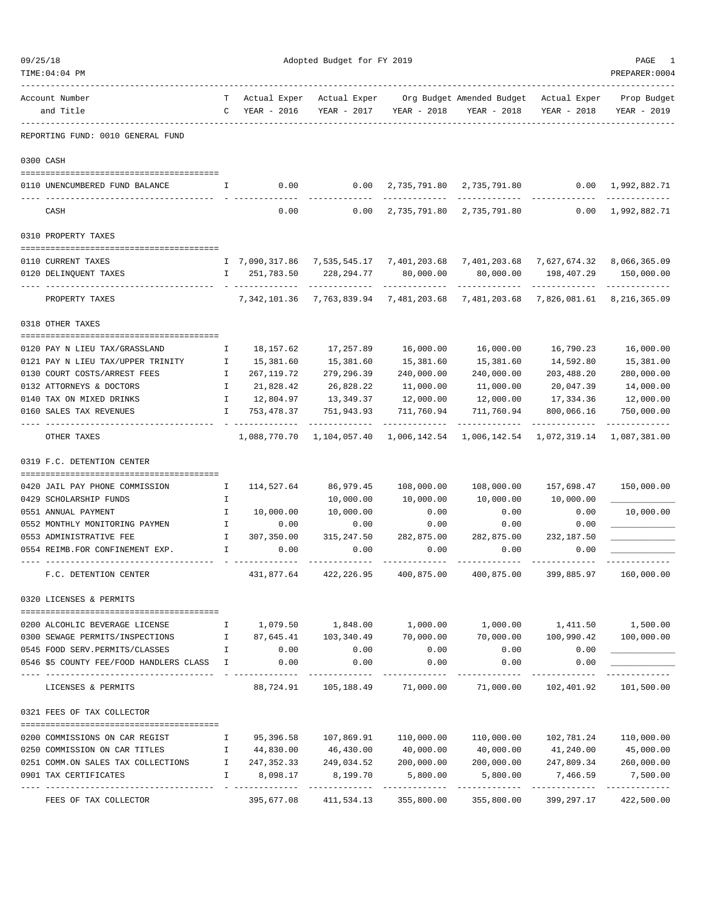Adopted Budget for FY 2019

09/25/18
TIME:04:04 PM
PREPARER:0004

| Account Number and Title | TC | Actual Exper YEAR - 2016 | Actual Exper YEAR - 2017 | Org Budget YEAR - 2018 | Amended Budget YEAR - 2018 | Actual Exper YEAR - 2018 | Prop Budget YEAR - 2019 |
|---|---|---|---|---|---|---|---|
| **REPORTING FUND: 0010 GENERAL FUND** | | | | | | | |
| **0300 CASH** | | | | | | | |
| 0110 UNENCUMBERED FUND BALANCE | I | 0.00 | 0.00 | 2,735,791.80 | 2,735,791.80 | 0.00 | 1,992,882.71 |
| CASH | | 0.00 | 0.00 | 2,735,791.80 | 2,735,791.80 | 0.00 | 1,992,882.71 |
| **0310 PROPERTY TAXES** | | | | | | | |
| 0110 CURRENT TAXES | I | 7,090,317.86 | 7,535,545.17 | 7,401,203.68 | 7,401,203.68 | 7,627,674.32 | 8,066,365.09 |
| 0120 DELINQUENT TAXES | I | 251,783.50 | 228,294.77 | 80,000.00 | 80,000.00 | 198,407.29 | 150,000.00 |
| PROPERTY TAXES | | 7,342,101.36 | 7,763,839.94 | 7,481,203.68 | 7,481,203.68 | 7,826,081.61 | 8,216,365.09 |
| **0318 OTHER TAXES** | | | | | | | |
| 0120 PAY N LIEU TAX/GRASSLAND | I | 18,157.62 | 17,257.89 | 16,000.00 | 16,000.00 | 16,790.23 | 16,000.00 |
| 0121 PAY N LIEU TAX/UPPER TRINITY | I | 15,381.60 | 15,381.60 | 15,381.60 | 15,381.60 | 14,592.80 | 15,381.00 |
| 0130 COURT COSTS/ARREST FEES | I | 267,119.72 | 279,296.39 | 240,000.00 | 240,000.00 | 203,488.20 | 280,000.00 |
| 0132 ATTORNEYS & DOCTORS | I | 21,828.42 | 26,828.22 | 11,000.00 | 11,000.00 | 20,047.39 | 14,000.00 |
| 0140 TAX ON MIXED DRINKS | I | 12,804.97 | 13,349.37 | 12,000.00 | 12,000.00 | 17,334.36 | 12,000.00 |
| 0160 SALES TAX REVENUES | I | 753,478.37 | 751,943.93 | 711,760.94 | 711,760.94 | 800,066.16 | 750,000.00 |
| OTHER TAXES | | 1,088,770.70 | 1,104,057.40 | 1,006,142.54 | 1,006,142.54 | 1,072,319.14 | 1,087,381.00 |
| **0319 F.C. DETENTION CENTER** | | | | | | | |
| 0420 JAIL PAY PHONE COMMISSION | I | 114,527.64 | 86,979.45 | 108,000.00 | 108,000.00 | 157,698.47 | 150,000.00 |
| 0429 SCHOLARSHIP FUNDS | I | | 10,000.00 | 10,000.00 | 10,000.00 | 10,000.00 | ____________ |
| 0551 ANNUAL PAYMENT | I | 10,000.00 | 10,000.00 | 0.00 | 0.00 | 0.00 | 10,000.00 |
| 0552 MONTHLY MONITORING PAYMEN | I | 0.00 | 0.00 | 0.00 | 0.00 | 0.00 | ____________ |
| 0553 ADMINISTRATIVE FEE | I | 307,350.00 | 315,247.50 | 282,875.00 | 282,875.00 | 232,187.50 | ____________ |
| 0554 REIMB.FOR CONFINEMENT EXP. | I | 0.00 | 0.00 | 0.00 | 0.00 | 0.00 | ____________ |
| F.C. DETENTION CENTER | | 431,877.64 | 422,226.95 | 400,875.00 | 400,875.00 | 399,885.97 | 160,000.00 |
| **0320 LICENSES & PERMITS** | | | | | | | |
| 0200 ALCOHLIC BEVERAGE LICENSE | I | 1,079.50 | 1,848.00 | 1,000.00 | 1,000.00 | 1,411.50 | 1,500.00 |
| 0300 SEWAGE PERMITS/INSPECTIONS | I | 87,645.41 | 103,340.49 | 70,000.00 | 70,000.00 | 100,990.42 | 100,000.00 |
| 0545 FOOD SERV.PERMITS/CLASSES | I | 0.00 | 0.00 | 0.00 | 0.00 | 0.00 | ____________ |
| 0546 $5 COUNTY FEE/FOOD HANDLERS CLASS | I | 0.00 | 0.00 | 0.00 | 0.00 | 0.00 | ____________ |
| LICENSES & PERMITS | | 88,724.91 | 105,188.49 | 71,000.00 | 71,000.00 | 102,401.92 | 101,500.00 |
| **0321 FEES OF TAX COLLECTOR** | | | | | | | |
| 0200 COMMISSIONS ON CAR REGIST | I | 95,396.58 | 107,869.91 | 110,000.00 | 110,000.00 | 102,781.24 | 110,000.00 |
| 0250 COMMISSION ON CAR TITLES | I | 44,830.00 | 46,430.00 | 40,000.00 | 40,000.00 | 41,240.00 | 45,000.00 |
| 0251 COMM.ON SALES TAX COLLECTIONS | I | 247,352.33 | 249,034.52 | 200,000.00 | 200,000.00 | 247,809.34 | 260,000.00 |
| 0901 TAX CERTIFICATES | I | 8,098.17 | 8,199.70 | 5,800.00 | 5,800.00 | 7,466.59 | 7,500.00 |
| FEES OF TAX COLLECTOR | | 395,677.08 | 411,534.13 | 355,800.00 | 355,800.00 | 399,297.17 | 422,500.00 |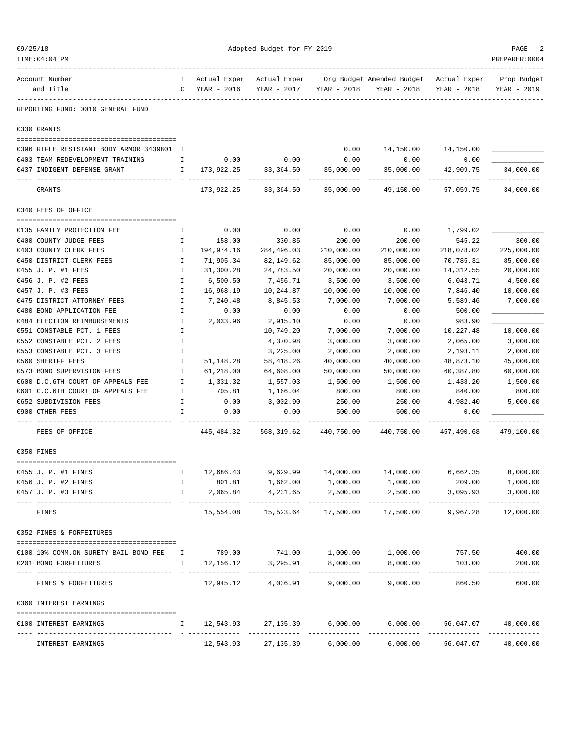Adopted Budget for FY 2019

| Account Number and Title | TC | Actual Exper YEAR - 2016 | Actual Exper YEAR - 2017 | Org Budget YEAR - 2018 | Amended Budget YEAR - 2018 | Actual Exper YEAR - 2018 | Prop Budget YEAR - 2019 |
|---|---|---|---|---|---|---|---|
| **REPORTING FUND: 0010 GENERAL FUND** | | | | | | | |
| **0330 GRANTS** | | | | | | | |
| 0396 RIFLE RESISTANT BODY ARMOR 3439801 | I | | | 0.00 | 14,150.00 | 14,150.00 | ____________ |
| 0403 TEAM REDEVELOPMENT TRAINING | I | 0.00 | 0.00 | 0.00 | 0.00 | 0.00 | ____________ |
| 0437 INDIGENT DEFENSE GRANT | I | 173,922.25 | 33,364.50 | 35,000.00 | 35,000.00 | 42,909.75 | 34,000.00 |
| GRANTS | | 173,922.25 | 33,364.50 | 35,000.00 | 49,150.00 | 57,059.75 | 34,000.00 |
| **0340 FEES OF OFFICE** | | | | | | | |
| 0135 FAMILY PROTECTION FEE | I | 0.00 | 0.00 | 0.00 | 0.00 | 1,799.02 | ____________ |
| 0400 COUNTY JUDGE FEES | I | 158.00 | 330.85 | 200.00 | 200.00 | 545.22 | 300.00 |
| 0403 COUNTY CLERK FEES | I | 194,974.16 | 284,496.03 | 210,000.00 | 210,000.00 | 218,078.02 | 225,000.00 |
| 0450 DISTRICT CLERK FEES | I | 71,905.34 | 82,149.62 | 85,000.00 | 85,000.00 | 70,785.31 | 85,000.00 |
| 0455 J. P. #1 FEES | I | 31,300.28 | 24,783.50 | 20,000.00 | 20,000.00 | 14,312.55 | 20,000.00 |
| 0456 J. P. #2 FEES | I | 6,500.50 | 7,456.71 | 3,500.00 | 3,500.00 | 6,043.71 | 4,500.00 |
| 0457 J. P. #3 FEES | I | 16,968.19 | 10,244.87 | 10,000.00 | 10,000.00 | 7,846.40 | 10,000.00 |
| 0475 DISTRICT ATTORNEY FEES | I | 7,240.48 | 8,845.53 | 7,000.00 | 7,000.00 | 5,589.46 | 7,000.00 |
| 0480 BOND APPLICATION FEE | I | 0.00 | 0.00 | 0.00 | 0.00 | 500.00 | ____________ |
| 0484 ELECTION REIMBURSEMENTS | I | 2,033.96 | 2,915.10 | 0.00 | 0.00 | 983.90 | ____________ |
| 0551 CONSTABLE PCT. 1 FEES | I | | 10,749.20 | 7,000.00 | 7,000.00 | 10,227.48 | 10,000.00 |
| 0552 CONSTABLE PCT. 2 FEES | I | | 4,370.98 | 3,000.00 | 3,000.00 | 2,065.00 | 3,000.00 |
| 0553 CONSTABLE PCT. 3 FEES | I | | 3,225.00 | 2,000.00 | 2,000.00 | 2,193.11 | 2,000.00 |
| 0560 SHERIFF FEES | I | 51,148.28 | 58,418.26 | 40,000.00 | 40,000.00 | 48,873.10 | 45,000.00 |
| 0573 BOND SUPERVISION FEES | I | 61,218.00 | 64,608.00 | 50,000.00 | 50,000.00 | 60,387.80 | 60,000.00 |
| 0600 D.C.6TH COURT OF APPEALS FEE | I | 1,331.32 | 1,557.03 | 1,500.00 | 1,500.00 | 1,438.20 | 1,500.00 |
| 0601 C.C.6TH COURT OF APPEALS FEE | I | 705.81 | 1,166.04 | 800.00 | 800.00 | 840.00 | 800.00 |
| 0652 SUBDIVISION FEES | I | 0.00 | 3,002.90 | 250.00 | 250.00 | 4,982.40 | 5,000.00 |
| 0900 OTHER FEES | I | 0.00 | 0.00 | 500.00 | 500.00 | 0.00 | ____________ |
| FEES OF OFFICE | | 445,484.32 | 568,319.62 | 440,750.00 | 440,750.00 | 457,490.68 | 479,100.00 |
| **0350 FINES** | | | | | | | |
| 0455 J. P. #1 FINES | I | 12,686.43 | 9,629.99 | 14,000.00 | 14,000.00 | 6,662.35 | 8,000.00 |
| 0456 J. P. #2 FINES | I | 801.81 | 1,662.00 | 1,000.00 | 1,000.00 | 209.00 | 1,000.00 |
| 0457 J. P. #3 FINES | I | 2,065.84 | 4,231.65 | 2,500.00 | 2,500.00 | 3,095.93 | 3,000.00 |
| FINES | | 15,554.08 | 15,523.64 | 17,500.00 | 17,500.00 | 9,967.28 | 12,000.00 |
| **0352 FINES & FORFEITURES** | | | | | | | |
| 0100 10% COMM.ON SURETY BAIL BOND FEE | I | 789.00 | 741.00 | 1,000.00 | 1,000.00 | 757.50 | 400.00 |
| 0201 BOND FORFEITURES | I | 12,156.12 | 3,295.91 | 8,000.00 | 8,000.00 | 103.00 | 200.00 |
| FINES & FORFEITURES | | 12,945.12 | 4,036.91 | 9,000.00 | 9,000.00 | 860.50 | 600.00 |
| **0360 INTEREST EARNINGS** | | | | | | | |
| 0100 INTEREST EARNINGS | I | 12,543.93 | 27,135.39 | 6,000.00 | 6,000.00 | 56,047.07 | 40,000.00 |
| INTEREST EARNINGS | | 12,543.93 | 27,135.39 | 6,000.00 | 6,000.00 | 56,047.07 | 40,000.00 |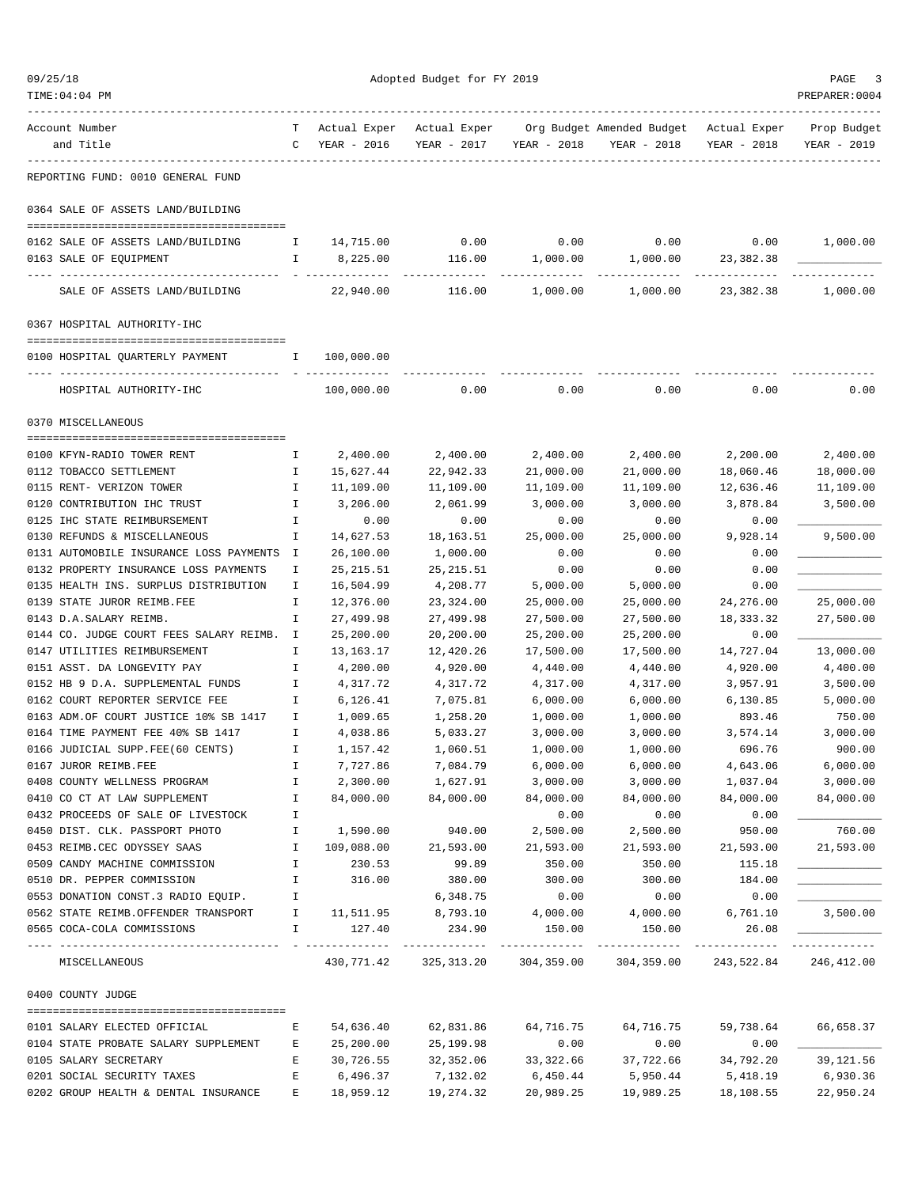REPORTING FUND: 0010 GENERAL FUND

| Account Number and Title | T C | Actual Exper YEAR - 2016 | Actual Exper YEAR - 2017 | Org Budget YEAR - 2018 | Amended Budget YEAR - 2018 | Actual Exper YEAR - 2018 | Prop Budget YEAR - 2019 |
|---|---|---|---|---|---|---|---|
| **0364 SALE OF ASSETS LAND/BUILDING** | | | | | | | |
| 0162 SALE OF ASSETS LAND/BUILDING | I | 14,715.00 | 0.00 | 0.00 | 0.00 | 0.00 | 1,000.00 |
| 0163 SALE OF EQUIPMENT | I | 8,225.00 | 116.00 | 1,000.00 | 1,000.00 | 23,382.38 | ____________ |
| SALE OF ASSETS LAND/BUILDING | | 22,940.00 | 116.00 | 1,000.00 | 1,000.00 | 23,382.38 | 1,000.00 |
| **0367 HOSPITAL AUTHORITY-IHC** | | | | | | | |
| 0100 HOSPITAL QUARTERLY PAYMENT | I | 100,000.00 | | | | | |
| HOSPITAL AUTHORITY-IHC | | 100,000.00 | 0.00 | 0.00 | 0.00 | 0.00 | 0.00 |
| **0370 MISCELLANEOUS** | | | | | | | |
| 0100 KFYN-RADIO TOWER RENT | I | 2,400.00 | 2,400.00 | 2,400.00 | 2,400.00 | 2,200.00 | 2,400.00 |
| 0112 TOBACCO SETTLEMENT | I | 15,627.44 | 22,942.33 | 21,000.00 | 21,000.00 | 18,060.46 | 18,000.00 |
| 0115 RENT- VERIZON TOWER | I | 11,109.00 | 11,109.00 | 11,109.00 | 11,109.00 | 12,636.46 | 11,109.00 |
| 0120 CONTRIBUTION IHC TRUST | I | 3,206.00 | 2,061.99 | 3,000.00 | 3,000.00 | 3,878.84 | 3,500.00 |
| 0125 IHC STATE REIMBURSEMENT | I | 0.00 | 0.00 | 0.00 | 0.00 | 0.00 | ____________ |
| 0130 REFUNDS & MISCELLANEOUS | I | 14,627.53 | 18,163.51 | 25,000.00 | 25,000.00 | 9,928.14 | 9,500.00 |
| 0131 AUTOMOBILE INSURANCE LOSS PAYMENTS | I | 26,100.00 | 1,000.00 | 0.00 | 0.00 | 0.00 | ____________ |
| 0132 PROPERTY INSURANCE LOSS PAYMENTS | I | 25,215.51 | 25,215.51 | 0.00 | 0.00 | 0.00 | ____________ |
| 0135 HEALTH INS. SURPLUS DISTRIBUTION | I | 16,504.99 | 4,208.77 | 5,000.00 | 5,000.00 | 0.00 | ____________ |
| 0139 STATE JUROR REIMB.FEE | I | 12,376.00 | 23,324.00 | 25,000.00 | 25,000.00 | 24,276.00 | 25,000.00 |
| 0143 D.A.SALARY REIMB. | I | 27,499.98 | 27,499.98 | 27,500.00 | 27,500.00 | 18,333.32 | 27,500.00 |
| 0144 CO. JUDGE COURT FEES SALARY REIMB. | I | 25,200.00 | 20,200.00 | 25,200.00 | 25,200.00 | 0.00 | ____________ |
| 0147 UTILITIES REIMBURSEMENT | I | 13,163.17 | 12,420.26 | 17,500.00 | 17,500.00 | 14,727.04 | 13,000.00 |
| 0151 ASST. DA LONGEVITY PAY | I | 4,200.00 | 4,920.00 | 4,440.00 | 4,440.00 | 4,920.00 | 4,400.00 |
| 0152 HB 9 D.A. SUPPLEMENTAL FUNDS | I | 4,317.72 | 4,317.72 | 4,317.00 | 4,317.00 | 3,957.91 | 3,500.00 |
| 0162 COURT REPORTER SERVICE FEE | I | 6,126.41 | 7,075.81 | 6,000.00 | 6,000.00 | 6,130.85 | 5,000.00 |
| 0163 ADM.OF COURT JUSTICE 10% SB 1417 | I | 1,009.65 | 1,258.20 | 1,000.00 | 1,000.00 | 893.46 | 750.00 |
| 0164 TIME PAYMENT FEE 40% SB 1417 | I | 4,038.86 | 5,033.27 | 3,000.00 | 3,000.00 | 3,574.14 | 3,000.00 |
| 0166 JUDICIAL SUPP.FEE(60 CENTS) | I | 1,157.42 | 1,060.51 | 1,000.00 | 1,000.00 | 696.76 | 900.00 |
| 0167 JUROR REIMB.FEE | I | 7,727.86 | 7,084.79 | 6,000.00 | 6,000.00 | 4,643.06 | 6,000.00 |
| 0408 COUNTY WELLNESS PROGRAM | I | 2,300.00 | 1,627.91 | 3,000.00 | 3,000.00 | 1,037.04 | 3,000.00 |
| 0410 CO CT AT LAW SUPPLEMENT | I | 84,000.00 | 84,000.00 | 84,000.00 | 84,000.00 | 84,000.00 | 84,000.00 |
| 0432 PROCEEDS OF SALE OF LIVESTOCK | I | | | 0.00 | 0.00 | 0.00 | ____________ |
| 0450 DIST. CLK. PASSPORT PHOTO | I | 1,590.00 | 940.00 | 2,500.00 | 2,500.00 | 950.00 | 760.00 |
| 0453 REIMB.CEC ODYSSEY SAAS | I | 109,088.00 | 21,593.00 | 21,593.00 | 21,593.00 | 21,593.00 | 21,593.00 |
| 0509 CANDY MACHINE COMMISSION | I | 230.53 | 99.89 | 350.00 | 350.00 | 115.18 | ____________ |
| 0510 DR. PEPPER COMMISSION | I | 316.00 | 380.00 | 300.00 | 300.00 | 184.00 | ____________ |
| 0553 DONATION CONST.3 RADIO EQUIP. | I | | 6,348.75 | 0.00 | 0.00 | 0.00 | ____________ |
| 0562 STATE REIMB.OFFENDER TRANSPORT | I | 11,511.95 | 8,793.10 | 4,000.00 | 4,000.00 | 6,761.10 | 3,500.00 |
| 0565 COCA-COLA COMMISSIONS | I | 127.40 | 234.90 | 150.00 | 150.00 | 26.08 | ____________ |
| MISCELLANEOUS | | 430,771.42 | 325,313.20 | 304,359.00 | 304,359.00 | 243,522.84 | 246,412.00 |
| **0400 COUNTY JUDGE** | | | | | | | |
| 0101 SALARY ELECTED OFFICIAL | E | 54,636.40 | 62,831.86 | 64,716.75 | 64,716.75 | 59,738.64 | 66,658.37 |
| 0104 STATE PROBATE SALARY SUPPLEMENT | E | 25,200.00 | 25,199.98 | 0.00 | 0.00 | 0.00 | ____________ |
| 0105 SALARY SECRETARY | E | 30,726.55 | 32,352.06 | 33,322.66 | 37,722.66 | 34,792.20 | 39,121.56 |
| 0201 SOCIAL SECURITY TAXES | E | 6,496.37 | 7,132.02 | 6,450.44 | 5,950.44 | 5,418.19 | 6,930.36 |
| 0202 GROUP HEALTH & DENTAL INSURANCE | E | 18,959.12 | 19,274.32 | 20,989.25 | 19,989.25 | 18,108.55 | 22,950.24 |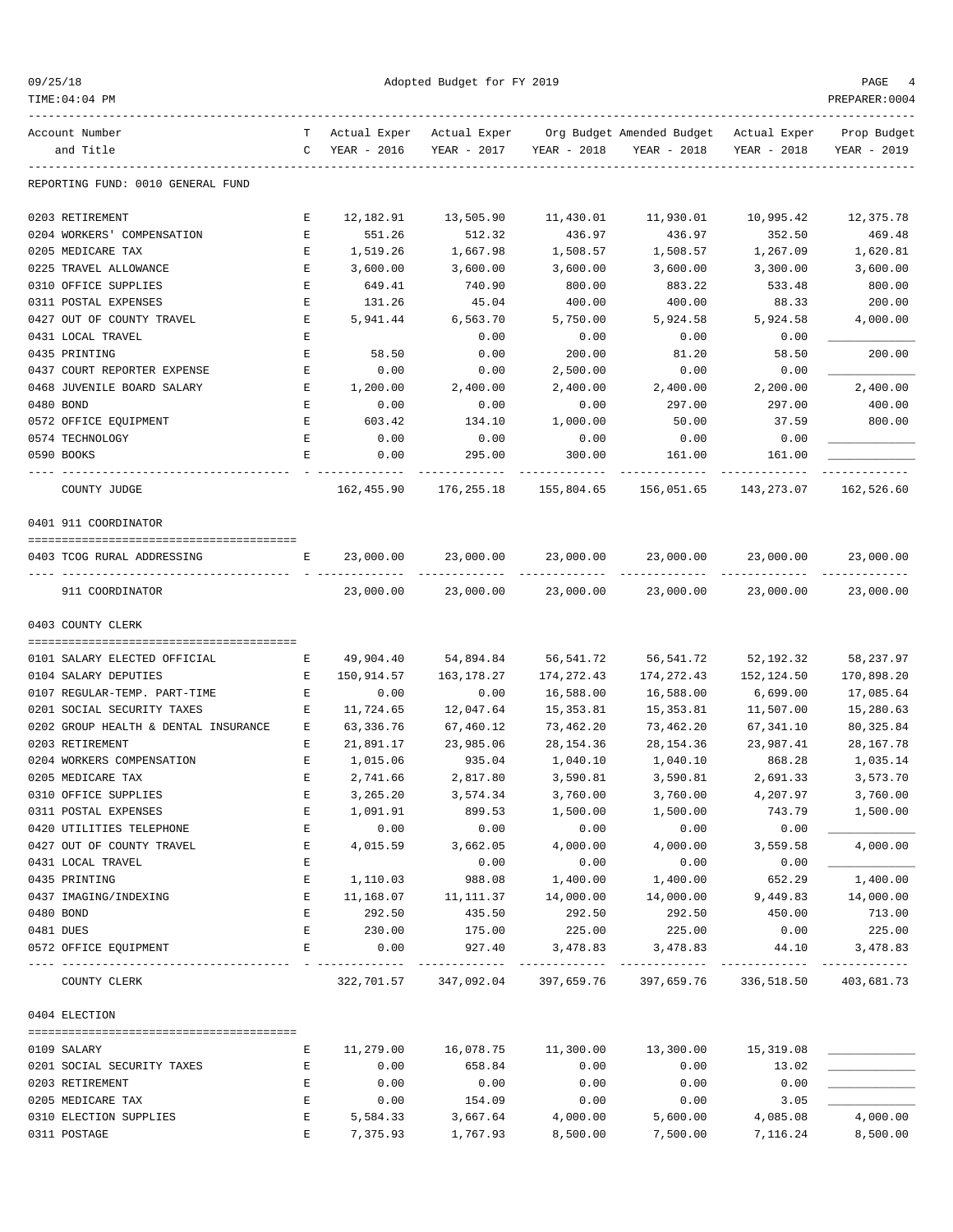Adopted Budget for FY 2019

| Account Number and Title | TC | Actual Exper YEAR - 2016 | Actual Exper YEAR - 2017 | Org Budget YEAR - 2018 | Amended Budget YEAR - 2018 | Actual Exper YEAR - 2018 | Prop Budget YEAR - 2019 |
|---|---|---|---|---|---|---|---|
| REPORTING FUND: 0010 GENERAL FUND | | | | | | | |
| 0203 RETIREMENT | E | 12,182.91 | 13,505.90 | 11,430.01 | 11,930.01 | 10,995.42 | 12,375.78 |
| 0204 WORKERS' COMPENSATION | E | 551.26 | 512.32 | 436.97 | 436.97 | 352.50 | 469.48 |
| 0205 MEDICARE TAX | E | 1,519.26 | 1,667.98 | 1,508.57 | 1,508.57 | 1,267.09 | 1,620.81 |
| 0225 TRAVEL ALLOWANCE | E | 3,600.00 | 3,600.00 | 3,600.00 | 3,600.00 | 3,300.00 | 3,600.00 |
| 0310 OFFICE SUPPLIES | E | 649.41 | 740.90 | 800.00 | 883.22 | 533.48 | 800.00 |
| 0311 POSTAL EXPENSES | E | 131.26 | 45.04 | 400.00 | 400.00 | 88.33 | 200.00 |
| 0427 OUT OF COUNTY TRAVEL | E | 5,941.44 | 6,563.70 | 5,750.00 | 5,924.58 | 5,924.58 | 4,000.00 |
| 0431 LOCAL TRAVEL | E | | 0.00 | 0.00 | 0.00 | 0.00 | |
| 0435 PRINTING | E | 58.50 | 0.00 | 200.00 | 81.20 | 58.50 | 200.00 |
| 0437 COURT REPORTER EXPENSE | E | 0.00 | 0.00 | 2,500.00 | 0.00 | 0.00 | |
| 0468 JUVENILE BOARD SALARY | E | 1,200.00 | 2,400.00 | 2,400.00 | 2,400.00 | 2,200.00 | 2,400.00 |
| 0480 BOND | E | 0.00 | 0.00 | 0.00 | 297.00 | 297.00 | 400.00 |
| 0572 OFFICE EQUIPMENT | E | 603.42 | 134.10 | 1,000.00 | 50.00 | 37.59 | 800.00 |
| 0574 TECHNOLOGY | E | 0.00 | 0.00 | 0.00 | 0.00 | 0.00 | |
| 0590 BOOKS | E | 0.00 | 295.00 | 300.00 | 161.00 | 161.00 | |
| COUNTY JUDGE | | 162,455.90 | 176,255.18 | 155,804.65 | 156,051.65 | 143,273.07 | 162,526.60 |
| **0401 911 COORDINATOR** | | | | | | | |
| 0403 TCOG RURAL ADDRESSING | E | 23,000.00 | 23,000.00 | 23,000.00 | 23,000.00 | 23,000.00 | 23,000.00 |
| 911 COORDINATOR | | 23,000.00 | 23,000.00 | 23,000.00 | 23,000.00 | 23,000.00 | 23,000.00 |
| **0403 COUNTY CLERK** | | | | | | | |
| 0101 SALARY ELECTED OFFICIAL | E | 49,904.40 | 54,894.84 | 56,541.72 | 56,541.72 | 52,192.32 | 58,237.97 |
| 0104 SALARY DEPUTIES | E | 150,914.57 | 163,178.27 | 174,272.43 | 174,272.43 | 152,124.50 | 170,898.20 |
| 0107 REGULAR-TEMP. PART-TIME | E | 0.00 | 0.00 | 16,588.00 | 16,588.00 | 6,699.00 | 17,085.64 |
| 0201 SOCIAL SECURITY TAXES | E | 11,724.65 | 12,047.64 | 15,353.81 | 15,353.81 | 11,507.00 | 15,280.63 |
| 0202 GROUP HEALTH & DENTAL INSURANCE | E | 63,336.76 | 67,460.12 | 73,462.20 | 73,462.20 | 67,341.10 | 80,325.84 |
| 0203 RETIREMENT | E | 21,891.17 | 23,985.06 | 28,154.36 | 28,154.36 | 23,987.41 | 28,167.78 |
| 0204 WORKERS COMPENSATION | E | 1,015.06 | 935.04 | 1,040.10 | 1,040.10 | 868.28 | 1,035.14 |
| 0205 MEDICARE TAX | E | 2,741.66 | 2,817.80 | 3,590.81 | 3,590.81 | 2,691.33 | 3,573.70 |
| 0310 OFFICE SUPPLIES | E | 3,265.20 | 3,574.34 | 3,760.00 | 3,760.00 | 4,207.97 | 3,760.00 |
| 0311 POSTAL EXPENSES | E | 1,091.91 | 899.53 | 1,500.00 | 1,500.00 | 743.79 | 1,500.00 |
| 0420 UTILITIES TELEPHONE | E | 0.00 | 0.00 | 0.00 | 0.00 | 0.00 | |
| 0427 OUT OF COUNTY TRAVEL | E | 4,015.59 | 3,662.05 | 4,000.00 | 4,000.00 | 3,559.58 | 4,000.00 |
| 0431 LOCAL TRAVEL | E | | 0.00 | 0.00 | 0.00 | 0.00 | |
| 0435 PRINTING | E | 1,110.03 | 988.08 | 1,400.00 | 1,400.00 | 652.29 | 1,400.00 |
| 0437 IMAGING/INDEXING | E | 11,168.07 | 11,111.37 | 14,000.00 | 14,000.00 | 9,449.83 | 14,000.00 |
| 0480 BOND | E | 292.50 | 435.50 | 292.50 | 292.50 | 450.00 | 713.00 |
| 0481 DUES | E | 230.00 | 175.00 | 225.00 | 225.00 | 0.00 | 225.00 |
| 0572 OFFICE EQUIPMENT | E | 0.00 | 927.40 | 3,478.83 | 3,478.83 | 44.10 | 3,478.83 |
| COUNTY CLERK | | 322,701.57 | 347,092.04 | 397,659.76 | 397,659.76 | 336,518.50 | 403,681.73 |
| **0404 ELECTION** | | | | | | | |
| 0109 SALARY | E | 11,279.00 | 16,078.75 | 11,300.00 | 13,300.00 | 15,319.08 | |
| 0201 SOCIAL SECURITY TAXES | E | 0.00 | 658.84 | 0.00 | 0.00 | 13.02 | |
| 0203 RETIREMENT | E | 0.00 | 0.00 | 0.00 | 0.00 | 0.00 | |
| 0205 MEDICARE TAX | E | 0.00 | 154.09 | 0.00 | 0.00 | 3.05 | |
| 0310 ELECTION SUPPLIES | E | 5,584.33 | 3,667.64 | 4,000.00 | 5,600.00 | 4,085.08 | 4,000.00 |
| 0311 POSTAGE | E | 7,375.93 | 1,767.93 | 8,500.00 | 7,500.00 | 7,116.24 | 8,500.00 |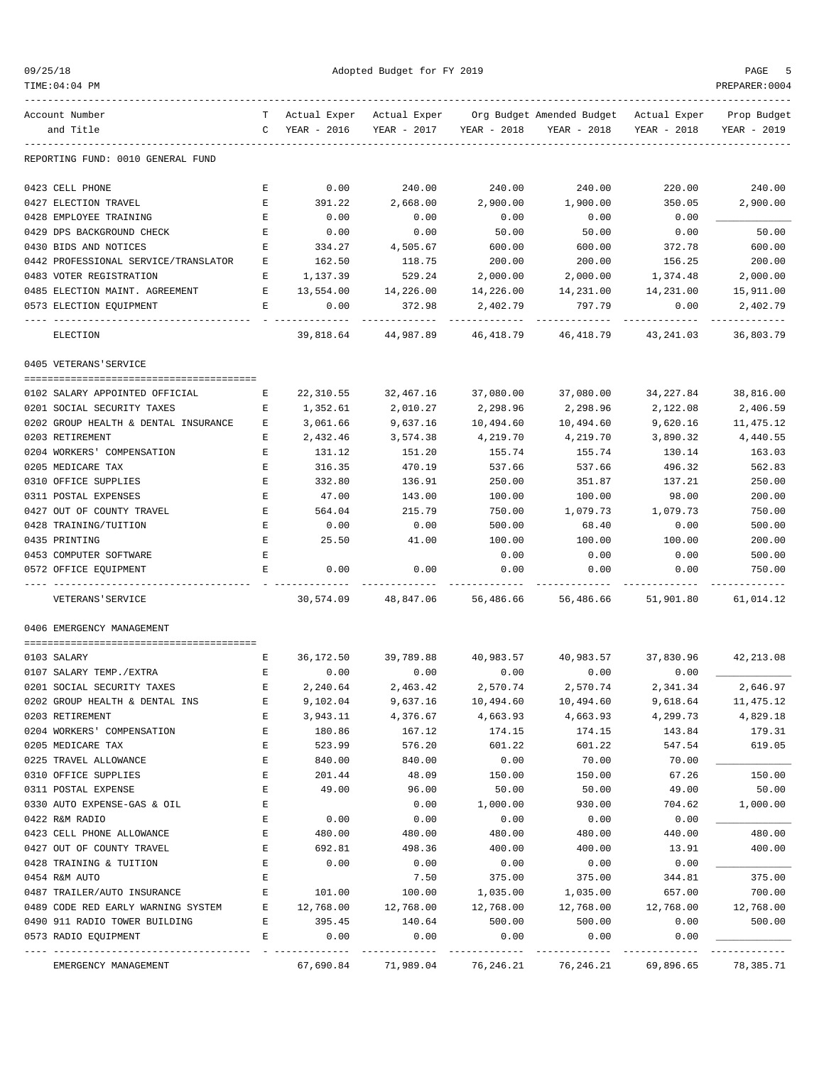REPORTING FUND: 0010 GENERAL FUND

| Account Number and Title | TC | Actual Exper YEAR - 2016 | Actual Exper YEAR - 2017 | Org Budget YEAR - 2018 | Amended Budget YEAR - 2018 | Actual Exper YEAR - 2018 | Prop Budget YEAR - 2019 |
|---|---|---|---|---|---|---|---|
| 0423 CELL PHONE | E | 0.00 | 240.00 | 240.00 | 240.00 | 220.00 | 240.00 |
| 0427 ELECTION TRAVEL | E | 391.22 | 2,668.00 | 2,900.00 | 1,900.00 | 350.05 | 2,900.00 |
| 0428 EMPLOYEE TRAINING | E | 0.00 | 0.00 | 0.00 | 0.00 | 0.00 | |
| 0429 DPS BACKGROUND CHECK | E | 0.00 | 0.00 | 50.00 | 50.00 | 0.00 | 50.00 |
| 0430 BIDS AND NOTICES | E | 334.27 | 4,505.67 | 600.00 | 600.00 | 372.78 | 600.00 |
| 0442 PROFESSIONAL SERVICE/TRANSLATOR | E | 162.50 | 118.75 | 200.00 | 200.00 | 156.25 | 200.00 |
| 0483 VOTER REGISTRATION | E | 1,137.39 | 529.24 | 2,000.00 | 2,000.00 | 1,374.48 | 2,000.00 |
| 0485 ELECTION MAINT. AGREEMENT | E | 13,554.00 | 14,226.00 | 14,226.00 | 14,231.00 | 14,231.00 | 15,911.00 |
| 0573 ELECTION EQUIPMENT | E | 0.00 | 372.98 | 2,402.79 | 797.79 | 0.00 | 2,402.79 |
| ELECTION | | 39,818.64 | 44,987.89 | 46,418.79 | 46,418.79 | 43,241.03 | 36,803.79 |

## 0405 VETERANS'SERVICE

| Account Number and Title | TC | Actual Exper YEAR - 2016 | Actual Exper YEAR - 2017 | Org Budget YEAR - 2018 | Amended Budget YEAR - 2018 | Actual Exper YEAR - 2018 | Prop Budget YEAR - 2019 |
|---|---|---|---|---|---|---|---|
| 0102 SALARY APPOINTED OFFICIAL | E | 22,310.55 | 32,467.16 | 37,080.00 | 37,080.00 | 34,227.84 | 38,816.00 |
| 0201 SOCIAL SECURITY TAXES | E | 1,352.61 | 2,010.27 | 2,298.96 | 2,298.96 | 2,122.08 | 2,406.59 |
| 0202 GROUP HEALTH & DENTAL INSURANCE | E | 3,061.66 | 9,637.16 | 10,494.60 | 10,494.60 | 9,620.16 | 11,475.12 |
| 0203 RETIREMENT | E | 2,432.46 | 3,574.38 | 4,219.70 | 4,219.70 | 3,890.32 | 4,440.55 |
| 0204 WORKERS' COMPENSATION | E | 131.12 | 151.20 | 155.74 | 155.74 | 130.14 | 163.03 |
| 0205 MEDICARE TAX | E | 316.35 | 470.19 | 537.66 | 537.66 | 496.32 | 562.83 |
| 0310 OFFICE SUPPLIES | E | 332.80 | 136.91 | 250.00 | 351.87 | 137.21 | 250.00 |
| 0311 POSTAL EXPENSES | E | 47.00 | 143.00 | 100.00 | 100.00 | 98.00 | 200.00 |
| 0427 OUT OF COUNTY TRAVEL | E | 564.04 | 215.79 | 750.00 | 1,079.73 | 1,079.73 | 750.00 |
| 0428 TRAINING/TUITION | E | 0.00 | 0.00 | 500.00 | 68.40 | 0.00 | 500.00 |
| 0435 PRINTING | E | 25.50 | 41.00 | 100.00 | 100.00 | 100.00 | 200.00 |
| 0453 COMPUTER SOFTWARE | E | | | 0.00 | 0.00 | 0.00 | 500.00 |
| 0572 OFFICE EQUIPMENT | E | 0.00 | 0.00 | 0.00 | 0.00 | 0.00 | 750.00 |
| VETERANS'SERVICE | | 30,574.09 | 48,847.06 | 56,486.66 | 56,486.66 | 51,901.80 | 61,014.12 |

## 0406 EMERGENCY MANAGEMENT

| Account Number and Title | TC | Actual Exper YEAR - 2016 | Actual Exper YEAR - 2017 | Org Budget YEAR - 2018 | Amended Budget YEAR - 2018 | Actual Exper YEAR - 2018 | Prop Budget YEAR - 2019 |
|---|---|---|---|---|---|---|---|
| 0103 SALARY | E | 36,172.50 | 39,789.88 | 40,983.57 | 40,983.57 | 37,830.96 | 42,213.08 |
| 0107 SALARY TEMP./EXTRA | E | 0.00 | 0.00 | 0.00 | 0.00 | 0.00 | |
| 0201 SOCIAL SECURITY TAXES | E | 2,240.64 | 2,463.42 | 2,570.74 | 2,570.74 | 2,341.34 | 2,646.97 |
| 0202 GROUP HEALTH & DENTAL INS | E | 9,102.04 | 9,637.16 | 10,494.60 | 10,494.60 | 9,618.64 | 11,475.12 |
| 0203 RETIREMENT | E | 3,943.11 | 4,376.67 | 4,663.93 | 4,663.93 | 4,299.73 | 4,829.18 |
| 0204 WORKERS' COMPENSATION | E | 180.86 | 167.12 | 174.15 | 174.15 | 143.84 | 179.31 |
| 0205 MEDICARE TAX | E | 523.99 | 576.20 | 601.22 | 601.22 | 547.54 | 619.05 |
| 0225 TRAVEL ALLOWANCE | E | 840.00 | 840.00 | 0.00 | 70.00 | 70.00 | |
| 0310 OFFICE SUPPLIES | E | 201.44 | 48.09 | 150.00 | 150.00 | 67.26 | 150.00 |
| 0311 POSTAL EXPENSE | E | 49.00 | 96.00 | 50.00 | 50.00 | 49.00 | 50.00 |
| 0330 AUTO EXPENSE-GAS & OIL | E | | 0.00 | 1,000.00 | 930.00 | 704.62 | 1,000.00 |
| 0422 R&M RADIO | E | 0.00 | 0.00 | 0.00 | 0.00 | 0.00 | |
| 0423 CELL PHONE ALLOWANCE | E | 480.00 | 480.00 | 480.00 | 480.00 | 440.00 | 480.00 |
| 0427 OUT OF COUNTY TRAVEL | E | 692.81 | 498.36 | 400.00 | 400.00 | 13.91 | 400.00 |
| 0428 TRAINING & TUITION | E | 0.00 | 0.00 | 0.00 | 0.00 | 0.00 | |
| 0454 R&M AUTO | E | | 7.50 | 375.00 | 375.00 | 344.81 | 375.00 |
| 0487 TRAILER/AUTO INSURANCE | E | 101.00 | 100.00 | 1,035.00 | 1,035.00 | 657.00 | 700.00 |
| 0489 CODE RED EARLY WARNING SYSTEM | E | 12,768.00 | 12,768.00 | 12,768.00 | 12,768.00 | 12,768.00 | 12,768.00 |
| 0490 911 RADIO TOWER BUILDING | E | 395.45 | 140.64 | 500.00 | 500.00 | 0.00 | 500.00 |
| 0573 RADIO EQUIPMENT | E | 0.00 | 0.00 | 0.00 | 0.00 | 0.00 | |
| EMERGENCY MANAGEMENT | | 67,690.84 | 71,989.04 | 76,246.21 | 76,246.21 | 69,896.65 | 78,385.71 |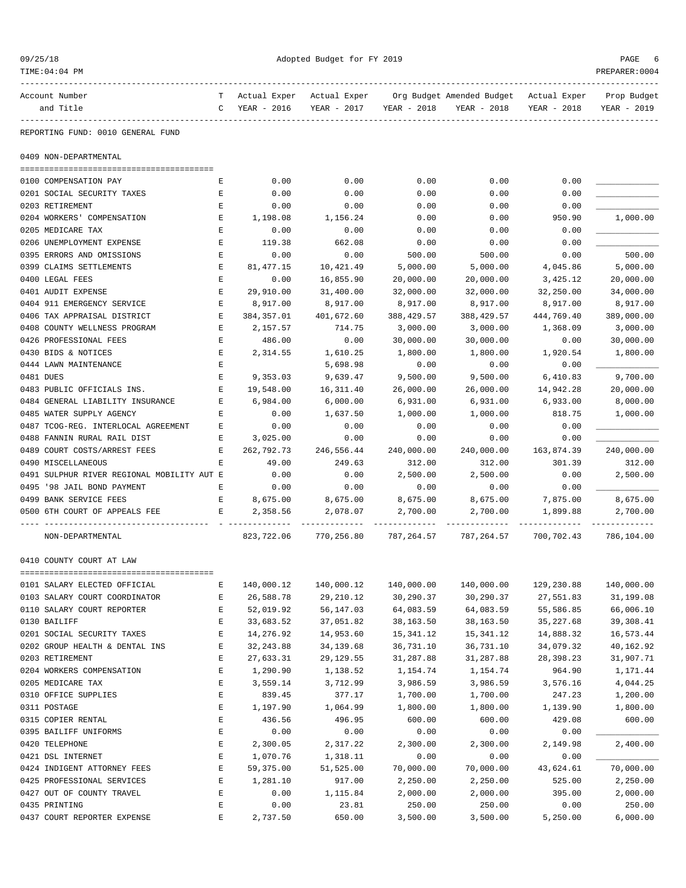REPORTING FUND: 0010 GENERAL FUND

## 0409 NON-DEPARTMENTAL

| Account Number and Title | TC | Actual Exper YEAR - 2016 | Actual Exper YEAR - 2017 | Org Budget YEAR - 2018 | Amended Budget YEAR - 2018 | Actual Exper YEAR - 2018 | Prop Budget YEAR - 2019 |
|---|---|---|---|---|---|---|---|
| 0100 COMPENSATION PAY | E | 0.00 | 0.00 | 0.00 | 0.00 | 0.00 | ____________ |
| 0201 SOCIAL SECURITY TAXES | E | 0.00 | 0.00 | 0.00 | 0.00 | 0.00 | ____________ |
| 0203 RETIREMENT | E | 0.00 | 0.00 | 0.00 | 0.00 | 0.00 | ____________ |
| 0204 WORKERS' COMPENSATION | E | 1,198.08 | 1,156.24 | 0.00 | 0.00 | 950.90 | 1,000.00 |
| 0205 MEDICARE TAX | E | 0.00 | 0.00 | 0.00 | 0.00 | 0.00 | ____________ |
| 0206 UNEMPLOYMENT EXPENSE | E | 119.38 | 662.08 | 0.00 | 0.00 | 0.00 | ____________ |
| 0395 ERRORS AND OMISSIONS | E | 0.00 | 0.00 | 500.00 | 500.00 | 0.00 | 500.00 |
| 0399 CLAIMS SETTLEMENTS | E | 81,477.15 | 10,421.49 | 5,000.00 | 5,000.00 | 4,045.86 | 5,000.00 |
| 0400 LEGAL FEES | E | 0.00 | 16,855.90 | 20,000.00 | 20,000.00 | 3,425.12 | 20,000.00 |
| 0401 AUDIT EXPENSE | E | 29,910.00 | 31,400.00 | 32,000.00 | 32,000.00 | 32,250.00 | 34,000.00 |
| 0404 911 EMERGENCY SERVICE | E | 8,917.00 | 8,917.00 | 8,917.00 | 8,917.00 | 8,917.00 | 8,917.00 |
| 0406 TAX APPRAISAL DISTRICT | E | 384,357.01 | 401,672.60 | 388,429.57 | 388,429.57 | 444,769.40 | 389,000.00 |
| 0408 COUNTY WELLNESS PROGRAM | E | 2,157.57 | 714.75 | 3,000.00 | 3,000.00 | 1,368.09 | 3,000.00 |
| 0426 PROFESSIONAL FEES | E | 486.00 | 0.00 | 30,000.00 | 30,000.00 | 0.00 | 30,000.00 |
| 0430 BIDS & NOTICES | E | 2,314.55 | 1,610.25 | 1,800.00 | 1,800.00 | 1,920.54 | 1,800.00 |
| 0444 LAWN MAINTENANCE | E | | 5,698.98 | 0.00 | 0.00 | 0.00 | ____________ |
| 0481 DUES | E | 9,353.03 | 9,639.47 | 9,500.00 | 9,500.00 | 6,410.83 | 9,700.00 |
| 0483 PUBLIC OFFICIALS INS. | E | 19,548.00 | 16,311.40 | 26,000.00 | 26,000.00 | 14,942.28 | 20,000.00 |
| 0484 GENERAL LIABILITY INSURANCE | E | 6,984.00 | 6,000.00 | 6,931.00 | 6,931.00 | 6,933.00 | 8,000.00 |
| 0485 WATER SUPPLY AGENCY | E | 0.00 | 1,637.50 | 1,000.00 | 1,000.00 | 818.75 | 1,000.00 |
| 0487 TCOG-REG. INTERLOCAL AGREEMENT | E | 0.00 | 0.00 | 0.00 | 0.00 | 0.00 | ____________ |
| 0488 FANNIN RURAL RAIL DIST | E | 3,025.00 | 0.00 | 0.00 | 0.00 | 0.00 | ____________ |
| 0489 COURT COSTS/ARREST FEES | E | 262,792.73 | 246,556.44 | 240,000.00 | 240,000.00 | 163,874.39 | 240,000.00 |
| 0490 MISCELLANEOUS | E | 49.00 | 249.63 | 312.00 | 312.00 | 301.39 | 312.00 |
| 0491 SULPHUR RIVER REGIONAL MOBILITY AUT | E | 0.00 | 0.00 | 2,500.00 | 2,500.00 | 0.00 | 2,500.00 |
| 0495 '98 JAIL BOND PAYMENT | E | 0.00 | 0.00 | 0.00 | 0.00 | 0.00 | ____________ |
| 0499 BANK SERVICE FEES | E | 8,675.00 | 8,675.00 | 8,675.00 | 8,675.00 | 7,875.00 | 8,675.00 |
| 0500 6TH COURT OF APPEALS FEE | E | 2,358.56 | 2,078.07 | 2,700.00 | 2,700.00 | 1,899.88 | 2,700.00 |
| NON-DEPARTMENTAL | | 823,722.06 | 770,256.80 | 787,264.57 | 787,264.57 | 700,702.43 | 786,104.00 |

## 0410 COUNTY COURT AT LAW

| Account Number and Title | TC | Actual Exper YEAR - 2016 | Actual Exper YEAR - 2017 | Org Budget YEAR - 2018 | Amended Budget YEAR - 2018 | Actual Exper YEAR - 2018 | Prop Budget YEAR - 2019 |
|---|---|---|---|---|---|---|---|
| 0101 SALARY ELECTED OFFICIAL | E | 140,000.12 | 140,000.12 | 140,000.00 | 140,000.00 | 129,230.88 | 140,000.00 |
| 0103 SALARY COURT COORDINATOR | E | 26,588.78 | 29,210.12 | 30,290.37 | 30,290.37 | 27,551.83 | 31,199.08 |
| 0110 SALARY COURT REPORTER | E | 52,019.92 | 56,147.03 | 64,083.59 | 64,083.59 | 55,586.85 | 66,006.10 |
| 0130 BAILIFF | E | 33,683.52 | 37,051.82 | 38,163.50 | 38,163.50 | 35,227.68 | 39,308.41 |
| 0201 SOCIAL SECURITY TAXES | E | 14,276.92 | 14,953.60 | 15,341.12 | 15,341.12 | 14,888.32 | 16,573.44 |
| 0202 GROUP HEALTH & DENTAL INS | E | 32,243.88 | 34,139.68 | 36,731.10 | 36,731.10 | 34,079.32 | 40,162.92 |
| 0203 RETIREMENT | E | 27,633.31 | 29,129.55 | 31,287.88 | 31,287.88 | 28,398.23 | 31,907.71 |
| 0204 WORKERS COMPENSATION | E | 1,290.90 | 1,138.52 | 1,154.74 | 1,154.74 | 964.90 | 1,171.44 |
| 0205 MEDICARE TAX | E | 3,559.14 | 3,712.99 | 3,986.59 | 3,986.59 | 3,576.16 | 4,044.25 |
| 0310 OFFICE SUPPLIES | E | 839.45 | 377.17 | 1,700.00 | 1,700.00 | 247.23 | 1,200.00 |
| 0311 POSTAGE | E | 1,197.90 | 1,064.99 | 1,800.00 | 1,800.00 | 1,139.90 | 1,800.00 |
| 0315 COPIER RENTAL | E | 436.56 | 496.95 | 600.00 | 600.00 | 429.08 | 600.00 |
| 0395 BAILIFF UNIFORMS | E | 0.00 | 0.00 | 0.00 | 0.00 | 0.00 | ____________ |
| 0420 TELEPHONE | E | 2,300.05 | 2,317.22 | 2,300.00 | 2,300.00 | 2,149.98 | 2,400.00 |
| 0421 DSL INTERNET | E | 1,070.76 | 1,318.11 | 0.00 | 0.00 | 0.00 | ____________ |
| 0424 INDIGENT ATTORNEY FEES | E | 59,375.00 | 51,525.00 | 70,000.00 | 70,000.00 | 43,624.61 | 70,000.00 |
| 0425 PROFESSIONAL SERVICES | E | 1,281.10 | 917.00 | 2,250.00 | 2,250.00 | 525.00 | 2,250.00 |
| 0427 OUT OF COUNTY TRAVEL | E | 0.00 | 1,115.84 | 2,000.00 | 2,000.00 | 395.00 | 2,000.00 |
| 0435 PRINTING | E | 0.00 | 23.81 | 250.00 | 250.00 | 0.00 | 250.00 |
| 0437 COURT REPORTER EXPENSE | E | 2,737.50 | 650.00 | 3,500.00 | 3,500.00 | 5,250.00 | 6,000.00 |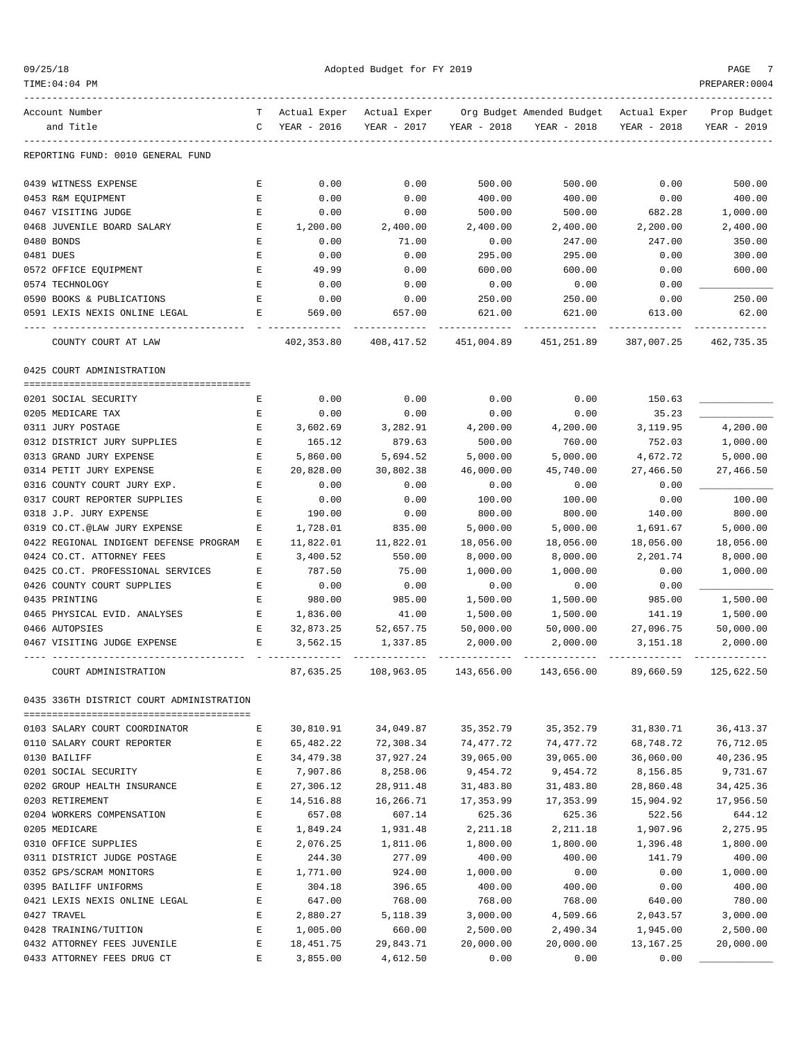Adopted Budget for FY 2019

| Account Number and Title | TC | Actual Exper YEAR - 2016 | Actual Exper YEAR - 2017 | Org Budget YEAR - 2018 | Amended Budget YEAR - 2018 | Actual Exper YEAR - 2018 | Prop Budget YEAR - 2019 |
|---|---|---|---|---|---|---|---|
| REPORTING FUND: 0010 GENERAL FUND | | | | | | | |
| 0439 WITNESS EXPENSE | E | 0.00 | 0.00 | 500.00 | 500.00 | 0.00 | 500.00 |
| 0453 R&M EQUIPMENT | E | 0.00 | 0.00 | 400.00 | 400.00 | 0.00 | 400.00 |
| 0467 VISITING JUDGE | E | 0.00 | 0.00 | 500.00 | 500.00 | 682.28 | 1,000.00 |
| 0468 JUVENILE BOARD SALARY | E | 1,200.00 | 2,400.00 | 2,400.00 | 2,400.00 | 2,200.00 | 2,400.00 |
| 0480 BONDS | E | 0.00 | 71.00 | 0.00 | 247.00 | 247.00 | 350.00 |
| 0481 DUES | E | 0.00 | 0.00 | 295.00 | 295.00 | 0.00 | 300.00 |
| 0572 OFFICE EQUIPMENT | E | 49.99 | 0.00 | 600.00 | 600.00 | 0.00 | 600.00 |
| 0574 TECHNOLOGY | E | 0.00 | 0.00 | 0.00 | 0.00 | 0.00 | ____________ |
| 0590 BOOKS & PUBLICATIONS | E | 0.00 | 0.00 | 250.00 | 250.00 | 0.00 | 250.00 |
| 0591 LEXIS NEXIS ONLINE LEGAL | E | 569.00 | 657.00 | 621.00 | 621.00 | 613.00 | 62.00 |
| COUNTY COURT AT LAW | | 402,353.80 | 408,417.52 | 451,004.89 | 451,251.89 | 387,007.25 | 462,735.35 |
| **0425 COURT ADMINISTRATION** | | | | | | | |
| 0201 SOCIAL SECURITY | E | 0.00 | 0.00 | 0.00 | 0.00 | 150.63 | ____________ |
| 0205 MEDICARE TAX | E | 0.00 | 0.00 | 0.00 | 0.00 | 35.23 | ____________ |
| 0311 JURY POSTAGE | E | 3,602.69 | 3,282.91 | 4,200.00 | 4,200.00 | 3,119.95 | 4,200.00 |
| 0312 DISTRICT JURY SUPPLIES | E | 165.12 | 879.63 | 500.00 | 760.00 | 752.03 | 1,000.00 |
| 0313 GRAND JURY EXPENSE | E | 5,860.00 | 5,694.52 | 5,000.00 | 5,000.00 | 4,672.72 | 5,000.00 |
| 0314 PETIT JURY EXPENSE | E | 20,828.00 | 30,802.38 | 46,000.00 | 45,740.00 | 27,466.50 | 27,466.50 |
| 0316 COUNTY COURT JURY EXP. | E | 0.00 | 0.00 | 0.00 | 0.00 | 0.00 | ____________ |
| 0317 COURT REPORTER SUPPLIES | E | 0.00 | 0.00 | 100.00 | 100.00 | 0.00 | 100.00 |
| 0318 J.P. JURY EXPENSE | E | 190.00 | 0.00 | 800.00 | 800.00 | 140.00 | 800.00 |
| 0319 CO.CT.@LAW JURY EXPENSE | E | 1,728.01 | 835.00 | 5,000.00 | 5,000.00 | 1,691.67 | 5,000.00 |
| 0422 REGIONAL INDIGENT DEFENSE PROGRAM | E | 11,822.01 | 11,822.01 | 18,056.00 | 18,056.00 | 18,056.00 | 18,056.00 |
| 0424 CO.CT. ATTORNEY FEES | E | 3,400.52 | 550.00 | 8,000.00 | 8,000.00 | 2,201.74 | 8,000.00 |
| 0425 CO.CT. PROFESSIONAL SERVICES | E | 787.50 | 75.00 | 1,000.00 | 1,000.00 | 0.00 | 1,000.00 |
| 0426 COUNTY COURT SUPPLIES | E | 0.00 | 0.00 | 0.00 | 0.00 | 0.00 | ____________ |
| 0435 PRINTING | E | 980.00 | 985.00 | 1,500.00 | 1,500.00 | 985.00 | 1,500.00 |
| 0465 PHYSICAL EVID. ANALYSES | E | 1,836.00 | 41.00 | 1,500.00 | 1,500.00 | 141.19 | 1,500.00 |
| 0466 AUTOPSIES | E | 32,873.25 | 52,657.75 | 50,000.00 | 50,000.00 | 27,096.75 | 50,000.00 |
| 0467 VISITING JUDGE EXPENSE | E | 3,562.15 | 1,337.85 | 2,000.00 | 2,000.00 | 3,151.18 | 2,000.00 |
| COURT ADMINISTRATION | | 87,635.25 | 108,963.05 | 143,656.00 | 143,656.00 | 89,660.59 | 125,622.50 |
| **0435 336TH DISTRICT COURT ADMINISTRATION** | | | | | | | |
| 0103 SALARY COURT COORDINATOR | E | 30,810.91 | 34,049.87 | 35,352.79 | 35,352.79 | 31,830.71 | 36,413.37 |
| 0110 SALARY COURT REPORTER | E | 65,482.22 | 72,308.34 | 74,477.72 | 74,477.72 | 68,748.72 | 76,712.05 |
| 0130 BAILIFF | E | 34,479.38 | 37,927.24 | 39,065.00 | 39,065.00 | 36,060.00 | 40,236.95 |
| 0201 SOCIAL SECURITY | E | 7,907.86 | 8,258.06 | 9,454.72 | 9,454.72 | 8,156.85 | 9,731.67 |
| 0202 GROUP HEALTH INSURANCE | E | 27,306.12 | 28,911.48 | 31,483.80 | 31,483.80 | 28,860.48 | 34,425.36 |
| 0203 RETIREMENT | E | 14,516.88 | 16,266.71 | 17,353.99 | 17,353.99 | 15,904.92 | 17,956.50 |
| 0204 WORKERS COMPENSATION | E | 657.08 | 607.14 | 625.36 | 625.36 | 522.56 | 644.12 |
| 0205 MEDICARE | E | 1,849.24 | 1,931.48 | 2,211.18 | 2,211.18 | 1,907.96 | 2,275.95 |
| 0310 OFFICE SUPPLIES | E | 2,076.25 | 1,811.06 | 1,800.00 | 1,800.00 | 1,396.48 | 1,800.00 |
| 0311 DISTRICT JUDGE POSTAGE | E | 244.30 | 277.09 | 400.00 | 400.00 | 141.79 | 400.00 |
| 0352 GPS/SCRAM MONITORS | E | 1,771.00 | 924.00 | 1,000.00 | 0.00 | 0.00 | 1,000.00 |
| 0395 BAILIFF UNIFORMS | E | 304.18 | 396.65 | 400.00 | 400.00 | 0.00 | 400.00 |
| 0421 LEXIS NEXIS ONLINE LEGAL | E | 647.00 | 768.00 | 768.00 | 768.00 | 640.00 | 780.00 |
| 0427 TRAVEL | E | 2,880.27 | 5,118.39 | 3,000.00 | 4,509.66 | 2,043.57 | 3,000.00 |
| 0428 TRAINING/TUITION | E | 1,005.00 | 660.00 | 2,500.00 | 2,490.34 | 1,945.00 | 2,500.00 |
| 0432 ATTORNEY FEES JUVENILE | E | 18,451.75 | 29,843.71 | 20,000.00 | 20,000.00 | 13,167.25 | 20,000.00 |
| 0433 ATTORNEY FEES DRUG CT | E | 3,855.00 | 4,612.50 | 0.00 | 0.00 | 0.00 | ____________ |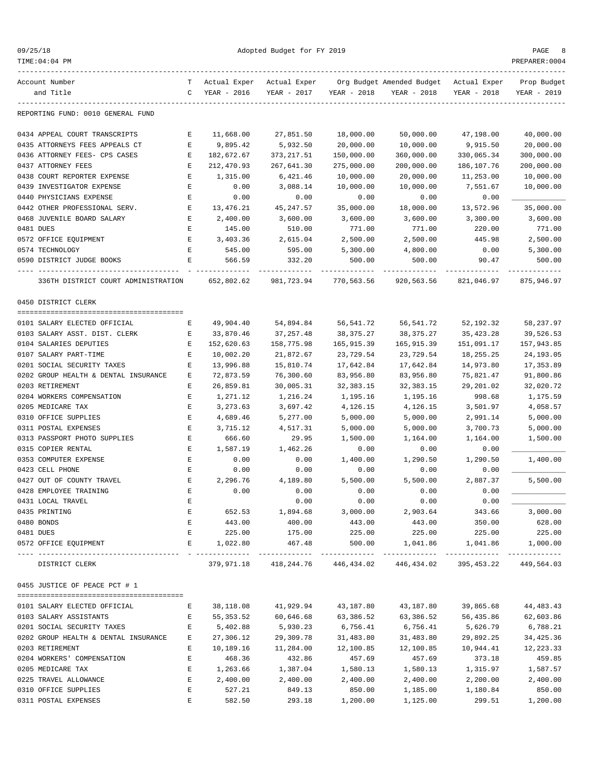REPORTING FUND: 0010 GENERAL FUND

| Account Number and Title | TC | Actual Exper YEAR - 2016 | Actual Exper YEAR - 2017 | Org Budget YEAR - 2018 | Amended Budget YEAR - 2018 | Actual Exper YEAR - 2018 | Prop Budget YEAR - 2019 |
|---|---|---|---|---|---|---|---|
| 0434 APPEAL COURT TRANSCRIPTS | E | 11,668.00 | 27,851.50 | 18,000.00 | 50,000.00 | 47,198.00 | 40,000.00 |
| 0435 ATTORNEYS FEES APPEALS CT | E | 9,895.42 | 5,932.50 | 20,000.00 | 10,000.00 | 9,915.50 | 20,000.00 |
| 0436 ATTORNEY FEES- CPS CASES | E | 182,672.67 | 373,217.51 | 150,000.00 | 360,000.00 | 330,065.34 | 300,000.00 |
| 0437 ATTORNEY FEES | E | 212,470.93 | 267,641.30 | 275,000.00 | 200,000.00 | 186,107.76 | 200,000.00 |
| 0438 COURT REPORTER EXPENSE | E | 1,315.00 | 6,421.46 | 10,000.00 | 20,000.00 | 11,253.00 | 10,000.00 |
| 0439 INVESTIGATOR EXPENSE | E | 0.00 | 3,088.14 | 10,000.00 | 10,000.00 | 7,551.67 | 10,000.00 |
| 0440 PHYSICIANS EXPENSE | E | 0.00 | 0.00 | 0.00 | 0.00 | 0.00 | ____________ |
| 0442 OTHER PROFESSIONAL SERV. | E | 13,476.21 | 45,247.57 | 35,000.00 | 18,000.00 | 13,572.96 | 35,000.00 |
| 0468 JUVENILE BOARD SALARY | E | 2,400.00 | 3,600.00 | 3,600.00 | 3,600.00 | 3,300.00 | 3,600.00 |
| 0481 DUES | E | 145.00 | 510.00 | 771.00 | 771.00 | 220.00 | 771.00 |
| 0572 OFFICE EQUIPMENT | E | 3,403.36 | 2,615.04 | 2,500.00 | 2,500.00 | 445.98 | 2,500.00 |
| 0574 TECHNOLOGY | E | 545.00 | 595.00 | 5,300.00 | 4,800.00 | 0.00 | 5,300.00 |
| 0590 DISTRICT JUDGE BOOKS | E | 566.59 | 332.20 | 500.00 | 500.00 | 90.47 | 500.00 |
| 336TH DISTRICT COURT ADMINISTRATION | | 652,802.62 | 981,723.94 | 770,563.56 | 920,563.56 | 821,046.97 | 875,946.97 |

0450 DISTRICT CLERK

| Account Number and Title | TC | Actual Exper YEAR - 2016 | Actual Exper YEAR - 2017 | Org Budget YEAR - 2018 | Amended Budget YEAR - 2018 | Actual Exper YEAR - 2018 | Prop Budget YEAR - 2019 |
|---|---|---|---|---|---|---|---|
| 0101 SALARY ELECTED OFFICIAL | E | 49,904.40 | 54,894.84 | 56,541.72 | 56,541.72 | 52,192.32 | 58,237.97 |
| 0103 SALARY ASST. DIST. CLERK | E | 33,870.46 | 37,257.48 | 38,375.27 | 38,375.27 | 35,423.28 | 39,526.53 |
| 0104 SALARIES DEPUTIES | E | 152,620.63 | 158,775.98 | 165,915.39 | 165,915.39 | 151,091.17 | 157,943.85 |
| 0107 SALARY PART-TIME | E | 10,002.20 | 21,872.67 | 23,729.54 | 23,729.54 | 18,255.25 | 24,193.05 |
| 0201 SOCIAL SECURITY TAXES | E | 13,996.88 | 15,810.74 | 17,642.84 | 17,642.84 | 14,973.80 | 17,353.89 |
| 0202 GROUP HEALTH & DENTAL INSURANCE | E | 72,873.59 | 76,300.60 | 83,956.80 | 83,956.80 | 75,821.47 | 91,800.86 |
| 0203 RETIREMENT | E | 26,859.81 | 30,005.31 | 32,383.15 | 32,383.15 | 29,201.02 | 32,020.72 |
| 0204 WORKERS COMPENSATION | E | 1,271.12 | 1,216.24 | 1,195.16 | 1,195.16 | 998.68 | 1,175.59 |
| 0205 MEDICARE TAX | E | 3,273.63 | 3,697.42 | 4,126.15 | 4,126.15 | 3,501.97 | 4,058.57 |
| 0310 OFFICE SUPPLIES | E | 4,689.46 | 5,277.00 | 5,000.00 | 5,000.00 | 2,991.14 | 5,000.00 |
| 0311 POSTAL EXPENSES | E | 3,715.12 | 4,517.31 | 5,000.00 | 5,000.00 | 3,700.73 | 5,000.00 |
| 0313 PASSPORT PHOTO SUPPLIES | E | 666.60 | 29.95 | 1,500.00 | 1,164.00 | 1,164.00 | 1,500.00 |
| 0315 COPIER RENTAL | E | 1,587.19 | 1,462.26 | 0.00 | 0.00 | 0.00 | ____________ |
| 0353 COMPUTER EXPENSE | E | 0.00 | 0.00 | 1,400.00 | 1,290.50 | 1,290.50 | 1,400.00 |
| 0423 CELL PHONE | E | 0.00 | 0.00 | 0.00 | 0.00 | 0.00 | ____________ |
| 0427 OUT OF COUNTY TRAVEL | E | 2,296.76 | 4,189.80 | 5,500.00 | 5,500.00 | 2,887.37 | 5,500.00 |
| 0428 EMPLOYEE TRAINING | E | 0.00 | 0.00 | 0.00 | 0.00 | 0.00 | ____________ |
| 0431 LOCAL TRAVEL | E | | 0.00 | 0.00 | 0.00 | 0.00 | ____________ |
| 0435 PRINTING | E | 652.53 | 1,894.68 | 3,000.00 | 2,903.64 | 343.66 | 3,000.00 |
| 0480 BONDS | E | 443.00 | 400.00 | 443.00 | 443.00 | 350.00 | 628.00 |
| 0481 DUES | E | 225.00 | 175.00 | 225.00 | 225.00 | 225.00 | 225.00 |
| 0572 OFFICE EQUIPMENT | E | 1,022.80 | 467.48 | 500.00 | 1,041.86 | 1,041.86 | 1,000.00 |
| DISTRICT CLERK | | 379,971.18 | 418,244.76 | 446,434.02 | 446,434.02 | 395,453.22 | 449,564.03 |

0455 JUSTICE OF PEACE PCT # 1

| Account Number and Title | TC | Actual Exper YEAR - 2016 | Actual Exper YEAR - 2017 | Org Budget YEAR - 2018 | Amended Budget YEAR - 2018 | Actual Exper YEAR - 2018 | Prop Budget YEAR - 2019 |
|---|---|---|---|---|---|---|---|
| 0101 SALARY ELECTED OFFICIAL | E | 38,118.08 | 41,929.94 | 43,187.80 | 43,187.80 | 39,865.68 | 44,483.43 |
| 0103 SALARY ASSISTANTS | E | 55,353.52 | 60,646.68 | 63,386.52 | 63,386.52 | 56,435.86 | 62,603.86 |
| 0201 SOCIAL SECURITY TAXES | E | 5,402.88 | 5,930.23 | 6,756.41 | 6,756.41 | 5,626.79 | 6,788.21 |
| 0202 GROUP HEALTH & DENTAL INSURANCE | E | 27,306.12 | 29,309.78 | 31,483.80 | 31,483.80 | 29,892.25 | 34,425.36 |
| 0203 RETIREMENT | E | 10,189.16 | 11,284.00 | 12,100.85 | 12,100.85 | 10,944.41 | 12,223.33 |
| 0204 WORKERS' COMPENSATION | E | 468.36 | 432.86 | 457.69 | 457.69 | 373.18 | 459.85 |
| 0205 MEDICARE TAX | E | 1,263.66 | 1,387.04 | 1,580.13 | 1,580.13 | 1,315.97 | 1,587.57 |
| 0225 TRAVEL ALLOWANCE | E | 2,400.00 | 2,400.00 | 2,400.00 | 2,400.00 | 2,200.00 | 2,400.00 |
| 0310 OFFICE SUPPLIES | E | 527.21 | 849.13 | 850.00 | 1,185.00 | 1,180.84 | 850.00 |
| 0311 POSTAL EXPENSES | E | 582.50 | 293.18 | 1,200.00 | 1,125.00 | 299.51 | 1,200.00 |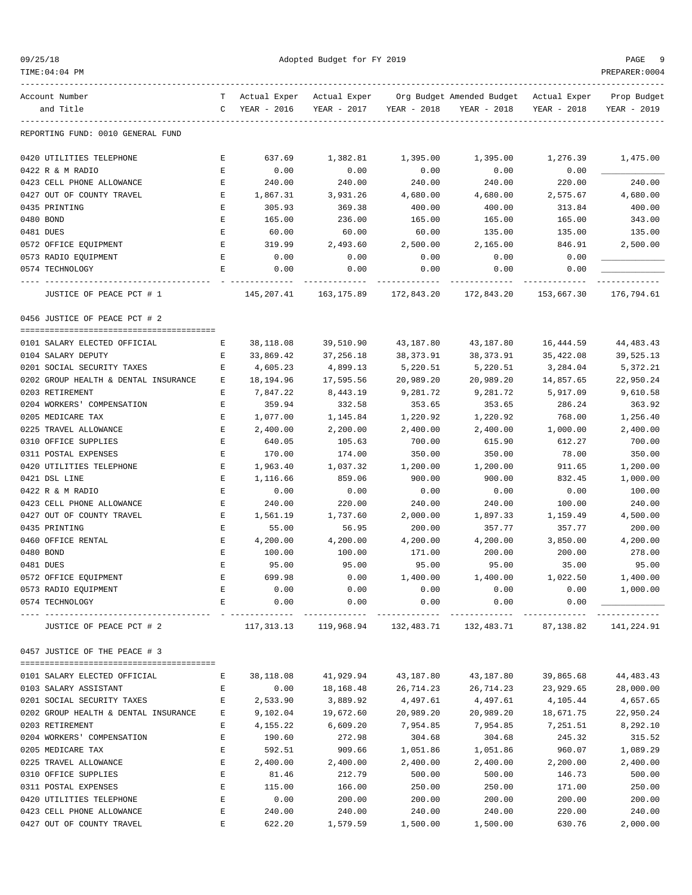REPORTING FUND: 0010 GENERAL FUND

| Account Number and Title | TC | Actual Exper YEAR - 2016 | Actual Exper YEAR - 2017 | Org Budget YEAR - 2018 | Amended Budget YEAR - 2018 | Actual Exper YEAR - 2018 | Prop Budget YEAR - 2019 |
|---|---|---|---|---|---|---|---|
| 0420 UTILITIES TELEPHONE | E | 637.69 | 1,382.81 | 1,395.00 | 1,395.00 | 1,276.39 | 1,475.00 |
| 0422 R & M RADIO | E | 0.00 | 0.00 | 0.00 | 0.00 | 0.00 | ____________ |
| 0423 CELL PHONE ALLOWANCE | E | 240.00 | 240.00 | 240.00 | 240.00 | 220.00 | 240.00 |
| 0427 OUT OF COUNTY TRAVEL | E | 1,867.31 | 3,931.26 | 4,680.00 | 4,680.00 | 2,575.67 | 4,680.00 |
| 0435 PRINTING | E | 305.93 | 369.38 | 400.00 | 400.00 | 313.84 | 400.00 |
| 0480 BOND | E | 165.00 | 236.00 | 165.00 | 165.00 | 165.00 | 343.00 |
| 0481 DUES | E | 60.00 | 60.00 | 60.00 | 135.00 | 135.00 | 135.00 |
| 0572 OFFICE EQUIPMENT | E | 319.99 | 2,493.60 | 2,500.00 | 2,165.00 | 846.91 | 2,500.00 |
| 0573 RADIO EQUIPMENT | E | 0.00 | 0.00 | 0.00 | 0.00 | 0.00 | ____________ |
| 0574 TECHNOLOGY | E | 0.00 | 0.00 | 0.00 | 0.00 | 0.00 | ____________ |
| JUSTICE OF PEACE PCT # 1 | | 145,207.41 | 163,175.89 | 172,843.20 | 172,843.20 | 153,667.30 | 176,794.61 |

0456 JUSTICE OF PEACE PCT # 2

| Account Number and Title | TC | Actual Exper YEAR - 2016 | Actual Exper YEAR - 2017 | Org Budget YEAR - 2018 | Amended Budget YEAR - 2018 | Actual Exper YEAR - 2018 | Prop Budget YEAR - 2019 |
|---|---|---|---|---|---|---|---|
| 0101 SALARY ELECTED OFFICIAL | E | 38,118.08 | 39,510.90 | 43,187.80 | 43,187.80 | 16,444.59 | 44,483.43 |
| 0104 SALARY DEPUTY | E | 33,869.42 | 37,256.18 | 38,373.91 | 38,373.91 | 35,422.08 | 39,525.13 |
| 0201 SOCIAL SECURITY TAXES | E | 4,605.23 | 4,899.13 | 5,220.51 | 5,220.51 | 3,284.04 | 5,372.21 |
| 0202 GROUP HEALTH & DENTAL INSURANCE | E | 18,194.96 | 17,595.56 | 20,989.20 | 20,989.20 | 14,857.65 | 22,950.24 |
| 0203 RETIREMENT | E | 7,847.22 | 8,443.19 | 9,281.72 | 9,281.72 | 5,917.09 | 9,610.58 |
| 0204 WORKERS' COMPENSATION | E | 359.94 | 332.58 | 353.65 | 353.65 | 286.24 | 363.92 |
| 0205 MEDICARE TAX | E | 1,077.00 | 1,145.84 | 1,220.92 | 1,220.92 | 768.00 | 1,256.40 |
| 0225 TRAVEL ALLOWANCE | E | 2,400.00 | 2,200.00 | 2,400.00 | 2,400.00 | 1,000.00 | 2,400.00 |
| 0310 OFFICE SUPPLIES | E | 640.05 | 105.63 | 700.00 | 615.90 | 612.27 | 700.00 |
| 0311 POSTAL EXPENSES | E | 170.00 | 174.00 | 350.00 | 350.00 | 78.00 | 350.00 |
| 0420 UTILITIES TELEPHONE | E | 1,963.40 | 1,037.32 | 1,200.00 | 1,200.00 | 911.65 | 1,200.00 |
| 0421 DSL LINE | E | 1,116.66 | 859.06 | 900.00 | 900.00 | 832.45 | 1,000.00 |
| 0422 R & M RADIO | E | 0.00 | 0.00 | 0.00 | 0.00 | 0.00 | 100.00 |
| 0423 CELL PHONE ALLOWANCE | E | 240.00 | 220.00 | 240.00 | 240.00 | 100.00 | 240.00 |
| 0427 OUT OF COUNTY TRAVEL | E | 1,561.19 | 1,737.60 | 2,000.00 | 1,897.33 | 1,159.49 | 4,500.00 |
| 0435 PRINTING | E | 55.00 | 56.95 | 200.00 | 357.77 | 357.77 | 200.00 |
| 0460 OFFICE RENTAL | E | 4,200.00 | 4,200.00 | 4,200.00 | 4,200.00 | 3,850.00 | 4,200.00 |
| 0480 BOND | E | 100.00 | 100.00 | 171.00 | 200.00 | 200.00 | 278.00 |
| 0481 DUES | E | 95.00 | 95.00 | 95.00 | 95.00 | 35.00 | 95.00 |
| 0572 OFFICE EQUIPMENT | E | 699.98 | 0.00 | 1,400.00 | 1,400.00 | 1,022.50 | 1,400.00 |
| 0573 RADIO EQUIPMENT | E | 0.00 | 0.00 | 0.00 | 0.00 | 0.00 | 1,000.00 |
| 0574 TECHNOLOGY | E | 0.00 | 0.00 | 0.00 | 0.00 | 0.00 | ____________ |
| JUSTICE OF PEACE PCT # 2 | | 117,313.13 | 119,968.94 | 132,483.71 | 132,483.71 | 87,138.82 | 141,224.91 |

0457 JUSTICE OF THE PEACE # 3

| Account Number and Title | TC | Actual Exper YEAR - 2016 | Actual Exper YEAR - 2017 | Org Budget YEAR - 2018 | Amended Budget YEAR - 2018 | Actual Exper YEAR - 2018 | Prop Budget YEAR - 2019 |
|---|---|---|---|---|---|---|---|
| 0101 SALARY ELECTED OFFICIAL | E | 38,118.08 | 41,929.94 | 43,187.80 | 43,187.80 | 39,865.68 | 44,483.43 |
| 0103 SALARY ASSISTANT | E | 0.00 | 18,168.48 | 26,714.23 | 26,714.23 | 23,929.65 | 28,000.00 |
| 0201 SOCIAL SECURITY TAXES | E | 2,533.90 | 3,889.92 | 4,497.61 | 4,497.61 | 4,105.44 | 4,657.65 |
| 0202 GROUP HEALTH & DENTAL INSURANCE | E | 9,102.04 | 19,672.60 | 20,989.20 | 20,989.20 | 18,671.75 | 22,950.24 |
| 0203 RETIREMENT | E | 4,155.22 | 6,609.20 | 7,954.85 | 7,954.85 | 7,251.51 | 8,292.10 |
| 0204 WORKERS' COMPENSATION | E | 190.60 | 272.98 | 304.68 | 304.68 | 245.32 | 315.52 |
| 0205 MEDICARE TAX | E | 592.51 | 909.66 | 1,051.86 | 1,051.86 | 960.07 | 1,089.29 |
| 0225 TRAVEL ALLOWANCE | E | 2,400.00 | 2,400.00 | 2,400.00 | 2,400.00 | 2,200.00 | 2,400.00 |
| 0310 OFFICE SUPPLIES | E | 81.46 | 212.79 | 500.00 | 500.00 | 146.73 | 500.00 |
| 0311 POSTAL EXPENSES | E | 115.00 | 166.00 | 250.00 | 250.00 | 171.00 | 250.00 |
| 0420 UTILITIES TELEPHONE | E | 0.00 | 200.00 | 200.00 | 200.00 | 200.00 | 200.00 |
| 0423 CELL PHONE ALLOWANCE | E | 240.00 | 240.00 | 240.00 | 240.00 | 220.00 | 240.00 |
| 0427 OUT OF COUNTY TRAVEL | E | 622.20 | 1,579.59 | 1,500.00 | 1,500.00 | 630.76 | 2,000.00 |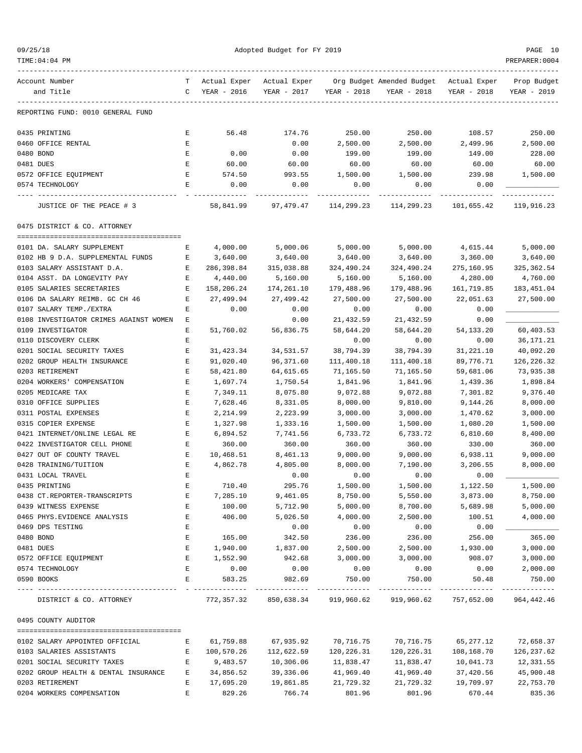REPORTING FUND: 0010 GENERAL FUND

| Account Number and Title | TC | Actual Exper YEAR - 2016 | Actual Exper YEAR - 2017 | Org Budget YEAR - 2018 | Amended Budget YEAR - 2018 | Actual Exper YEAR - 2018 | Prop Budget YEAR - 2019 |
|---|---|---|---|---|---|---|---|
| 0435 PRINTING | E | 56.48 | 174.76 | 250.00 | 250.00 | 108.57 | 250.00 |
| 0460 OFFICE RENTAL | E | | 0.00 | 2,500.00 | 2,500.00 | 2,499.96 | 2,500.00 |
| 0480 BOND | E | 0.00 | 0.00 | 199.00 | 199.00 | 149.00 | 228.00 |
| 0481 DUES | E | 60.00 | 60.00 | 60.00 | 60.00 | 60.00 | 60.00 |
| 0572 OFFICE EQUIPMENT | E | 574.50 | 993.55 | 1,500.00 | 1,500.00 | 239.98 | 1,500.00 |
| 0574 TECHNOLOGY | E | 0.00 | 0.00 | 0.00 | 0.00 | 0.00 | ____________ |
| JUSTICE OF THE PEACE # 3 | | 58,841.99 | 97,479.47 | 114,299.23 | 114,299.23 | 101,655.42 | 119,916.23 |

0475 DISTRICT & CO. ATTORNEY

| Account Number and Title | TC | Actual Exper YEAR - 2016 | Actual Exper YEAR - 2017 | Org Budget YEAR - 2018 | Amended Budget YEAR - 2018 | Actual Exper YEAR - 2018 | Prop Budget YEAR - 2019 |
|---|---|---|---|---|---|---|---|
| 0101 DA. SALARY SUPPLEMENT | E | 4,000.00 | 5,000.06 | 5,000.00 | 5,000.00 | 4,615.44 | 5,000.00 |
| 0102 HB 9 D.A. SUPPLEMENTAL FUNDS | E | 3,640.00 | 3,640.00 | 3,640.00 | 3,640.00 | 3,360.00 | 3,640.00 |
| 0103 SALARY ASSISTANT D.A. | E | 286,398.84 | 315,038.88 | 324,490.24 | 324,490.24 | 275,160.95 | 325,362.54 |
| 0104 ASST. DA LONGEVITY PAY | E | 4,440.00 | 5,160.00 | 5,160.00 | 5,160.00 | 4,280.00 | 4,760.00 |
| 0105 SALARIES SECRETARIES | E | 158,206.24 | 174,261.10 | 179,488.96 | 179,488.96 | 161,719.85 | 183,451.04 |
| 0106 DA SALARY REIMB. GC CH 46 | E | 27,499.94 | 27,499.42 | 27,500.00 | 27,500.00 | 22,051.63 | 27,500.00 |
| 0107 SALARY TEMP./EXTRA | E | 0.00 | 0.00 | 0.00 | 0.00 | 0.00 | ____________ |
| 0108 INVESTIGATOR CRIMES AGAINST WOMEN | E | | 0.00 | 21,432.59 | 21,432.59 | 0.00 | ____________ |
| 0109 INVESTIGATOR | E | 51,760.02 | 56,836.75 | 58,644.20 | 58,644.20 | 54,133.20 | 60,403.53 |
| 0110 DISCOVERY CLERK | E | | | 0.00 | 0.00 | 0.00 | 36,171.21 |
| 0201 SOCIAL SECURITY TAXES | E | 31,423.34 | 34,531.57 | 38,794.39 | 38,794.39 | 31,221.10 | 40,092.20 |
| 0202 GROUP HEALTH INSURANCE | E | 91,020.40 | 96,371.60 | 111,400.18 | 111,400.18 | 89,776.71 | 126,226.32 |
| 0203 RETIREMENT | E | 58,421.80 | 64,615.65 | 71,165.50 | 71,165.50 | 59,681.06 | 73,935.38 |
| 0204 WORKERS' COMPENSATION | E | 1,697.74 | 1,750.54 | 1,841.96 | 1,841.96 | 1,439.36 | 1,898.84 |
| 0205 MEDICARE TAX | E | 7,349.11 | 8,075.80 | 9,072.88 | 9,072.88 | 7,301.82 | 9,376.40 |
| 0310 OFFICE SUPPLIES | E | 7,628.46 | 8,331.05 | 8,000.00 | 9,810.00 | 9,144.26 | 8,000.00 |
| 0311 POSTAL EXPENSES | E | 2,214.99 | 2,223.99 | 3,000.00 | 3,000.00 | 1,470.62 | 3,000.00 |
| 0315 COPIER EXPENSE | E | 1,327.98 | 1,333.16 | 1,500.00 | 1,500.00 | 1,080.20 | 1,500.00 |
| 0421 INTERNET/ONLINE LEGAL RE | E | 6,894.52 | 7,741.56 | 6,733.72 | 6,733.72 | 6,810.60 | 8,400.00 |
| 0422 INVESTIGATOR CELL PHONE | E | 360.00 | 360.00 | 360.00 | 360.00 | 330.00 | 360.00 |
| 0427 OUT OF COUNTY TRAVEL | E | 10,468.51 | 8,461.13 | 9,000.00 | 9,000.00 | 6,938.11 | 9,000.00 |
| 0428 TRAINING/TUITION | E | 4,862.78 | 4,805.00 | 8,000.00 | 7,190.00 | 3,206.55 | 8,000.00 |
| 0431 LOCAL TRAVEL | E | | 0.00 | 0.00 | 0.00 | 0.00 | ____________ |
| 0435 PRINTING | E | 710.40 | 295.76 | 1,500.00 | 1,500.00 | 1,122.50 | 1,500.00 |
| 0438 CT.REPORTER-TRANSCRIPTS | E | 7,285.10 | 9,461.05 | 8,750.00 | 5,550.00 | 3,873.00 | 8,750.00 |
| 0439 WITNESS EXPENSE | E | 100.00 | 5,712.90 | 5,000.00 | 8,700.00 | 5,689.98 | 5,000.00 |
| 0465 PHYS.EVIDENCE ANALYSIS | E | 406.00 | 5,026.50 | 4,000.00 | 2,500.00 | 100.51 | 4,000.00 |
| 0469 DPS TESTING | E | | 0.00 | 0.00 | 0.00 | 0.00 | ____________ |
| 0480 BOND | E | 165.00 | 342.50 | 236.00 | 236.00 | 256.00 | 365.00 |
| 0481 DUES | E | 1,940.00 | 1,837.00 | 2,500.00 | 2,500.00 | 1,930.00 | 3,000.00 |
| 0572 OFFICE EQUIPMENT | E | 1,552.90 | 942.68 | 3,000.00 | 3,000.00 | 908.07 | 3,000.00 |
| 0574 TECHNOLOGY | E | 0.00 | 0.00 | 0.00 | 0.00 | 0.00 | 2,000.00 |
| 0590 BOOKS | E | 583.25 | 982.69 | 750.00 | 750.00 | 50.48 | 750.00 |
| DISTRICT & CO. ATTORNEY | | 772,357.32 | 850,638.34 | 919,960.62 | 919,960.62 | 757,652.00 | 964,442.46 |

0495 COUNTY AUDITOR

| Account Number and Title | TC | Actual Exper YEAR - 2016 | Actual Exper YEAR - 2017 | Org Budget YEAR - 2018 | Amended Budget YEAR - 2018 | Actual Exper YEAR - 2018 | Prop Budget YEAR - 2019 |
|---|---|---|---|---|---|---|---|
| 0102 SALARY APPOINTED OFFICIAL | E | 61,759.88 | 67,935.92 | 70,716.75 | 70,716.75 | 65,277.12 | 72,658.37 |
| 0103 SALARIES ASSISTANTS | E | 100,570.26 | 112,622.59 | 120,226.31 | 120,226.31 | 108,168.70 | 126,237.62 |
| 0201 SOCIAL SECURITY TAXES | E | 9,483.57 | 10,306.06 | 11,838.47 | 11,838.47 | 10,041.73 | 12,331.55 |
| 0202 GROUP HEALTH & DENTAL INSURANCE | E | 34,856.52 | 39,336.06 | 41,969.40 | 41,969.40 | 37,420.56 | 45,900.48 |
| 0203 RETIREMENT | E | 17,695.20 | 19,861.85 | 21,729.32 | 21,729.32 | 19,709.97 | 22,753.70 |
| 0204 WORKERS COMPENSATION | E | 829.26 | 766.74 | 801.96 | 801.96 | 670.44 | 835.36 |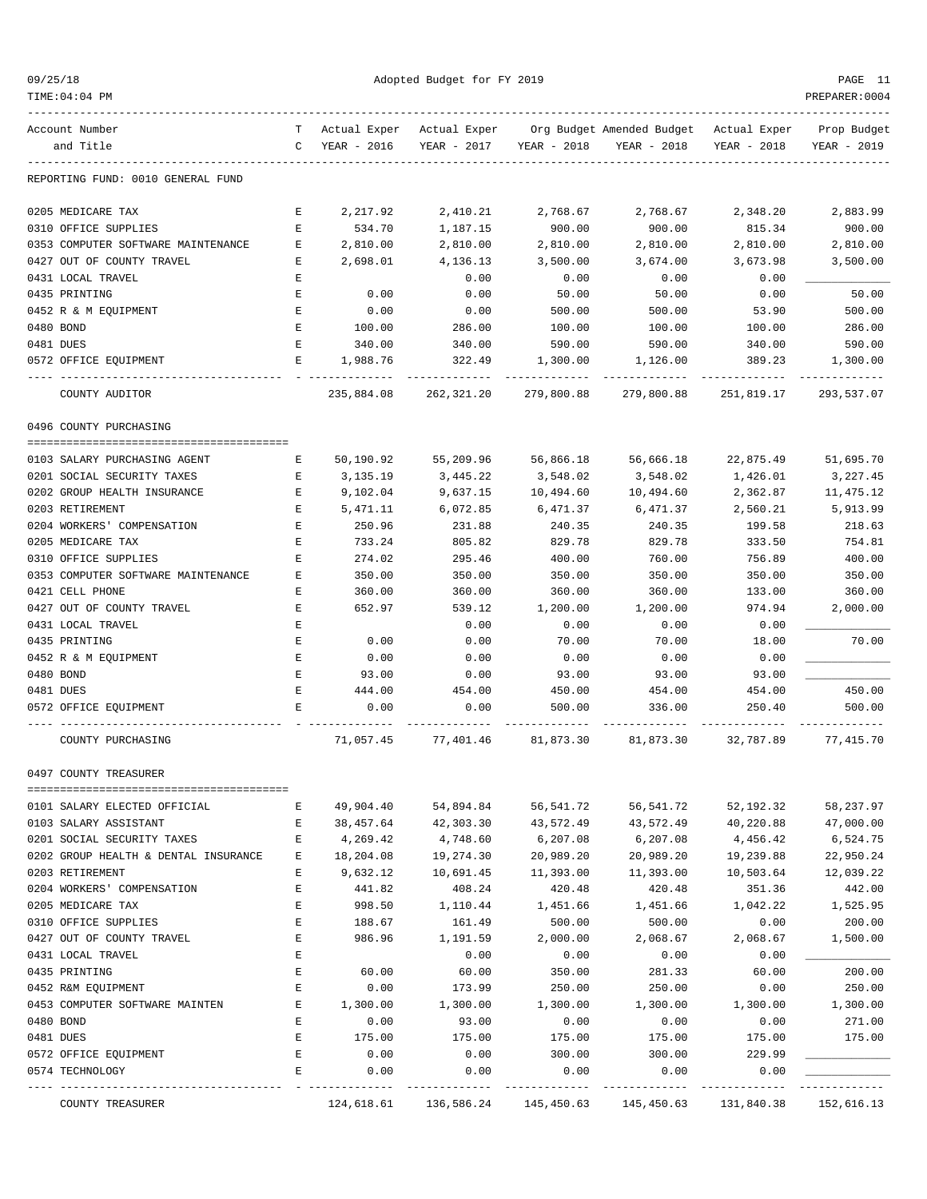REPORTING FUND: 0010 GENERAL FUND

| Account Number and Title | TC | Actual Exper YEAR - 2016 | Actual Exper YEAR - 2017 | Org Budget YEAR - 2018 | Amended Budget YEAR - 2018 | Actual Exper YEAR - 2018 | Prop Budget YEAR - 2019 |
|---|---|---|---|---|---|---|---|
| 0205 MEDICARE TAX | E | 2,217.92 | 2,410.21 | 2,768.67 | 2,768.67 | 2,348.20 | 2,883.99 |
| 0310 OFFICE SUPPLIES | E | 534.70 | 1,187.15 | 900.00 | 900.00 | 815.34 | 900.00 |
| 0353 COMPUTER SOFTWARE MAINTENANCE | E | 2,810.00 | 2,810.00 | 2,810.00 | 2,810.00 | 2,810.00 | 2,810.00 |
| 0427 OUT OF COUNTY TRAVEL | E | 2,698.01 | 4,136.13 | 3,500.00 | 3,674.00 | 3,673.98 | 3,500.00 |
| 0431 LOCAL TRAVEL | E | | 0.00 | 0.00 | 0.00 | 0.00 | ____________ |
| 0435 PRINTING | E | 0.00 | 0.00 | 50.00 | 50.00 | 0.00 | 50.00 |
| 0452 R & M EQUIPMENT | E | 0.00 | 0.00 | 500.00 | 500.00 | 53.90 | 500.00 |
| 0480 BOND | E | 100.00 | 286.00 | 100.00 | 100.00 | 100.00 | 286.00 |
| 0481 DUES | E | 340.00 | 340.00 | 590.00 | 590.00 | 340.00 | 590.00 |
| 0572 OFFICE EQUIPMENT | E | 1,988.76 | 322.49 | 1,300.00 | 1,126.00 | 389.23 | 1,300.00 |
| COUNTY AUDITOR | | 235,884.08 | 262,321.20 | 279,800.88 | 279,800.88 | 251,819.17 | 293,537.07 |

0496 COUNTY PURCHASING

| Account Number and Title | TC | Actual Exper YEAR - 2016 | Actual Exper YEAR - 2017 | Org Budget YEAR - 2018 | Amended Budget YEAR - 2018 | Actual Exper YEAR - 2018 | Prop Budget YEAR - 2019 |
|---|---|---|---|---|---|---|---|
| 0103 SALARY PURCHASING AGENT | E | 50,190.92 | 55,209.96 | 56,866.18 | 56,666.18 | 22,875.49 | 51,695.70 |
| 0201 SOCIAL SECURITY TAXES | E | 3,135.19 | 3,445.22 | 3,548.02 | 3,548.02 | 1,426.01 | 3,227.45 |
| 0202 GROUP HEALTH INSURANCE | E | 9,102.04 | 9,637.15 | 10,494.60 | 10,494.60 | 2,362.87 | 11,475.12 |
| 0203 RETIREMENT | E | 5,471.11 | 6,072.85 | 6,471.37 | 6,471.37 | 2,560.21 | 5,913.99 |
| 0204 WORKERS' COMPENSATION | E | 250.96 | 231.88 | 240.35 | 240.35 | 199.58 | 218.63 |
| 0205 MEDICARE TAX | E | 733.24 | 805.82 | 829.78 | 829.78 | 333.50 | 754.81 |
| 0310 OFFICE SUPPLIES | E | 274.02 | 295.46 | 400.00 | 760.00 | 756.89 | 400.00 |
| 0353 COMPUTER SOFTWARE MAINTENANCE | E | 350.00 | 350.00 | 350.00 | 350.00 | 350.00 | 350.00 |
| 0421 CELL PHONE | E | 360.00 | 360.00 | 360.00 | 360.00 | 133.00 | 360.00 |
| 0427 OUT OF COUNTY TRAVEL | E | 652.97 | 539.12 | 1,200.00 | 1,200.00 | 974.94 | 2,000.00 |
| 0431 LOCAL TRAVEL | E | | 0.00 | 0.00 | 0.00 | 0.00 | ____________ |
| 0435 PRINTING | E | 0.00 | 0.00 | 70.00 | 70.00 | 18.00 | 70.00 |
| 0452 R & M EQUIPMENT | E | 0.00 | 0.00 | 0.00 | 0.00 | 0.00 | ____________ |
| 0480 BOND | E | 93.00 | 0.00 | 93.00 | 93.00 | 93.00 | ____________ |
| 0481 DUES | E | 444.00 | 454.00 | 450.00 | 454.00 | 454.00 | 450.00 |
| 0572 OFFICE EQUIPMENT | E | 0.00 | 0.00 | 500.00 | 336.00 | 250.40 | 500.00 |
| COUNTY PURCHASING | | 71,057.45 | 77,401.46 | 81,873.30 | 81,873.30 | 32,787.89 | 77,415.70 |

0497 COUNTY TREASURER

| Account Number and Title | TC | Actual Exper YEAR - 2016 | Actual Exper YEAR - 2017 | Org Budget YEAR - 2018 | Amended Budget YEAR - 2018 | Actual Exper YEAR - 2018 | Prop Budget YEAR - 2019 |
|---|---|---|---|---|---|---|---|
| 0101 SALARY ELECTED OFFICIAL | E | 49,904.40 | 54,894.84 | 56,541.72 | 56,541.72 | 52,192.32 | 58,237.97 |
| 0103 SALARY ASSISTANT | E | 38,457.64 | 42,303.30 | 43,572.49 | 43,572.49 | 40,220.88 | 47,000.00 |
| 0201 SOCIAL SECURITY TAXES | E | 4,269.42 | 4,748.60 | 6,207.08 | 6,207.08 | 4,456.42 | 6,524.75 |
| 0202 GROUP HEALTH & DENTAL INSURANCE | E | 18,204.08 | 19,274.30 | 20,989.20 | 20,989.20 | 19,239.88 | 22,950.24 |
| 0203 RETIREMENT | E | 9,632.12 | 10,691.45 | 11,393.00 | 11,393.00 | 10,503.64 | 12,039.22 |
| 0204 WORKERS' COMPENSATION | E | 441.82 | 408.24 | 420.48 | 420.48 | 351.36 | 442.00 |
| 0205 MEDICARE TAX | E | 998.50 | 1,110.44 | 1,451.66 | 1,451.66 | 1,042.22 | 1,525.95 |
| 0310 OFFICE SUPPLIES | E | 188.67 | 161.49 | 500.00 | 500.00 | 0.00 | 200.00 |
| 0427 OUT OF COUNTY TRAVEL | E | 986.96 | 1,191.59 | 2,000.00 | 2,068.67 | 2,068.67 | 1,500.00 |
| 0431 LOCAL TRAVEL | E | | 0.00 | 0.00 | 0.00 | 0.00 | ____________ |
| 0435 PRINTING | E | 60.00 | 60.00 | 350.00 | 281.33 | 60.00 | 200.00 |
| 0452 R&M EQUIPMENT | E | 0.00 | 173.99 | 250.00 | 250.00 | 0.00 | 250.00 |
| 0453 COMPUTER SOFTWARE MAINTEN | E | 1,300.00 | 1,300.00 | 1,300.00 | 1,300.00 | 1,300.00 | 1,300.00 |
| 0480 BOND | E | 0.00 | 93.00 | 0.00 | 0.00 | 0.00 | 271.00 |
| 0481 DUES | E | 175.00 | 175.00 | 175.00 | 175.00 | 175.00 | 175.00 |
| 0572 OFFICE EQUIPMENT | E | 0.00 | 0.00 | 300.00 | 300.00 | 229.99 | ____________ |
| 0574 TECHNOLOGY | E | 0.00 | 0.00 | 0.00 | 0.00 | 0.00 | ____________ |
| COUNTY TREASURER | | 124,618.61 | 136,586.24 | 145,450.63 | 145,450.63 | 131,840.38 | 152,616.13 |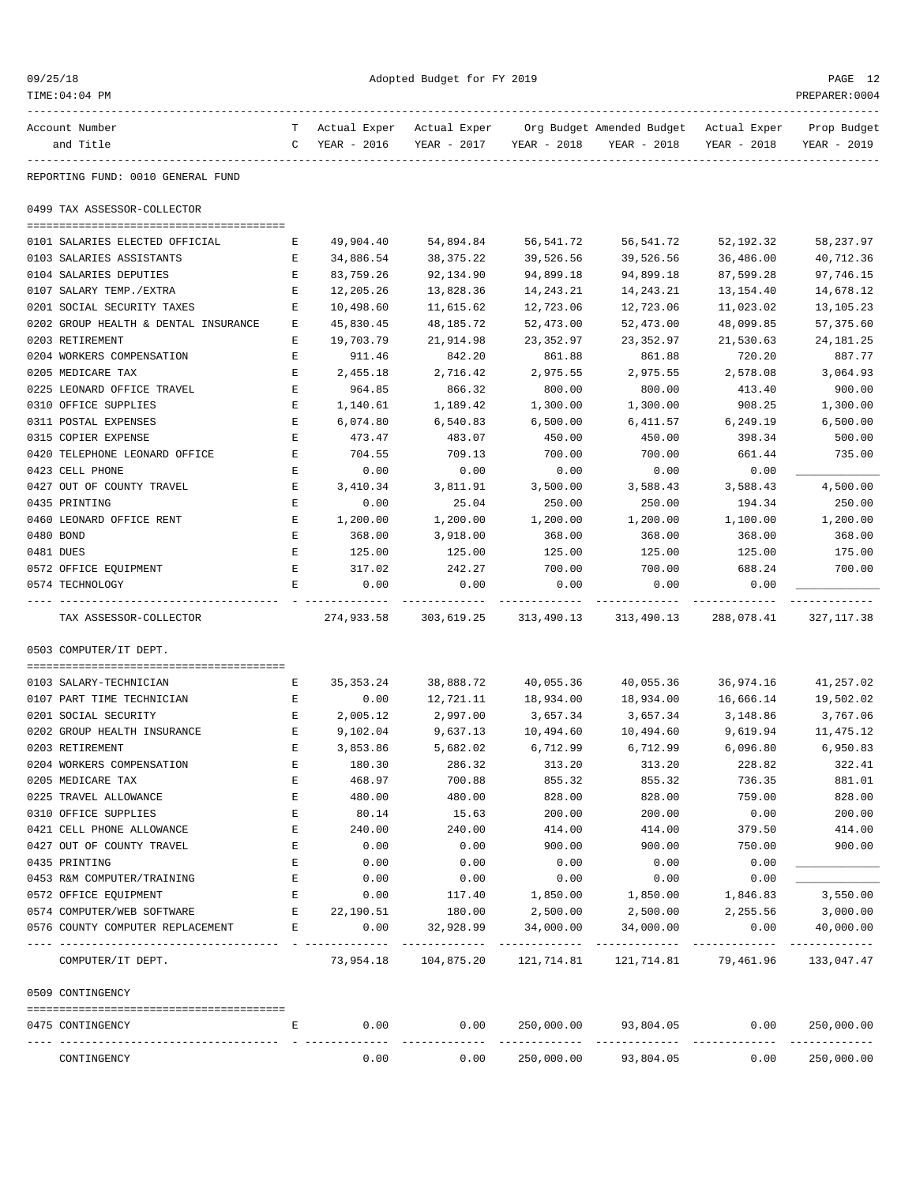Adopted Budget for FY 2019

| Account Number and Title | TC | Actual Exper YEAR - 2016 | Actual Exper YEAR - 2017 | Org Budget YEAR - 2018 | Amended Budget YEAR - 2018 | Actual Exper YEAR - 2018 | Prop Budget YEAR - 2019 |
|---|---|---|---|---|---|---|---|

REPORTING FUND: 0010 GENERAL FUND

**0499 TAX ASSESSOR-COLLECTOR**

| Account Number and Title | TC | Actual Exper YEAR - 2016 | Actual Exper YEAR - 2017 | Org Budget YEAR - 2018 | Amended Budget YEAR - 2018 | Actual Exper YEAR - 2018 | Prop Budget YEAR - 2019 |
|---|---|---|---|---|---|---|---|
| 0101 SALARIES ELECTED OFFICIAL | E | 49,904.40 | 54,894.84 | 56,541.72 | 56,541.72 | 52,192.32 | 58,237.97 |
| 0103 SALARIES ASSISTANTS | E | 34,886.54 | 38,375.22 | 39,526.56 | 39,526.56 | 36,486.00 | 40,712.36 |
| 0104 SALARIES DEPUTIES | E | 83,759.26 | 92,134.90 | 94,899.18 | 94,899.18 | 87,599.28 | 97,746.15 |
| 0107 SALARY TEMP./EXTRA | E | 12,205.26 | 13,828.36 | 14,243.21 | 14,243.21 | 13,154.40 | 14,678.12 |
| 0201 SOCIAL SECURITY TAXES | E | 10,498.60 | 11,615.62 | 12,723.06 | 12,723.06 | 11,023.02 | 13,105.23 |
| 0202 GROUP HEALTH & DENTAL INSURANCE | E | 45,830.45 | 48,185.72 | 52,473.00 | 52,473.00 | 48,099.85 | 57,375.60 |
| 0203 RETIREMENT | E | 19,703.79 | 21,914.98 | 23,352.97 | 23,352.97 | 21,530.63 | 24,181.25 |
| 0204 WORKERS COMPENSATION | E | 911.46 | 842.20 | 861.88 | 861.88 | 720.20 | 887.77 |
| 0205 MEDICARE TAX | E | 2,455.18 | 2,716.42 | 2,975.55 | 2,975.55 | 2,578.08 | 3,064.93 |
| 0225 LEONARD OFFICE TRAVEL | E | 964.85 | 866.32 | 800.00 | 800.00 | 413.40 | 900.00 |
| 0310 OFFICE SUPPLIES | E | 1,140.61 | 1,189.42 | 1,300.00 | 1,300.00 | 908.25 | 1,300.00 |
| 0311 POSTAL EXPENSES | E | 6,074.80 | 6,540.83 | 6,500.00 | 6,411.57 | 6,249.19 | 6,500.00 |
| 0315 COPIER EXPENSE | E | 473.47 | 483.07 | 450.00 | 450.00 | 398.34 | 500.00 |
| 0420 TELEPHONE LEONARD OFFICE | E | 704.55 | 709.13 | 700.00 | 700.00 | 661.44 | 735.00 |
| 0423 CELL PHONE | E | 0.00 | 0.00 | 0.00 | 0.00 | 0.00 | ____________ |
| 0427 OUT OF COUNTY TRAVEL | E | 3,410.34 | 3,811.91 | 3,500.00 | 3,588.43 | 3,588.43 | 4,500.00 |
| 0435 PRINTING | E | 0.00 | 25.04 | 250.00 | 250.00 | 194.34 | 250.00 |
| 0460 LEONARD OFFICE RENT | E | 1,200.00 | 1,200.00 | 1,200.00 | 1,200.00 | 1,100.00 | 1,200.00 |
| 0480 BOND | E | 368.00 | 3,918.00 | 368.00 | 368.00 | 368.00 | 368.00 |
| 0481 DUES | E | 125.00 | 125.00 | 125.00 | 125.00 | 125.00 | 175.00 |
| 0572 OFFICE EQUIPMENT | E | 317.02 | 242.27 | 700.00 | 700.00 | 688.24 | 700.00 |
| 0574 TECHNOLOGY | E | 0.00 | 0.00 | 0.00 | 0.00 | 0.00 | ____________ |
| TAX ASSESSOR-COLLECTOR | | 274,933.58 | 303,619.25 | 313,490.13 | 313,490.13 | 288,078.41 | 327,117.38 |

**0503 COMPUTER/IT DEPT.**

| Account Number and Title | TC | Actual Exper YEAR - 2016 | Actual Exper YEAR - 2017 | Org Budget YEAR - 2018 | Amended Budget YEAR - 2018 | Actual Exper YEAR - 2018 | Prop Budget YEAR - 2019 |
|---|---|---|---|---|---|---|---|
| 0103 SALARY-TECHNICIAN | E | 35,353.24 | 38,888.72 | 40,055.36 | 40,055.36 | 36,974.16 | 41,257.02 |
| 0107 PART TIME TECHNICIAN | E | 0.00 | 12,721.11 | 18,934.00 | 18,934.00 | 16,666.14 | 19,502.02 |
| 0201 SOCIAL SECURITY | E | 2,005.12 | 2,997.00 | 3,657.34 | 3,657.34 | 3,148.86 | 3,767.06 |
| 0202 GROUP HEALTH INSURANCE | E | 9,102.04 | 9,637.13 | 10,494.60 | 10,494.60 | 9,619.94 | 11,475.12 |
| 0203 RETIREMENT | E | 3,853.86 | 5,682.02 | 6,712.99 | 6,712.99 | 6,096.80 | 6,950.83 |
| 0204 WORKERS COMPENSATION | E | 180.30 | 286.32 | 313.20 | 313.20 | 228.82 | 322.41 |
| 0205 MEDICARE TAX | E | 468.97 | 700.88 | 855.32 | 855.32 | 736.35 | 881.01 |
| 0225 TRAVEL ALLOWANCE | E | 480.00 | 480.00 | 828.00 | 828.00 | 759.00 | 828.00 |
| 0310 OFFICE SUPPLIES | E | 80.14 | 15.63 | 200.00 | 200.00 | 0.00 | 200.00 |
| 0421 CELL PHONE ALLOWANCE | E | 240.00 | 240.00 | 414.00 | 414.00 | 379.50 | 414.00 |
| 0427 OUT OF COUNTY TRAVEL | E | 0.00 | 0.00 | 900.00 | 900.00 | 750.00 | 900.00 |
| 0435 PRINTING | E | 0.00 | 0.00 | 0.00 | 0.00 | 0.00 | ____________ |
| 0453 R&M COMPUTER/TRAINING | E | 0.00 | 0.00 | 0.00 | 0.00 | 0.00 | ____________ |
| 0572 OFFICE EQUIPMENT | E | 0.00 | 117.40 | 1,850.00 | 1,850.00 | 1,846.83 | 3,550.00 |
| 0574 COMPUTER/WEB SOFTWARE | E | 22,190.51 | 180.00 | 2,500.00 | 2,500.00 | 2,255.56 | 3,000.00 |
| 0576 COUNTY COMPUTER REPLACEMENT | E | 0.00 | 32,928.99 | 34,000.00 | 34,000.00 | 0.00 | 40,000.00 |
| COMPUTER/IT DEPT. | | 73,954.18 | 104,875.20 | 121,714.81 | 121,714.81 | 79,461.96 | 133,047.47 |

**0509 CONTINGENCY**

| Account Number and Title | TC | Actual Exper YEAR - 2016 | Actual Exper YEAR - 2017 | Org Budget YEAR - 2018 | Amended Budget YEAR - 2018 | Actual Exper YEAR - 2018 | Prop Budget YEAR - 2019 |
|---|---|---|---|---|---|---|---|
| 0475 CONTINGENCY | E | 0.00 | 0.00 | 250,000.00 | 93,804.05 | 0.00 | 250,000.00 |
| CONTINGENCY | | 0.00 | 0.00 | 250,000.00 | 93,804.05 | 0.00 | 250,000.00 |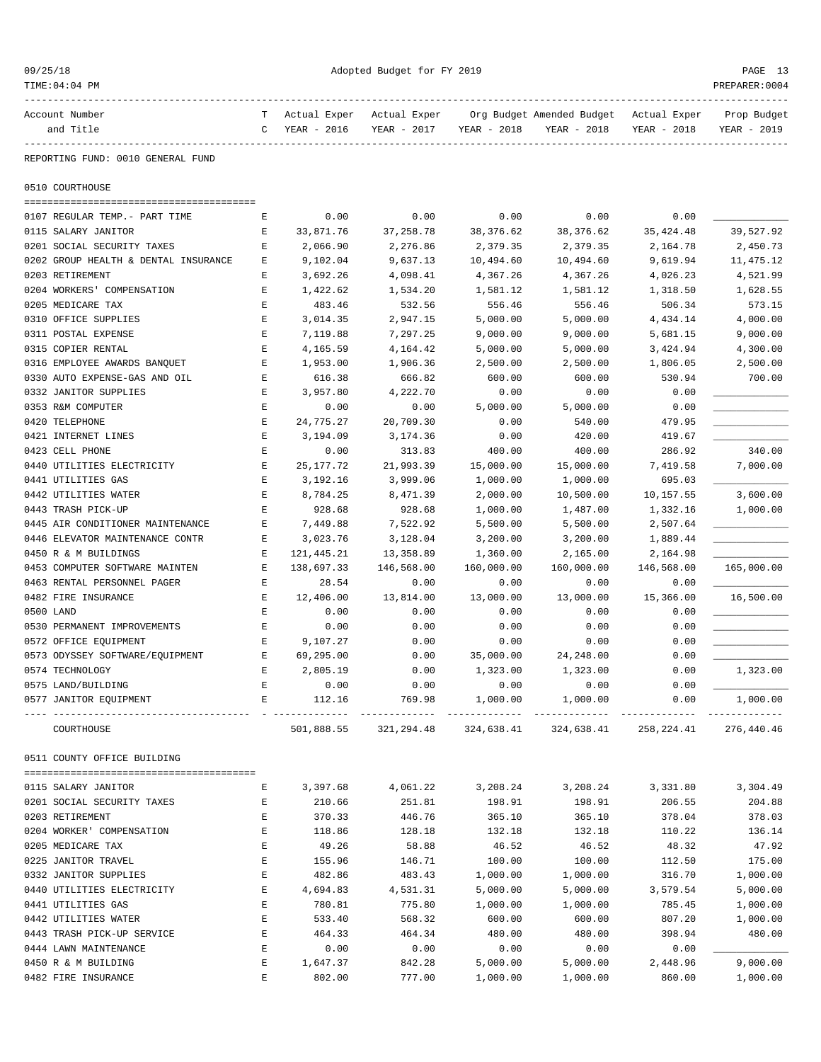Adopted Budget for FY 2019

| Account Number and Title | TC | Actual Exper YEAR - 2016 | Actual Exper YEAR - 2017 | Org Budget YEAR - 2018 | Amended Budget YEAR - 2018 | Actual Exper YEAR - 2018 | Prop Budget YEAR - 2019 |
|---|---|---|---|---|---|---|---|

REPORTING FUND: 0010 GENERAL FUND

## 0510 COURTHOUSE

| Account Number and Title | TC | Actual Exper YEAR - 2016 | Actual Exper YEAR - 2017 | Org Budget YEAR - 2018 | Amended Budget YEAR - 2018 | Actual Exper YEAR - 2018 | Prop Budget YEAR - 2019 |
|---|---|---|---|---|---|---|---|
| 0107 REGULAR TEMP.- PART TIME | E | 0.00 | 0.00 | 0.00 | 0.00 | 0.00 | ____________ |
| 0115 SALARY JANITOR | E | 33,871.76 | 37,258.78 | 38,376.62 | 38,376.62 | 35,424.48 | 39,527.92 |
| 0201 SOCIAL SECURITY TAXES | E | 2,066.90 | 2,276.86 | 2,379.35 | 2,379.35 | 2,164.78 | 2,450.73 |
| 0202 GROUP HEALTH & DENTAL INSURANCE | E | 9,102.04 | 9,637.13 | 10,494.60 | 10,494.60 | 9,619.94 | 11,475.12 |
| 0203 RETIREMENT | E | 3,692.26 | 4,098.41 | 4,367.26 | 4,367.26 | 4,026.23 | 4,521.99 |
| 0204 WORKERS' COMPENSATION | E | 1,422.62 | 1,534.20 | 1,581.12 | 1,581.12 | 1,318.50 | 1,628.55 |
| 0205 MEDICARE TAX | E | 483.46 | 532.56 | 556.46 | 556.46 | 506.34 | 573.15 |
| 0310 OFFICE SUPPLIES | E | 3,014.35 | 2,947.15 | 5,000.00 | 5,000.00 | 4,434.14 | 4,000.00 |
| 0311 POSTAL EXPENSE | E | 7,119.88 | 7,297.25 | 9,000.00 | 9,000.00 | 5,681.15 | 9,000.00 |
| 0315 COPIER RENTAL | E | 4,165.59 | 4,164.42 | 5,000.00 | 5,000.00 | 3,424.94 | 4,300.00 |
| 0316 EMPLOYEE AWARDS BANQUET | E | 1,953.00 | 1,906.36 | 2,500.00 | 2,500.00 | 1,806.05 | 2,500.00 |
| 0330 AUTO EXPENSE-GAS AND OIL | E | 616.38 | 666.82 | 600.00 | 600.00 | 530.94 | 700.00 |
| 0332 JANITOR SUPPLIES | E | 3,957.80 | 4,222.70 | 0.00 | 0.00 | 0.00 | ____________ |
| 0353 R&M COMPUTER | E | 0.00 | 0.00 | 5,000.00 | 5,000.00 | 0.00 | ____________ |
| 0420 TELEPHONE | E | 24,775.27 | 20,709.30 | 0.00 | 540.00 | 479.95 | ____________ |
| 0421 INTERNET LINES | E | 3,194.09 | 3,174.36 | 0.00 | 420.00 | 419.67 | ____________ |
| 0423 CELL PHONE | E | 0.00 | 313.83 | 400.00 | 400.00 | 286.92 | 340.00 |
| 0440 UTILITIES ELECTRICITY | E | 25,177.72 | 21,993.39 | 15,000.00 | 15,000.00 | 7,419.58 | 7,000.00 |
| 0441 UTILITIES GAS | E | 3,192.16 | 3,999.06 | 1,000.00 | 1,000.00 | 695.03 | ____________ |
| 0442 UTILITIES WATER | E | 8,784.25 | 8,471.39 | 2,000.00 | 10,500.00 | 10,157.55 | 3,600.00 |
| 0443 TRASH PICK-UP | E | 928.68 | 928.68 | 1,000.00 | 1,487.00 | 1,332.16 | 1,000.00 |
| 0445 AIR CONDITIONER MAINTENANCE | E | 7,449.88 | 7,522.92 | 5,500.00 | 5,500.00 | 2,507.64 | ____________ |
| 0446 ELEVATOR MAINTENANCE CONTR | E | 3,023.76 | 3,128.04 | 3,200.00 | 3,200.00 | 1,889.44 | ____________ |
| 0450 R & M BUILDINGS | E | 121,445.21 | 13,358.89 | 1,360.00 | 2,165.00 | 2,164.98 | ____________ |
| 0453 COMPUTER SOFTWARE MAINTEN | E | 138,697.33 | 146,568.00 | 160,000.00 | 160,000.00 | 146,568.00 | 165,000.00 |
| 0463 RENTAL PERSONNEL PAGER | E | 28.54 | 0.00 | 0.00 | 0.00 | 0.00 | ____________ |
| 0482 FIRE INSURANCE | E | 12,406.00 | 13,814.00 | 13,000.00 | 13,000.00 | 15,366.00 | 16,500.00 |
| 0500 LAND | E | 0.00 | 0.00 | 0.00 | 0.00 | 0.00 | ____________ |
| 0530 PERMANENT IMPROVEMENTS | E | 0.00 | 0.00 | 0.00 | 0.00 | 0.00 | ____________ |
| 0572 OFFICE EQUIPMENT | E | 9,107.27 | 0.00 | 0.00 | 0.00 | 0.00 | ____________ |
| 0573 ODYSSEY SOFTWARE/EQUIPMENT | E | 69,295.00 | 0.00 | 35,000.00 | 24,248.00 | 0.00 | ____________ |
| 0574 TECHNOLOGY | E | 2,805.19 | 0.00 | 1,323.00 | 1,323.00 | 0.00 | 1,323.00 |
| 0575 LAND/BUILDING | E | 0.00 | 0.00 | 0.00 | 0.00 | 0.00 | ____________ |
| 0577 JANITOR EQUIPMENT | E | 112.16 | 769.98 | 1,000.00 | 1,000.00 | 0.00 | 1,000.00 |
| COURTHOUSE | | 501,888.55 | 321,294.48 | 324,638.41 | 324,638.41 | 258,224.41 | 276,440.46 |

## 0511 COUNTY OFFICE BUILDING

| Account Number and Title | TC | Actual Exper YEAR - 2016 | Actual Exper YEAR - 2017 | Org Budget YEAR - 2018 | Amended Budget YEAR - 2018 | Actual Exper YEAR - 2018 | Prop Budget YEAR - 2019 |
|---|---|---|---|---|---|---|---|
| 0115 SALARY JANITOR | E | 3,397.68 | 4,061.22 | 3,208.24 | 3,208.24 | 3,331.80 | 3,304.49 |
| 0201 SOCIAL SECURITY TAXES | E | 210.66 | 251.81 | 198.91 | 198.91 | 206.55 | 204.88 |
| 0203 RETIREMENT | E | 370.33 | 446.76 | 365.10 | 365.10 | 378.04 | 378.03 |
| 0204 WORKER' COMPENSATION | E | 118.86 | 128.18 | 132.18 | 132.18 | 110.22 | 136.14 |
| 0205 MEDICARE TAX | E | 49.26 | 58.88 | 46.52 | 46.52 | 48.32 | 47.92 |
| 0225 JANITOR TRAVEL | E | 155.96 | 146.71 | 100.00 | 100.00 | 112.50 | 175.00 |
| 0332 JANITOR SUPPLIES | E | 482.86 | 483.43 | 1,000.00 | 1,000.00 | 316.70 | 1,000.00 |
| 0440 UTILITIES ELECTRICITY | E | 4,694.83 | 4,531.31 | 5,000.00 | 5,000.00 | 3,579.54 | 5,000.00 |
| 0441 UTILITIES GAS | E | 780.81 | 775.80 | 1,000.00 | 1,000.00 | 785.45 | 1,000.00 |
| 0442 UTILITIES WATER | E | 533.40 | 568.32 | 600.00 | 600.00 | 807.20 | 1,000.00 |
| 0443 TRASH PICK-UP SERVICE | E | 464.33 | 464.34 | 480.00 | 480.00 | 398.94 | 480.00 |
| 0444 LAWN MAINTENANCE | E | 0.00 | 0.00 | 0.00 | 0.00 | 0.00 | ____________ |
| 0450 R & M BUILDING | E | 1,647.37 | 842.28 | 5,000.00 | 5,000.00 | 2,448.96 | 9,000.00 |
| 0482 FIRE INSURANCE | E | 802.00 | 777.00 | 1,000.00 | 1,000.00 | 860.00 | 1,000.00 |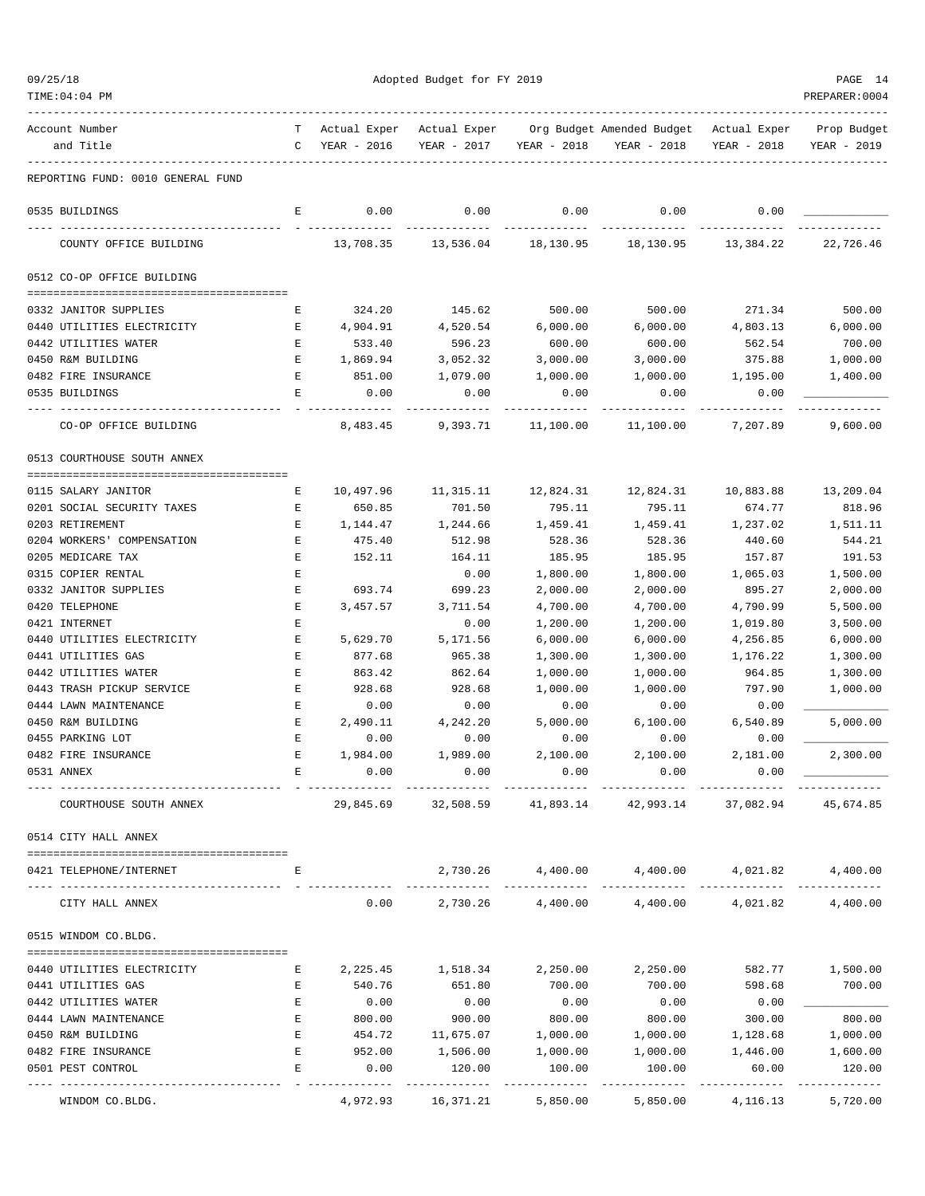Adopted Budget for FY 2019

| Account Number and Title | TC | Actual Exper YEAR - 2016 | Actual Exper YEAR - 2017 | Org Budget YEAR - 2018 | Amended Budget YEAR - 2018 | Actual Exper YEAR - 2018 | Prop Budget YEAR - 2019 |
|---|---|---|---|---|---|---|---|
| **REPORTING FUND: 0010 GENERAL FUND** | | | | | | | |
| 0535 BUILDINGS | E | 0.00 | 0.00 | 0.00 | 0.00 | 0.00 | ____________ |
| COUNTY OFFICE BUILDING | | 13,708.35 | 13,536.04 | 18,130.95 | 18,130.95 | 13,384.22 | 22,726.46 |
| **0512 CO-OP OFFICE BUILDING** | | | | | | | |
| 0332 JANITOR SUPPLIES | E | 324.20 | 145.62 | 500.00 | 500.00 | 271.34 | 500.00 |
| 0440 UTILITIES ELECTRICITY | E | 4,904.91 | 4,520.54 | 6,000.00 | 6,000.00 | 4,803.13 | 6,000.00 |
| 0442 UTILITIES WATER | E | 533.40 | 596.23 | 600.00 | 600.00 | 562.54 | 700.00 |
| 0450 R&M BUILDING | E | 1,869.94 | 3,052.32 | 3,000.00 | 3,000.00 | 375.88 | 1,000.00 |
| 0482 FIRE INSURANCE | E | 851.00 | 1,079.00 | 1,000.00 | 1,000.00 | 1,195.00 | 1,400.00 |
| 0535 BUILDINGS | E | 0.00 | 0.00 | 0.00 | 0.00 | 0.00 | ____________ |
| CO-OP OFFICE BUILDING | | 8,483.45 | 9,393.71 | 11,100.00 | 11,100.00 | 7,207.89 | 9,600.00 |
| **0513 COURTHOUSE SOUTH ANNEX** | | | | | | | |
| 0115 SALARY JANITOR | E | 10,497.96 | 11,315.11 | 12,824.31 | 12,824.31 | 10,883.88 | 13,209.04 |
| 0201 SOCIAL SECURITY TAXES | E | 650.85 | 701.50 | 795.11 | 795.11 | 674.77 | 818.96 |
| 0203 RETIREMENT | E | 1,144.47 | 1,244.66 | 1,459.41 | 1,459.41 | 1,237.02 | 1,511.11 |
| 0204 WORKERS' COMPENSATION | E | 475.40 | 512.98 | 528.36 | 528.36 | 440.60 | 544.21 |
| 0205 MEDICARE TAX | E | 152.11 | 164.11 | 185.95 | 185.95 | 157.87 | 191.53 |
| 0315 COPIER RENTAL | E | | 0.00 | 1,800.00 | 1,800.00 | 1,065.03 | 1,500.00 |
| 0332 JANITOR SUPPLIES | E | 693.74 | 699.23 | 2,000.00 | 2,000.00 | 895.27 | 2,000.00 |
| 0420 TELEPHONE | E | 3,457.57 | 3,711.54 | 4,700.00 | 4,700.00 | 4,790.99 | 5,500.00 |
| 0421 INTERNET | E | | 0.00 | 1,200.00 | 1,200.00 | 1,019.80 | 3,500.00 |
| 0440 UTILITIES ELECTRICITY | E | 5,629.70 | 5,171.56 | 6,000.00 | 6,000.00 | 4,256.85 | 6,000.00 |
| 0441 UTILITIES GAS | E | 877.68 | 965.38 | 1,300.00 | 1,300.00 | 1,176.22 | 1,300.00 |
| 0442 UTILITIES WATER | E | 863.42 | 862.64 | 1,000.00 | 1,000.00 | 964.85 | 1,300.00 |
| 0443 TRASH PICKUP SERVICE | E | 928.68 | 928.68 | 1,000.00 | 1,000.00 | 797.90 | 1,000.00 |
| 0444 LAWN MAINTENANCE | E | 0.00 | 0.00 | 0.00 | 0.00 | 0.00 | ____________ |
| 0450 R&M BUILDING | E | 2,490.11 | 4,242.20 | 5,000.00 | 6,100.00 | 6,540.89 | 5,000.00 |
| 0455 PARKING LOT | E | 0.00 | 0.00 | 0.00 | 0.00 | 0.00 | ____________ |
| 0482 FIRE INSURANCE | E | 1,984.00 | 1,989.00 | 2,100.00 | 2,100.00 | 2,181.00 | 2,300.00 |
| 0531 ANNEX | E | 0.00 | 0.00 | 0.00 | 0.00 | 0.00 | ____________ |
| COURTHOUSE SOUTH ANNEX | | 29,845.69 | 32,508.59 | 41,893.14 | 42,993.14 | 37,082.94 | 45,674.85 |
| **0514 CITY HALL ANNEX** | | | | | | | |
| 0421 TELEPHONE/INTERNET | E | | 2,730.26 | 4,400.00 | 4,400.00 | 4,021.82 | 4,400.00 |
| CITY HALL ANNEX | | 0.00 | 2,730.26 | 4,400.00 | 4,400.00 | 4,021.82 | 4,400.00 |
| **0515 WINDOM CO.BLDG.** | | | | | | | |
| 0440 UTILITIES ELECTRICITY | E | 2,225.45 | 1,518.34 | 2,250.00 | 2,250.00 | 582.77 | 1,500.00 |
| 0441 UTILITIES GAS | E | 540.76 | 651.80 | 700.00 | 700.00 | 598.68 | 700.00 |
| 0442 UTILITIES WATER | E | 0.00 | 0.00 | 0.00 | 0.00 | 0.00 | ____________ |
| 0444 LAWN MAINTENANCE | E | 800.00 | 900.00 | 800.00 | 800.00 | 300.00 | 800.00 |
| 0450 R&M BUILDING | E | 454.72 | 11,675.07 | 1,000.00 | 1,000.00 | 1,128.68 | 1,000.00 |
| 0482 FIRE INSURANCE | E | 952.00 | 1,506.00 | 1,000.00 | 1,000.00 | 1,446.00 | 1,600.00 |
| 0501 PEST CONTROL | E | 0.00 | 120.00 | 100.00 | 100.00 | 60.00 | 120.00 |
| WINDOM CO.BLDG. | | 4,972.93 | 16,371.21 | 5,850.00 | 5,850.00 | 4,116.13 | 5,720.00 |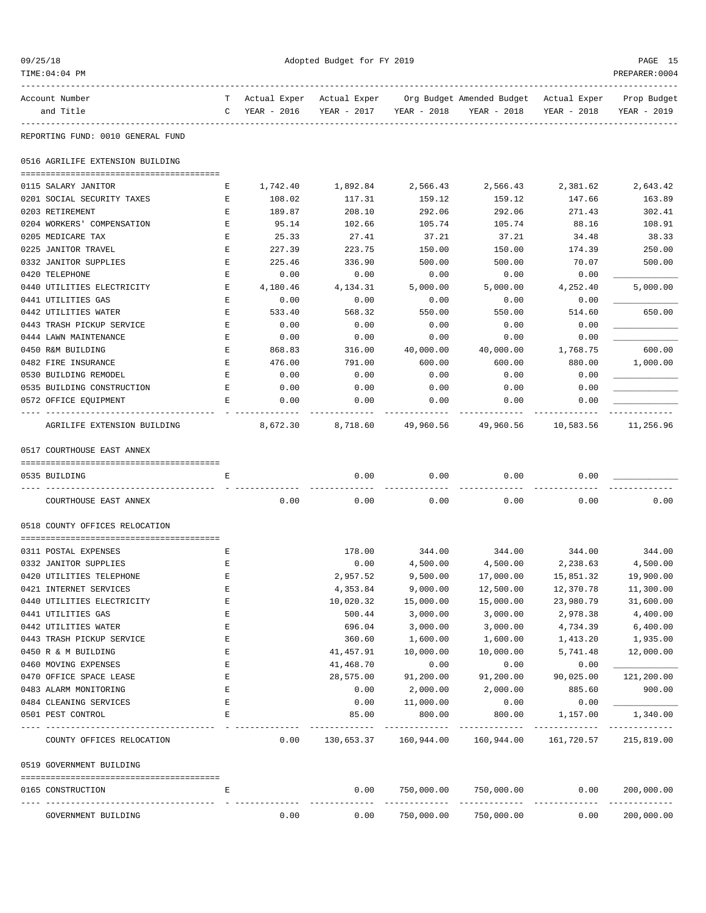Adopted Budget for FY 2019

REPORTING FUND: 0010 GENERAL FUND

| Account Number and Title | TC | Actual Exper YEAR - 2016 | Actual Exper YEAR - 2017 | Org Budget YEAR - 2018 | Amended Budget YEAR - 2018 | Actual Exper YEAR - 2018 | Prop Budget YEAR - 2019 |
|---|---|---|---|---|---|---|---|
| **0516 AGRILIFE EXTENSION BUILDING** | | | | | | | |
| 0115 SALARY JANITOR | E | 1,742.40 | 1,892.84 | 2,566.43 | 2,566.43 | 2,381.62 | 2,643.42 |
| 0201 SOCIAL SECURITY TAXES | E | 108.02 | 117.31 | 159.12 | 159.12 | 147.66 | 163.89 |
| 0203 RETIREMENT | E | 189.87 | 208.10 | 292.06 | 292.06 | 271.43 | 302.41 |
| 0204 WORKERS' COMPENSATION | E | 95.14 | 102.66 | 105.74 | 105.74 | 88.16 | 108.91 |
| 0205 MEDICARE TAX | E | 25.33 | 27.41 | 37.21 | 37.21 | 34.48 | 38.33 |
| 0225 JANITOR TRAVEL | E | 227.39 | 223.75 | 150.00 | 150.00 | 174.39 | 250.00 |
| 0332 JANITOR SUPPLIES | E | 225.46 | 336.90 | 500.00 | 500.00 | 70.07 | 500.00 |
| 0420 TELEPHONE | E | 0.00 | 0.00 | 0.00 | 0.00 | 0.00 | ____________ |
| 0440 UTILITIES ELECTRICITY | E | 4,180.46 | 4,134.31 | 5,000.00 | 5,000.00 | 4,252.40 | 5,000.00 |
| 0441 UTILITIES GAS | E | 0.00 | 0.00 | 0.00 | 0.00 | 0.00 | ____________ |
| 0442 UTILITIES WATER | E | 533.40 | 568.32 | 550.00 | 550.00 | 514.60 | 650.00 |
| 0443 TRASH PICKUP SERVICE | E | 0.00 | 0.00 | 0.00 | 0.00 | 0.00 | ____________ |
| 0444 LAWN MAINTENANCE | E | 0.00 | 0.00 | 0.00 | 0.00 | 0.00 | ____________ |
| 0450 R&M BUILDING | E | 868.83 | 316.00 | 40,000.00 | 40,000.00 | 1,768.75 | 600.00 |
| 0482 FIRE INSURANCE | E | 476.00 | 791.00 | 600.00 | 600.00 | 880.00 | 1,000.00 |
| 0530 BUILDING REMODEL | E | 0.00 | 0.00 | 0.00 | 0.00 | 0.00 | ____________ |
| 0535 BUILDING CONSTRUCTION | E | 0.00 | 0.00 | 0.00 | 0.00 | 0.00 | ____________ |
| 0572 OFFICE EQUIPMENT | E | 0.00 | 0.00 | 0.00 | 0.00 | 0.00 | ____________ |
| AGRILIFE EXTENSION BUILDING | | 8,672.30 | 8,718.60 | 49,960.56 | 49,960.56 | 10,583.56 | 11,256.96 |
| **0517 COURTHOUSE EAST ANNEX** | | | | | | | |
| 0535 BUILDING | E | | 0.00 | 0.00 | 0.00 | 0.00 | ____________ |
| COURTHOUSE EAST ANNEX | | 0.00 | 0.00 | 0.00 | 0.00 | 0.00 | 0.00 |
| **0518 COUNTY OFFICES RELOCATION** | | | | | | | |
| 0311 POSTAL EXPENSES | E | | 178.00 | 344.00 | 344.00 | 344.00 | 344.00 |
| 0332 JANITOR SUPPLIES | E | | 0.00 | 4,500.00 | 4,500.00 | 2,238.63 | 4,500.00 |
| 0420 UTILITIES TELEPHONE | E | | 2,957.52 | 9,500.00 | 17,000.00 | 15,851.32 | 19,900.00 |
| 0421 INTERNET SERVICES | E | | 4,353.84 | 9,000.00 | 12,500.00 | 12,370.78 | 11,300.00 |
| 0440 UTILITIES ELECTRICITY | E | | 10,020.32 | 15,000.00 | 15,000.00 | 23,980.79 | 31,600.00 |
| 0441 UTILITIES GAS | E | | 500.44 | 3,000.00 | 3,000.00 | 2,978.38 | 4,400.00 |
| 0442 UTILITIES WATER | E | | 696.04 | 3,000.00 | 3,000.00 | 4,734.39 | 6,400.00 |
| 0443 TRASH PICKUP SERVICE | E | | 360.60 | 1,600.00 | 1,600.00 | 1,413.20 | 1,935.00 |
| 0450 R & M BUILDING | E | | 41,457.91 | 10,000.00 | 10,000.00 | 5,741.48 | 12,000.00 |
| 0460 MOVING EXPENSES | E | | 41,468.70 | 0.00 | 0.00 | 0.00 | ____________ |
| 0470 OFFICE SPACE LEASE | E | | 28,575.00 | 91,200.00 | 91,200.00 | 90,025.00 | 121,200.00 |
| 0483 ALARM MONITORING | E | | 0.00 | 2,000.00 | 2,000.00 | 885.60 | 900.00 |
| 0484 CLEANING SERVICES | E | | 0.00 | 11,000.00 | 0.00 | 0.00 | ____________ |
| 0501 PEST CONTROL | E | | 85.00 | 800.00 | 800.00 | 1,157.00 | 1,340.00 |
| COUNTY OFFICES RELOCATION | | 0.00 | 130,653.37 | 160,944.00 | 160,944.00 | 161,720.57 | 215,819.00 |
| **0519 GOVERNMENT BUILDING** | | | | | | | |
| 0165 CONSTRUCTION | E | | 0.00 | 750,000.00 | 750,000.00 | 0.00 | 200,000.00 |
| GOVERNMENT BUILDING | | 0.00 | 0.00 | 750,000.00 | 750,000.00 | 0.00 | 200,000.00 |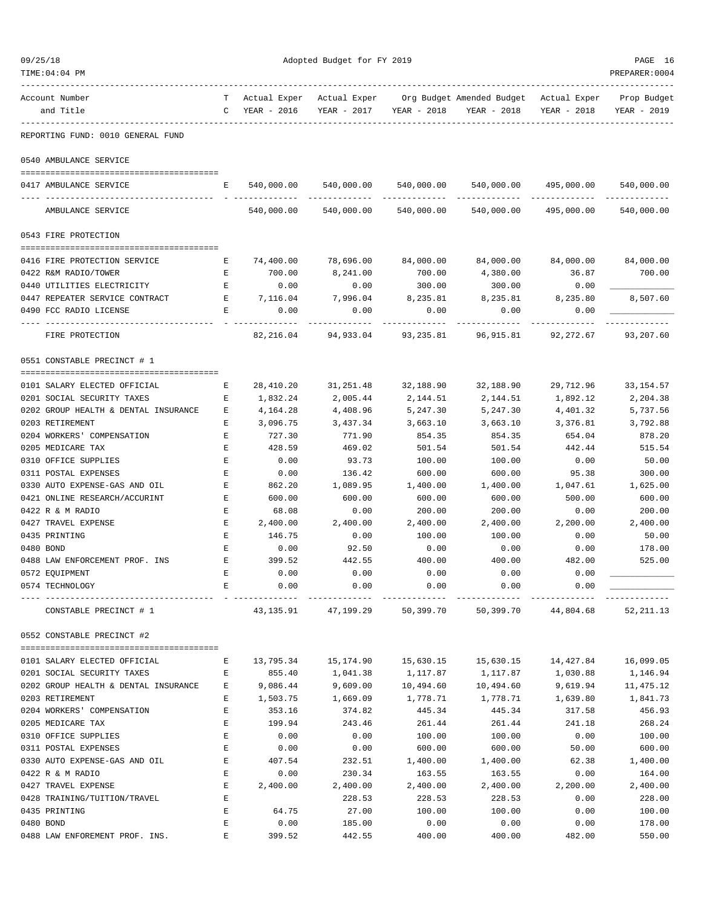Adopted Budget for FY 2019

| Account Number and Title | TC | Actual Exper YEAR - 2016 | Actual Exper YEAR - 2017 | Org Budget YEAR - 2018 | Amended Budget YEAR - 2018 | Actual Exper YEAR - 2018 | Prop Budget YEAR - 2019 |
|---|---|---|---|---|---|---|---|
| REPORTING FUND: 0010 GENERAL FUND | | | | | | | |
| **0540 AMBULANCE SERVICE** | | | | | | | |
| 0417 AMBULANCE SERVICE | E | 540,000.00 | 540,000.00 | 540,000.00 | 540,000.00 | 495,000.00 | 540,000.00 |
| AMBULANCE SERVICE | | 540,000.00 | 540,000.00 | 540,000.00 | 540,000.00 | 495,000.00 | 540,000.00 |
| **0543 FIRE PROTECTION** | | | | | | | |
| 0416 FIRE PROTECTION SERVICE | E | 74,400.00 | 78,696.00 | 84,000.00 | 84,000.00 | 84,000.00 | 84,000.00 |
| 0422 R&M RADIO/TOWER | E | 700.00 | 8,241.00 | 700.00 | 4,380.00 | 36.87 | 700.00 |
| 0440 UTILITIES ELECTRICITY | E | 0.00 | 0.00 | 300.00 | 300.00 | 0.00 | |
| 0447 REPEATER SERVICE CONTRACT | E | 7,116.04 | 7,996.04 | 8,235.81 | 8,235.81 | 8,235.80 | 8,507.60 |
| 0490 FCC RADIO LICENSE | E | 0.00 | 0.00 | 0.00 | 0.00 | 0.00 | |
| FIRE PROTECTION | | 82,216.04 | 94,933.04 | 93,235.81 | 96,915.81 | 92,272.67 | 93,207.60 |
| **0551 CONSTABLE PRECINCT # 1** | | | | | | | |
| 0101 SALARY ELECTED OFFICIAL | E | 28,410.20 | 31,251.48 | 32,188.90 | 32,188.90 | 29,712.96 | 33,154.57 |
| 0201 SOCIAL SECURITY TAXES | E | 1,832.24 | 2,005.44 | 2,144.51 | 2,144.51 | 1,892.12 | 2,204.38 |
| 0202 GROUP HEALTH & DENTAL INSURANCE | E | 4,164.28 | 4,408.96 | 5,247.30 | 5,247.30 | 4,401.32 | 5,737.56 |
| 0203 RETIREMENT | E | 3,096.75 | 3,437.34 | 3,663.10 | 3,663.10 | 3,376.81 | 3,792.88 |
| 0204 WORKERS' COMPENSATION | E | 727.30 | 771.90 | 854.35 | 854.35 | 654.04 | 878.20 |
| 0205 MEDICARE TAX | E | 428.59 | 469.02 | 501.54 | 501.54 | 442.44 | 515.54 |
| 0310 OFFICE SUPPLIES | E | 0.00 | 93.73 | 100.00 | 100.00 | 0.00 | 50.00 |
| 0311 POSTAL EXPENSES | E | 0.00 | 136.42 | 600.00 | 600.00 | 95.38 | 300.00 |
| 0330 AUTO EXPENSE-GAS AND OIL | E | 862.20 | 1,089.95 | 1,400.00 | 1,400.00 | 1,047.61 | 1,625.00 |
| 0421 ONLINE RESEARCH/ACCURINT | E | 600.00 | 600.00 | 600.00 | 600.00 | 500.00 | 600.00 |
| 0422 R & M RADIO | E | 68.08 | 0.00 | 200.00 | 200.00 | 0.00 | 200.00 |
| 0427 TRAVEL EXPENSE | E | 2,400.00 | 2,400.00 | 2,400.00 | 2,400.00 | 2,200.00 | 2,400.00 |
| 0435 PRINTING | E | 146.75 | 0.00 | 100.00 | 100.00 | 0.00 | 50.00 |
| 0480 BOND | E | 0.00 | 92.50 | 0.00 | 0.00 | 0.00 | 178.00 |
| 0488 LAW ENFORCEMENT PROF. INS | E | 399.52 | 442.55 | 400.00 | 400.00 | 482.00 | 525.00 |
| 0572 EQUIPMENT | E | 0.00 | 0.00 | 0.00 | 0.00 | 0.00 | |
| 0574 TECHNOLOGY | E | 0.00 | 0.00 | 0.00 | 0.00 | 0.00 | |
| CONSTABLE PRECINCT # 1 | | 43,135.91 | 47,199.29 | 50,399.70 | 50,399.70 | 44,804.68 | 52,211.13 |
| **0552 CONSTABLE PRECINCT #2** | | | | | | | |
| 0101 SALARY ELECTED OFFICIAL | E | 13,795.34 | 15,174.90 | 15,630.15 | 15,630.15 | 14,427.84 | 16,099.05 |
| 0201 SOCIAL SECURITY TAXES | E | 855.40 | 1,041.38 | 1,117.87 | 1,117.87 | 1,030.88 | 1,146.94 |
| 0202 GROUP HEALTH & DENTAL INSURANCE | E | 9,086.44 | 9,609.00 | 10,494.60 | 10,494.60 | 9,619.94 | 11,475.12 |
| 0203 RETIREMENT | E | 1,503.75 | 1,669.09 | 1,778.71 | 1,778.71 | 1,639.80 | 1,841.73 |
| 0204 WORKERS' COMPENSATION | E | 353.16 | 374.82 | 445.34 | 445.34 | 317.58 | 456.93 |
| 0205 MEDICARE TAX | E | 199.94 | 243.46 | 261.44 | 261.44 | 241.18 | 268.24 |
| 0310 OFFICE SUPPLIES | E | 0.00 | 0.00 | 100.00 | 100.00 | 0.00 | 100.00 |
| 0311 POSTAL EXPENSES | E | 0.00 | 0.00 | 600.00 | 600.00 | 50.00 | 600.00 |
| 0330 AUTO EXPENSE-GAS AND OIL | E | 407.54 | 232.51 | 1,400.00 | 1,400.00 | 62.38 | 1,400.00 |
| 0422 R & M RADIO | E | 0.00 | 230.34 | 163.55 | 163.55 | 0.00 | 164.00 |
| 0427 TRAVEL EXPENSE | E | 2,400.00 | 2,400.00 | 2,400.00 | 2,400.00 | 2,200.00 | 2,400.00 |
| 0428 TRAINING/TUITION/TRAVEL | E | | 228.53 | 228.53 | 228.53 | 0.00 | 228.00 |
| 0435 PRINTING | E | 64.75 | 27.00 | 100.00 | 100.00 | 0.00 | 100.00 |
| 0480 BOND | E | 0.00 | 185.00 | 0.00 | 0.00 | 0.00 | 178.00 |
| 0488 LAW ENFOREMENT PROF. INS. | E | 399.52 | 442.55 | 400.00 | 400.00 | 482.00 | 550.00 |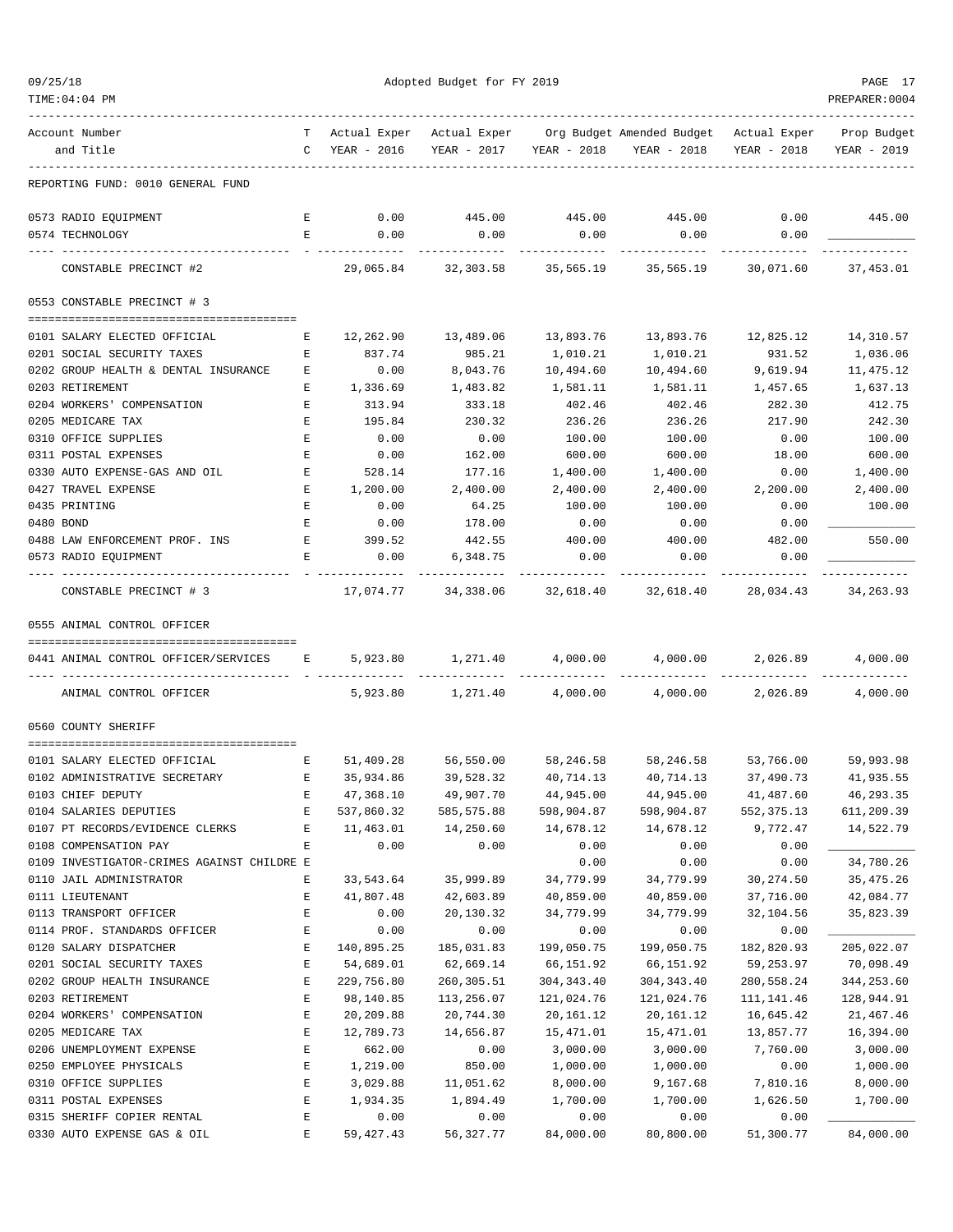REPORTING FUND: 0010 GENERAL FUND

| Account Number and Title | TC | Actual Exper YEAR - 2016 | Actual Exper YEAR - 2017 | Org Budget YEAR - 2018 | Amended Budget YEAR - 2018 | Actual Exper YEAR - 2018 | Prop Budget YEAR - 2019 |
|---|---|---|---|---|---|---|---|
| 0573 RADIO EQUIPMENT | E | 0.00 | 445.00 | 445.00 | 445.00 | 0.00 | 445.00 |
| 0574 TECHNOLOGY | E | 0.00 | 0.00 | 0.00 | 0.00 | 0.00 | |
| CONSTABLE PRECINCT #2 | | 29,065.84 | 32,303.58 | 35,565.19 | 35,565.19 | 30,071.60 | 37,453.01 |

0553 CONSTABLE PRECINCT # 3

| Account Number and Title | TC | Actual Exper YEAR - 2016 | Actual Exper YEAR - 2017 | Org Budget YEAR - 2018 | Amended Budget YEAR - 2018 | Actual Exper YEAR - 2018 | Prop Budget YEAR - 2019 |
|---|---|---|---|---|---|---|---|
| 0101 SALARY ELECTED OFFICIAL | E | 12,262.90 | 13,489.06 | 13,893.76 | 13,893.76 | 12,825.12 | 14,310.57 |
| 0201 SOCIAL SECURITY TAXES | E | 837.74 | 985.21 | 1,010.21 | 1,010.21 | 931.52 | 1,036.06 |
| 0202 GROUP HEALTH & DENTAL INSURANCE | E | 0.00 | 8,043.76 | 10,494.60 | 10,494.60 | 9,619.94 | 11,475.12 |
| 0203 RETIREMENT | E | 1,336.69 | 1,483.82 | 1,581.11 | 1,581.11 | 1,457.65 | 1,637.13 |
| 0204 WORKERS' COMPENSATION | E | 313.94 | 333.18 | 402.46 | 402.46 | 282.30 | 412.75 |
| 0205 MEDICARE TAX | E | 195.84 | 230.32 | 236.26 | 236.26 | 217.90 | 242.30 |
| 0310 OFFICE SUPPLIES | E | 0.00 | 0.00 | 100.00 | 100.00 | 0.00 | 100.00 |
| 0311 POSTAL EXPENSES | E | 0.00 | 162.00 | 600.00 | 600.00 | 18.00 | 600.00 |
| 0330 AUTO EXPENSE-GAS AND OIL | E | 528.14 | 177.16 | 1,400.00 | 1,400.00 | 0.00 | 1,400.00 |
| 0427 TRAVEL EXPENSE | E | 1,200.00 | 2,400.00 | 2,400.00 | 2,400.00 | 2,200.00 | 2,400.00 |
| 0435 PRINTING | E | 0.00 | 64.25 | 100.00 | 100.00 | 0.00 | 100.00 |
| 0480 BOND | E | 0.00 | 178.00 | 0.00 | 0.00 | 0.00 | |
| 0488 LAW ENFORCEMENT PROF. INS | E | 399.52 | 442.55 | 400.00 | 400.00 | 482.00 | 550.00 |
| 0573 RADIO EQUIPMENT | E | 0.00 | 6,348.75 | 0.00 | 0.00 | 0.00 | |
| CONSTABLE PRECINCT # 3 | | 17,074.77 | 34,338.06 | 32,618.40 | 32,618.40 | 28,034.43 | 34,263.93 |

0555 ANIMAL CONTROL OFFICER

| Account Number and Title | TC | Actual Exper YEAR - 2016 | Actual Exper YEAR - 2017 | Org Budget YEAR - 2018 | Amended Budget YEAR - 2018 | Actual Exper YEAR - 2018 | Prop Budget YEAR - 2019 |
|---|---|---|---|---|---|---|---|
| 0441 ANIMAL CONTROL OFFICER/SERVICES | E | 5,923.80 | 1,271.40 | 4,000.00 | 4,000.00 | 2,026.89 | 4,000.00 |
| ANIMAL CONTROL OFFICER | | 5,923.80 | 1,271.40 | 4,000.00 | 4,000.00 | 2,026.89 | 4,000.00 |

0560 COUNTY SHERIFF

| Account Number and Title | TC | Actual Exper YEAR - 2016 | Actual Exper YEAR - 2017 | Org Budget YEAR - 2018 | Amended Budget YEAR - 2018 | Actual Exper YEAR - 2018 | Prop Budget YEAR - 2019 |
|---|---|---|---|---|---|---|---|
| 0101 SALARY ELECTED OFFICIAL | E | 51,409.28 | 56,550.00 | 58,246.58 | 58,246.58 | 53,766.00 | 59,993.98 |
| 0102 ADMINISTRATIVE SECRETARY | E | 35,934.86 | 39,528.32 | 40,714.13 | 40,714.13 | 37,490.73 | 41,935.55 |
| 0103 CHIEF DEPUTY | E | 47,368.10 | 49,907.70 | 44,945.00 | 44,945.00 | 41,487.60 | 46,293.35 |
| 0104 SALARIES DEPUTIES | E | 537,860.32 | 585,575.88 | 598,904.87 | 598,904.87 | 552,375.13 | 611,209.39 |
| 0107 PT RECORDS/EVIDENCE CLERKS | E | 11,463.01 | 14,250.60 | 14,678.12 | 14,678.12 | 9,772.47 | 14,522.79 |
| 0108 COMPENSATION PAY | E | 0.00 | 0.00 | 0.00 | 0.00 | 0.00 | |
| 0109 INVESTIGATOR-CRIMES AGAINST CHILDRE | E | | | 0.00 | 0.00 | 0.00 | 34,780.26 |
| 0110 JAIL ADMINISTRATOR | E | 33,543.64 | 35,999.89 | 34,779.99 | 34,779.99 | 30,274.50 | 35,475.26 |
| 0111 LIEUTENANT | E | 41,807.48 | 42,603.89 | 40,859.00 | 40,859.00 | 37,716.00 | 42,084.77 |
| 0113 TRANSPORT OFFICER | E | 0.00 | 20,130.32 | 34,779.99 | 34,779.99 | 32,104.56 | 35,823.39 |
| 0114 PROF. STANDARDS OFFICER | E | 0.00 | 0.00 | 0.00 | 0.00 | 0.00 | |
| 0120 SALARY DISPATCHER | E | 140,895.25 | 185,031.83 | 199,050.75 | 199,050.75 | 182,820.93 | 205,022.07 |
| 0201 SOCIAL SECURITY TAXES | E | 54,689.01 | 62,669.14 | 66,151.92 | 66,151.92 | 59,253.97 | 70,098.49 |
| 0202 GROUP HEALTH INSURANCE | E | 229,756.80 | 260,305.51 | 304,343.40 | 304,343.40 | 280,558.24 | 344,253.60 |
| 0203 RETIREMENT | E | 98,140.85 | 113,256.07 | 121,024.76 | 121,024.76 | 111,141.46 | 128,944.91 |
| 0204 WORKERS' COMPENSATION | E | 20,209.88 | 20,744.30 | 20,161.12 | 20,161.12 | 16,645.42 | 21,467.46 |
| 0205 MEDICARE TAX | E | 12,789.73 | 14,656.87 | 15,471.01 | 15,471.01 | 13,857.77 | 16,394.00 |
| 0206 UNEMPLOYMENT EXPENSE | E | 662.00 | 0.00 | 3,000.00 | 3,000.00 | 7,760.00 | 3,000.00 |
| 0250 EMPLOYEE PHYSICALS | E | 1,219.00 | 850.00 | 1,000.00 | 1,000.00 | 0.00 | 1,000.00 |
| 0310 OFFICE SUPPLIES | E | 3,029.88 | 11,051.62 | 8,000.00 | 9,167.68 | 7,810.16 | 8,000.00 |
| 0311 POSTAL EXPENSES | E | 1,934.35 | 1,894.49 | 1,700.00 | 1,700.00 | 1,626.50 | 1,700.00 |
| 0315 SHERIFF COPIER RENTAL | E | 0.00 | 0.00 | 0.00 | 0.00 | 0.00 | |
| 0330 AUTO EXPENSE GAS & OIL | E | 59,427.43 | 56,327.77 | 84,000.00 | 80,800.00 | 51,300.77 | 84,000.00 |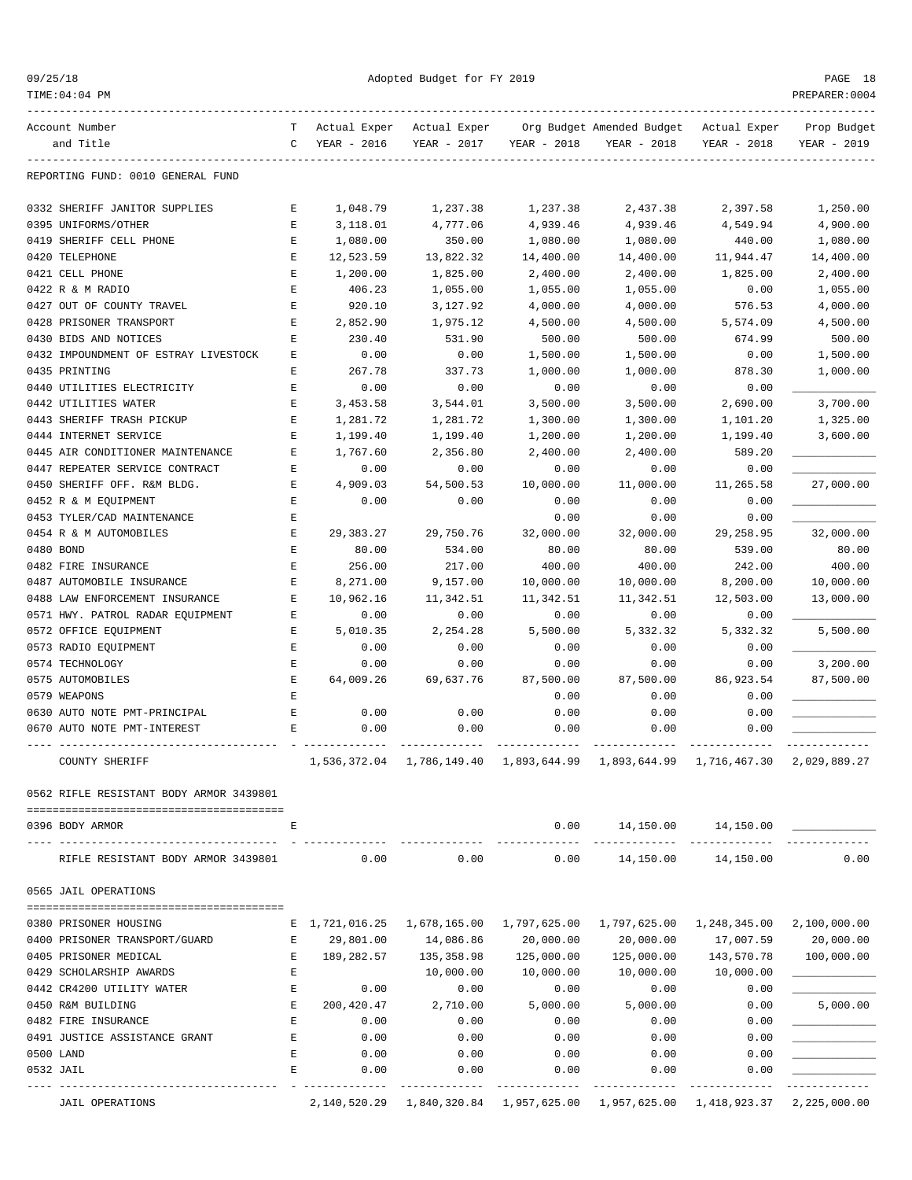Adopted Budget for FY 2019

REPORTING FUND: 0010 GENERAL FUND

| Account Number and Title | TC | Actual Exper YEAR - 2016 | Actual Exper YEAR - 2017 | Org Budget YEAR - 2018 | Amended Budget YEAR - 2018 | Actual Exper YEAR - 2018 | Prop Budget YEAR - 2019 |
|---|---|---|---|---|---|---|---|
| 0332 SHERIFF JANITOR SUPPLIES | E | 1,048.79 | 1,237.38 | 1,237.38 | 2,437.38 | 2,397.58 | 1,250.00 |
| 0395 UNIFORMS/OTHER | E | 3,118.01 | 4,777.06 | 4,939.46 | 4,939.46 | 4,549.94 | 4,900.00 |
| 0419 SHERIFF CELL PHONE | E | 1,080.00 | 350.00 | 1,080.00 | 1,080.00 | 440.00 | 1,080.00 |
| 0420 TELEPHONE | E | 12,523.59 | 13,822.32 | 14,400.00 | 14,400.00 | 11,944.47 | 14,400.00 |
| 0421 CELL PHONE | E | 1,200.00 | 1,825.00 | 2,400.00 | 2,400.00 | 1,825.00 | 2,400.00 |
| 0422 R & M RADIO | E | 406.23 | 1,055.00 | 1,055.00 | 1,055.00 | 0.00 | 1,055.00 |
| 0427 OUT OF COUNTY TRAVEL | E | 920.10 | 3,127.92 | 4,000.00 | 4,000.00 | 576.53 | 4,000.00 |
| 0428 PRISONER TRANSPORT | E | 2,852.90 | 1,975.12 | 4,500.00 | 4,500.00 | 5,574.09 | 4,500.00 |
| 0430 BIDS AND NOTICES | E | 230.40 | 531.90 | 500.00 | 500.00 | 674.99 | 500.00 |
| 0432 IMPOUNDMENT OF ESTRAY LIVESTOCK | E | 0.00 | 0.00 | 1,500.00 | 1,500.00 | 0.00 | 1,500.00 |
| 0435 PRINTING | E | 267.78 | 337.73 | 1,000.00 | 1,000.00 | 878.30 | 1,000.00 |
| 0440 UTILITIES ELECTRICITY | E | 0.00 | 0.00 | 0.00 | 0.00 | 0.00 | |
| 0442 UTILITIES WATER | E | 3,453.58 | 3,544.01 | 3,500.00 | 3,500.00 | 2,690.00 | 3,700.00 |
| 0443 SHERIFF TRASH PICKUP | E | 1,281.72 | 1,281.72 | 1,300.00 | 1,300.00 | 1,101.20 | 1,325.00 |
| 0444 INTERNET SERVICE | E | 1,199.40 | 1,199.40 | 1,200.00 | 1,200.00 | 1,199.40 | 3,600.00 |
| 0445 AIR CONDITIONER MAINTENANCE | E | 1,767.60 | 2,356.80 | 2,400.00 | 2,400.00 | 589.20 | |
| 0447 REPEATER SERVICE CONTRACT | E | 0.00 | 0.00 | 0.00 | 0.00 | 0.00 | |
| 0450 SHERIFF OFF. R&M BLDG. | E | 4,909.03 | 54,500.53 | 10,000.00 | 11,000.00 | 11,265.58 | 27,000.00 |
| 0452 R & M EQUIPMENT | E | 0.00 | 0.00 | 0.00 | 0.00 | 0.00 | |
| 0453 TYLER/CAD MAINTENANCE | E | | | 0.00 | 0.00 | 0.00 | |
| 0454 R & M AUTOMOBILES | E | 29,383.27 | 29,750.76 | 32,000.00 | 32,000.00 | 29,258.95 | 32,000.00 |
| 0480 BOND | E | 80.00 | 534.00 | 80.00 | 80.00 | 539.00 | 80.00 |
| 0482 FIRE INSURANCE | E | 256.00 | 217.00 | 400.00 | 400.00 | 242.00 | 400.00 |
| 0487 AUTOMOBILE INSURANCE | E | 8,271.00 | 9,157.00 | 10,000.00 | 10,000.00 | 8,200.00 | 10,000.00 |
| 0488 LAW ENFORCEMENT INSURANCE | E | 10,962.16 | 11,342.51 | 11,342.51 | 11,342.51 | 12,503.00 | 13,000.00 |
| 0571 HWY. PATROL RADAR EQUIPMENT | E | 0.00 | 0.00 | 0.00 | 0.00 | 0.00 | |
| 0572 OFFICE EQUIPMENT | E | 5,010.35 | 2,254.28 | 5,500.00 | 5,332.32 | 5,332.32 | 5,500.00 |
| 0573 RADIO EQUIPMENT | E | 0.00 | 0.00 | 0.00 | 0.00 | 0.00 | |
| 0574 TECHNOLOGY | E | 0.00 | 0.00 | 0.00 | 0.00 | 0.00 | 3,200.00 |
| 0575 AUTOMOBILES | E | 64,009.26 | 69,637.76 | 87,500.00 | 87,500.00 | 86,923.54 | 87,500.00 |
| 0579 WEAPONS | E | | | 0.00 | 0.00 | 0.00 | |
| 0630 AUTO NOTE PMT-PRINCIPAL | E | 0.00 | 0.00 | 0.00 | 0.00 | 0.00 | |
| 0670 AUTO NOTE PMT-INTEREST | E | 0.00 | 0.00 | 0.00 | 0.00 | 0.00 | |
| COUNTY SHERIFF | | 1,536,372.04 | 1,786,149.40 | 1,893,644.99 | 1,893,644.99 | 1,716,467.30 | 2,029,889.27 |

0562 RIFLE RESISTANT BODY ARMOR 3439801

| Account Number and Title | TC | Actual Exper YEAR - 2016 | Actual Exper YEAR - 2017 | Org Budget YEAR - 2018 | Amended Budget YEAR - 2018 | Actual Exper YEAR - 2018 | Prop Budget YEAR - 2019 |
|---|---|---|---|---|---|---|---|
| 0396 BODY ARMOR | E | | | 0.00 | 14,150.00 | 14,150.00 | |
| RIFLE RESISTANT BODY ARMOR 3439801 | | 0.00 | 0.00 | 0.00 | 14,150.00 | 14,150.00 | 0.00 |

0565 JAIL OPERATIONS

| Account Number and Title | TC | Actual Exper YEAR - 2016 | Actual Exper YEAR - 2017 | Org Budget YEAR - 2018 | Amended Budget YEAR - 2018 | Actual Exper YEAR - 2018 | Prop Budget YEAR - 2019 |
|---|---|---|---|---|---|---|---|
| 0380 PRISONER HOUSING | E | 1,721,016.25 | 1,678,165.00 | 1,797,625.00 | 1,797,625.00 | 1,248,345.00 | 2,100,000.00 |
| 0400 PRISONER TRANSPORT/GUARD | E | 29,801.00 | 14,086.86 | 20,000.00 | 20,000.00 | 17,007.59 | 20,000.00 |
| 0405 PRISONER MEDICAL | E | 189,282.57 | 135,358.98 | 125,000.00 | 125,000.00 | 143,570.78 | 100,000.00 |
| 0429 SCHOLARSHIP AWARDS | E | | 10,000.00 | 10,000.00 | 10,000.00 | 10,000.00 | |
| 0442 CR4200 UTILITY WATER | E | 0.00 | 0.00 | 0.00 | 0.00 | 0.00 | |
| 0450 R&M BUILDING | E | 200,420.47 | 2,710.00 | 5,000.00 | 5,000.00 | 0.00 | 5,000.00 |
| 0482 FIRE INSURANCE | E | 0.00 | 0.00 | 0.00 | 0.00 | 0.00 | |
| 0491 JUSTICE ASSISTANCE GRANT | E | 0.00 | 0.00 | 0.00 | 0.00 | 0.00 | |
| 0500 LAND | E | 0.00 | 0.00 | 0.00 | 0.00 | 0.00 | |
| 0532 JAIL | E | 0.00 | 0.00 | 0.00 | 0.00 | 0.00 | |
| JAIL OPERATIONS | | 2,140,520.29 | 1,840,320.84 | 1,957,625.00 | 1,957,625.00 | 1,418,923.37 | 2,225,000.00 |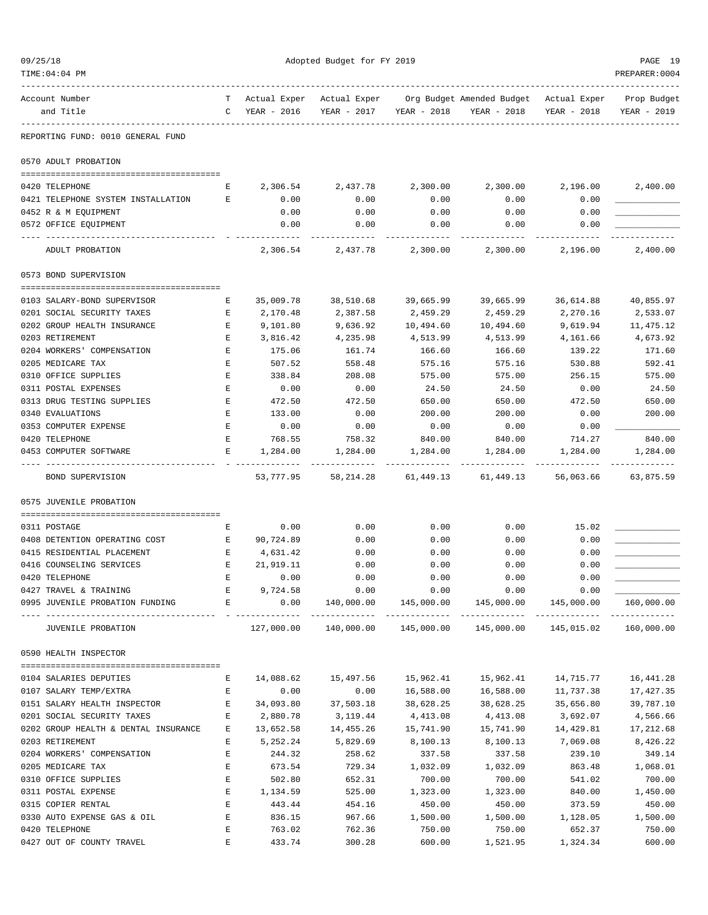Adopted Budget for FY 2019

REPORTING FUND: 0010 GENERAL FUND

## 0570 ADULT PROBATION

| Account Number and Title | TC | Actual Exper YEAR - 2016 | Actual Exper YEAR - 2017 | Org Budget YEAR - 2018 | Amended Budget YEAR - 2018 | Actual Exper YEAR - 2018 | Prop Budget YEAR - 2019 |
|---|---|---|---|---|---|---|---|
| 0420 TELEPHONE | E | 2,306.54 | 2,437.78 | 2,300.00 | 2,300.00 | 2,196.00 | 2,400.00 |
| 0421 TELEPHONE SYSTEM INSTALLATION | E | 0.00 | 0.00 | 0.00 | 0.00 | 0.00 | |
| 0452 R & M EQUIPMENT | | 0.00 | 0.00 | 0.00 | 0.00 | 0.00 | |
| 0572 OFFICE EQUIPMENT | | 0.00 | 0.00 | 0.00 | 0.00 | 0.00 | |
| ADULT PROBATION | | 2,306.54 | 2,437.78 | 2,300.00 | 2,300.00 | 2,196.00 | 2,400.00 |

## 0573 BOND SUPERVISION

| Account Number and Title | TC | Actual Exper YEAR - 2016 | Actual Exper YEAR - 2017 | Org Budget YEAR - 2018 | Amended Budget YEAR - 2018 | Actual Exper YEAR - 2018 | Prop Budget YEAR - 2019 |
|---|---|---|---|---|---|---|---|
| 0103 SALARY-BOND SUPERVISOR | E | 35,009.78 | 38,510.68 | 39,665.99 | 39,665.99 | 36,614.88 | 40,855.97 |
| 0201 SOCIAL SECURITY TAXES | E | 2,170.48 | 2,387.58 | 2,459.29 | 2,459.29 | 2,270.16 | 2,533.07 |
| 0202 GROUP HEALTH INSURANCE | E | 9,101.80 | 9,636.92 | 10,494.60 | 10,494.60 | 9,619.94 | 11,475.12 |
| 0203 RETIREMENT | E | 3,816.42 | 4,235.98 | 4,513.99 | 4,513.99 | 4,161.66 | 4,673.92 |
| 0204 WORKERS' COMPENSATION | E | 175.06 | 161.74 | 166.60 | 166.60 | 139.22 | 171.60 |
| 0205 MEDICARE TAX | E | 507.52 | 558.48 | 575.16 | 575.16 | 530.88 | 592.41 |
| 0310 OFFICE SUPPLIES | E | 338.84 | 208.08 | 575.00 | 575.00 | 256.15 | 575.00 |
| 0311 POSTAL EXPENSES | E | 0.00 | 0.00 | 24.50 | 24.50 | 0.00 | 24.50 |
| 0313 DRUG TESTING SUPPLIES | E | 472.50 | 472.50 | 650.00 | 650.00 | 472.50 | 650.00 |
| 0340 EVALUATIONS | E | 133.00 | 0.00 | 200.00 | 200.00 | 0.00 | 200.00 |
| 0353 COMPUTER EXPENSE | E | 0.00 | 0.00 | 0.00 | 0.00 | 0.00 | |
| 0420 TELEPHONE | E | 768.55 | 758.32 | 840.00 | 840.00 | 714.27 | 840.00 |
| 0453 COMPUTER SOFTWARE | E | 1,284.00 | 1,284.00 | 1,284.00 | 1,284.00 | 1,284.00 | 1,284.00 |
| BOND SUPERVISION | | 53,777.95 | 58,214.28 | 61,449.13 | 61,449.13 | 56,063.66 | 63,875.59 |

## 0575 JUVENILE PROBATION

| Account Number and Title | TC | Actual Exper YEAR - 2016 | Actual Exper YEAR - 2017 | Org Budget YEAR - 2018 | Amended Budget YEAR - 2018 | Actual Exper YEAR - 2018 | Prop Budget YEAR - 2019 |
|---|---|---|---|---|---|---|---|
| 0311 POSTAGE | E | 0.00 | 0.00 | 0.00 | 0.00 | 15.02 | |
| 0408 DETENTION OPERATING COST | E | 90,724.89 | 0.00 | 0.00 | 0.00 | 0.00 | |
| 0415 RESIDENTIAL PLACEMENT | E | 4,631.42 | 0.00 | 0.00 | 0.00 | 0.00 | |
| 0416 COUNSELING SERVICES | E | 21,919.11 | 0.00 | 0.00 | 0.00 | 0.00 | |
| 0420 TELEPHONE | E | 0.00 | 0.00 | 0.00 | 0.00 | 0.00 | |
| 0427 TRAVEL & TRAINING | E | 9,724.58 | 0.00 | 0.00 | 0.00 | 0.00 | |
| 0995 JUVENILE PROBATION FUNDING | E | 0.00 | 140,000.00 | 145,000.00 | 145,000.00 | 145,000.00 | 160,000.00 |
| JUVENILE PROBATION | | 127,000.00 | 140,000.00 | 145,000.00 | 145,000.00 | 145,015.02 | 160,000.00 |

## 0590 HEALTH INSPECTOR

| Account Number and Title | TC | Actual Exper YEAR - 2016 | Actual Exper YEAR - 2017 | Org Budget YEAR - 2018 | Amended Budget YEAR - 2018 | Actual Exper YEAR - 2018 | Prop Budget YEAR - 2019 |
|---|---|---|---|---|---|---|---|
| 0104 SALARIES DEPUTIES | E | 14,088.62 | 15,497.56 | 15,962.41 | 15,962.41 | 14,715.77 | 16,441.28 |
| 0107 SALARY TEMP/EXTRA | E | 0.00 | 0.00 | 16,588.00 | 16,588.00 | 11,737.38 | 17,427.35 |
| 0151 SALARY HEALTH INSPECTOR | E | 34,093.80 | 37,503.18 | 38,628.25 | 38,628.25 | 35,656.80 | 39,787.10 |
| 0201 SOCIAL SECURITY TAXES | E | 2,880.78 | 3,119.44 | 4,413.08 | 4,413.08 | 3,692.07 | 4,566.66 |
| 0202 GROUP HEALTH & DENTAL INSURANCE | E | 13,652.58 | 14,455.26 | 15,741.90 | 15,741.90 | 14,429.81 | 17,212.68 |
| 0203 RETIREMENT | E | 5,252.24 | 5,829.69 | 8,100.13 | 8,100.13 | 7,069.08 | 8,426.22 |
| 0204 WORKERS' COMPENSATION | E | 244.32 | 258.62 | 337.58 | 337.58 | 239.10 | 349.14 |
| 0205 MEDICARE TAX | E | 673.54 | 729.34 | 1,032.09 | 1,032.09 | 863.48 | 1,068.01 |
| 0310 OFFICE SUPPLIES | E | 502.80 | 652.31 | 700.00 | 700.00 | 541.02 | 700.00 |
| 0311 POSTAL EXPENSE | E | 1,134.59 | 525.00 | 1,323.00 | 1,323.00 | 840.00 | 1,450.00 |
| 0315 COPIER RENTAL | E | 443.44 | 454.16 | 450.00 | 450.00 | 373.59 | 450.00 |
| 0330 AUTO EXPENSE GAS & OIL | E | 836.15 | 967.66 | 1,500.00 | 1,500.00 | 1,128.05 | 1,500.00 |
| 0420 TELEPHONE | E | 763.02 | 762.36 | 750.00 | 750.00 | 652.37 | 750.00 |
| 0427 OUT OF COUNTY TRAVEL | E | 433.74 | 300.28 | 600.00 | 1,521.95 | 1,324.34 | 600.00 |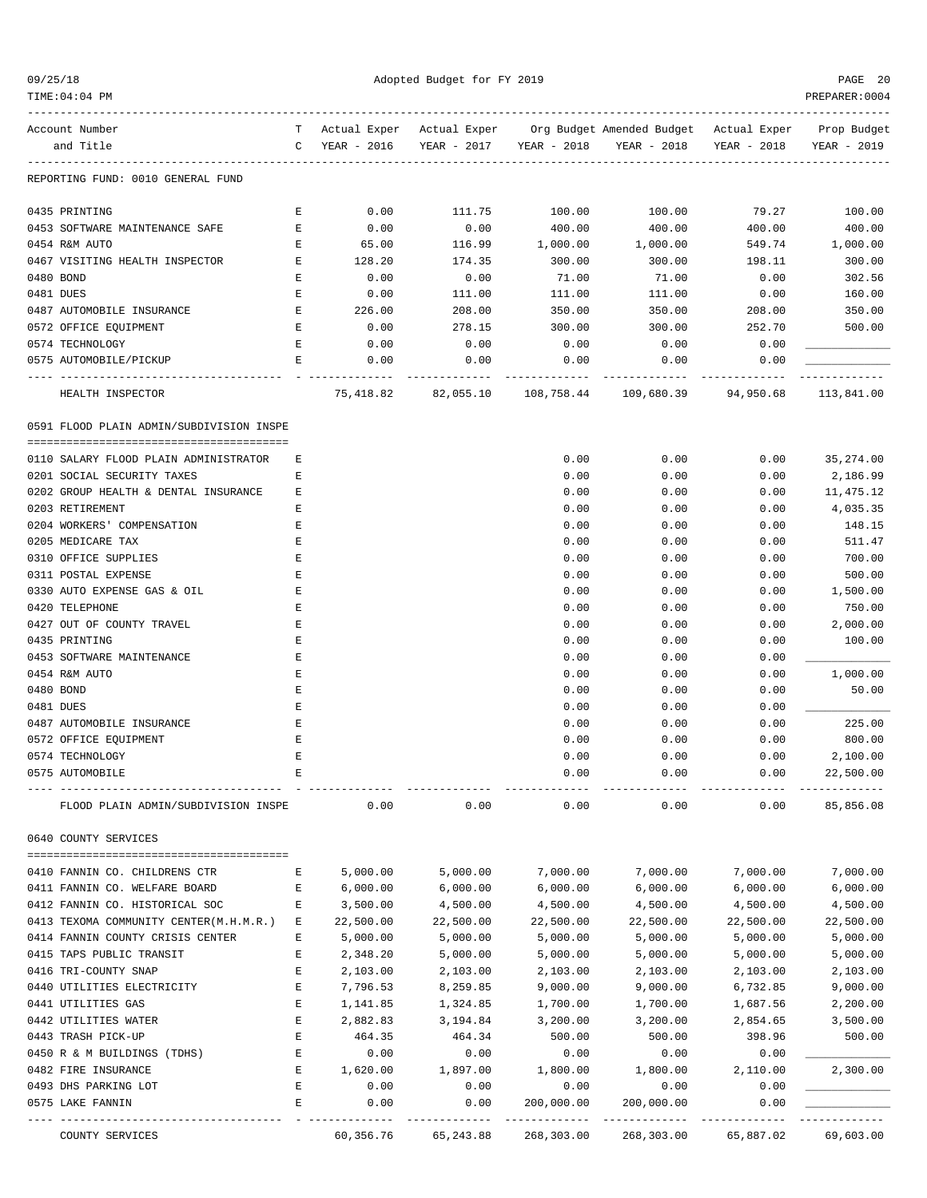REPORTING FUND: 0010 GENERAL FUND

| Account Number and Title | TC | Actual Exper YEAR - 2016 | Actual Exper YEAR - 2017 | Org Budget YEAR - 2018 | Amended Budget YEAR - 2018 | Actual Exper YEAR - 2018 | Prop Budget YEAR - 2019 |
|---|---|---|---|---|---|---|---|
| 0435 PRINTING | E | 0.00 | 111.75 | 100.00 | 100.00 | 79.27 | 100.00 |
| 0453 SOFTWARE MAINTENANCE SAFE | E | 0.00 | 0.00 | 400.00 | 400.00 | 400.00 | 400.00 |
| 0454 R&M AUTO | E | 65.00 | 116.99 | 1,000.00 | 1,000.00 | 549.74 | 1,000.00 |
| 0467 VISITING HEALTH INSPECTOR | E | 128.20 | 174.35 | 300.00 | 300.00 | 198.11 | 300.00 |
| 0480 BOND | E | 0.00 | 0.00 | 71.00 | 71.00 | 0.00 | 302.56 |
| 0481 DUES | E | 0.00 | 111.00 | 111.00 | 111.00 | 0.00 | 160.00 |
| 0487 AUTOMOBILE INSURANCE | E | 226.00 | 208.00 | 350.00 | 350.00 | 208.00 | 350.00 |
| 0572 OFFICE EQUIPMENT | E | 0.00 | 278.15 | 300.00 | 300.00 | 252.70 | 500.00 |
| 0574 TECHNOLOGY | E | 0.00 | 0.00 | 0.00 | 0.00 | 0.00 | ____________ |
| 0575 AUTOMOBILE/PICKUP | E | 0.00 | 0.00 | 0.00 | 0.00 | 0.00 | ____________ |
| HEALTH INSPECTOR | | 75,418.82 | 82,055.10 | 108,758.44 | 109,680.39 | 94,950.68 | 113,841.00 |

0591 FLOOD PLAIN ADMIN/SUBDIVISION INSPE

| Account Number and Title | TC | Actual Exper YEAR - 2016 | Actual Exper YEAR - 2017 | Org Budget YEAR - 2018 | Amended Budget YEAR - 2018 | Actual Exper YEAR - 2018 | Prop Budget YEAR - 2019 |
|---|---|---|---|---|---|---|---|
| 0110 SALARY FLOOD PLAIN ADMINISTRATOR | E | | | 0.00 | 0.00 | 0.00 | 35,274.00 |
| 0201 SOCIAL SECURITY TAXES | E | | | 0.00 | 0.00 | 0.00 | 2,186.99 |
| 0202 GROUP HEALTH & DENTAL INSURANCE | E | | | 0.00 | 0.00 | 0.00 | 11,475.12 |
| 0203 RETIREMENT | E | | | 0.00 | 0.00 | 0.00 | 4,035.35 |
| 0204 WORKERS' COMPENSATION | E | | | 0.00 | 0.00 | 0.00 | 148.15 |
| 0205 MEDICARE TAX | E | | | 0.00 | 0.00 | 0.00 | 511.47 |
| 0310 OFFICE SUPPLIES | E | | | 0.00 | 0.00 | 0.00 | 700.00 |
| 0311 POSTAL EXPENSE | E | | | 0.00 | 0.00 | 0.00 | 500.00 |
| 0330 AUTO EXPENSE GAS & OIL | E | | | 0.00 | 0.00 | 0.00 | 1,500.00 |
| 0420 TELEPHONE | E | | | 0.00 | 0.00 | 0.00 | 750.00 |
| 0427 OUT OF COUNTY TRAVEL | E | | | 0.00 | 0.00 | 0.00 | 2,000.00 |
| 0435 PRINTING | E | | | 0.00 | 0.00 | 0.00 | 100.00 |
| 0453 SOFTWARE MAINTENANCE | E | | | 0.00 | 0.00 | 0.00 | ____________ |
| 0454 R&M AUTO | E | | | 0.00 | 0.00 | 0.00 | 1,000.00 |
| 0480 BOND | E | | | 0.00 | 0.00 | 0.00 | 50.00 |
| 0481 DUES | E | | | 0.00 | 0.00 | 0.00 | ____________ |
| 0487 AUTOMOBILE INSURANCE | E | | | 0.00 | 0.00 | 0.00 | 225.00 |
| 0572 OFFICE EQUIPMENT | E | | | 0.00 | 0.00 | 0.00 | 800.00 |
| 0574 TECHNOLOGY | E | | | 0.00 | 0.00 | 0.00 | 2,100.00 |
| 0575 AUTOMOBILE | E | | | 0.00 | 0.00 | 0.00 | 22,500.00 |
| FLOOD PLAIN ADMIN/SUBDIVISION INSPE | | 0.00 | 0.00 | 0.00 | 0.00 | 0.00 | 85,856.08 |

0640 COUNTY SERVICES

| Account Number and Title | TC | Actual Exper YEAR - 2016 | Actual Exper YEAR - 2017 | Org Budget YEAR - 2018 | Amended Budget YEAR - 2018 | Actual Exper YEAR - 2018 | Prop Budget YEAR - 2019 |
|---|---|---|---|---|---|---|---|
| 0410 FANNIN CO. CHILDRENS CTR | E | 5,000.00 | 5,000.00 | 7,000.00 | 7,000.00 | 7,000.00 | 7,000.00 |
| 0411 FANNIN CO. WELFARE BOARD | E | 6,000.00 | 6,000.00 | 6,000.00 | 6,000.00 | 6,000.00 | 6,000.00 |
| 0412 FANNIN CO. HISTORICAL SOC | E | 3,500.00 | 4,500.00 | 4,500.00 | 4,500.00 | 4,500.00 | 4,500.00 |
| 0413 TEXOMA COMMUNITY CENTER(M.H.M.R.) | E | 22,500.00 | 22,500.00 | 22,500.00 | 22,500.00 | 22,500.00 | 22,500.00 |
| 0414 FANNIN COUNTY CRISIS CENTER | E | 5,000.00 | 5,000.00 | 5,000.00 | 5,000.00 | 5,000.00 | 5,000.00 |
| 0415 TAPS PUBLIC TRANSIT | E | 2,348.20 | 5,000.00 | 5,000.00 | 5,000.00 | 5,000.00 | 5,000.00 |
| 0416 TRI-COUNTY SNAP | E | 2,103.00 | 2,103.00 | 2,103.00 | 2,103.00 | 2,103.00 | 2,103.00 |
| 0440 UTILITIES ELECTRICITY | E | 7,796.53 | 8,259.85 | 9,000.00 | 9,000.00 | 6,732.85 | 9,000.00 |
| 0441 UTILITIES GAS | E | 1,141.85 | 1,324.85 | 1,700.00 | 1,700.00 | 1,687.56 | 2,200.00 |
| 0442 UTILITIES WATER | E | 2,882.83 | 3,194.84 | 3,200.00 | 3,200.00 | 2,854.65 | 3,500.00 |
| 0443 TRASH PICK-UP | E | 464.35 | 464.34 | 500.00 | 500.00 | 398.96 | 500.00 |
| 0450 R & M BUILDINGS (TDHS) | E | 0.00 | 0.00 | 0.00 | 0.00 | 0.00 | ____________ |
| 0482 FIRE INSURANCE | E | 1,620.00 | 1,897.00 | 1,800.00 | 1,800.00 | 2,110.00 | 2,300.00 |
| 0493 DHS PARKING LOT | E | 0.00 | 0.00 | 0.00 | 0.00 | 0.00 | ____________ |
| 0575 LAKE FANNIN | E | 0.00 | 0.00 | 200,000.00 | 200,000.00 | 0.00 | ____________ |
| COUNTY SERVICES | | 60,356.76 | 65,243.88 | 268,303.00 | 268,303.00 | 65,887.02 | 69,603.00 |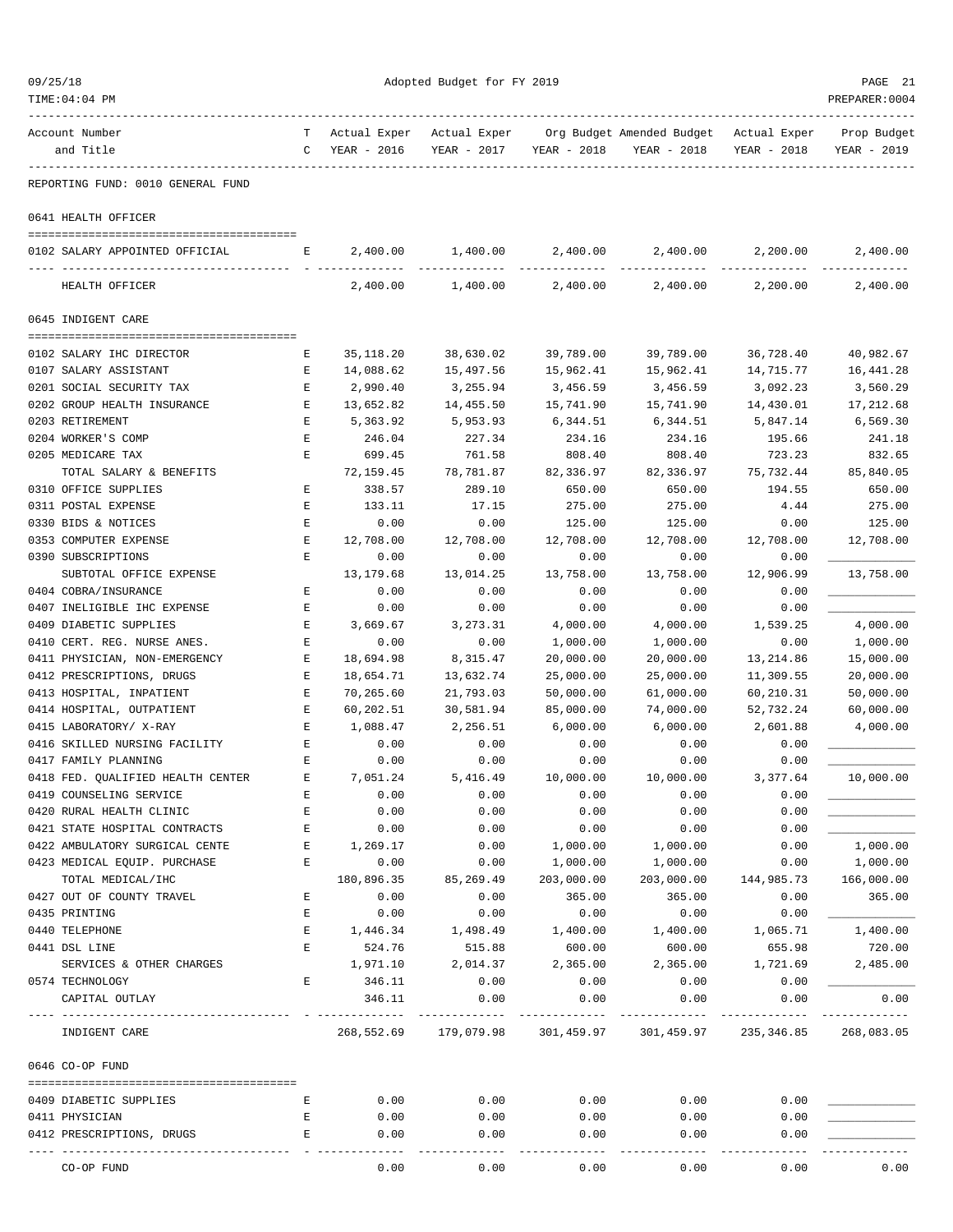REPORTING FUND: 0010 GENERAL FUND

| Account Number and Title | TC | Actual Exper YEAR - 2016 | Actual Exper YEAR - 2017 | Org Budget YEAR - 2018 | Amended Budget YEAR - 2018 | Actual Exper YEAR - 2018 | Prop Budget YEAR - 2019 |
|---|---|---|---|---|---|---|---|
| **0641 HEALTH OFFICER** | | | | | | | |
| 0102 SALARY APPOINTED OFFICIAL | E | 2,400.00 | 1,400.00 | 2,400.00 | 2,400.00 | 2,200.00 | 2,400.00 |
| HEALTH OFFICER | | 2,400.00 | 1,400.00 | 2,400.00 | 2,400.00 | 2,200.00 | 2,400.00 |
| **0645 INDIGENT CARE** | | | | | | | |
| 0102 SALARY IHC DIRECTOR | E | 35,118.20 | 38,630.02 | 39,789.00 | 39,789.00 | 36,728.40 | 40,982.67 |
| 0107 SALARY ASSISTANT | E | 14,088.62 | 15,497.56 | 15,962.41 | 15,962.41 | 14,715.77 | 16,441.28 |
| 0201 SOCIAL SECURITY TAX | E | 2,990.40 | 3,255.94 | 3,456.59 | 3,456.59 | 3,092.23 | 3,560.29 |
| 0202 GROUP HEALTH INSURANCE | E | 13,652.82 | 14,455.50 | 15,741.90 | 15,741.90 | 14,430.01 | 17,212.68 |
| 0203 RETIREMENT | E | 5,363.92 | 5,953.93 | 6,344.51 | 6,344.51 | 5,847.14 | 6,569.30 |
| 0204 WORKER'S COMP | E | 246.04 | 227.34 | 234.16 | 234.16 | 195.66 | 241.18 |
| 0205 MEDICARE TAX | E | 699.45 | 761.58 | 808.40 | 808.40 | 723.23 | 832.65 |
| TOTAL SALARY & BENEFITS | | 72,159.45 | 78,781.87 | 82,336.97 | 82,336.97 | 75,732.44 | 85,840.05 |
| 0310 OFFICE SUPPLIES | E | 338.57 | 289.10 | 650.00 | 650.00 | 194.55 | 650.00 |
| 0311 POSTAL EXPENSE | E | 133.11 | 17.15 | 275.00 | 275.00 | 4.44 | 275.00 |
| 0330 BIDS & NOTICES | E | 0.00 | 0.00 | 125.00 | 125.00 | 0.00 | 125.00 |
| 0353 COMPUTER EXPENSE | E | 12,708.00 | 12,708.00 | 12,708.00 | 12,708.00 | 12,708.00 | 12,708.00 |
| 0390 SUBSCRIPTIONS | E | 0.00 | 0.00 | 0.00 | 0.00 | 0.00 | ____________ |
| SUBTOTAL OFFICE EXPENSE | | 13,179.68 | 13,014.25 | 13,758.00 | 13,758.00 | 12,906.99 | 13,758.00 |
| 0404 COBRA/INSURANCE | E | 0.00 | 0.00 | 0.00 | 0.00 | 0.00 | ____________ |
| 0407 INELIGIBLE IHC EXPENSE | E | 0.00 | 0.00 | 0.00 | 0.00 | 0.00 | ____________ |
| 0409 DIABETIC SUPPLIES | E | 3,669.67 | 3,273.31 | 4,000.00 | 4,000.00 | 1,539.25 | 4,000.00 |
| 0410 CERT. REG. NURSE ANES. | E | 0.00 | 0.00 | 1,000.00 | 1,000.00 | 0.00 | 1,000.00 |
| 0411 PHYSICIAN, NON-EMERGENCY | E | 18,694.98 | 8,315.47 | 20,000.00 | 20,000.00 | 13,214.86 | 15,000.00 |
| 0412 PRESCRIPTIONS, DRUGS | E | 18,654.71 | 13,632.74 | 25,000.00 | 25,000.00 | 11,309.55 | 20,000.00 |
| 0413 HOSPITAL, INPATIENT | E | 70,265.60 | 21,793.03 | 50,000.00 | 61,000.00 | 60,210.31 | 50,000.00 |
| 0414 HOSPITAL, OUTPATIENT | E | 60,202.51 | 30,581.94 | 85,000.00 | 74,000.00 | 52,732.24 | 60,000.00 |
| 0415 LABORATORY/ X-RAY | E | 1,088.47 | 2,256.51 | 6,000.00 | 6,000.00 | 2,601.88 | 4,000.00 |
| 0416 SKILLED NURSING FACILITY | E | 0.00 | 0.00 | 0.00 | 0.00 | 0.00 | ____________ |
| 0417 FAMILY PLANNING | E | 0.00 | 0.00 | 0.00 | 0.00 | 0.00 | ____________ |
| 0418 FED. QUALIFIED HEALTH CENTER | E | 7,051.24 | 5,416.49 | 10,000.00 | 10,000.00 | 3,377.64 | 10,000.00 |
| 0419 COUNSELING SERVICE | E | 0.00 | 0.00 | 0.00 | 0.00 | 0.00 | ____________ |
| 0420 RURAL HEALTH CLINIC | E | 0.00 | 0.00 | 0.00 | 0.00 | 0.00 | ____________ |
| 0421 STATE HOSPITAL CONTRACTS | E | 0.00 | 0.00 | 0.00 | 0.00 | 0.00 | ____________ |
| 0422 AMBULATORY SURGICAL CENTE | E | 1,269.17 | 0.00 | 1,000.00 | 1,000.00 | 0.00 | 1,000.00 |
| 0423 MEDICAL EQUIP. PURCHASE | E | 0.00 | 0.00 | 1,000.00 | 1,000.00 | 0.00 | 1,000.00 |
| TOTAL MEDICAL/IHC | | 180,896.35 | 85,269.49 | 203,000.00 | 203,000.00 | 144,985.73 | 166,000.00 |
| 0427 OUT OF COUNTY TRAVEL | E | 0.00 | 0.00 | 365.00 | 365.00 | 0.00 | 365.00 |
| 0435 PRINTING | E | 0.00 | 0.00 | 0.00 | 0.00 | 0.00 | ____________ |
| 0440 TELEPHONE | E | 1,446.34 | 1,498.49 | 1,400.00 | 1,400.00 | 1,065.71 | 1,400.00 |
| 0441 DSL LINE | E | 524.76 | 515.88 | 600.00 | 600.00 | 655.98 | 720.00 |
| SERVICES & OTHER CHARGES | | 1,971.10 | 2,014.37 | 2,365.00 | 2,365.00 | 1,721.69 | 2,485.00 |
| 0574 TECHNOLOGY | E | 346.11 | 0.00 | 0.00 | 0.00 | 0.00 | ____________ |
| CAPITAL OUTLAY | | 346.11 | 0.00 | 0.00 | 0.00 | 0.00 | 0.00 |
| INDIGENT CARE | | 268,552.69 | 179,079.98 | 301,459.97 | 301,459.97 | 235,346.85 | 268,083.05 |
| **0646 CO-OP FUND** | | | | | | | |
| 0409 DIABETIC SUPPLIES | E | 0.00 | 0.00 | 0.00 | 0.00 | 0.00 | ____________ |
| 0411 PHYSICIAN | E | 0.00 | 0.00 | 0.00 | 0.00 | 0.00 | ____________ |
| 0412 PRESCRIPTIONS, DRUGS | E | 0.00 | 0.00 | 0.00 | 0.00 | 0.00 | ____________ |
| CO-OP FUND | | 0.00 | 0.00 | 0.00 | 0.00 | 0.00 | 0.00 |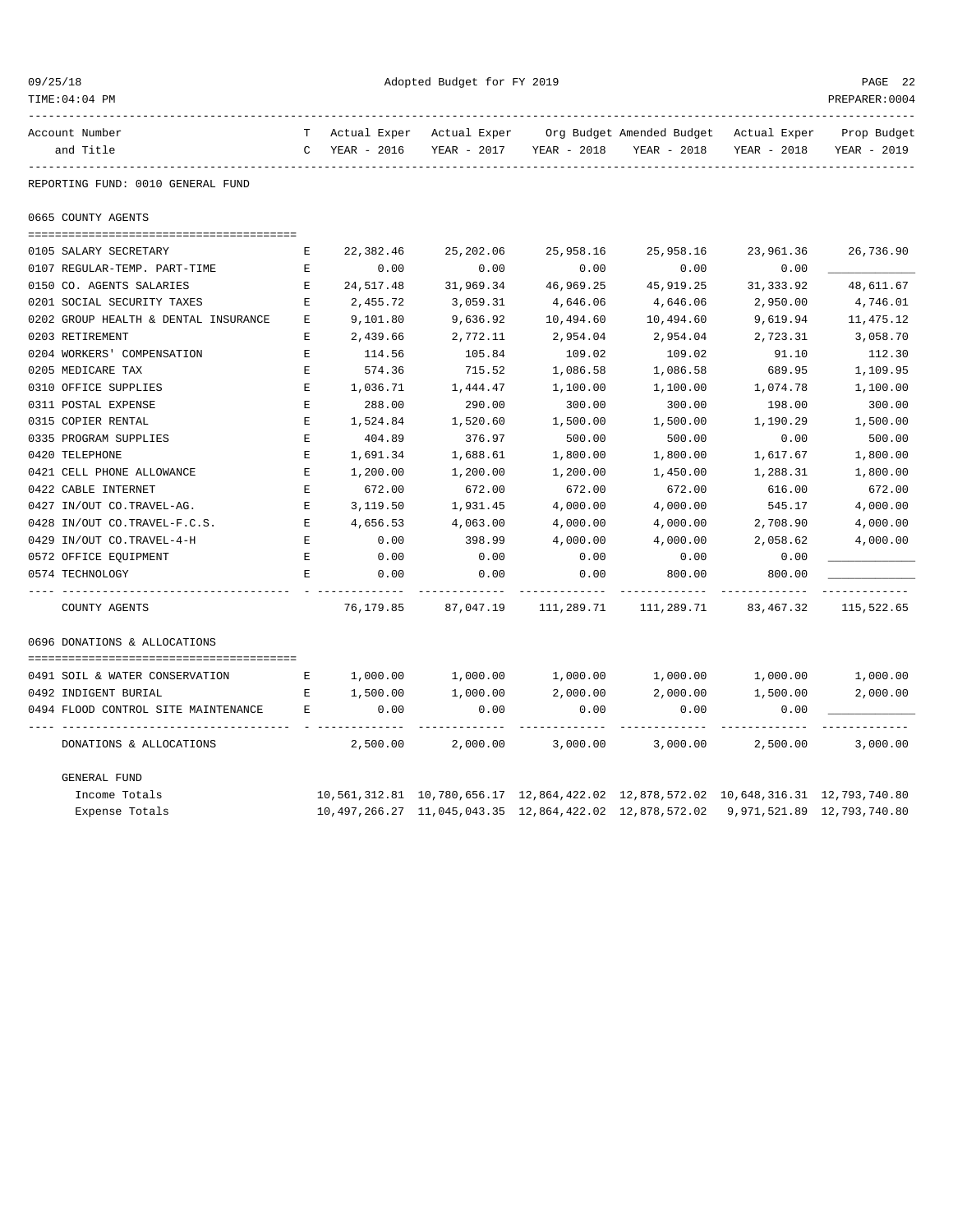Adopted Budget for FY 2019

REPORTING FUND: 0010 GENERAL FUND

## 0665 COUNTY AGENTS

| Account Number and Title | TC | Actual Exper YEAR - 2016 | Actual Exper YEAR - 2017 | Org Budget YEAR - 2018 | Amended Budget YEAR - 2018 | Actual Exper YEAR - 2018 | Prop Budget YEAR - 2019 |
|---|---|---|---|---|---|---|---|
| 0105 SALARY SECRETARY | E | 22,382.46 | 25,202.06 | 25,958.16 | 25,958.16 | 23,961.36 | 26,736.90 |
| 0107 REGULAR-TEMP. PART-TIME | E | 0.00 | 0.00 | 0.00 | 0.00 | 0.00 | ____________ |
| 0150 CO. AGENTS SALARIES | E | 24,517.48 | 31,969.34 | 46,969.25 | 45,919.25 | 31,333.92 | 48,611.67 |
| 0201 SOCIAL SECURITY TAXES | E | 2,455.72 | 3,059.31 | 4,646.06 | 4,646.06 | 2,950.00 | 4,746.01 |
| 0202 GROUP HEALTH & DENTAL INSURANCE | E | 9,101.80 | 9,636.92 | 10,494.60 | 10,494.60 | 9,619.94 | 11,475.12 |
| 0203 RETIREMENT | E | 2,439.66 | 2,772.11 | 2,954.04 | 2,954.04 | 2,723.31 | 3,058.70 |
| 0204 WORKERS' COMPENSATION | E | 114.56 | 105.84 | 109.02 | 109.02 | 91.10 | 112.30 |
| 0205 MEDICARE TAX | E | 574.36 | 715.52 | 1,086.58 | 1,086.58 | 689.95 | 1,109.95 |
| 0310 OFFICE SUPPLIES | E | 1,036.71 | 1,444.47 | 1,100.00 | 1,100.00 | 1,074.78 | 1,100.00 |
| 0311 POSTAL EXPENSE | E | 288.00 | 290.00 | 300.00 | 300.00 | 198.00 | 300.00 |
| 0315 COPIER RENTAL | E | 1,524.84 | 1,520.60 | 1,500.00 | 1,500.00 | 1,190.29 | 1,500.00 |
| 0335 PROGRAM SUPPLIES | E | 404.89 | 376.97 | 500.00 | 500.00 | 0.00 | 500.00 |
| 0420 TELEPHONE | E | 1,691.34 | 1,688.61 | 1,800.00 | 1,800.00 | 1,617.67 | 1,800.00 |
| 0421 CELL PHONE ALLOWANCE | E | 1,200.00 | 1,200.00 | 1,200.00 | 1,450.00 | 1,288.31 | 1,800.00 |
| 0422 CABLE INTERNET | E | 672.00 | 672.00 | 672.00 | 672.00 | 616.00 | 672.00 |
| 0427 IN/OUT CO.TRAVEL-AG. | E | 3,119.50 | 1,931.45 | 4,000.00 | 4,000.00 | 545.17 | 4,000.00 |
| 0428 IN/OUT CO.TRAVEL-F.C.S. | E | 4,656.53 | 4,063.00 | 4,000.00 | 4,000.00 | 2,708.90 | 4,000.00 |
| 0429 IN/OUT CO.TRAVEL-4-H | E | 0.00 | 398.99 | 4,000.00 | 4,000.00 | 2,058.62 | 4,000.00 |
| 0572 OFFICE EQUIPMENT | E | 0.00 | 0.00 | 0.00 | 0.00 | 0.00 | ____________ |
| 0574 TECHNOLOGY | E | 0.00 | 0.00 | 0.00 | 800.00 | 800.00 | ____________ |
| COUNTY AGENTS | | 76,179.85 | 87,047.19 | 111,289.71 | 111,289.71 | 83,467.32 | 115,522.65 |

## 0696 DONATIONS & ALLOCATIONS

| Account Number and Title | TC | Actual Exper YEAR - 2016 | Actual Exper YEAR - 2017 | Org Budget YEAR - 2018 | Amended Budget YEAR - 2018 | Actual Exper YEAR - 2018 | Prop Budget YEAR - 2019 |
|---|---|---|---|---|---|---|---|
| 0491 SOIL & WATER CONSERVATION | E | 1,000.00 | 1,000.00 | 1,000.00 | 1,000.00 | 1,000.00 | 1,000.00 |
| 0492 INDIGENT BURIAL | E | 1,500.00 | 1,000.00 | 2,000.00 | 2,000.00 | 1,500.00 | 2,000.00 |
| 0494 FLOOD CONTROL SITE MAINTENANCE | E | 0.00 | 0.00 | 0.00 | 0.00 | 0.00 | ____________ |
| DONATIONS & ALLOCATIONS | | 2,500.00 | 2,000.00 | 3,000.00 | 3,000.00 | 2,500.00 | 3,000.00 |

## GENERAL FUND

| | Actual Exper YEAR - 2016 | Actual Exper YEAR - 2017 | Org Budget YEAR - 2018 | Amended Budget YEAR - 2018 | Actual Exper YEAR - 2018 | Prop Budget YEAR - 2019 |
|---|---|---|---|---|---|---|
| Income Totals | 10,561,312.81 | 10,780,656.17 | 12,864,422.02 | 12,878,572.02 | 10,648,316.31 | 12,793,740.80 |
| Expense Totals | 10,497,266.27 | 11,045,043.35 | 12,864,422.02 | 12,878,572.02 | 9,971,521.89 | 12,793,740.80 |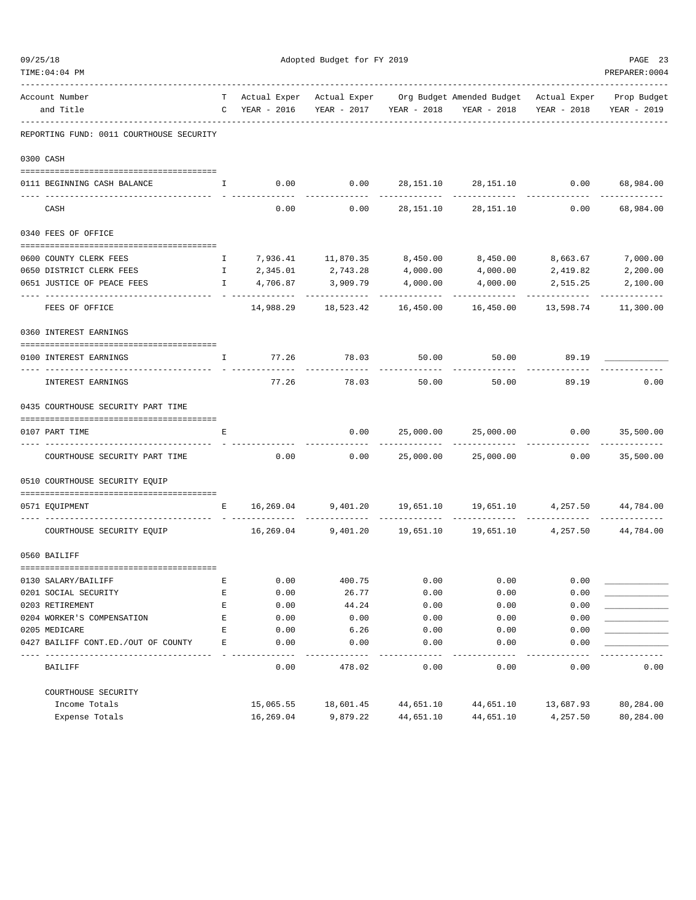Adopted Budget for FY 2019

| Account Number and Title | TC | Actual Exper YEAR - 2016 | Actual Exper YEAR - 2017 | Org Budget YEAR - 2018 | Amended Budget YEAR - 2018 | Actual Exper YEAR - 2018 | Prop Budget YEAR - 2019 |
|---|---|---|---|---|---|---|---|
| **REPORTING FUND: 0011 COURTHOUSE SECURITY** | | | | | | | |
| **0300 CASH** | | | | | | | |
| 0111 BEGINNING CASH BALANCE | I | 0.00 | 0.00 | 28,151.10 | 28,151.10 | 0.00 | 68,984.00 |
| CASH | | 0.00 | 0.00 | 28,151.10 | 28,151.10 | 0.00 | 68,984.00 |
| **0340 FEES OF OFFICE** | | | | | | | |
| 0600 COUNTY CLERK FEES | I | 7,936.41 | 11,870.35 | 8,450.00 | 8,450.00 | 8,663.67 | 7,000.00 |
| 0650 DISTRICT CLERK FEES | I | 2,345.01 | 2,743.28 | 4,000.00 | 4,000.00 | 2,419.82 | 2,200.00 |
| 0651 JUSTICE OF PEACE FEES | I | 4,706.87 | 3,909.79 | 4,000.00 | 4,000.00 | 2,515.25 | 2,100.00 |
| FEES OF OFFICE | | 14,988.29 | 18,523.42 | 16,450.00 | 16,450.00 | 13,598.74 | 11,300.00 |
| **0360 INTEREST EARNINGS** | | | | | | | |
| 0100 INTEREST EARNINGS | I | 77.26 | 78.03 | 50.00 | 50.00 | 89.19 | ____________ |
| INTEREST EARNINGS | | 77.26 | 78.03 | 50.00 | 50.00 | 89.19 | 0.00 |
| **0435 COURTHOUSE SECURITY PART TIME** | | | | | | | |
| 0107 PART TIME | E | | 0.00 | 25,000.00 | 25,000.00 | 0.00 | 35,500.00 |
| COURTHOUSE SECURITY PART TIME | | 0.00 | 0.00 | 25,000.00 | 25,000.00 | 0.00 | 35,500.00 |
| **0510 COURTHOUSE SECURITY EQUIP** | | | | | | | |
| 0571 EQUIPMENT | E | 16,269.04 | 9,401.20 | 19,651.10 | 19,651.10 | 4,257.50 | 44,784.00 |
| COURTHOUSE SECURITY EQUIP | | 16,269.04 | 9,401.20 | 19,651.10 | 19,651.10 | 4,257.50 | 44,784.00 |
| **0560 BAILIFF** | | | | | | | |
| 0130 SALARY/BAILIFF | E | 0.00 | 400.75 | 0.00 | 0.00 | 0.00 | ____________ |
| 0201 SOCIAL SECURITY | E | 0.00 | 26.77 | 0.00 | 0.00 | 0.00 | ____________ |
| 0203 RETIREMENT | E | 0.00 | 44.24 | 0.00 | 0.00 | 0.00 | ____________ |
| 0204 WORKER'S COMPENSATION | E | 0.00 | 0.00 | 0.00 | 0.00 | 0.00 | ____________ |
| 0205 MEDICARE | E | 0.00 | 6.26 | 0.00 | 0.00 | 0.00 | ____________ |
| 0427 BAILIFF CONT.ED./OUT OF COUNTY | E | 0.00 | 0.00 | 0.00 | 0.00 | 0.00 | ____________ |
| BAILIFF | | 0.00 | 478.02 | 0.00 | 0.00 | 0.00 | 0.00 |
| **COURTHOUSE SECURITY** | | | | | | | |
| Income Totals | | 15,065.55 | 18,601.45 | 44,651.10 | 44,651.10 | 13,687.93 | 80,284.00 |
| Expense Totals | | 16,269.04 | 9,879.22 | 44,651.10 | 44,651.10 | 4,257.50 | 80,284.00 |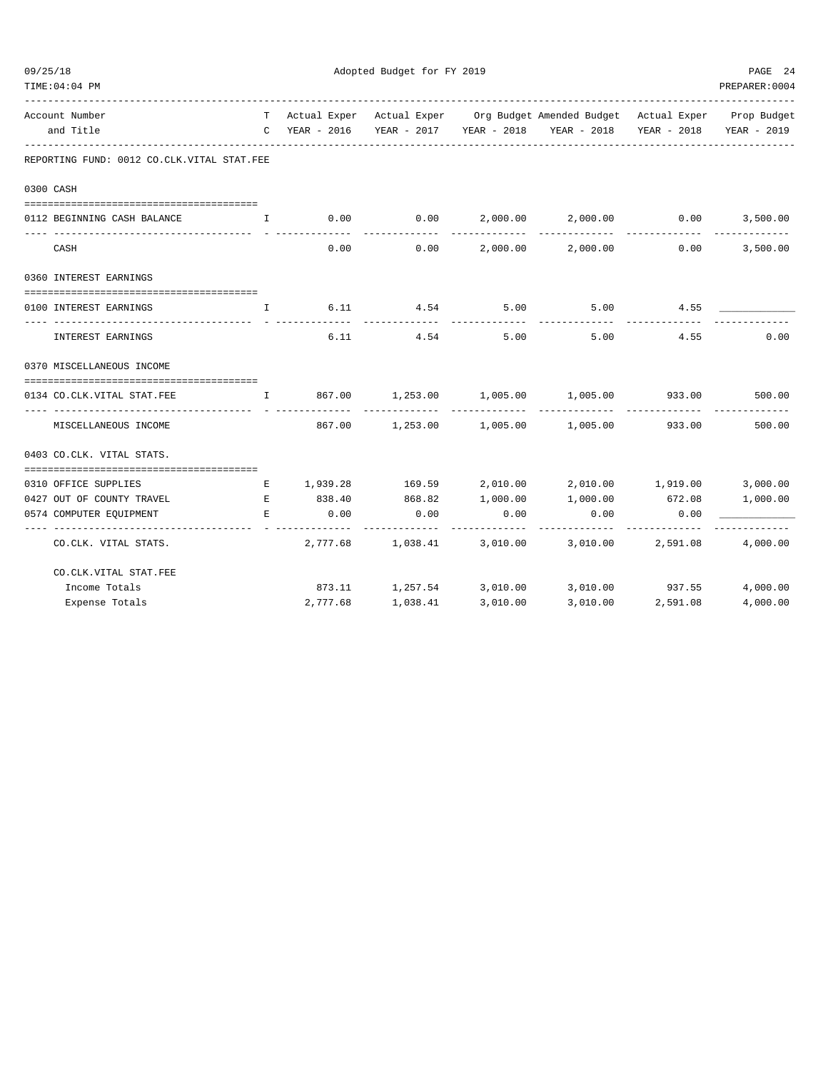Adopted Budget for FY 2019

| Account Number and Title | TC | Actual Exper YEAR - 2016 | Actual Exper YEAR - 2017 | Org Budget YEAR - 2018 | Amended Budget YEAR - 2018 | Actual Exper YEAR - 2018 | Prop Budget YEAR - 2019 |
|---|---|---|---|---|---|---|---|
| REPORTING FUND: 0012 CO.CLK.VITAL STAT.FEE | | | | | | | |
| 0300 CASH | | | | | | | |
| 0112 BEGINNING CASH BALANCE | I | 0.00 | 0.00 | 2,000.00 | 2,000.00 | 0.00 | 3,500.00 |
| CASH | | 0.00 | 0.00 | 2,000.00 | 2,000.00 | 0.00 | 3,500.00 |
| 0360 INTEREST EARNINGS | | | | | | | |
| 0100 INTEREST EARNINGS | I | 6.11 | 4.54 | 5.00 | 5.00 | 4.55 | ____________ |
| INTEREST EARNINGS | | 6.11 | 4.54 | 5.00 | 5.00 | 4.55 | 0.00 |
| 0370 MISCELLANEOUS INCOME | | | | | | | |
| 0134 CO.CLK.VITAL STAT.FEE | I | 867.00 | 1,253.00 | 1,005.00 | 1,005.00 | 933.00 | 500.00 |
| MISCELLANEOUS INCOME | | 867.00 | 1,253.00 | 1,005.00 | 1,005.00 | 933.00 | 500.00 |
| 0403 CO.CLK. VITAL STATS. | | | | | | | |
| 0310 OFFICE SUPPLIES | E | 1,939.28 | 169.59 | 2,010.00 | 2,010.00 | 1,919.00 | 3,000.00 |
| 0427 OUT OF COUNTY TRAVEL | E | 838.40 | 868.82 | 1,000.00 | 1,000.00 | 672.08 | 1,000.00 |
| 0574 COMPUTER EQUIPMENT | E | 0.00 | 0.00 | 0.00 | 0.00 | 0.00 | ____________ |
| CO.CLK. VITAL STATS. | | 2,777.68 | 1,038.41 | 3,010.00 | 3,010.00 | 2,591.08 | 4,000.00 |
| CO.CLK.VITAL STAT.FEE | | | | | | | |
| Income Totals | | 873.11 | 1,257.54 | 3,010.00 | 3,010.00 | 937.55 | 4,000.00 |
| Expense Totals | | 2,777.68 | 1,038.41 | 3,010.00 | 3,010.00 | 2,591.08 | 4,000.00 |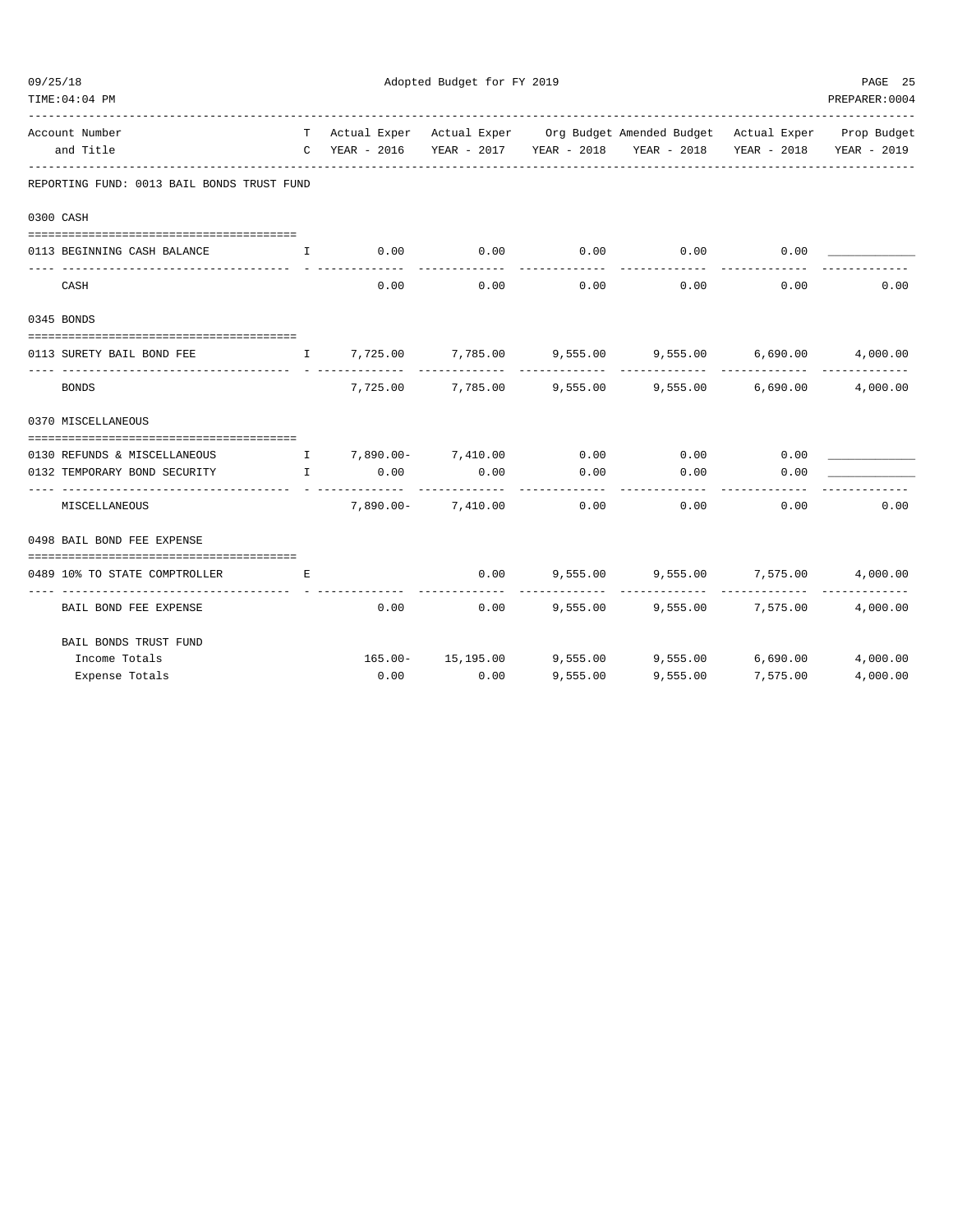Adopted Budget for FY 2019

| Account Number and Title | TC | Actual Exper YEAR - 2016 | Actual Exper YEAR - 2017 | Org Budget YEAR - 2018 | Amended Budget YEAR - 2018 | Actual Exper YEAR - 2018 | Prop Budget YEAR - 2019 |
|---|---|---|---|---|---|---|---|
| **REPORTING FUND: 0013 BAIL BONDS TRUST FUND** | | | | | | | |
| **0300 CASH** | | | | | | | |
| 0113 BEGINNING CASH BALANCE | I | 0.00 | 0.00 | 0.00 | 0.00 | 0.00 | ____________ |
| CASH | | 0.00 | 0.00 | 0.00 | 0.00 | 0.00 | 0.00 |
| **0345 BONDS** | | | | | | | |
| 0113 SURETY BAIL BOND FEE | I | 7,725.00 | 7,785.00 | 9,555.00 | 9,555.00 | 6,690.00 | 4,000.00 |
| BONDS | | 7,725.00 | 7,785.00 | 9,555.00 | 9,555.00 | 6,690.00 | 4,000.00 |
| **0370 MISCELLANEOUS** | | | | | | | |
| 0130 REFUNDS & MISCELLANEOUS | I | 7,890.00- | 7,410.00 | 0.00 | 0.00 | 0.00 | ____________ |
| 0132 TEMPORARY BOND SECURITY | I | 0.00 | 0.00 | 0.00 | 0.00 | 0.00 | ____________ |
| MISCELLANEOUS | | 7,890.00- | 7,410.00 | 0.00 | 0.00 | 0.00 | 0.00 |
| **0498 BAIL BOND FEE EXPENSE** | | | | | | | |
| 0489 10% TO STATE COMPTROLLER | E | | 0.00 | 9,555.00 | 9,555.00 | 7,575.00 | 4,000.00 |
| BAIL BOND FEE EXPENSE | | 0.00 | 0.00 | 9,555.00 | 9,555.00 | 7,575.00 | 4,000.00 |
| **BAIL BONDS TRUST FUND** | | | | | | | |
| Income Totals | | 165.00- | 15,195.00 | 9,555.00 | 9,555.00 | 6,690.00 | 4,000.00 |
| Expense Totals | | 0.00 | 0.00 | 9,555.00 | 9,555.00 | 7,575.00 | 4,000.00 |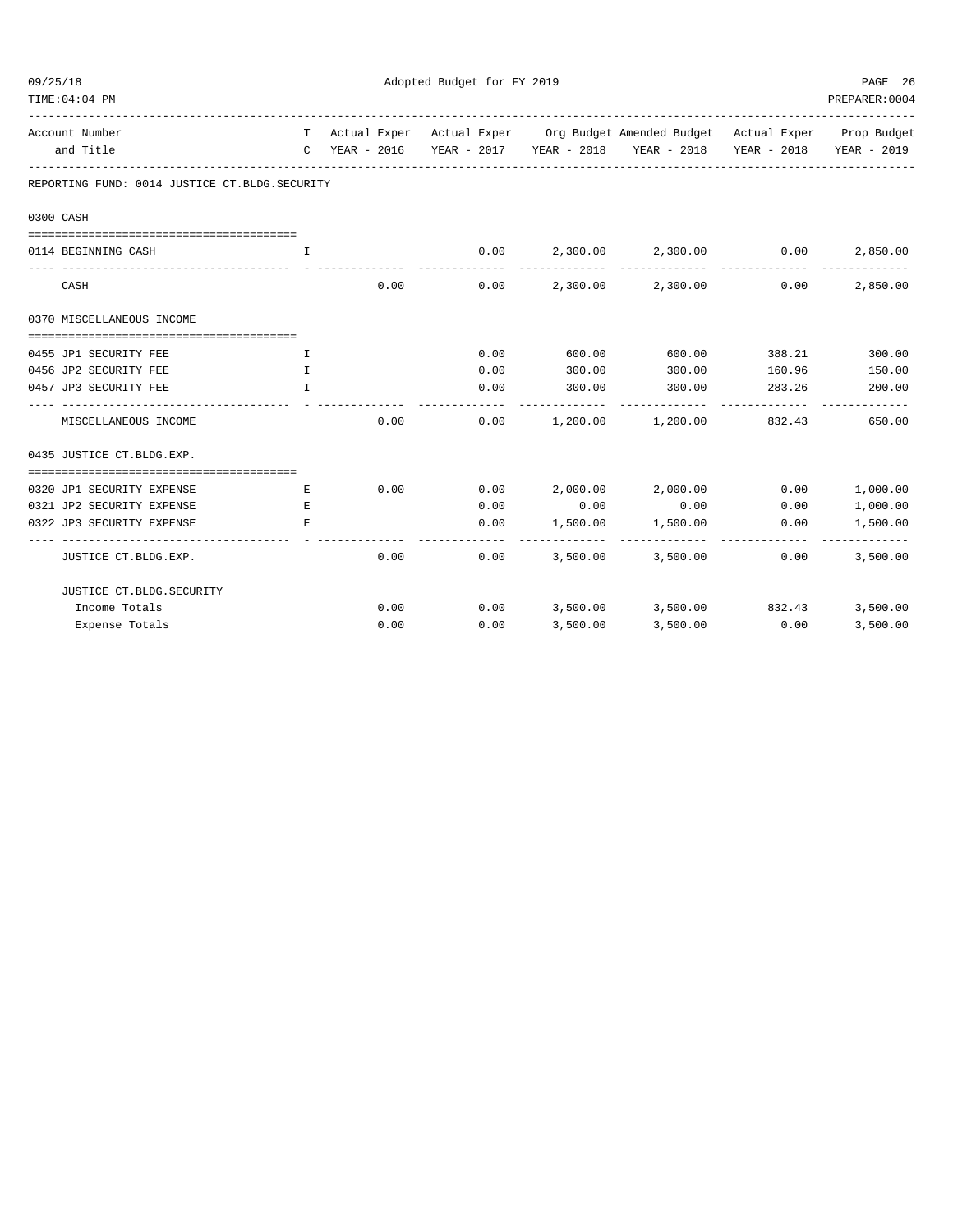Adopted Budget for FY 2019

| Account Number and Title | TC | Actual Exper YEAR - 2016 | Actual Exper YEAR - 2017 | Org Budget YEAR - 2018 | Amended Budget YEAR - 2018 | Actual Exper YEAR - 2018 | Prop Budget YEAR - 2019 |
|---|---|---|---|---|---|---|---|
| **REPORTING FUND: 0014 JUSTICE CT.BLDG.SECURITY** | | | | | | | |
| **0300 CASH** | | | | | | | |
| 0114 BEGINNING CASH | I | | 0.00 | 2,300.00 | 2,300.00 | 0.00 | 2,850.00 |
| CASH | | 0.00 | 0.00 | 2,300.00 | 2,300.00 | 0.00 | 2,850.00 |
| **0370 MISCELLANEOUS INCOME** | | | | | | | |
| 0455 JP1 SECURITY FEE | I | | 0.00 | 600.00 | 600.00 | 388.21 | 300.00 |
| 0456 JP2 SECURITY FEE | I | | 0.00 | 300.00 | 300.00 | 160.96 | 150.00 |
| 0457 JP3 SECURITY FEE | I | | 0.00 | 300.00 | 300.00 | 283.26 | 200.00 |
| MISCELLANEOUS INCOME | | 0.00 | 0.00 | 1,200.00 | 1,200.00 | 832.43 | 650.00 |
| **0435 JUSTICE CT.BLDG.EXP.** | | | | | | | |
| 0320 JP1 SECURITY EXPENSE | E | 0.00 | 0.00 | 2,000.00 | 2,000.00 | 0.00 | 1,000.00 |
| 0321 JP2 SECURITY EXPENSE | E | | 0.00 | 0.00 | 0.00 | 0.00 | 1,000.00 |
| 0322 JP3 SECURITY EXPENSE | E | | 0.00 | 1,500.00 | 1,500.00 | 0.00 | 1,500.00 |
| JUSTICE CT.BLDG.EXP. | | 0.00 | 0.00 | 3,500.00 | 3,500.00 | 0.00 | 3,500.00 |
| **JUSTICE CT.BLDG.SECURITY** | | | | | | | |
| Income Totals | | 0.00 | 0.00 | 3,500.00 | 3,500.00 | 832.43 | 3,500.00 |
| Expense Totals | | 0.00 | 0.00 | 3,500.00 | 3,500.00 | 0.00 | 3,500.00 |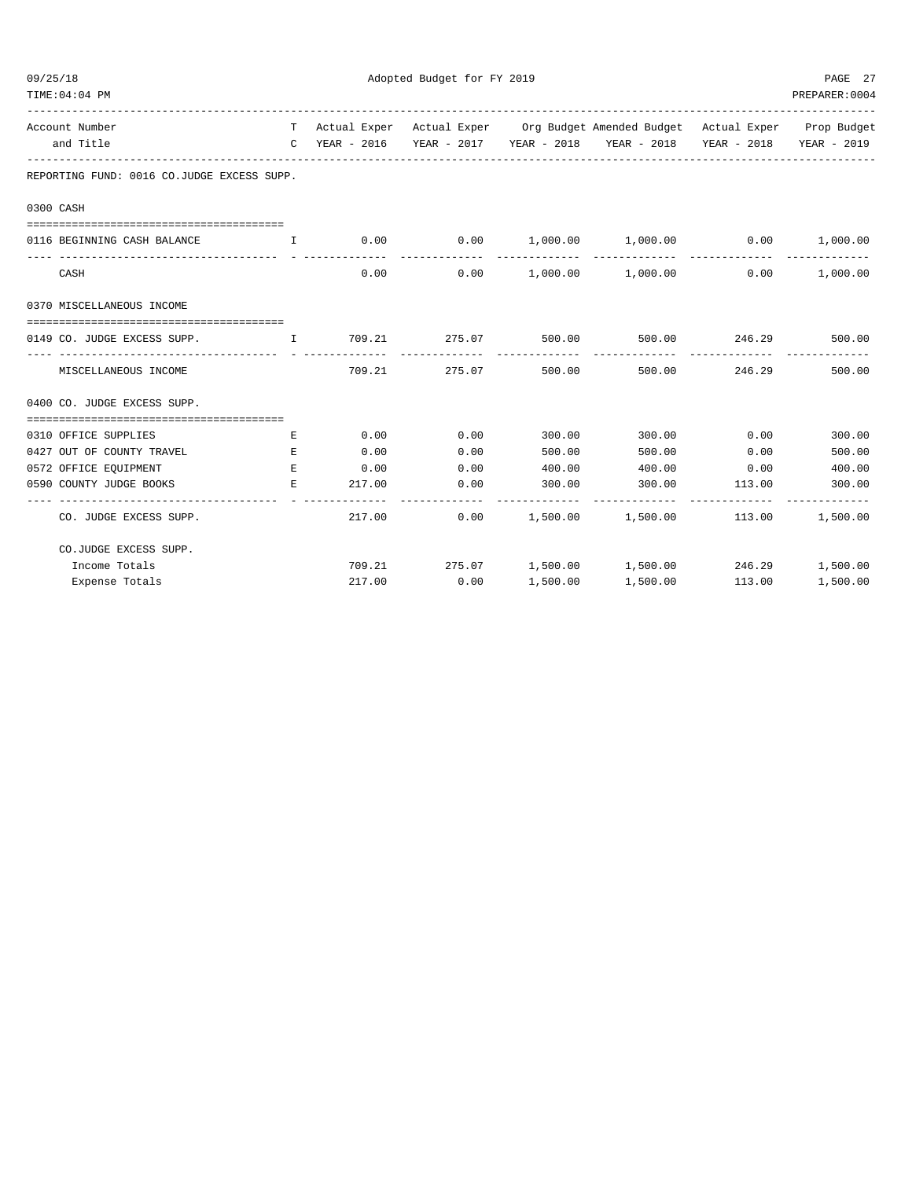Adopted Budget for FY 2019

| Account Number and Title | TC | Actual Exper YEAR - 2016 | Actual Exper YEAR - 2017 | Org Budget YEAR - 2018 | Amended Budget YEAR - 2018 | Actual Exper YEAR - 2018 | Prop Budget YEAR - 2019 |
|---|---|---|---|---|---|---|---|
| **REPORTING FUND: 0016 CO.JUDGE EXCESS SUPP.** | | | | | | | |
| **0300 CASH** | | | | | | | |
| 0116 BEGINNING CASH BALANCE | I | 0.00 | 0.00 | 1,000.00 | 1,000.00 | 0.00 | 1,000.00 |
| CASH | | 0.00 | 0.00 | 1,000.00 | 1,000.00 | 0.00 | 1,000.00 |
| **0370 MISCELLANEOUS INCOME** | | | | | | | |
| 0149 CO. JUDGE EXCESS SUPP. | I | 709.21 | 275.07 | 500.00 | 500.00 | 246.29 | 500.00 |
| MISCELLANEOUS INCOME | | 709.21 | 275.07 | 500.00 | 500.00 | 246.29 | 500.00 |
| **0400 CO. JUDGE EXCESS SUPP.** | | | | | | | |
| 0310 OFFICE SUPPLIES | E | 0.00 | 0.00 | 300.00 | 300.00 | 0.00 | 300.00 |
| 0427 OUT OF COUNTY TRAVEL | E | 0.00 | 0.00 | 500.00 | 500.00 | 0.00 | 500.00 |
| 0572 OFFICE EQUIPMENT | E | 0.00 | 0.00 | 400.00 | 400.00 | 0.00 | 400.00 |
| 0590 COUNTY JUDGE BOOKS | E | 217.00 | 0.00 | 300.00 | 300.00 | 113.00 | 300.00 |
| CO. JUDGE EXCESS SUPP. | | 217.00 | 0.00 | 1,500.00 | 1,500.00 | 113.00 | 1,500.00 |
| **CO.JUDGE EXCESS SUPP.** | | | | | | | |
| Income Totals | | 709.21 | 275.07 | 1,500.00 | 1,500.00 | 246.29 | 1,500.00 |
| Expense Totals | | 217.00 | 0.00 | 1,500.00 | 1,500.00 | 113.00 | 1,500.00 |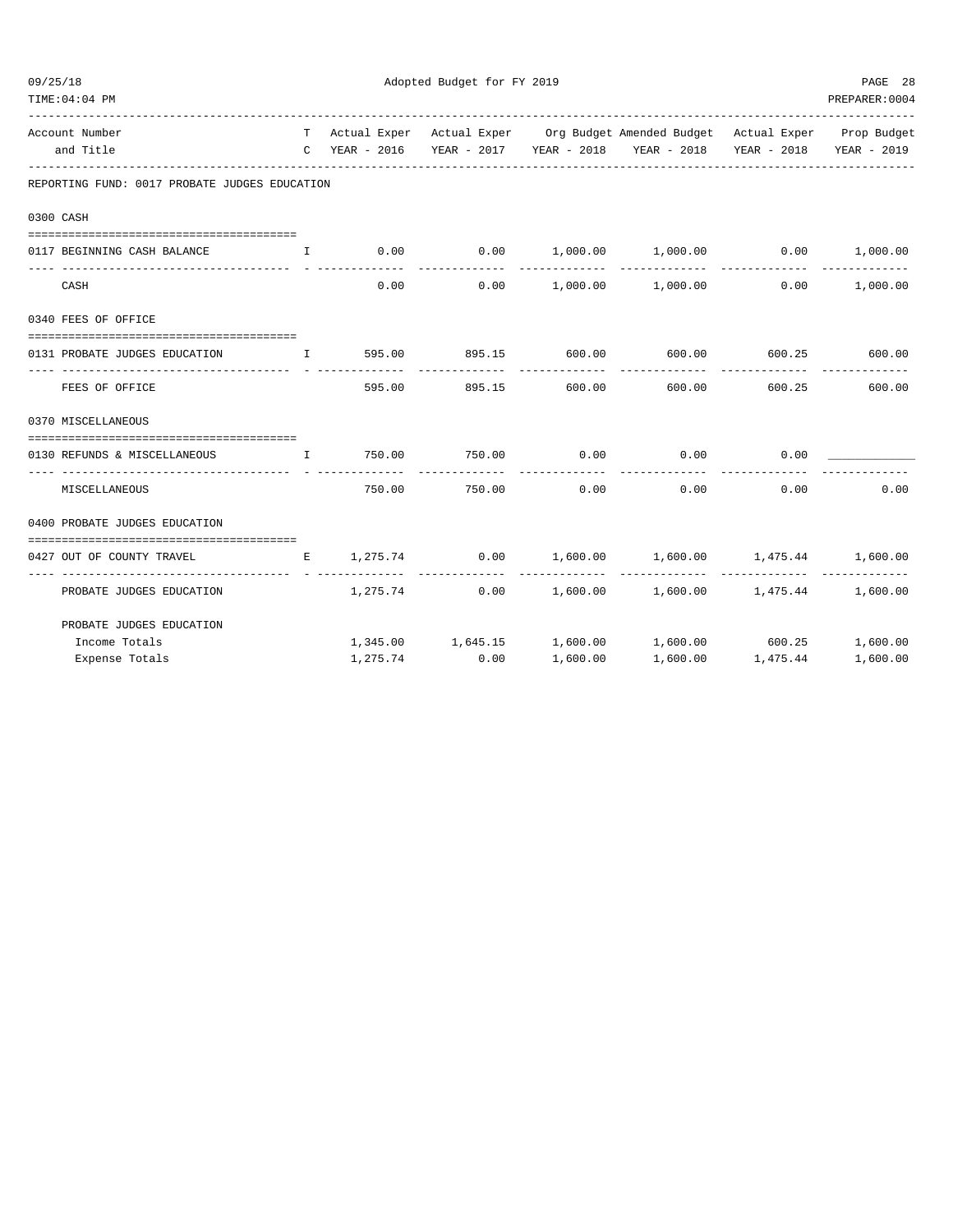Adopted Budget for FY 2019

| Account Number and Title | TC | Actual Exper YEAR - 2016 | Actual Exper YEAR - 2017 | Org Budget YEAR - 2018 | Amended Budget YEAR - 2018 | Actual Exper YEAR - 2018 | Prop Budget YEAR - 2019 |
|---|---|---|---|---|---|---|---|
| **REPORTING FUND: 0017 PROBATE JUDGES EDUCATION** | | | | | | | |
| **0300 CASH** | | | | | | | |
| 0117 BEGINNING CASH BALANCE | I | 0.00 | 0.00 | 1,000.00 | 1,000.00 | 0.00 | 1,000.00 |
| CASH | | 0.00 | 0.00 | 1,000.00 | 1,000.00 | 0.00 | 1,000.00 |
| **0340 FEES OF OFFICE** | | | | | | | |
| 0131 PROBATE JUDGES EDUCATION | I | 595.00 | 895.15 | 600.00 | 600.00 | 600.25 | 600.00 |
| FEES OF OFFICE | | 595.00 | 895.15 | 600.00 | 600.00 | 600.25 | 600.00 |
| **0370 MISCELLANEOUS** | | | | | | | |
| 0130 REFUNDS & MISCELLANEOUS | I | 750.00 | 750.00 | 0.00 | 0.00 | 0.00 | ____________ |
| MISCELLANEOUS | | 750.00 | 750.00 | 0.00 | 0.00 | 0.00 | 0.00 |
| **0400 PROBATE JUDGES EDUCATION** | | | | | | | |
| 0427 OUT OF COUNTY TRAVEL | E | 1,275.74 | 0.00 | 1,600.00 | 1,600.00 | 1,475.44 | 1,600.00 |
| PROBATE JUDGES EDUCATION | | 1,275.74 | 0.00 | 1,600.00 | 1,600.00 | 1,475.44 | 1,600.00 |
| **PROBATE JUDGES EDUCATION** | | | | | | | |
| Income Totals | | 1,345.00 | 1,645.15 | 1,600.00 | 1,600.00 | 600.25 | 1,600.00 |
| Expense Totals | | 1,275.74 | 0.00 | 1,600.00 | 1,600.00 | 1,475.44 | 1,600.00 |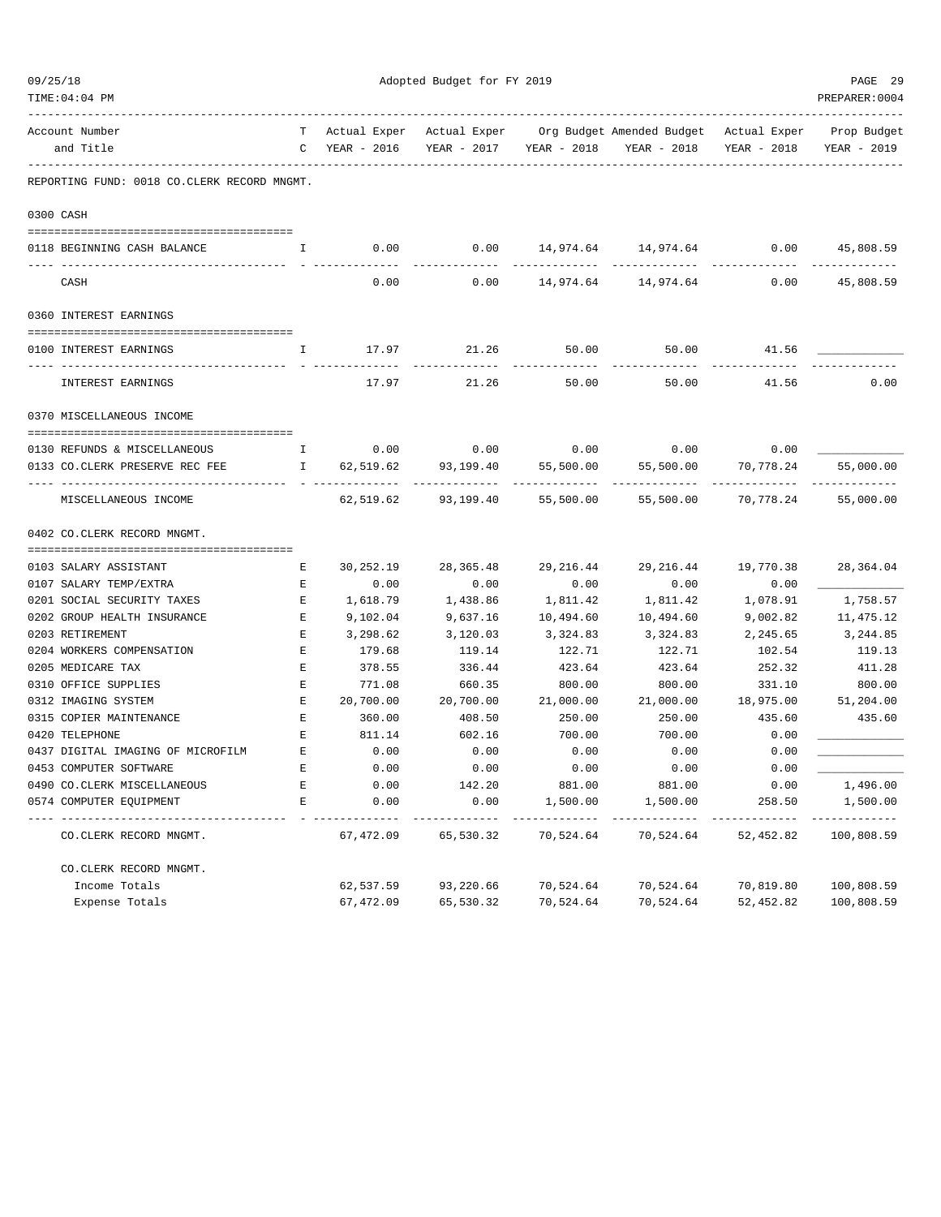Adopted Budget for FY 2019

| Account Number and Title | TC | Actual Exper YEAR - 2016 | Actual Exper YEAR - 2017 | Org Budget YEAR - 2018 | Amended Budget YEAR - 2018 | Actual Exper YEAR - 2018 | Prop Budget YEAR - 2019 |
|---|---|---|---|---|---|---|---|
| **REPORTING FUND: 0018 CO.CLERK RECORD MNGMT.** | | | | | | | |
| **0300 CASH** | | | | | | | |
| 0118 BEGINNING CASH BALANCE | I | 0.00 | 0.00 | 14,974.64 | 14,974.64 | 0.00 | 45,808.59 |
| CASH | | 0.00 | 0.00 | 14,974.64 | 14,974.64 | 0.00 | 45,808.59 |
| **0360 INTEREST EARNINGS** | | | | | | | |
| 0100 INTEREST EARNINGS | I | 17.97 | 21.26 | 50.00 | 50.00 | 41.56 | ____________ |
| INTEREST EARNINGS | | 17.97 | 21.26 | 50.00 | 50.00 | 41.56 | 0.00 |
| **0370 MISCELLANEOUS INCOME** | | | | | | | |
| 0130 REFUNDS & MISCELLANEOUS | I | 0.00 | 0.00 | 0.00 | 0.00 | 0.00 | ____________ |
| 0133 CO.CLERK PRESERVE REC FEE | I | 62,519.62 | 93,199.40 | 55,500.00 | 55,500.00 | 70,778.24 | 55,000.00 |
| MISCELLANEOUS INCOME | | 62,519.62 | 93,199.40 | 55,500.00 | 55,500.00 | 70,778.24 | 55,000.00 |
| **0402 CO.CLERK RECORD MNGMT.** | | | | | | | |
| 0103 SALARY ASSISTANT | E | 30,252.19 | 28,365.48 | 29,216.44 | 29,216.44 | 19,770.38 | 28,364.04 |
| 0107 SALARY TEMP/EXTRA | E | 0.00 | 0.00 | 0.00 | 0.00 | 0.00 | ____________ |
| 0201 SOCIAL SECURITY TAXES | E | 1,618.79 | 1,438.86 | 1,811.42 | 1,811.42 | 1,078.91 | 1,758.57 |
| 0202 GROUP HEALTH INSURANCE | E | 9,102.04 | 9,637.16 | 10,494.60 | 10,494.60 | 9,002.82 | 11,475.12 |
| 0203 RETIREMENT | E | 3,298.62 | 3,120.03 | 3,324.83 | 3,324.83 | 2,245.65 | 3,244.85 |
| 0204 WORKERS COMPENSATION | E | 179.68 | 119.14 | 122.71 | 122.71 | 102.54 | 119.13 |
| 0205 MEDICARE TAX | E | 378.55 | 336.44 | 423.64 | 423.64 | 252.32 | 411.28 |
| 0310 OFFICE SUPPLIES | E | 771.08 | 660.35 | 800.00 | 800.00 | 331.10 | 800.00 |
| 0312 IMAGING SYSTEM | E | 20,700.00 | 20,700.00 | 21,000.00 | 21,000.00 | 18,975.00 | 51,204.00 |
| 0315 COPIER MAINTENANCE | E | 360.00 | 408.50 | 250.00 | 250.00 | 435.60 | 435.60 |
| 0420 TELEPHONE | E | 811.14 | 602.16 | 700.00 | 700.00 | 0.00 | ____________ |
| 0437 DIGITAL IMAGING OF MICROFILM | E | 0.00 | 0.00 | 0.00 | 0.00 | 0.00 | ____________ |
| 0453 COMPUTER SOFTWARE | E | 0.00 | 0.00 | 0.00 | 0.00 | 0.00 | ____________ |
| 0490 CO.CLERK MISCELLANEOUS | E | 0.00 | 142.20 | 881.00 | 881.00 | 0.00 | 1,496.00 |
| 0574 COMPUTER EQUIPMENT | E | 0.00 | 0.00 | 1,500.00 | 1,500.00 | 258.50 | 1,500.00 |
| CO.CLERK RECORD MNGMT. | | 67,472.09 | 65,530.32 | 70,524.64 | 70,524.64 | 52,452.82 | 100,808.59 |
| **CO.CLERK RECORD MNGMT.** | | | | | | | |
| Income Totals | | 62,537.59 | 93,220.66 | 70,524.64 | 70,524.64 | 70,819.80 | 100,808.59 |
| Expense Totals | | 67,472.09 | 65,530.32 | 70,524.64 | 70,524.64 | 52,452.82 | 100,808.59 |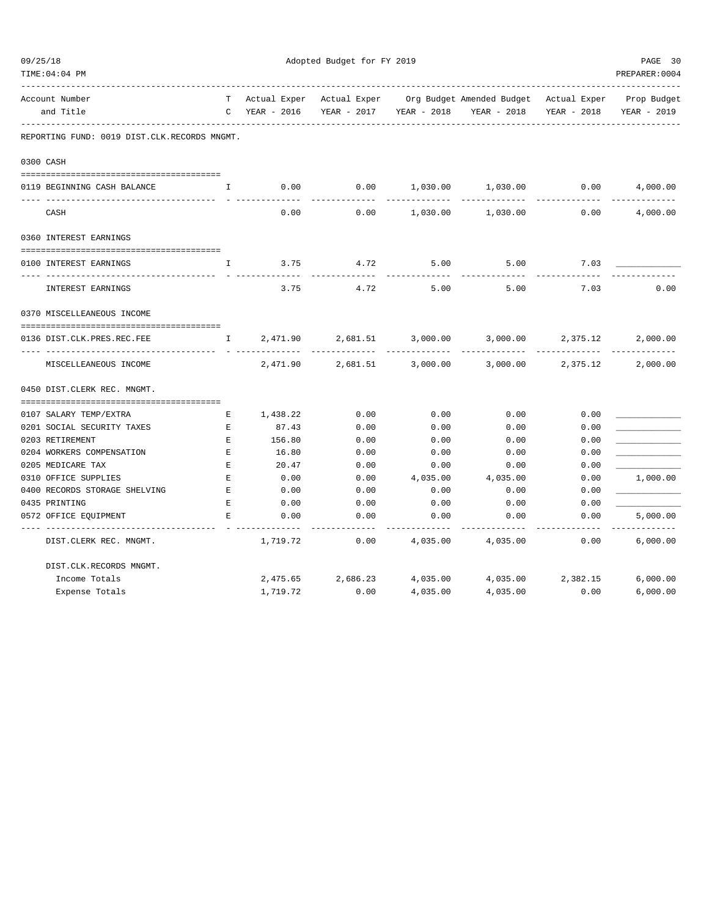Adopted Budget for FY 2019

| Account Number and Title | TC | Actual Exper YEAR - 2016 | Actual Exper YEAR - 2017 | Org Budget YEAR - 2018 | Amended Budget YEAR - 2018 | Actual Exper YEAR - 2018 | Prop Budget YEAR - 2019 |
|---|---|---|---|---|---|---|---|
| **REPORTING FUND: 0019 DIST.CLK.RECORDS MNGMT.** | | | | | | | |
| **0300 CASH** | | | | | | | |
| 0119 BEGINNING CASH BALANCE | I | 0.00 | 0.00 | 1,030.00 | 1,030.00 | 0.00 | 4,000.00 |
| CASH | | 0.00 | 0.00 | 1,030.00 | 1,030.00 | 0.00 | 4,000.00 |
| **0360 INTEREST EARNINGS** | | | | | | | |
| 0100 INTEREST EARNINGS | I | 3.75 | 4.72 | 5.00 | 5.00 | 7.03 | ____________ |
| INTEREST EARNINGS | | 3.75 | 4.72 | 5.00 | 5.00 | 7.03 | 0.00 |
| **0370 MISCELLANEOUS INCOME** | | | | | | | |
| 0136 DIST.CLK.PRES.REC.FEE | I | 2,471.90 | 2,681.51 | 3,000.00 | 3,000.00 | 2,375.12 | 2,000.00 |
| MISCELLANEOUS INCOME | | 2,471.90 | 2,681.51 | 3,000.00 | 3,000.00 | 2,375.12 | 2,000.00 |
| **0450 DIST.CLERK REC. MNGMT.** | | | | | | | |
| 0107 SALARY TEMP/EXTRA | E | 1,438.22 | 0.00 | 0.00 | 0.00 | 0.00 | ____________ |
| 0201 SOCIAL SECURITY TAXES | E | 87.43 | 0.00 | 0.00 | 0.00 | 0.00 | ____________ |
| 0203 RETIREMENT | E | 156.80 | 0.00 | 0.00 | 0.00 | 0.00 | ____________ |
| 0204 WORKERS COMPENSATION | E | 16.80 | 0.00 | 0.00 | 0.00 | 0.00 | ____________ |
| 0205 MEDICARE TAX | E | 20.47 | 0.00 | 0.00 | 0.00 | 0.00 | ____________ |
| 0310 OFFICE SUPPLIES | E | 0.00 | 0.00 | 4,035.00 | 4,035.00 | 0.00 | 1,000.00 |
| 0400 RECORDS STORAGE SHELVING | E | 0.00 | 0.00 | 0.00 | 0.00 | 0.00 | ____________ |
| 0435 PRINTING | E | 0.00 | 0.00 | 0.00 | 0.00 | 0.00 | ____________ |
| 0572 OFFICE EQUIPMENT | E | 0.00 | 0.00 | 0.00 | 0.00 | 0.00 | 5,000.00 |
| DIST.CLERK REC. MNGMT. | | 1,719.72 | 0.00 | 4,035.00 | 4,035.00 | 0.00 | 6,000.00 |
| **DIST.CLK.RECORDS MNGMT.** | | | | | | | |
| Income Totals | | 2,475.65 | 2,686.23 | 4,035.00 | 4,035.00 | 2,382.15 | 6,000.00 |
| Expense Totals | | 1,719.72 | 0.00 | 4,035.00 | 4,035.00 | 0.00 | 6,000.00 |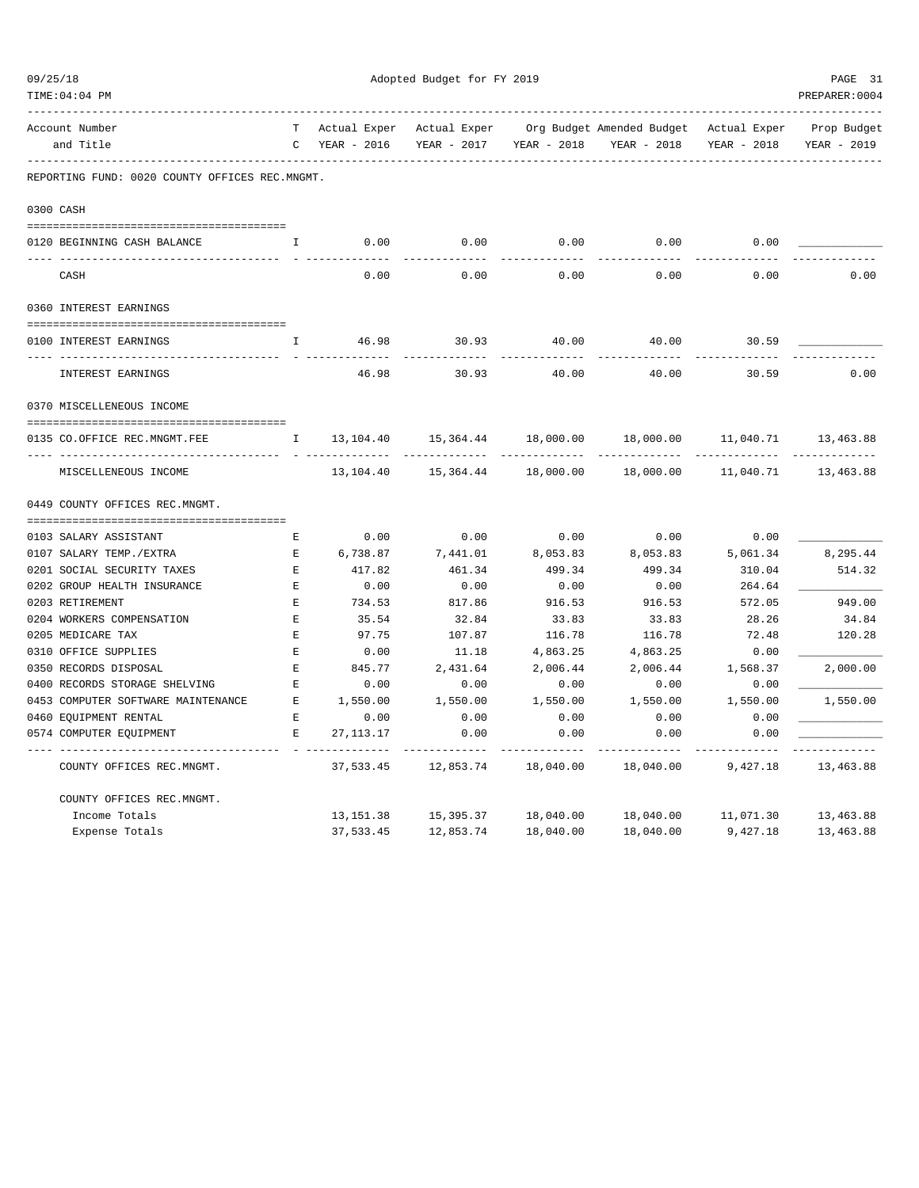Adopted Budget for FY 2019

| Account Number and Title | TC | Actual Exper YEAR - 2016 | Actual Exper YEAR - 2017 | Org Budget YEAR - 2018 | Amended Budget YEAR - 2018 | Actual Exper YEAR - 2018 | Prop Budget YEAR - 2019 |
|---|---|---|---|---|---|---|---|
| **REPORTING FUND: 0020 COUNTY OFFICES REC.MNGMT.** | | | | | | | |
| **0300 CASH** | | | | | | | |
| 0120 BEGINNING CASH BALANCE | I | 0.00 | 0.00 | 0.00 | 0.00 | 0.00 | |
| CASH | | 0.00 | 0.00 | 0.00 | 0.00 | 0.00 | 0.00 |
| **0360 INTEREST EARNINGS** | | | | | | | |
| 0100 INTEREST EARNINGS | I | 46.98 | 30.93 | 40.00 | 40.00 | 30.59 | |
| INTEREST EARNINGS | | 46.98 | 30.93 | 40.00 | 40.00 | 30.59 | 0.00 |
| **0370 MISCELLENEOUS INCOME** | | | | | | | |
| 0135 CO.OFFICE REC.MNGMT.FEE | I | 13,104.40 | 15,364.44 | 18,000.00 | 18,000.00 | 11,040.71 | 13,463.88 |
| MISCELLENEOUS INCOME | | 13,104.40 | 15,364.44 | 18,000.00 | 18,000.00 | 11,040.71 | 13,463.88 |
| **0449 COUNTY OFFICES REC.MNGMT.** | | | | | | | |
| 0103 SALARY ASSISTANT | E | 0.00 | 0.00 | 0.00 | 0.00 | 0.00 | |
| 0107 SALARY TEMP./EXTRA | E | 6,738.87 | 7,441.01 | 8,053.83 | 8,053.83 | 5,061.34 | 8,295.44 |
| 0201 SOCIAL SECURITY TAXES | E | 417.82 | 461.34 | 499.34 | 499.34 | 310.04 | 514.32 |
| 0202 GROUP HEALTH INSURANCE | E | 0.00 | 0.00 | 0.00 | 0.00 | 264.64 | |
| 0203 RETIREMENT | E | 734.53 | 817.86 | 916.53 | 916.53 | 572.05 | 949.00 |
| 0204 WORKERS COMPENSATION | E | 35.54 | 32.84 | 33.83 | 33.83 | 28.26 | 34.84 |
| 0205 MEDICARE TAX | E | 97.75 | 107.87 | 116.78 | 116.78 | 72.48 | 120.28 |
| 0310 OFFICE SUPPLIES | E | 0.00 | 11.18 | 4,863.25 | 4,863.25 | 0.00 | |
| 0350 RECORDS DISPOSAL | E | 845.77 | 2,431.64 | 2,006.44 | 2,006.44 | 1,568.37 | 2,000.00 |
| 0400 RECORDS STORAGE SHELVING | E | 0.00 | 0.00 | 0.00 | 0.00 | 0.00 | |
| 0453 COMPUTER SOFTWARE MAINTENANCE | E | 1,550.00 | 1,550.00 | 1,550.00 | 1,550.00 | 1,550.00 | 1,550.00 |
| 0460 EQUIPMENT RENTAL | E | 0.00 | 0.00 | 0.00 | 0.00 | 0.00 | |
| 0574 COMPUTER EQUIPMENT | E | 27,113.17 | 0.00 | 0.00 | 0.00 | 0.00 | |
| COUNTY OFFICES REC.MNGMT. | | 37,533.45 | 12,853.74 | 18,040.00 | 18,040.00 | 9,427.18 | 13,463.88 |
| **COUNTY OFFICES REC.MNGMT.** | | | | | | | |
| Income Totals | | 13,151.38 | 15,395.37 | 18,040.00 | 18,040.00 | 11,071.30 | 13,463.88 |
| Expense Totals | | 37,533.45 | 12,853.74 | 18,040.00 | 18,040.00 | 9,427.18 | 13,463.88 |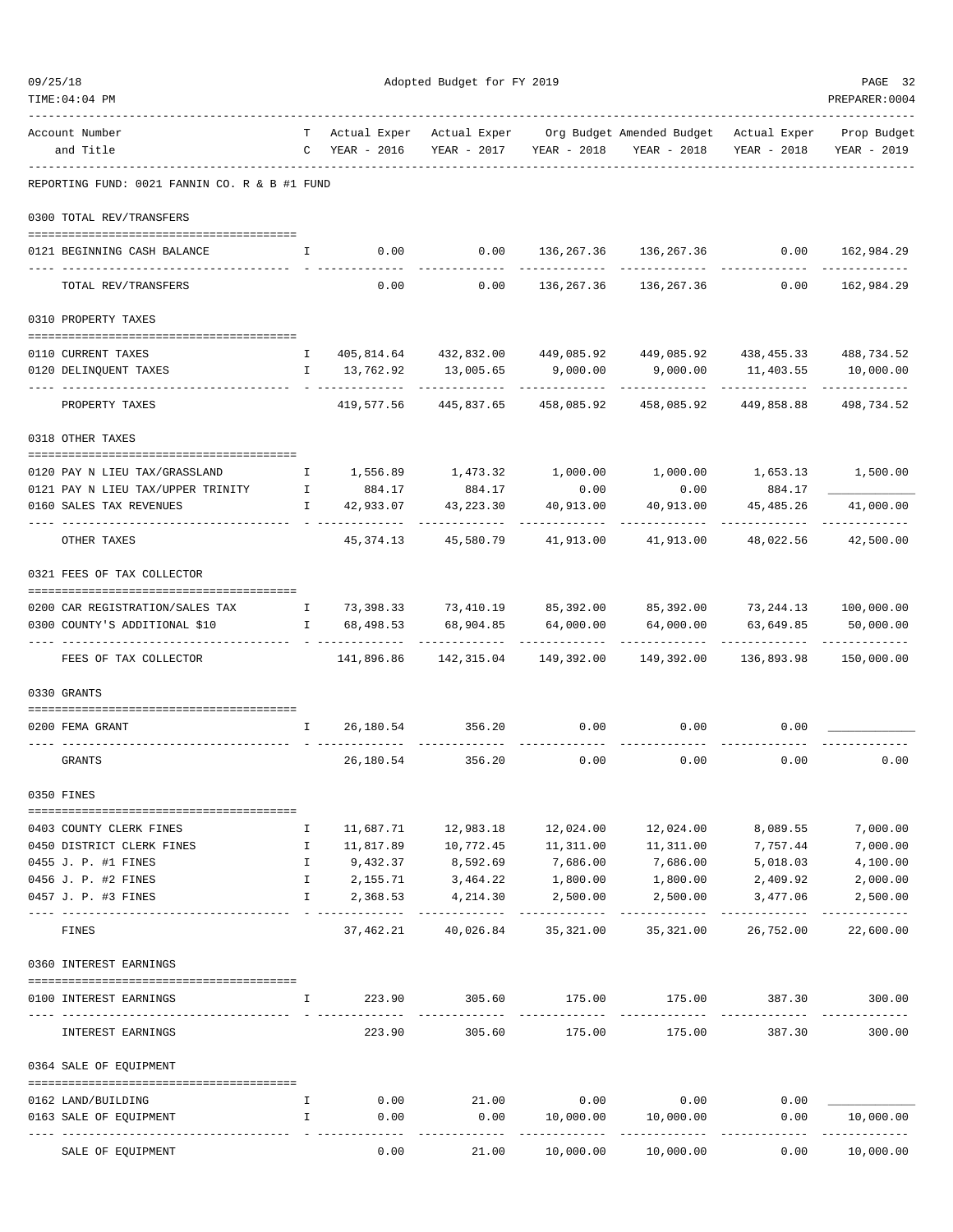Adopted Budget for FY 2019

REPORTING FUND: 0021 FANNIN CO. R & B #1 FUND

| Account Number and Title | T C | Actual Exper YEAR - 2016 | Actual Exper YEAR - 2017 | Org Budget YEAR - 2018 | Amended Budget YEAR - 2018 | Actual Exper YEAR - 2018 | Prop Budget YEAR - 2019 |
|---|---|---|---|---|---|---|---|
| **0300 TOTAL REV/TRANSFERS** | | | | | | | |
| 0121 BEGINNING CASH BALANCE | I | 0.00 | 0.00 | 136,267.36 | 136,267.36 | 0.00 | 162,984.29 |
| TOTAL REV/TRANSFERS | | 0.00 | 0.00 | 136,267.36 | 136,267.36 | 0.00 | 162,984.29 |
| **0310 PROPERTY TAXES** | | | | | | | |
| 0110 CURRENT TAXES | I | 405,814.64 | 432,832.00 | 449,085.92 | 449,085.92 | 438,455.33 | 488,734.52 |
| 0120 DELINQUENT TAXES | I | 13,762.92 | 13,005.65 | 9,000.00 | 9,000.00 | 11,403.55 | 10,000.00 |
| PROPERTY TAXES | | 419,577.56 | 445,837.65 | 458,085.92 | 458,085.92 | 449,858.88 | 498,734.52 |
| **0318 OTHER TAXES** | | | | | | | |
| 0120 PAY N LIEU TAX/GRASSLAND | I | 1,556.89 | 1,473.32 | 1,000.00 | 1,000.00 | 1,653.13 | 1,500.00 |
| 0121 PAY N LIEU TAX/UPPER TRINITY | I | 884.17 | 884.17 | 0.00 | 0.00 | 884.17 | |
| 0160 SALES TAX REVENUES | I | 42,933.07 | 43,223.30 | 40,913.00 | 40,913.00 | 45,485.26 | 41,000.00 |
| OTHER TAXES | | 45,374.13 | 45,580.79 | 41,913.00 | 41,913.00 | 48,022.56 | 42,500.00 |
| **0321 FEES OF TAX COLLECTOR** | | | | | | | |
| 0200 CAR REGISTRATION/SALES TAX | I | 73,398.33 | 73,410.19 | 85,392.00 | 85,392.00 | 73,244.13 | 100,000.00 |
| 0300 COUNTY'S ADDITIONAL $10 | I | 68,498.53 | 68,904.85 | 64,000.00 | 64,000.00 | 63,649.85 | 50,000.00 |
| FEES OF TAX COLLECTOR | | 141,896.86 | 142,315.04 | 149,392.00 | 149,392.00 | 136,893.98 | 150,000.00 |
| **0330 GRANTS** | | | | | | | |
| 0200 FEMA GRANT | I | 26,180.54 | 356.20 | 0.00 | 0.00 | 0.00 | |
| GRANTS | | 26,180.54 | 356.20 | 0.00 | 0.00 | 0.00 | 0.00 |
| **0350 FINES** | | | | | | | |
| 0403 COUNTY CLERK FINES | I | 11,687.71 | 12,983.18 | 12,024.00 | 12,024.00 | 8,089.55 | 7,000.00 |
| 0450 DISTRICT CLERK FINES | I | 11,817.89 | 10,772.45 | 11,311.00 | 11,311.00 | 7,757.44 | 7,000.00 |
| 0455 J. P. #1 FINES | I | 9,432.37 | 8,592.69 | 7,686.00 | 7,686.00 | 5,018.03 | 4,100.00 |
| 0456 J. P. #2 FINES | I | 2,155.71 | 3,464.22 | 1,800.00 | 1,800.00 | 2,409.92 | 2,000.00 |
| 0457 J. P. #3 FINES | I | 2,368.53 | 4,214.30 | 2,500.00 | 2,500.00 | 3,477.06 | 2,500.00 |
| FINES | | 37,462.21 | 40,026.84 | 35,321.00 | 35,321.00 | 26,752.00 | 22,600.00 |
| **0360 INTEREST EARNINGS** | | | | | | | |
| 0100 INTEREST EARNINGS | I | 223.90 | 305.60 | 175.00 | 175.00 | 387.30 | 300.00 |
| INTEREST EARNINGS | | 223.90 | 305.60 | 175.00 | 175.00 | 387.30 | 300.00 |
| **0364 SALE OF EQUIPMENT** | | | | | | | |
| 0162 LAND/BUILDING | I | 0.00 | 21.00 | 0.00 | 0.00 | 0.00 | |
| 0163 SALE OF EQUIPMENT | I | 0.00 | 0.00 | 10,000.00 | 10,000.00 | 0.00 | 10,000.00 |
| SALE OF EQUIPMENT | | 0.00 | 21.00 | 10,000.00 | 10,000.00 | 0.00 | 10,000.00 |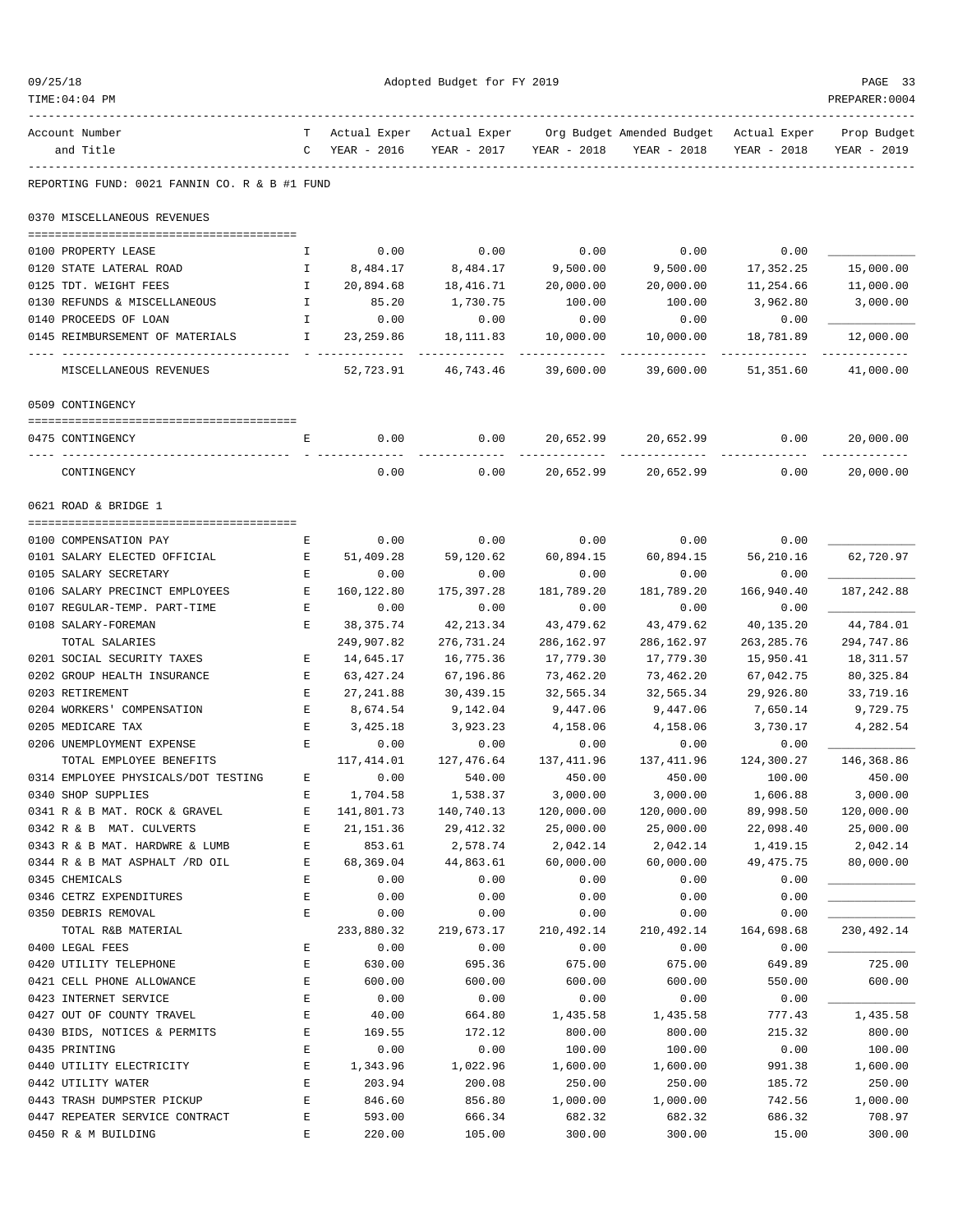Adopted Budget for FY 2019

| Account Number and Title | TC | Actual Exper YEAR - 2016 | Actual Exper YEAR - 2017 | Org Budget YEAR - 2018 | Amended Budget YEAR - 2018 | Actual Exper YEAR - 2018 | Prop Budget YEAR - 2019 |
|---|---|---|---|---|---|---|---|
| REPORTING FUND: 0021 FANNIN CO. R & B #1 FUND | | | | | | | |
| **0370 MISCELLANEOUS REVENUES** | | | | | | | |
| 0100 PROPERTY LEASE | I | 0.00 | 0.00 | 0.00 | 0.00 | 0.00 | ________ |
| 0120 STATE LATERAL ROAD | I | 8,484.17 | 8,484.17 | 9,500.00 | 9,500.00 | 17,352.25 | 15,000.00 |
| 0125 TDT. WEIGHT FEES | I | 20,894.68 | 18,416.71 | 20,000.00 | 20,000.00 | 11,254.66 | 11,000.00 |
| 0130 REFUNDS & MISCELLANEOUS | I | 85.20 | 1,730.75 | 100.00 | 100.00 | 3,962.80 | 3,000.00 |
| 0140 PROCEEDS OF LOAN | I | 0.00 | 0.00 | 0.00 | 0.00 | 0.00 | ________ |
| 0145 REIMBURSEMENT OF MATERIALS | I | 23,259.86 | 18,111.83 | 10,000.00 | 10,000.00 | 18,781.89 | 12,000.00 |
| MISCELLANEOUS REVENUES | | 52,723.91 | 46,743.46 | 39,600.00 | 39,600.00 | 51,351.60 | 41,000.00 |
| **0509 CONTINGENCY** | | | | | | | |
| 0475 CONTINGENCY | E | 0.00 | 0.00 | 20,652.99 | 20,652.99 | 0.00 | 20,000.00 |
| CONTINGENCY | | 0.00 | 0.00 | 20,652.99 | 20,652.99 | 0.00 | 20,000.00 |
| **0621 ROAD & BRIDGE 1** | | | | | | | |
| 0100 COMPENSATION PAY | E | 0.00 | 0.00 | 0.00 | 0.00 | 0.00 | ________ |
| 0101 SALARY ELECTED OFFICIAL | E | 51,409.28 | 59,120.62 | 60,894.15 | 60,894.15 | 56,210.16 | 62,720.97 |
| 0105 SALARY SECRETARY | E | 0.00 | 0.00 | 0.00 | 0.00 | 0.00 | ________ |
| 0106 SALARY PRECINCT EMPLOYEES | E | 160,122.80 | 175,397.28 | 181,789.20 | 181,789.20 | 166,940.40 | 187,242.88 |
| 0107 REGULAR-TEMP. PART-TIME | E | 0.00 | 0.00 | 0.00 | 0.00 | 0.00 | ________ |
| 0108 SALARY-FOREMAN | E | 38,375.74 | 42,213.34 | 43,479.62 | 43,479.62 | 40,135.20 | 44,784.01 |
| TOTAL SALARIES | | 249,907.82 | 276,731.24 | 286,162.97 | 286,162.97 | 263,285.76 | 294,747.86 |
| 0201 SOCIAL SECURITY TAXES | E | 14,645.17 | 16,775.36 | 17,779.30 | 17,779.30 | 15,950.41 | 18,311.57 |
| 0202 GROUP HEALTH INSURANCE | E | 63,427.24 | 67,196.86 | 73,462.20 | 73,462.20 | 67,042.75 | 80,325.84 |
| 0203 RETIREMENT | E | 27,241.88 | 30,439.15 | 32,565.34 | 32,565.34 | 29,926.80 | 33,719.16 |
| 0204 WORKERS' COMPENSATION | E | 8,674.54 | 9,142.04 | 9,447.06 | 9,447.06 | 7,650.14 | 9,729.75 |
| 0205 MEDICARE TAX | E | 3,425.18 | 3,923.23 | 4,158.06 | 4,158.06 | 3,730.17 | 4,282.54 |
| 0206 UNEMPLOYMENT EXPENSE | E | 0.00 | 0.00 | 0.00 | 0.00 | 0.00 | ________ |
| TOTAL EMPLOYEE BENEFITS | | 117,414.01 | 127,476.64 | 137,411.96 | 137,411.96 | 124,300.27 | 146,368.86 |
| 0314 EMPLOYEE PHYSICALS/DOT TESTING | E | 0.00 | 540.00 | 450.00 | 450.00 | 100.00 | 450.00 |
| 0340 SHOP SUPPLIES | E | 1,704.58 | 1,538.37 | 3,000.00 | 3,000.00 | 1,606.88 | 3,000.00 |
| 0341 R & B MAT. ROCK & GRAVEL | E | 141,801.73 | 140,740.13 | 120,000.00 | 120,000.00 | 89,998.50 | 120,000.00 |
| 0342 R & B MAT. CULVERTS | E | 21,151.36 | 29,412.32 | 25,000.00 | 25,000.00 | 22,098.40 | 25,000.00 |
| 0343 R & B MAT. HARDWRE & LUMB | E | 853.61 | 2,578.74 | 2,042.14 | 2,042.14 | 1,419.15 | 2,042.14 |
| 0344 R & B MAT ASPHALT /RD OIL | E | 68,369.04 | 44,863.61 | 60,000.00 | 60,000.00 | 49,475.75 | 80,000.00 |
| 0345 CHEMICALS | E | 0.00 | 0.00 | 0.00 | 0.00 | 0.00 | ________ |
| 0346 CETRZ EXPENDITURES | E | 0.00 | 0.00 | 0.00 | 0.00 | 0.00 | ________ |
| 0350 DEBRIS REMOVAL | E | 0.00 | 0.00 | 0.00 | 0.00 | 0.00 | ________ |
| TOTAL R&B MATERIAL | | 233,880.32 | 219,673.17 | 210,492.14 | 210,492.14 | 164,698.68 | 230,492.14 |
| 0400 LEGAL FEES | E | 0.00 | 0.00 | 0.00 | 0.00 | 0.00 | ________ |
| 0420 UTILITY TELEPHONE | E | 630.00 | 695.36 | 675.00 | 675.00 | 649.89 | 725.00 |
| 0421 CELL PHONE ALLOWANCE | E | 600.00 | 600.00 | 600.00 | 600.00 | 550.00 | 600.00 |
| 0423 INTERNET SERVICE | E | 0.00 | 0.00 | 0.00 | 0.00 | 0.00 | ________ |
| 0427 OUT OF COUNTY TRAVEL | E | 40.00 | 664.80 | 1,435.58 | 1,435.58 | 777.43 | 1,435.58 |
| 0430 BIDS, NOTICES & PERMITS | E | 169.55 | 172.12 | 800.00 | 800.00 | 215.32 | 800.00 |
| 0435 PRINTING | E | 0.00 | 0.00 | 100.00 | 100.00 | 0.00 | 100.00 |
| 0440 UTILITY ELECTRICITY | E | 1,343.96 | 1,022.96 | 1,600.00 | 1,600.00 | 991.38 | 1,600.00 |
| 0442 UTILITY WATER | E | 203.94 | 200.08 | 250.00 | 250.00 | 185.72 | 250.00 |
| 0443 TRASH DUMPSTER PICKUP | E | 846.60 | 856.80 | 1,000.00 | 1,000.00 | 742.56 | 1,000.00 |
| 0447 REPEATER SERVICE CONTRACT | E | 593.00 | 666.34 | 682.32 | 682.32 | 686.32 | 708.97 |
| 0450 R & M BUILDING | E | 220.00 | 105.00 | 300.00 | 300.00 | 15.00 | 300.00 |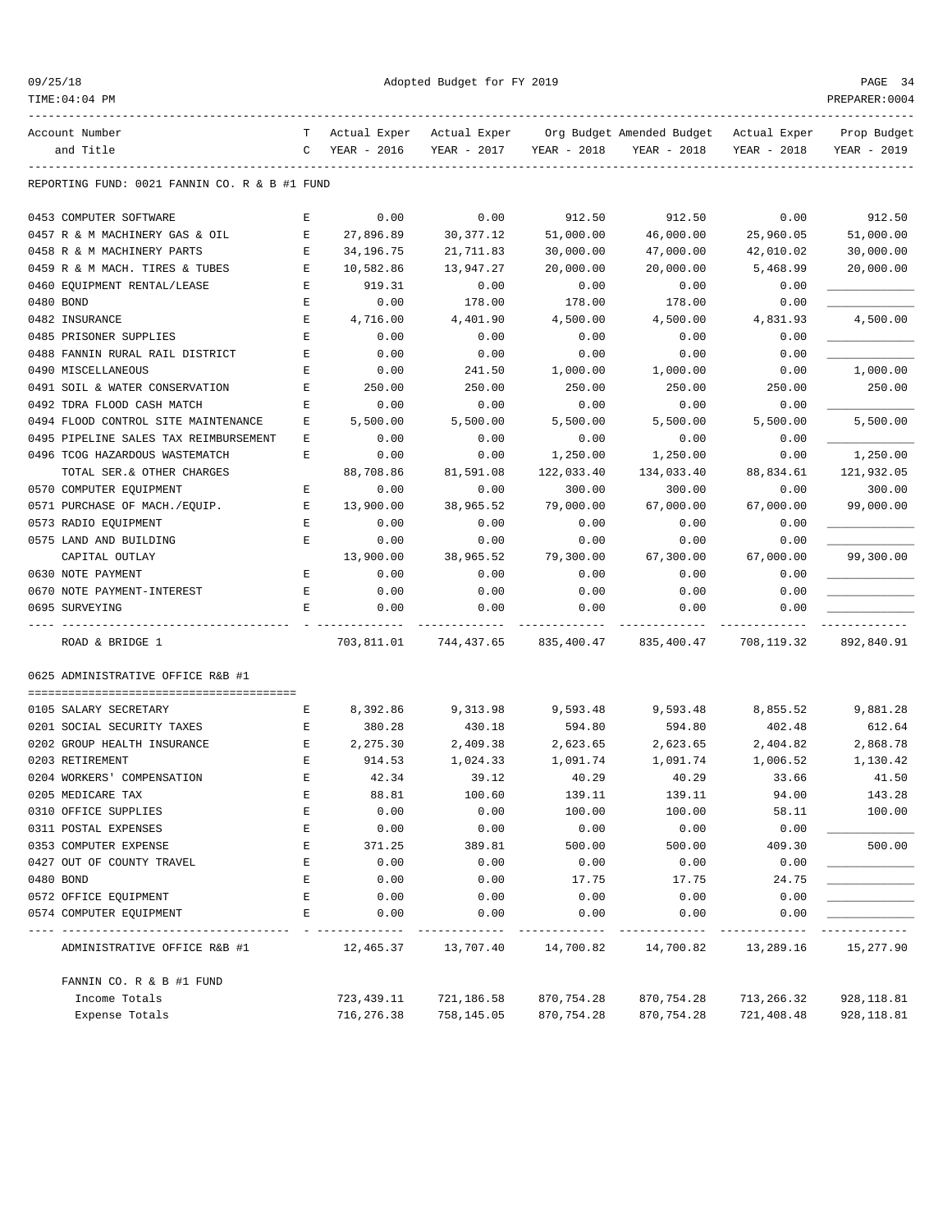Adopted Budget for FY 2019

| Account Number and Title | TC | Actual Exper YEAR - 2016 | Actual Exper YEAR - 2017 | Org Budget YEAR - 2018 | Amended Budget YEAR - 2018 | Actual Exper YEAR - 2018 | Prop Budget YEAR - 2019 |
|---|---|---|---|---|---|---|---|
| **REPORTING FUND: 0021 FANNIN CO. R & B #1 FUND** | | | | | | | |
| 0453 COMPUTER SOFTWARE | E | 0.00 | 0.00 | 912.50 | 912.50 | 0.00 | 912.50 |
| 0457 R & M MACHINERY GAS & OIL | E | 27,896.89 | 30,377.12 | 51,000.00 | 46,000.00 | 25,960.05 | 51,000.00 |
| 0458 R & M MACHINERY PARTS | E | 34,196.75 | 21,711.83 | 30,000.00 | 47,000.00 | 42,010.02 | 30,000.00 |
| 0459 R & M MACH. TIRES & TUBES | E | 10,582.86 | 13,947.27 | 20,000.00 | 20,000.00 | 5,468.99 | 20,000.00 |
| 0460 EQUIPMENT RENTAL/LEASE | E | 919.31 | 0.00 | 0.00 | 0.00 | 0.00 | ____________ |
| 0480 BOND | E | 0.00 | 178.00 | 178.00 | 178.00 | 0.00 | ____________ |
| 0482 INSURANCE | E | 4,716.00 | 4,401.90 | 4,500.00 | 4,500.00 | 4,831.93 | 4,500.00 |
| 0485 PRISONER SUPPLIES | E | 0.00 | 0.00 | 0.00 | 0.00 | 0.00 | ____________ |
| 0488 FANNIN RURAL RAIL DISTRICT | E | 0.00 | 0.00 | 0.00 | 0.00 | 0.00 | ____________ |
| 0490 MISCELLANEOUS | E | 0.00 | 241.50 | 1,000.00 | 1,000.00 | 0.00 | 1,000.00 |
| 0491 SOIL & WATER CONSERVATION | E | 250.00 | 250.00 | 250.00 | 250.00 | 250.00 | 250.00 |
| 0492 TDRA FLOOD CASH MATCH | E | 0.00 | 0.00 | 0.00 | 0.00 | 0.00 | ____________ |
| 0494 FLOOD CONTROL SITE MAINTENANCE | E | 5,500.00 | 5,500.00 | 5,500.00 | 5,500.00 | 5,500.00 | 5,500.00 |
| 0495 PIPELINE SALES TAX REIMBURSEMENT | E | 0.00 | 0.00 | 0.00 | 0.00 | 0.00 | ____________ |
| 0496 TCOG HAZARDOUS WASTEMATCH | E | 0.00 | 0.00 | 1,250.00 | 1,250.00 | 0.00 | 1,250.00 |
| TOTAL SER.& OTHER CHARGES | | 88,708.86 | 81,591.08 | 122,033.40 | 134,033.40 | 88,834.61 | 121,932.05 |
| 0570 COMPUTER EQUIPMENT | E | 0.00 | 0.00 | 300.00 | 300.00 | 0.00 | 300.00 |
| 0571 PURCHASE OF MACH./EQUIP. | E | 13,900.00 | 38,965.52 | 79,000.00 | 67,000.00 | 67,000.00 | 99,000.00 |
| 0573 RADIO EQUIPMENT | E | 0.00 | 0.00 | 0.00 | 0.00 | 0.00 | ____________ |
| 0575 LAND AND BUILDING | E | 0.00 | 0.00 | 0.00 | 0.00 | 0.00 | ____________ |
| CAPITAL OUTLAY | | 13,900.00 | 38,965.52 | 79,300.00 | 67,300.00 | 67,000.00 | 99,300.00 |
| 0630 NOTE PAYMENT | E | 0.00 | 0.00 | 0.00 | 0.00 | 0.00 | ____________ |
| 0670 NOTE PAYMENT-INTEREST | E | 0.00 | 0.00 | 0.00 | 0.00 | 0.00 | ____________ |
| 0695 SURVEYING | E | 0.00 | 0.00 | 0.00 | 0.00 | 0.00 | ____________ |
| ROAD & BRIDGE 1 | | 703,811.01 | 744,437.65 | 835,400.47 | 835,400.47 | 708,119.32 | 892,840.91 |
| **0625 ADMINISTRATIVE OFFICE R&B #1** | | | | | | | |
| 0105 SALARY SECRETARY | E | 8,392.86 | 9,313.98 | 9,593.48 | 9,593.48 | 8,855.52 | 9,881.28 |
| 0201 SOCIAL SECURITY TAXES | E | 380.28 | 430.18 | 594.80 | 594.80 | 402.48 | 612.64 |
| 0202 GROUP HEALTH INSURANCE | E | 2,275.30 | 2,409.38 | 2,623.65 | 2,623.65 | 2,404.82 | 2,868.78 |
| 0203 RETIREMENT | E | 914.53 | 1,024.33 | 1,091.74 | 1,091.74 | 1,006.52 | 1,130.42 |
| 0204 WORKERS' COMPENSATION | E | 42.34 | 39.12 | 40.29 | 40.29 | 33.66 | 41.50 |
| 0205 MEDICARE TAX | E | 88.81 | 100.60 | 139.11 | 139.11 | 94.00 | 143.28 |
| 0310 OFFICE SUPPLIES | E | 0.00 | 0.00 | 100.00 | 100.00 | 58.11 | 100.00 |
| 0311 POSTAL EXPENSES | E | 0.00 | 0.00 | 0.00 | 0.00 | 0.00 | ____________ |
| 0353 COMPUTER EXPENSE | E | 371.25 | 389.81 | 500.00 | 500.00 | 409.30 | 500.00 |
| 0427 OUT OF COUNTY TRAVEL | E | 0.00 | 0.00 | 0.00 | 0.00 | 0.00 | ____________ |
| 0480 BOND | E | 0.00 | 0.00 | 17.75 | 17.75 | 24.75 | ____________ |
| 0572 OFFICE EQUIPMENT | E | 0.00 | 0.00 | 0.00 | 0.00 | 0.00 | ____________ |
| 0574 COMPUTER EQUIPMENT | E | 0.00 | 0.00 | 0.00 | 0.00 | 0.00 | ____________ |
| ADMINISTRATIVE OFFICE R&B #1 | | 12,465.37 | 13,707.40 | 14,700.82 | 14,700.82 | 13,289.16 | 15,277.90 |
| **FANNIN CO. R & B #1 FUND** | | | | | | | |
| Income Totals | | 723,439.11 | 721,186.58 | 870,754.28 | 870,754.28 | 713,266.32 | 928,118.81 |
| Expense Totals | | 716,276.38 | 758,145.05 | 870,754.28 | 870,754.28 | 721,408.48 | 928,118.81 |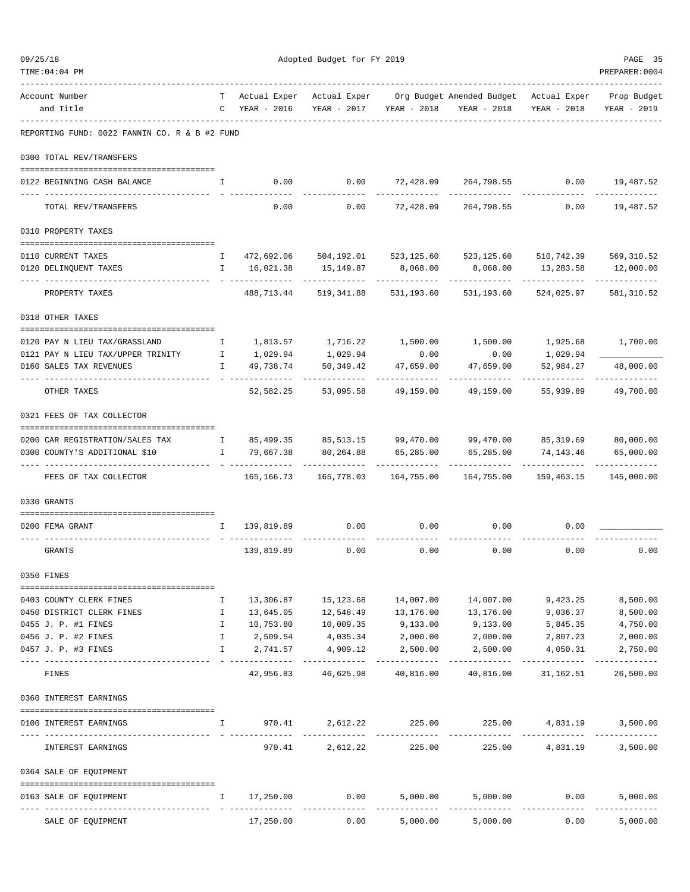Adopted Budget for FY 2019

REPORTING FUND: 0022 FANNIN CO. R & B #2 FUND

| Account Number and Title | TC | Actual Exper YEAR - 2016 | Actual Exper YEAR - 2017 | Org Budget YEAR - 2018 | Amended Budget YEAR - 2018 | Actual Exper YEAR - 2018 | Prop Budget YEAR - 2019 |
|---|---|---|---|---|---|---|---|
| **0300 TOTAL REV/TRANSFERS** | | | | | | | |
| 0122 BEGINNING CASH BALANCE | I | 0.00 | 0.00 | 72,428.09 | 264,798.55 | 0.00 | 19,487.52 |
| TOTAL REV/TRANSFERS | | 0.00 | 0.00 | 72,428.09 | 264,798.55 | 0.00 | 19,487.52 |
| **0310 PROPERTY TAXES** | | | | | | | |
| 0110 CURRENT TAXES | I | 472,692.06 | 504,192.01 | 523,125.60 | 523,125.60 | 510,742.39 | 569,310.52 |
| 0120 DELINQUENT TAXES | I | 16,021.38 | 15,149.87 | 8,068.00 | 8,068.00 | 13,283.58 | 12,000.00 |
| PROPERTY TAXES | | 488,713.44 | 519,341.88 | 531,193.60 | 531,193.60 | 524,025.97 | 581,310.52 |
| **0318 OTHER TAXES** | | | | | | | |
| 0120 PAY N LIEU TAX/GRASSLAND | I | 1,813.57 | 1,716.22 | 1,500.00 | 1,500.00 | 1,925.68 | 1,700.00 |
| 0121 PAY N LIEU TAX/UPPER TRINITY | I | 1,029.94 | 1,029.94 | 0.00 | 0.00 | 1,029.94 | |
| 0160 SALES TAX REVENUES | I | 49,738.74 | 50,349.42 | 47,659.00 | 47,659.00 | 52,984.27 | 48,000.00 |
| OTHER TAXES | | 52,582.25 | 53,095.58 | 49,159.00 | 49,159.00 | 55,939.89 | 49,700.00 |
| **0321 FEES OF TAX COLLECTOR** | | | | | | | |
| 0200 CAR REGISTRATION/SALES TAX | I | 85,499.35 | 85,513.15 | 99,470.00 | 99,470.00 | 85,319.69 | 80,000.00 |
| 0300 COUNTY'S ADDITIONAL $10 | I | 79,667.38 | 80,264.88 | 65,285.00 | 65,285.00 | 74,143.46 | 65,000.00 |
| FEES OF TAX COLLECTOR | | 165,166.73 | 165,778.03 | 164,755.00 | 164,755.00 | 159,463.15 | 145,000.00 |
| **0330 GRANTS** | | | | | | | |
| 0200 FEMA GRANT | I | 139,819.89 | 0.00 | 0.00 | 0.00 | 0.00 | |
| GRANTS | | 139,819.89 | 0.00 | 0.00 | 0.00 | 0.00 | 0.00 |
| **0350 FINES** | | | | | | | |
| 0403 COUNTY CLERK FINES | I | 13,306.87 | 15,123.68 | 14,007.00 | 14,007.00 | 9,423.25 | 8,500.00 |
| 0450 DISTRICT CLERK FINES | I | 13,645.05 | 12,548.49 | 13,176.00 | 13,176.00 | 9,036.37 | 8,500.00 |
| 0455 J. P. #1 FINES | I | 10,753.80 | 10,009.35 | 9,133.00 | 9,133.00 | 5,845.35 | 4,750.00 |
| 0456 J. P. #2 FINES | I | 2,509.54 | 4,035.34 | 2,000.00 | 2,000.00 | 2,807.23 | 2,000.00 |
| 0457 J. P. #3 FINES | I | 2,741.57 | 4,909.12 | 2,500.00 | 2,500.00 | 4,050.31 | 2,750.00 |
| FINES | | 42,956.83 | 46,625.98 | 40,816.00 | 40,816.00 | 31,162.51 | 26,500.00 |
| **0360 INTEREST EARNINGS** | | | | | | | |
| 0100 INTEREST EARNINGS | I | 970.41 | 2,612.22 | 225.00 | 225.00 | 4,831.19 | 3,500.00 |
| INTEREST EARNINGS | | 970.41 | 2,612.22 | 225.00 | 225.00 | 4,831.19 | 3,500.00 |
| **0364 SALE OF EQUIPMENT** | | | | | | | |
| 0163 SALE OF EQUIPMENT | I | 17,250.00 | 0.00 | 5,000.00 | 5,000.00 | 0.00 | 5,000.00 |
| SALE OF EQUIPMENT | | 17,250.00 | 0.00 | 5,000.00 | 5,000.00 | 0.00 | 5,000.00 |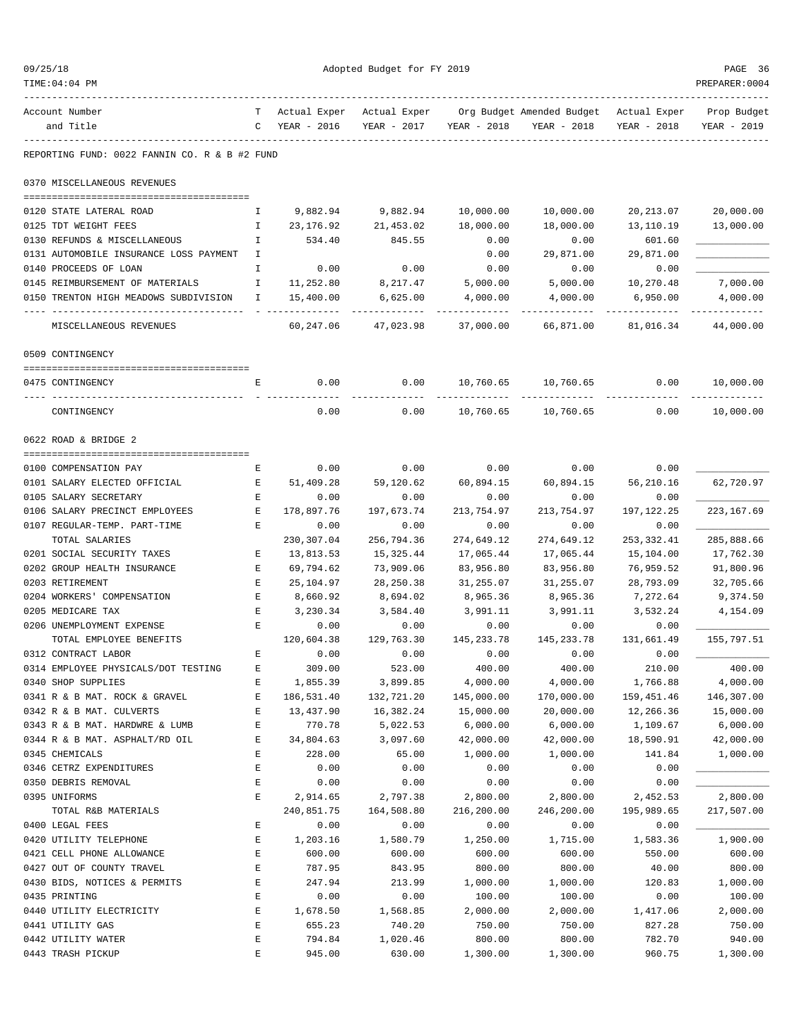Adopted Budget for FY 2019

| Account Number and Title | TC | Actual Exper YEAR - 2016 | Actual Exper YEAR - 2017 | Org Budget YEAR - 2018 | Amended Budget YEAR - 2018 | Actual Exper YEAR - 2018 | Prop Budget YEAR - 2019 |
|---|---|---|---|---|---|---|---|
| **REPORTING FUND: 0022 FANNIN CO. R & B #2 FUND** | | | | | | | |
| **0370 MISCELLANEOUS REVENUES** | | | | | | | |
| 0120 STATE LATERAL ROAD | I | 9,882.94 | 9,882.94 | 10,000.00 | 10,000.00 | 20,213.07 | 20,000.00 |
| 0125 TDT WEIGHT FEES | I | 23,176.92 | 21,453.02 | 18,000.00 | 18,000.00 | 13,110.19 | 13,000.00 |
| 0130 REFUNDS & MISCELLANEOUS | I | 534.40 | 845.55 | 0.00 | 0.00 | 601.60 | |
| 0131 AUTOMOBILE INSURANCE LOSS PAYMENT | I | | | 0.00 | 29,871.00 | 29,871.00 | |
| 0140 PROCEEDS OF LOAN | I | 0.00 | 0.00 | 0.00 | 0.00 | 0.00 | |
| 0145 REIMBURSEMENT OF MATERIALS | I | 11,252.80 | 8,217.47 | 5,000.00 | 5,000.00 | 10,270.48 | 7,000.00 |
| 0150 TRENTON HIGH MEADOWS SUBDIVISION | I | 15,400.00 | 6,625.00 | 4,000.00 | 4,000.00 | 6,950.00 | 4,000.00 |
| MISCELLANEOUS REVENUES | | 60,247.06 | 47,023.98 | 37,000.00 | 66,871.00 | 81,016.34 | 44,000.00 |
| **0509 CONTINGENCY** | | | | | | | |
| 0475 CONTINGENCY | E | 0.00 | 0.00 | 10,760.65 | 10,760.65 | 0.00 | 10,000.00 |
| CONTINGENCY | | 0.00 | 0.00 | 10,760.65 | 10,760.65 | 0.00 | 10,000.00 |
| **0622 ROAD & BRIDGE 2** | | | | | | | |
| 0100 COMPENSATION PAY | E | 0.00 | 0.00 | 0.00 | 0.00 | 0.00 | |
| 0101 SALARY ELECTED OFFICIAL | E | 51,409.28 | 59,120.62 | 60,894.15 | 60,894.15 | 56,210.16 | 62,720.97 |
| 0105 SALARY SECRETARY | E | 0.00 | 0.00 | 0.00 | 0.00 | 0.00 | |
| 0106 SALARY PRECINCT EMPLOYEES | E | 178,897.76 | 197,673.74 | 213,754.97 | 213,754.97 | 197,122.25 | 223,167.69 |
| 0107 REGULAR-TEMP. PART-TIME | E | 0.00 | 0.00 | 0.00 | 0.00 | 0.00 | |
| TOTAL SALARIES | | 230,307.04 | 256,794.36 | 274,649.12 | 274,649.12 | 253,332.41 | 285,888.66 |
| 0201 SOCIAL SECURITY TAXES | E | 13,813.53 | 15,325.44 | 17,065.44 | 17,065.44 | 15,104.00 | 17,762.30 |
| 0202 GROUP HEALTH INSURANCE | E | 69,794.62 | 73,909.06 | 83,956.80 | 83,956.80 | 76,959.52 | 91,800.96 |
| 0203 RETIREMENT | E | 25,104.97 | 28,250.38 | 31,255.07 | 31,255.07 | 28,793.09 | 32,705.66 |
| 0204 WORKERS' COMPENSATION | E | 8,660.92 | 8,694.02 | 8,965.36 | 8,965.36 | 7,272.64 | 9,374.50 |
| 0205 MEDICARE TAX | E | 3,230.34 | 3,584.40 | 3,991.11 | 3,991.11 | 3,532.24 | 4,154.09 |
| 0206 UNEMPLOYMENT EXPENSE | E | 0.00 | 0.00 | 0.00 | 0.00 | 0.00 | |
| TOTAL EMPLOYEE BENEFITS | | 120,604.38 | 129,763.30 | 145,233.78 | 145,233.78 | 131,661.49 | 155,797.51 |
| 0312 CONTRACT LABOR | E | 0.00 | 0.00 | 0.00 | 0.00 | 0.00 | |
| 0314 EMPLOYEE PHYSICALS/DOT TESTING | E | 309.00 | 523.00 | 400.00 | 400.00 | 210.00 | 400.00 |
| 0340 SHOP SUPPLIES | E | 1,855.39 | 3,899.85 | 4,000.00 | 4,000.00 | 1,766.88 | 4,000.00 |
| 0341 R & B MAT. ROCK & GRAVEL | E | 186,531.40 | 132,721.20 | 145,000.00 | 170,000.00 | 159,451.46 | 146,307.00 |
| 0342 R & B MAT. CULVERTS | E | 13,437.90 | 16,382.24 | 15,000.00 | 20,000.00 | 12,266.36 | 15,000.00 |
| 0343 R & B MAT. HARDWRE & LUMB | E | 770.78 | 5,022.53 | 6,000.00 | 6,000.00 | 1,109.67 | 6,000.00 |
| 0344 R & B MAT. ASPHALT/RD OIL | E | 34,804.63 | 3,097.60 | 42,000.00 | 42,000.00 | 18,590.91 | 42,000.00 |
| 0345 CHEMICALS | E | 228.00 | 65.00 | 1,000.00 | 1,000.00 | 141.84 | 1,000.00 |
| 0346 CETRZ EXPENDITURES | E | 0.00 | 0.00 | 0.00 | 0.00 | 0.00 | |
| 0350 DEBRIS REMOVAL | E | 0.00 | 0.00 | 0.00 | 0.00 | 0.00 | |
| 0395 UNIFORMS | E | 2,914.65 | 2,797.38 | 2,800.00 | 2,800.00 | 2,452.53 | 2,800.00 |
| TOTAL R&B MATERIALS | | 240,851.75 | 164,508.80 | 216,200.00 | 246,200.00 | 195,989.65 | 217,507.00 |
| 0400 LEGAL FEES | E | 0.00 | 0.00 | 0.00 | 0.00 | 0.00 | |
| 0420 UTILITY TELEPHONE | E | 1,203.16 | 1,580.79 | 1,250.00 | 1,715.00 | 1,583.36 | 1,900.00 |
| 0421 CELL PHONE ALLOWANCE | E | 600.00 | 600.00 | 600.00 | 600.00 | 550.00 | 600.00 |
| 0427 OUT OF COUNTY TRAVEL | E | 787.95 | 843.95 | 800.00 | 800.00 | 40.00 | 800.00 |
| 0430 BIDS, NOTICES & PERMITS | E | 247.94 | 213.99 | 1,000.00 | 1,000.00 | 120.83 | 1,000.00 |
| 0435 PRINTING | E | 0.00 | 0.00 | 100.00 | 100.00 | 0.00 | 100.00 |
| 0440 UTILITY ELECTRICITY | E | 1,678.50 | 1,568.85 | 2,000.00 | 2,000.00 | 1,417.06 | 2,000.00 |
| 0441 UTILITY GAS | E | 655.23 | 740.20 | 750.00 | 750.00 | 827.28 | 750.00 |
| 0442 UTILITY WATER | E | 794.84 | 1,020.46 | 800.00 | 800.00 | 782.70 | 940.00 |
| 0443 TRASH PICKUP | E | 945.00 | 630.00 | 1,300.00 | 1,300.00 | 960.75 | 1,300.00 |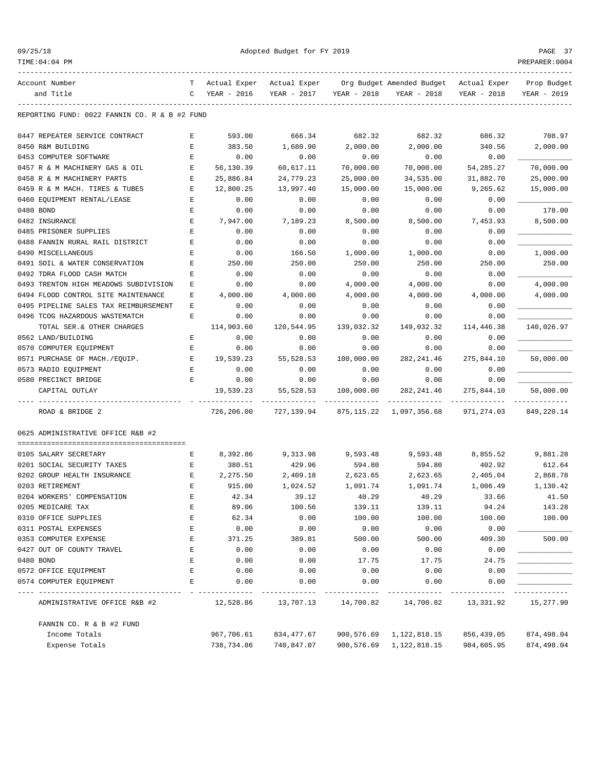REPORTING FUND: 0022 FANNIN CO. R & B #2 FUND

| Account Number and Title | TC | Actual Exper YEAR - 2016 | Actual Exper YEAR - 2017 | Org Budget YEAR - 2018 | Amended Budget YEAR - 2018 | Actual Exper YEAR - 2018 | Prop Budget YEAR - 2019 |
|---|---|---|---|---|---|---|---|
| 0447 REPEATER SERVICE CONTRACT | E | 593.00 | 666.34 | 682.32 | 682.32 | 686.32 | 708.97 |
| 0450 R&M BUILDING | E | 383.50 | 1,680.90 | 2,000.00 | 2,000.00 | 340.56 | 2,000.00 |
| 0453 COMPUTER SOFTWARE | E | 0.00 | 0.00 | 0.00 | 0.00 | 0.00 | |
| 0457 R & M MACHINERY GAS & OIL | E | 56,130.39 | 60,617.11 | 70,000.00 | 70,000.00 | 54,285.27 | 70,000.00 |
| 0458 R & M MACHINERY PARTS | E | 25,886.84 | 24,779.23 | 25,000.00 | 34,535.00 | 31,882.70 | 25,000.00 |
| 0459 R & M MACH. TIRES & TUBES | E | 12,800.25 | 13,997.40 | 15,000.00 | 15,000.00 | 9,265.62 | 15,000.00 |
| 0460 EQUIPMENT RENTAL/LEASE | E | 0.00 | 0.00 | 0.00 | 0.00 | 0.00 | |
| 0480 BOND | E | 0.00 | 0.00 | 0.00 | 0.00 | 0.00 | 178.00 |
| 0482 INSURANCE | E | 7,947.00 | 7,189.23 | 8,500.00 | 8,500.00 | 7,453.93 | 8,500.00 |
| 0485 PRISONER SUPPLIES | E | 0.00 | 0.00 | 0.00 | 0.00 | 0.00 | |
| 0488 FANNIN RURAL RAIL DISTRICT | E | 0.00 | 0.00 | 0.00 | 0.00 | 0.00 | |
| 0490 MISCELLANEOUS | E | 0.00 | 166.50 | 1,000.00 | 1,000.00 | 0.00 | 1,000.00 |
| 0491 SOIL & WATER CONSERVATION | E | 250.00 | 250.00 | 250.00 | 250.00 | 250.00 | 250.00 |
| 0492 TDRA FLOOD CASH MATCH | E | 0.00 | 0.00 | 0.00 | 0.00 | 0.00 | |
| 0493 TRENTON HIGH MEADOWS SUBDIVISION | E | 0.00 | 0.00 | 4,000.00 | 4,000.00 | 0.00 | 4,000.00 |
| 0494 FLOOD CONTROL SITE MAINTENANCE | E | 4,000.00 | 4,000.00 | 4,000.00 | 4,000.00 | 4,000.00 | 4,000.00 |
| 0495 PIPELINE SALES TAX REIMBURSEMENT | E | 0.00 | 0.00 | 0.00 | 0.00 | 0.00 | |
| 0496 TCOG HAZARDOUS WASTEMATCH | E | 0.00 | 0.00 | 0.00 | 0.00 | 0.00 | |
| TOTAL SER.& OTHER CHARGES | | 114,903.60 | 120,544.95 | 139,032.32 | 149,032.32 | 114,446.38 | 140,026.97 |
| 0562 LAND/BUILDING | E | 0.00 | 0.00 | 0.00 | 0.00 | 0.00 | |
| 0570 COMPUTER EQUIPMENT | E | 0.00 | 0.00 | 0.00 | 0.00 | 0.00 | |
| 0571 PURCHASE OF MACH./EQUIP. | E | 19,539.23 | 55,528.53 | 100,000.00 | 282,241.46 | 275,844.10 | 50,000.00 |
| 0573 RADIO EQUIPMENT | E | 0.00 | 0.00 | 0.00 | 0.00 | 0.00 | |
| 0580 PRECINCT BRIDGE | E | 0.00 | 0.00 | 0.00 | 0.00 | 0.00 | |
| CAPITAL OUTLAY | | 19,539.23 | 55,528.53 | 100,000.00 | 282,241.46 | 275,844.10 | 50,000.00 |
| ROAD & BRIDGE 2 | | 726,206.00 | 727,139.94 | 875,115.22 | 1,097,356.68 | 971,274.03 | 849,220.14 |

0625 ADMINISTRATIVE OFFICE R&B #2

| Account Number and Title | TC | Actual Exper YEAR - 2016 | Actual Exper YEAR - 2017 | Org Budget YEAR - 2018 | Amended Budget YEAR - 2018 | Actual Exper YEAR - 2018 | Prop Budget YEAR - 2019 |
|---|---|---|---|---|---|---|---|
| 0105 SALARY SECRETARY | E | 8,392.86 | 9,313.98 | 9,593.48 | 9,593.48 | 8,855.52 | 9,881.28 |
| 0201 SOCIAL SECURITY TAXES | E | 380.51 | 429.96 | 594.80 | 594.80 | 402.92 | 612.64 |
| 0202 GROUP HEALTH INSURANCE | E | 2,275.50 | 2,409.18 | 2,623.65 | 2,623.65 | 2,405.04 | 2,868.78 |
| 0203 RETIREMENT | E | 915.00 | 1,024.52 | 1,091.74 | 1,091.74 | 1,006.49 | 1,130.42 |
| 0204 WORKERS' COMPENSATION | E | 42.34 | 39.12 | 40.29 | 40.29 | 33.66 | 41.50 |
| 0205 MEDICARE TAX | E | 89.06 | 100.56 | 139.11 | 139.11 | 94.24 | 143.28 |
| 0310 OFFICE SUPPLIES | E | 62.34 | 0.00 | 100.00 | 100.00 | 100.00 | 100.00 |
| 0311 POSTAL EXPENSES | E | 0.00 | 0.00 | 0.00 | 0.00 | 0.00 | |
| 0353 COMPUTER EXPENSE | E | 371.25 | 389.81 | 500.00 | 500.00 | 409.30 | 500.00 |
| 0427 OUT OF COUNTY TRAVEL | E | 0.00 | 0.00 | 0.00 | 0.00 | 0.00 | |
| 0480 BOND | E | 0.00 | 0.00 | 17.75 | 17.75 | 24.75 | |
| 0572 OFFICE EQUIPMENT | E | 0.00 | 0.00 | 0.00 | 0.00 | 0.00 | |
| 0574 COMPUTER EQUIPMENT | E | 0.00 | 0.00 | 0.00 | 0.00 | 0.00 | |
| ADMINISTRATIVE OFFICE R&B #2 | | 12,528.86 | 13,707.13 | 14,700.82 | 14,700.82 | 13,331.92 | 15,277.90 |

| FANNIN CO. R & B #2 FUND | | Actual Exper YEAR - 2016 | Actual Exper YEAR - 2017 | Org Budget YEAR - 2018 | Amended Budget YEAR - 2018 | Actual Exper YEAR - 2018 | Prop Budget YEAR - 2019 |
|---|---|---|---|---|---|---|---|
| Income Totals | | 967,706.61 | 834,477.67 | 900,576.69 | 1,122,818.15 | 856,439.05 | 874,498.04 |
| Expense Totals | | 738,734.86 | 740,847.07 | 900,576.69 | 1,122,818.15 | 984,605.95 | 874,498.04 |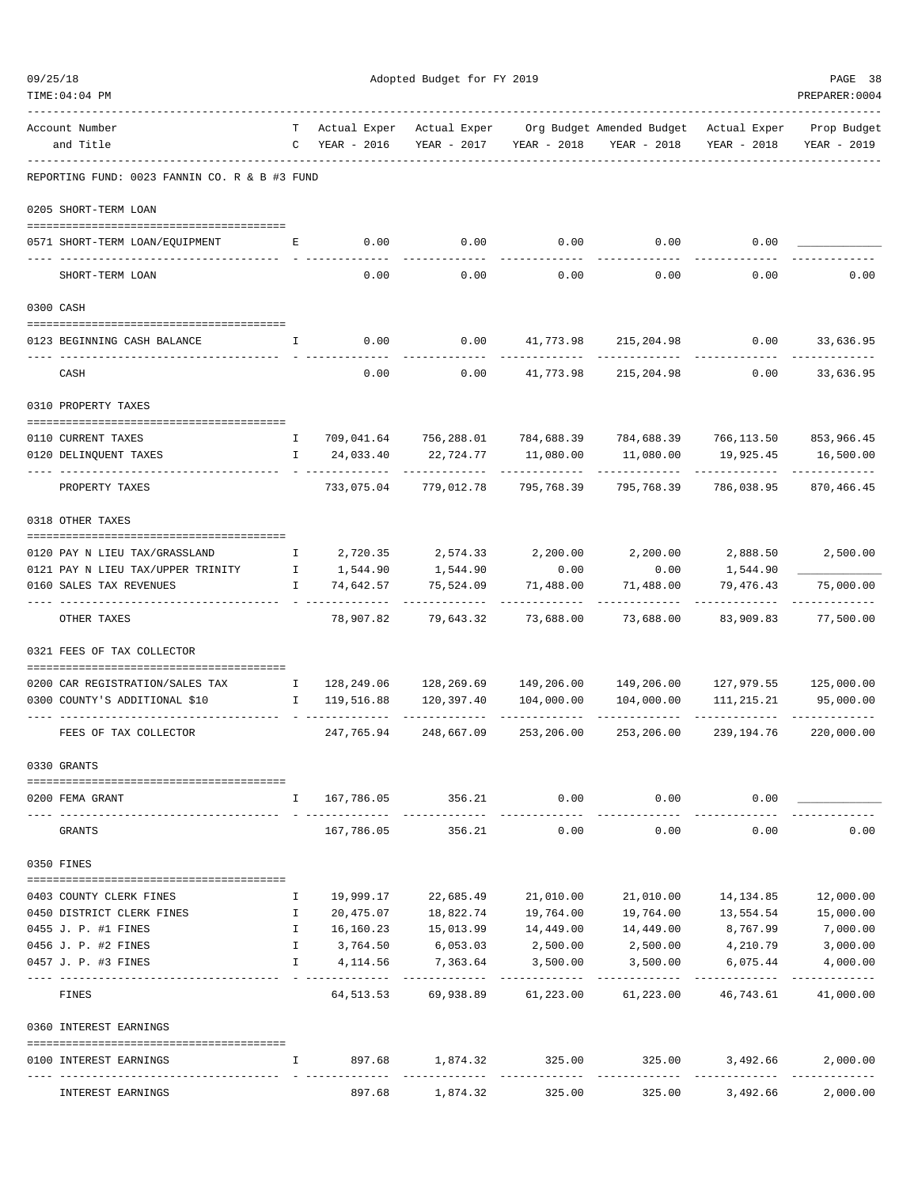Adopted Budget for FY 2019

REPORTING FUND: 0023 FANNIN CO. R & B #3 FUND

| Account Number and Title | TC | Actual Exper YEAR - 2016 | Actual Exper YEAR - 2017 | Org Budget YEAR - 2018 | Amended Budget YEAR - 2018 | Actual Exper YEAR - 2018 | Prop Budget YEAR - 2019 |
|---|---|---|---|---|---|---|---|
| **0205 SHORT-TERM LOAN** | | | | | | | |
| 0571 SHORT-TERM LOAN/EQUIPMENT | E | 0.00 | 0.00 | 0.00 | 0.00 | 0.00 | |
| SHORT-TERM LOAN | | 0.00 | 0.00 | 0.00 | 0.00 | 0.00 | 0.00 |
| **0300 CASH** | | | | | | | |
| 0123 BEGINNING CASH BALANCE | I | 0.00 | 0.00 | 41,773.98 | 215,204.98 | 0.00 | 33,636.95 |
| CASH | | 0.00 | 0.00 | 41,773.98 | 215,204.98 | 0.00 | 33,636.95 |
| **0310 PROPERTY TAXES** | | | | | | | |
| 0110 CURRENT TAXES | I | 709,041.64 | 756,288.01 | 784,688.39 | 784,688.39 | 766,113.50 | 853,966.45 |
| 0120 DELINQUENT TAXES | I | 24,033.40 | 22,724.77 | 11,080.00 | 11,080.00 | 19,925.45 | 16,500.00 |
| PROPERTY TAXES | | 733,075.04 | 779,012.78 | 795,768.39 | 795,768.39 | 786,038.95 | 870,466.45 |
| **0318 OTHER TAXES** | | | | | | | |
| 0120 PAY N LIEU TAX/GRASSLAND | I | 2,720.35 | 2,574.33 | 2,200.00 | 2,200.00 | 2,888.50 | 2,500.00 |
| 0121 PAY N LIEU TAX/UPPER TRINITY | I | 1,544.90 | 1,544.90 | 0.00 | 0.00 | 1,544.90 | |
| 0160 SALES TAX REVENUES | I | 74,642.57 | 75,524.09 | 71,488.00 | 71,488.00 | 79,476.43 | 75,000.00 |
| OTHER TAXES | | 78,907.82 | 79,643.32 | 73,688.00 | 73,688.00 | 83,909.83 | 77,500.00 |
| **0321 FEES OF TAX COLLECTOR** | | | | | | | |
| 0200 CAR REGISTRATION/SALES TAX | I | 128,249.06 | 128,269.69 | 149,206.00 | 149,206.00 | 127,979.55 | 125,000.00 |
| 0300 COUNTY'S ADDITIONAL $10 | I | 119,516.88 | 120,397.40 | 104,000.00 | 104,000.00 | 111,215.21 | 95,000.00 |
| FEES OF TAX COLLECTOR | | 247,765.94 | 248,667.09 | 253,206.00 | 253,206.00 | 239,194.76 | 220,000.00 |
| **0330 GRANTS** | | | | | | | |
| 0200 FEMA GRANT | I | 167,786.05 | 356.21 | 0.00 | 0.00 | 0.00 | |
| GRANTS | | 167,786.05 | 356.21 | 0.00 | 0.00 | 0.00 | 0.00 |
| **0350 FINES** | | | | | | | |
| 0403 COUNTY CLERK FINES | I | 19,999.17 | 22,685.49 | 21,010.00 | 21,010.00 | 14,134.85 | 12,000.00 |
| 0450 DISTRICT CLERK FINES | I | 20,475.07 | 18,822.74 | 19,764.00 | 19,764.00 | 13,554.54 | 15,000.00 |
| 0455 J. P. #1 FINES | I | 16,160.23 | 15,013.99 | 14,449.00 | 14,449.00 | 8,767.99 | 7,000.00 |
| 0456 J. P. #2 FINES | I | 3,764.50 | 6,053.03 | 2,500.00 | 2,500.00 | 4,210.79 | 3,000.00 |
| 0457 J. P. #3 FINES | I | 4,114.56 | 7,363.64 | 3,500.00 | 3,500.00 | 6,075.44 | 4,000.00 |
| FINES | | 64,513.53 | 69,938.89 | 61,223.00 | 61,223.00 | 46,743.61 | 41,000.00 |
| **0360 INTEREST EARNINGS** | | | | | | | |
| 0100 INTEREST EARNINGS | I | 897.68 | 1,874.32 | 325.00 | 325.00 | 3,492.66 | 2,000.00 |
| INTEREST EARNINGS | | 897.68 | 1,874.32 | 325.00 | 325.00 | 3,492.66 | 2,000.00 |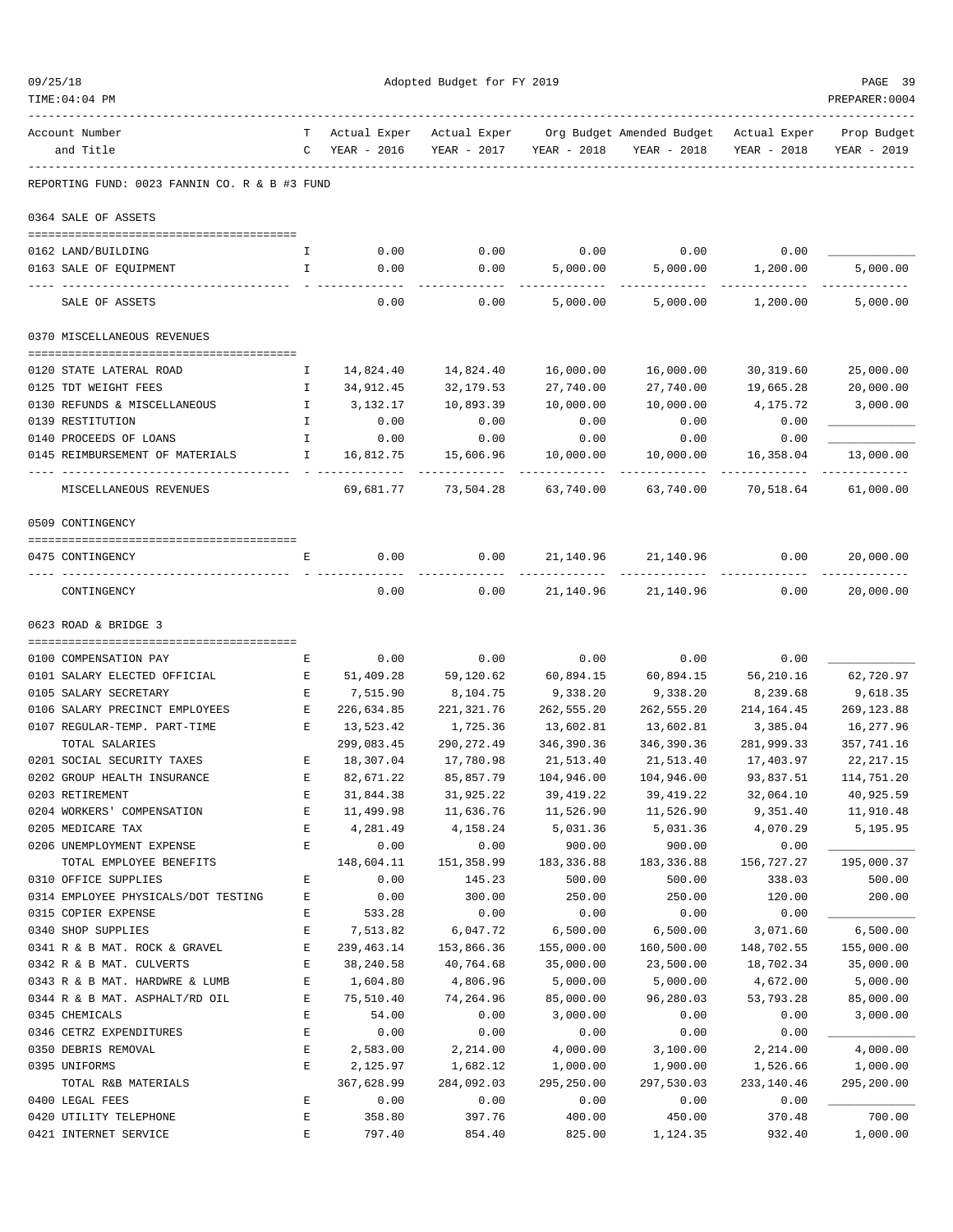Adopted Budget for FY 2019

REPORTING FUND: 0023 FANNIN CO. R & B #3 FUND

| Account Number and Title | T C | Actual Exper YEAR - 2016 | Actual Exper YEAR - 2017 | Org Budget YEAR - 2018 | Amended Budget YEAR - 2018 | Actual Exper YEAR - 2018 | Prop Budget YEAR - 2019 |
|---|---|---|---|---|---|---|---|
| **0364 SALE OF ASSETS** | | | | | | | |
| 0162 LAND/BUILDING | I | 0.00 | 0.00 | 0.00 | 0.00 | 0.00 | |
| 0163 SALE OF EQUIPMENT | I | 0.00 | 0.00 | 5,000.00 | 5,000.00 | 1,200.00 | 5,000.00 |
| SALE OF ASSETS | | 0.00 | 0.00 | 5,000.00 | 5,000.00 | 1,200.00 | 5,000.00 |
| **0370 MISCELLANEOUS REVENUES** | | | | | | | |
| 0120 STATE LATERAL ROAD | I | 14,824.40 | 14,824.40 | 16,000.00 | 16,000.00 | 30,319.60 | 25,000.00 |
| 0125 TDT WEIGHT FEES | I | 34,912.45 | 32,179.53 | 27,740.00 | 27,740.00 | 19,665.28 | 20,000.00 |
| 0130 REFUNDS & MISCELLANEOUS | I | 3,132.17 | 10,893.39 | 10,000.00 | 10,000.00 | 4,175.72 | 3,000.00 |
| 0139 RESTITUTION | I | 0.00 | 0.00 | 0.00 | 0.00 | 0.00 | |
| 0140 PROCEEDS OF LOANS | I | 0.00 | 0.00 | 0.00 | 0.00 | 0.00 | |
| 0145 REIMBURSEMENT OF MATERIALS | I | 16,812.75 | 15,606.96 | 10,000.00 | 10,000.00 | 16,358.04 | 13,000.00 |
| MISCELLANEOUS REVENUES | | 69,681.77 | 73,504.28 | 63,740.00 | 63,740.00 | 70,518.64 | 61,000.00 |
| **0509 CONTINGENCY** | | | | | | | |
| 0475 CONTINGENCY | E | 0.00 | 0.00 | 21,140.96 | 21,140.96 | 0.00 | 20,000.00 |
| CONTINGENCY | | 0.00 | 0.00 | 21,140.96 | 21,140.96 | 0.00 | 20,000.00 |
| **0623 ROAD & BRIDGE 3** | | | | | | | |
| 0100 COMPENSATION PAY | E | 0.00 | 0.00 | 0.00 | 0.00 | 0.00 | |
| 0101 SALARY ELECTED OFFICIAL | E | 51,409.28 | 59,120.62 | 60,894.15 | 60,894.15 | 56,210.16 | 62,720.97 |
| 0105 SALARY SECRETARY | E | 7,515.90 | 8,104.75 | 9,338.20 | 9,338.20 | 8,239.68 | 9,618.35 |
| 0106 SALARY PRECINCT EMPLOYEES | E | 226,634.85 | 221,321.76 | 262,555.20 | 262,555.20 | 214,164.45 | 269,123.88 |
| 0107 REGULAR-TEMP. PART-TIME | E | 13,523.42 | 1,725.36 | 13,602.81 | 13,602.81 | 3,385.04 | 16,277.96 |
| TOTAL SALARIES | | 299,083.45 | 290,272.49 | 346,390.36 | 346,390.36 | 281,999.33 | 357,741.16 |
| 0201 SOCIAL SECURITY TAXES | E | 18,307.04 | 17,780.98 | 21,513.40 | 21,513.40 | 17,403.97 | 22,217.15 |
| 0202 GROUP HEALTH INSURANCE | E | 82,671.22 | 85,857.79 | 104,946.00 | 104,946.00 | 93,837.51 | 114,751.20 |
| 0203 RETIREMENT | E | 31,844.38 | 31,925.22 | 39,419.22 | 39,419.22 | 32,064.10 | 40,925.59 |
| 0204 WORKERS' COMPENSATION | E | 11,499.98 | 11,636.76 | 11,526.90 | 11,526.90 | 9,351.40 | 11,910.48 |
| 0205 MEDICARE TAX | E | 4,281.49 | 4,158.24 | 5,031.36 | 5,031.36 | 4,070.29 | 5,195.95 |
| 0206 UNEMPLOYMENT EXPENSE | E | 0.00 | 0.00 | 900.00 | 900.00 | 0.00 | |
| TOTAL EMPLOYEE BENEFITS | | 148,604.11 | 151,358.99 | 183,336.88 | 183,336.88 | 156,727.27 | 195,000.37 |
| 0310 OFFICE SUPPLIES | E | 0.00 | 145.23 | 500.00 | 500.00 | 338.03 | 500.00 |
| 0314 EMPLOYEE PHYSICALS/DOT TESTING | E | 0.00 | 300.00 | 250.00 | 250.00 | 120.00 | 200.00 |
| 0315 COPIER EXPENSE | E | 533.28 | 0.00 | 0.00 | 0.00 | 0.00 | |
| 0340 SHOP SUPPLIES | E | 7,513.82 | 6,047.72 | 6,500.00 | 6,500.00 | 3,071.60 | 6,500.00 |
| 0341 R & B MAT. ROCK & GRAVEL | E | 239,463.14 | 153,866.36 | 155,000.00 | 160,500.00 | 148,702.55 | 155,000.00 |
| 0342 R & B MAT. CULVERTS | E | 38,240.58 | 40,764.68 | 35,000.00 | 23,500.00 | 18,702.34 | 35,000.00 |
| 0343 R & B MAT. HARDWRE & LUMB | E | 1,604.80 | 4,806.96 | 5,000.00 | 5,000.00 | 4,672.00 | 5,000.00 |
| 0344 R & B MAT. ASPHALT/RD OIL | E | 75,510.40 | 74,264.96 | 85,000.00 | 96,280.03 | 53,793.28 | 85,000.00 |
| 0345 CHEMICALS | E | 54.00 | 0.00 | 3,000.00 | 0.00 | 0.00 | 3,000.00 |
| 0346 CETRZ EXPENDITURES | E | 0.00 | 0.00 | 0.00 | 0.00 | 0.00 | |
| 0350 DEBRIS REMOVAL | E | 2,583.00 | 2,214.00 | 4,000.00 | 3,100.00 | 2,214.00 | 4,000.00 |
| 0395 UNIFORMS | E | 2,125.97 | 1,682.12 | 1,000.00 | 1,900.00 | 1,526.66 | 1,000.00 |
| TOTAL R&B MATERIALS | | 367,628.99 | 284,092.03 | 295,250.00 | 297,530.03 | 233,140.46 | 295,200.00 |
| 0400 LEGAL FEES | E | 0.00 | 0.00 | 0.00 | 0.00 | 0.00 | |
| 0420 UTILITY TELEPHONE | E | 358.80 | 397.76 | 400.00 | 450.00 | 370.48 | 700.00 |
| 0421 INTERNET SERVICE | E | 797.40 | 854.40 | 825.00 | 1,124.35 | 932.40 | 1,000.00 |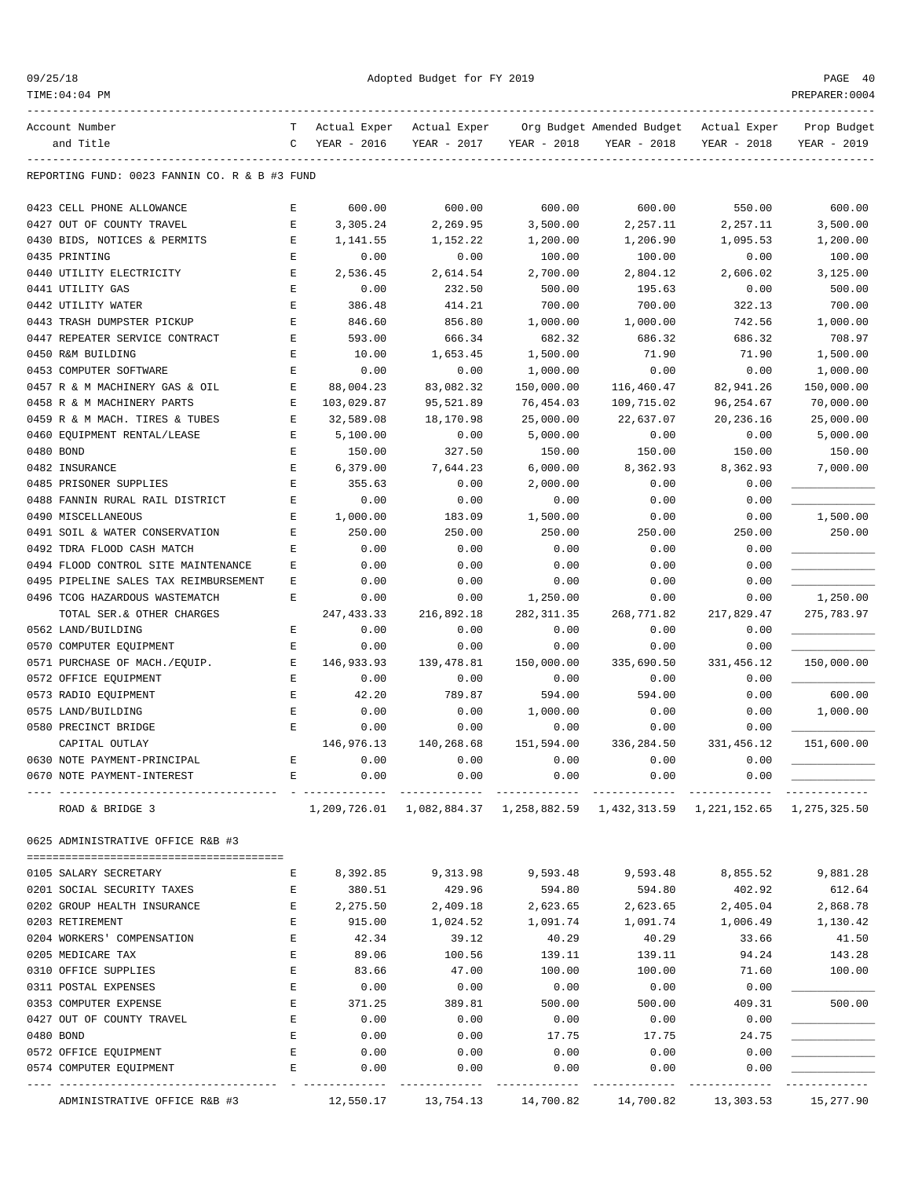REPORTING FUND: 0023 FANNIN CO. R & B #3 FUND

| Account Number and Title | TC | Actual Exper YEAR - 2016 | Actual Exper YEAR - 2017 | Org Budget YEAR - 2018 | Amended Budget YEAR - 2018 | Actual Exper YEAR - 2018 | Prop Budget YEAR - 2019 |
|---|---|---|---|---|---|---|---|
| 0423 CELL PHONE ALLOWANCE | E | 600.00 | 600.00 | 600.00 | 600.00 | 550.00 | 600.00 |
| 0427 OUT OF COUNTY TRAVEL | E | 3,305.24 | 2,269.95 | 3,500.00 | 2,257.11 | 2,257.11 | 3,500.00 |
| 0430 BIDS, NOTICES & PERMITS | E | 1,141.55 | 1,152.22 | 1,200.00 | 1,206.90 | 1,095.53 | 1,200.00 |
| 0435 PRINTING | E | 0.00 | 0.00 | 100.00 | 100.00 | 0.00 | 100.00 |
| 0440 UTILITY ELECTRICITY | E | 2,536.45 | 2,614.54 | 2,700.00 | 2,804.12 | 2,606.02 | 3,125.00 |
| 0441 UTILITY GAS | E | 0.00 | 232.50 | 500.00 | 195.63 | 0.00 | 500.00 |
| 0442 UTILITY WATER | E | 386.48 | 414.21 | 700.00 | 700.00 | 322.13 | 700.00 |
| 0443 TRASH DUMPSTER PICKUP | E | 846.60 | 856.80 | 1,000.00 | 1,000.00 | 742.56 | 1,000.00 |
| 0447 REPEATER SERVICE CONTRACT | E | 593.00 | 666.34 | 682.32 | 686.32 | 686.32 | 708.97 |
| 0450 R&M BUILDING | E | 10.00 | 1,653.45 | 1,500.00 | 71.90 | 71.90 | 1,500.00 |
| 0453 COMPUTER SOFTWARE | E | 0.00 | 0.00 | 1,000.00 | 0.00 | 0.00 | 1,000.00 |
| 0457 R & M MACHINERY GAS & OIL | E | 88,004.23 | 83,082.32 | 150,000.00 | 116,460.47 | 82,941.26 | 150,000.00 |
| 0458 R & M MACHINERY PARTS | E | 103,029.87 | 95,521.89 | 76,454.03 | 109,715.02 | 96,254.67 | 70,000.00 |
| 0459 R & M MACH. TIRES & TUBES | E | 32,589.08 | 18,170.98 | 25,000.00 | 22,637.07 | 20,236.16 | 25,000.00 |
| 0460 EQUIPMENT RENTAL/LEASE | E | 5,100.00 | 0.00 | 5,000.00 | 0.00 | 0.00 | 5,000.00 |
| 0480 BOND | E | 150.00 | 327.50 | 150.00 | 150.00 | 150.00 | 150.00 |
| 0482 INSURANCE | E | 6,379.00 | 7,644.23 | 6,000.00 | 8,362.93 | 8,362.93 | 7,000.00 |
| 0485 PRISONER SUPPLIES | E | 355.63 | 0.00 | 2,000.00 | 0.00 | 0.00 | ____________ |
| 0488 FANNIN RURAL RAIL DISTRICT | E | 0.00 | 0.00 | 0.00 | 0.00 | 0.00 | ____________ |
| 0490 MISCELLANEOUS | E | 1,000.00 | 183.09 | 1,500.00 | 0.00 | 0.00 | 1,500.00 |
| 0491 SOIL & WATER CONSERVATION | E | 250.00 | 250.00 | 250.00 | 250.00 | 250.00 | 250.00 |
| 0492 TDRA FLOOD CASH MATCH | E | 0.00 | 0.00 | 0.00 | 0.00 | 0.00 | ____________ |
| 0494 FLOOD CONTROL SITE MAINTENANCE | E | 0.00 | 0.00 | 0.00 | 0.00 | 0.00 | ____________ |
| 0495 PIPELINE SALES TAX REIMBURSEMENT | E | 0.00 | 0.00 | 0.00 | 0.00 | 0.00 | ____________ |
| 0496 TCOG HAZARDOUS WASTEMATCH | E | 0.00 | 0.00 | 1,250.00 | 0.00 | 0.00 | 1,250.00 |
| TOTAL SER.& OTHER CHARGES | | 247,433.33 | 216,892.18 | 282,311.35 | 268,771.82 | 217,829.47 | 275,783.97 |
| 0562 LAND/BUILDING | E | 0.00 | 0.00 | 0.00 | 0.00 | 0.00 | ____________ |
| 0570 COMPUTER EQUIPMENT | E | 0.00 | 0.00 | 0.00 | 0.00 | 0.00 | ____________ |
| 0571 PURCHASE OF MACH./EQUIP. | E | 146,933.93 | 139,478.81 | 150,000.00 | 335,690.50 | 331,456.12 | 150,000.00 |
| 0572 OFFICE EQUIPMENT | E | 0.00 | 0.00 | 0.00 | 0.00 | 0.00 | ____________ |
| 0573 RADIO EQUIPMENT | E | 42.20 | 789.87 | 594.00 | 594.00 | 0.00 | 600.00 |
| 0575 LAND/BUILDING | E | 0.00 | 0.00 | 1,000.00 | 0.00 | 0.00 | 1,000.00 |
| 0580 PRECINCT BRIDGE | E | 0.00 | 0.00 | 0.00 | 0.00 | 0.00 | ____________ |
| CAPITAL OUTLAY | | 146,976.13 | 140,268.68 | 151,594.00 | 336,284.50 | 331,456.12 | 151,600.00 |
| 0630 NOTE PAYMENT-PRINCIPAL | E | 0.00 | 0.00 | 0.00 | 0.00 | 0.00 | ____________ |
| 0670 NOTE PAYMENT-INTEREST | E | 0.00 | 0.00 | 0.00 | 0.00 | 0.00 | ____________ |
| ROAD & BRIDGE 3 | | 1,209,726.01 | 1,082,884.37 | 1,258,882.59 | 1,432,313.59 | 1,221,152.65 | 1,275,325.50 |

0625 ADMINISTRATIVE OFFICE R&B #3

| Account Number and Title | TC | Actual Exper YEAR - 2016 | Actual Exper YEAR - 2017 | Org Budget YEAR - 2018 | Amended Budget YEAR - 2018 | Actual Exper YEAR - 2018 | Prop Budget YEAR - 2019 |
|---|---|---|---|---|---|---|---|
| 0105 SALARY SECRETARY | E | 8,392.85 | 9,313.98 | 9,593.48 | 9,593.48 | 8,855.52 | 9,881.28 |
| 0201 SOCIAL SECURITY TAXES | E | 380.51 | 429.96 | 594.80 | 594.80 | 402.92 | 612.64 |
| 0202 GROUP HEALTH INSURANCE | E | 2,275.50 | 2,409.18 | 2,623.65 | 2,623.65 | 2,405.04 | 2,868.78 |
| 0203 RETIREMENT | E | 915.00 | 1,024.52 | 1,091.74 | 1,091.74 | 1,006.49 | 1,130.42 |
| 0204 WORKERS' COMPENSATION | E | 42.34 | 39.12 | 40.29 | 40.29 | 33.66 | 41.50 |
| 0205 MEDICARE TAX | E | 89.06 | 100.56 | 139.11 | 139.11 | 94.24 | 143.28 |
| 0310 OFFICE SUPPLIES | E | 83.66 | 47.00 | 100.00 | 100.00 | 71.60 | 100.00 |
| 0311 POSTAL EXPENSES | E | 0.00 | 0.00 | 0.00 | 0.00 | 0.00 | ____________ |
| 0353 COMPUTER EXPENSE | E | 371.25 | 389.81 | 500.00 | 500.00 | 409.31 | 500.00 |
| 0427 OUT OF COUNTY TRAVEL | E | 0.00 | 0.00 | 0.00 | 0.00 | 0.00 | ____________ |
| 0480 BOND | E | 0.00 | 0.00 | 17.75 | 17.75 | 24.75 | ____________ |
| 0572 OFFICE EQUIPMENT | E | 0.00 | 0.00 | 0.00 | 0.00 | 0.00 | ____________ |
| 0574 COMPUTER EQUIPMENT | E | 0.00 | 0.00 | 0.00 | 0.00 | 0.00 | ____________ |
| ADMINISTRATIVE OFFICE R&B #3 | | 12,550.17 | 13,754.13 | 14,700.82 | 14,700.82 | 13,303.53 | 15,277.90 |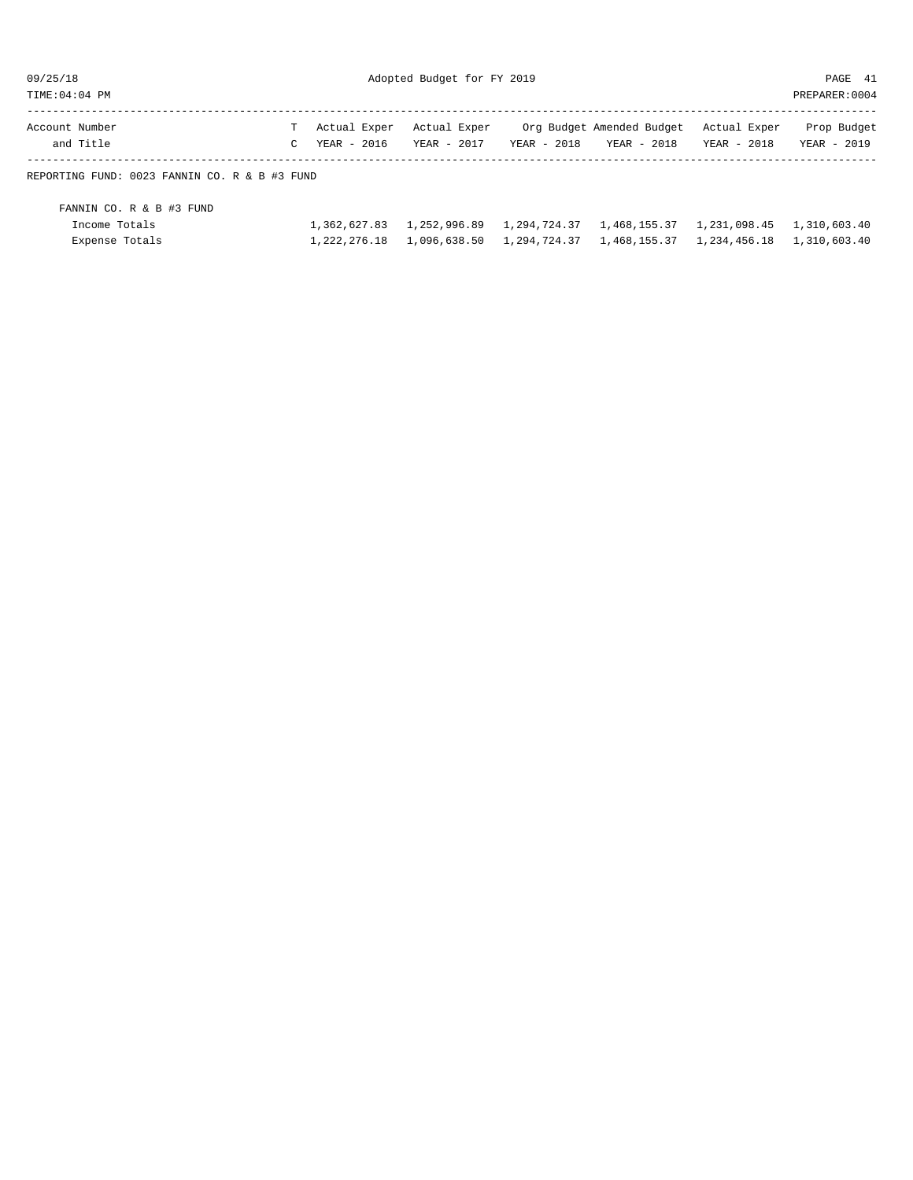| Account Number and Title | T C | Actual Exper YEAR - 2016 | Actual Exper YEAR - 2017 | Org Budget YEAR - 2018 | Amended Budget YEAR - 2018 | Actual Exper YEAR - 2018 | Prop Budget YEAR - 2019 |
|---|---|---|---|---|---|---|---|
| REPORTING FUND: 0023 FANNIN CO. R & B #3 FUND | | | | | | | |
| FANNIN CO. R & B #3 FUND | | | | | | | |
| Income Totals | | 1,362,627.83 | 1,252,996.89 | 1,294,724.37 | 1,468,155.37 | 1,231,098.45 | 1,310,603.40 |
| Expense Totals | | 1,222,276.18 | 1,096,638.50 | 1,294,724.37 | 1,468,155.37 | 1,234,456.18 | 1,310,603.40 |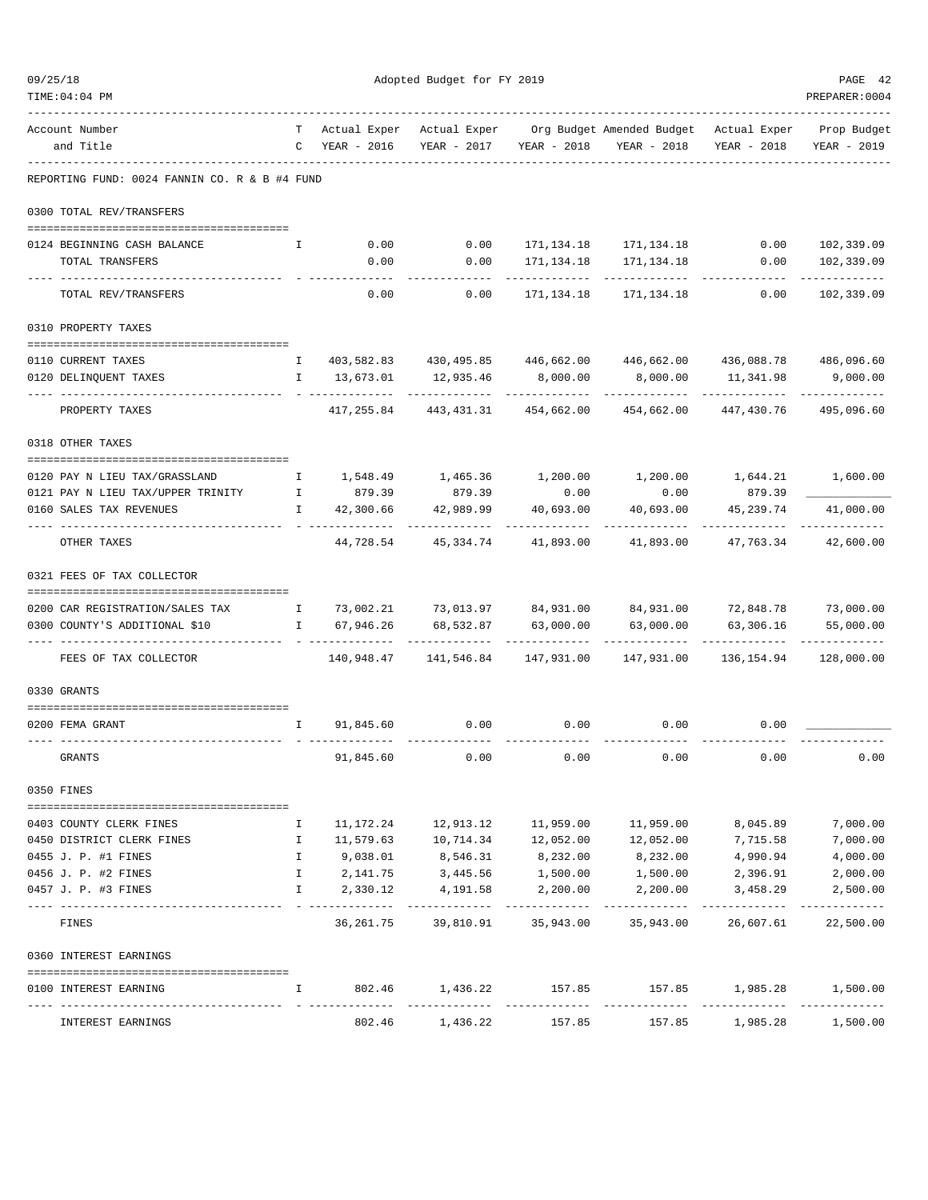Adopted Budget for FY 2019

REPORTING FUND: 0024 FANNIN CO. R & B #4 FUND

| Account Number and Title | T C | Actual Exper YEAR - 2016 | Actual Exper YEAR - 2017 | Org Budget YEAR - 2018 | Amended Budget YEAR - 2018 | Actual Exper YEAR - 2018 | Prop Budget YEAR - 2019 |
|---|---|---|---|---|---|---|---|
| **0300 TOTAL REV/TRANSFERS** | | | | | | | |
| 0124 BEGINNING CASH BALANCE | I | 0.00 | 0.00 | 171,134.18 | 171,134.18 | 0.00 | 102,339.09 |
| TOTAL TRANSFERS | | 0.00 | 0.00 | 171,134.18 | 171,134.18 | 0.00 | 102,339.09 |
| TOTAL REV/TRANSFERS | | 0.00 | 0.00 | 171,134.18 | 171,134.18 | 0.00 | 102,339.09 |
| **0310 PROPERTY TAXES** | | | | | | | |
| 0110 CURRENT TAXES | I | 403,582.83 | 430,495.85 | 446,662.00 | 446,662.00 | 436,088.78 | 486,096.60 |
| 0120 DELINQUENT TAXES | I | 13,673.01 | 12,935.46 | 8,000.00 | 8,000.00 | 11,341.98 | 9,000.00 |
| PROPERTY TAXES | | 417,255.84 | 443,431.31 | 454,662.00 | 454,662.00 | 447,430.76 | 495,096.60 |
| **0318 OTHER TAXES** | | | | | | | |
| 0120 PAY N LIEU TAX/GRASSLAND | I | 1,548.49 | 1,465.36 | 1,200.00 | 1,200.00 | 1,644.21 | 1,600.00 |
| 0121 PAY N LIEU TAX/UPPER TRINITY | I | 879.39 | 879.39 | 0.00 | 0.00 | 879.39 | |
| 0160 SALES TAX REVENUES | I | 42,300.66 | 42,989.99 | 40,693.00 | 40,693.00 | 45,239.74 | 41,000.00 |
| OTHER TAXES | | 44,728.54 | 45,334.74 | 41,893.00 | 41,893.00 | 47,763.34 | 42,600.00 |
| **0321 FEES OF TAX COLLECTOR** | | | | | | | |
| 0200 CAR REGISTRATION/SALES TAX | I | 73,002.21 | 73,013.97 | 84,931.00 | 84,931.00 | 72,848.78 | 73,000.00 |
| 0300 COUNTY'S ADDITIONAL $10 | I | 67,946.26 | 68,532.87 | 63,000.00 | 63,000.00 | 63,306.16 | 55,000.00 |
| FEES OF TAX COLLECTOR | | 140,948.47 | 141,546.84 | 147,931.00 | 147,931.00 | 136,154.94 | 128,000.00 |
| **0330 GRANTS** | | | | | | | |
| 0200 FEMA GRANT | I | 91,845.60 | 0.00 | 0.00 | 0.00 | 0.00 | |
| GRANTS | | 91,845.60 | 0.00 | 0.00 | 0.00 | 0.00 | 0.00 |
| **0350 FINES** | | | | | | | |
| 0403 COUNTY CLERK FINES | I | 11,172.24 | 12,913.12 | 11,959.00 | 11,959.00 | 8,045.89 | 7,000.00 |
| 0450 DISTRICT CLERK FINES | I | 11,579.63 | 10,714.34 | 12,052.00 | 12,052.00 | 7,715.58 | 7,000.00 |
| 0455 J. P. #1 FINES | I | 9,038.01 | 8,546.31 | 8,232.00 | 8,232.00 | 4,990.94 | 4,000.00 |
| 0456 J. P. #2 FINES | I | 2,141.75 | 3,445.56 | 1,500.00 | 1,500.00 | 2,396.91 | 2,000.00 |
| 0457 J. P. #3 FINES | I | 2,330.12 | 4,191.58 | 2,200.00 | 2,200.00 | 3,458.29 | 2,500.00 |
| FINES | | 36,261.75 | 39,810.91 | 35,943.00 | 35,943.00 | 26,607.61 | 22,500.00 |
| **0360 INTEREST EARNINGS** | | | | | | | |
| 0100 INTEREST EARNING | I | 802.46 | 1,436.22 | 157.85 | 157.85 | 1,985.28 | 1,500.00 |
| INTEREST EARNINGS | | 802.46 | 1,436.22 | 157.85 | 157.85 | 1,985.28 | 1,500.00 |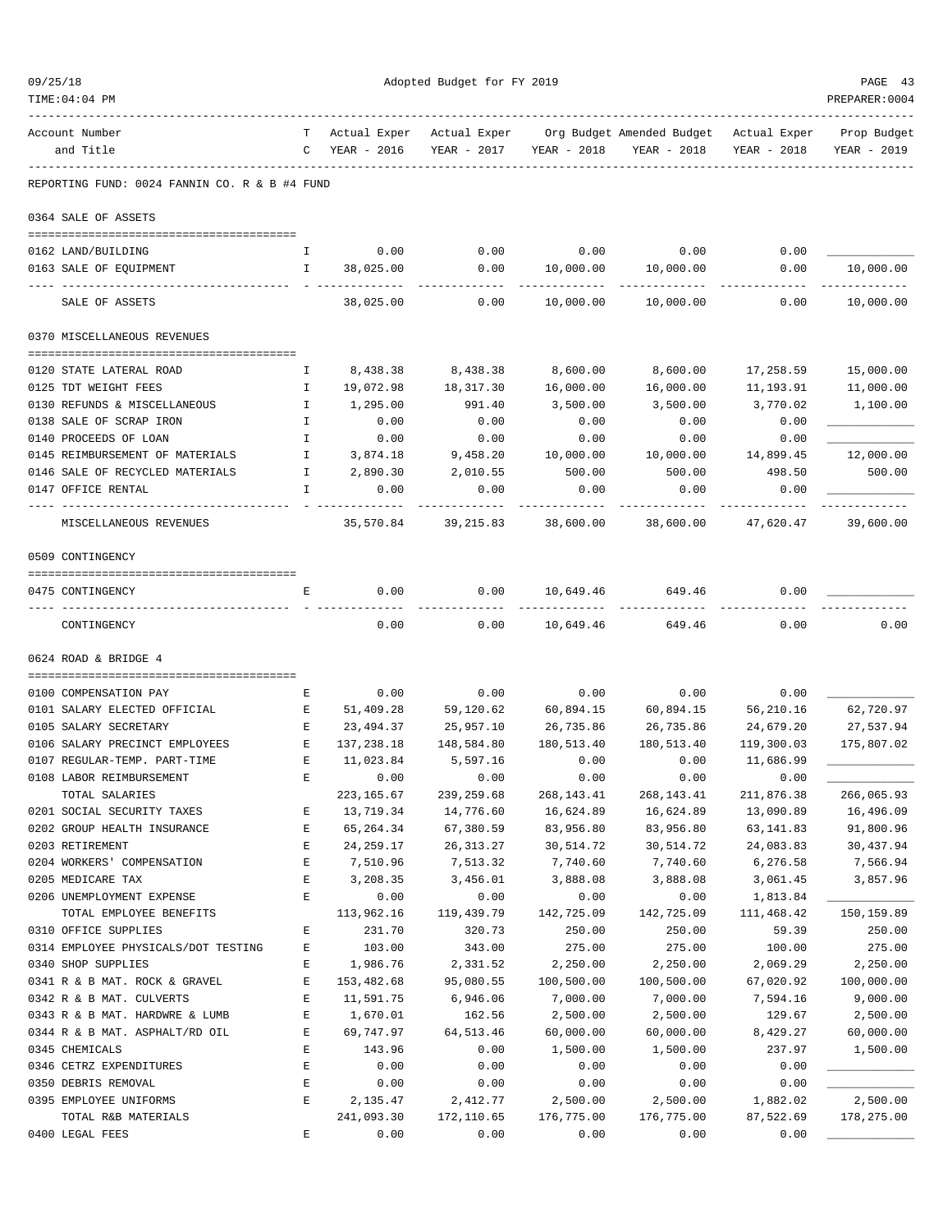Adopted Budget for FY 2019

| Account Number and Title | T C | Actual Exper YEAR - 2016 | Actual Exper YEAR - 2017 | Org Budget YEAR - 2018 | Amended Budget YEAR - 2018 | Actual Exper YEAR - 2018 | Prop Budget YEAR - 2019 |
|---|---|---|---|---|---|---|---|
| **REPORTING FUND: 0024 FANNIN CO. R & B #4 FUND** | | | | | | | |
| **0364 SALE OF ASSETS** | | | | | | | |
| 0162 LAND/BUILDING | I | 0.00 | 0.00 | 0.00 | 0.00 | 0.00 | ___________ |
| 0163 SALE OF EQUIPMENT | I | 38,025.00 | 0.00 | 10,000.00 | 10,000.00 | 0.00 | 10,000.00 |
| SALE OF ASSETS | | 38,025.00 | 0.00 | 10,000.00 | 10,000.00 | 0.00 | 10,000.00 |
| **0370 MISCELLANEOUS REVENUES** | | | | | | | |
| 0120 STATE LATERAL ROAD | I | 8,438.38 | 8,438.38 | 8,600.00 | 8,600.00 | 17,258.59 | 15,000.00 |
| 0125 TDT WEIGHT FEES | I | 19,072.98 | 18,317.30 | 16,000.00 | 16,000.00 | 11,193.91 | 11,000.00 |
| 0130 REFUNDS & MISCELLANEOUS | I | 1,295.00 | 991.40 | 3,500.00 | 3,500.00 | 3,770.02 | 1,100.00 |
| 0138 SALE OF SCRAP IRON | I | 0.00 | 0.00 | 0.00 | 0.00 | 0.00 | ___________ |
| 0140 PROCEEDS OF LOAN | I | 0.00 | 0.00 | 0.00 | 0.00 | 0.00 | ___________ |
| 0145 REIMBURSEMENT OF MATERIALS | I | 3,874.18 | 9,458.20 | 10,000.00 | 10,000.00 | 14,899.45 | 12,000.00 |
| 0146 SALE OF RECYCLED MATERIALS | I | 2,890.30 | 2,010.55 | 500.00 | 500.00 | 498.50 | 500.00 |
| 0147 OFFICE RENTAL | I | 0.00 | 0.00 | 0.00 | 0.00 | 0.00 | ___________ |
| MISCELLANEOUS REVENUES | | 35,570.84 | 39,215.83 | 38,600.00 | 38,600.00 | 47,620.47 | 39,600.00 |
| **0509 CONTINGENCY** | | | | | | | |
| 0475 CONTINGENCY | E | 0.00 | 0.00 | 10,649.46 | 649.46 | 0.00 | ___________ |
| CONTINGENCY | | 0.00 | 0.00 | 10,649.46 | 649.46 | 0.00 | 0.00 |
| **0624 ROAD & BRIDGE 4** | | | | | | | |
| 0100 COMPENSATION PAY | E | 0.00 | 0.00 | 0.00 | 0.00 | 0.00 | ___________ |
| 0101 SALARY ELECTED OFFICIAL | E | 51,409.28 | 59,120.62 | 60,894.15 | 60,894.15 | 56,210.16 | 62,720.97 |
| 0105 SALARY SECRETARY | E | 23,494.37 | 25,957.10 | 26,735.86 | 26,735.86 | 24,679.20 | 27,537.94 |
| 0106 SALARY PRECINCT EMPLOYEES | E | 137,238.18 | 148,584.80 | 180,513.40 | 180,513.40 | 119,300.03 | 175,807.02 |
| 0107 REGULAR-TEMP. PART-TIME | E | 11,023.84 | 5,597.16 | 0.00 | 0.00 | 11,686.99 | ___________ |
| 0108 LABOR REIMBURSEMENT | E | 0.00 | 0.00 | 0.00 | 0.00 | 0.00 | ___________ |
| TOTAL SALARIES | | 223,165.67 | 239,259.68 | 268,143.41 | 268,143.41 | 211,876.38 | 266,065.93 |
| 0201 SOCIAL SECURITY TAXES | E | 13,719.34 | 14,776.60 | 16,624.89 | 16,624.89 | 13,090.89 | 16,496.09 |
| 0202 GROUP HEALTH INSURANCE | E | 65,264.34 | 67,380.59 | 83,956.80 | 83,956.80 | 63,141.83 | 91,800.96 |
| 0203 RETIREMENT | E | 24,259.17 | 26,313.27 | 30,514.72 | 30,514.72 | 24,083.83 | 30,437.94 |
| 0204 WORKERS' COMPENSATION | E | 7,510.96 | 7,513.32 | 7,740.60 | 7,740.60 | 6,276.58 | 7,566.94 |
| 0205 MEDICARE TAX | E | 3,208.35 | 3,456.01 | 3,888.08 | 3,888.08 | 3,061.45 | 3,857.96 |
| 0206 UNEMPLOYMENT EXPENSE | E | 0.00 | 0.00 | 0.00 | 0.00 | 1,813.84 | ___________ |
| TOTAL EMPLOYEE BENEFITS | | 113,962.16 | 119,439.79 | 142,725.09 | 142,725.09 | 111,468.42 | 150,159.89 |
| 0310 OFFICE SUPPLIES | E | 231.70 | 320.73 | 250.00 | 250.00 | 59.39 | 250.00 |
| 0314 EMPLOYEE PHYSICALS/DOT TESTING | E | 103.00 | 343.00 | 275.00 | 275.00 | 100.00 | 275.00 |
| 0340 SHOP SUPPLIES | E | 1,986.76 | 2,331.52 | 2,250.00 | 2,250.00 | 2,069.29 | 2,250.00 |
| 0341 R & B MAT. ROCK & GRAVEL | E | 153,482.68 | 95,080.55 | 100,500.00 | 100,500.00 | 67,020.92 | 100,000.00 |
| 0342 R & B MAT. CULVERTS | E | 11,591.75 | 6,946.06 | 7,000.00 | 7,000.00 | 7,594.16 | 9,000.00 |
| 0343 R & B MAT. HARDWRE & LUMB | E | 1,670.01 | 162.56 | 2,500.00 | 2,500.00 | 129.67 | 2,500.00 |
| 0344 R & B MAT. ASPHALT/RD OIL | E | 69,747.97 | 64,513.46 | 60,000.00 | 60,000.00 | 8,429.27 | 60,000.00 |
| 0345 CHEMICALS | E | 143.96 | 0.00 | 1,500.00 | 1,500.00 | 237.97 | 1,500.00 |
| 0346 CETRZ EXPENDITURES | E | 0.00 | 0.00 | 0.00 | 0.00 | 0.00 | ___________ |
| 0350 DEBRIS REMOVAL | E | 0.00 | 0.00 | 0.00 | 0.00 | 0.00 | ___________ |
| 0395 EMPLOYEE UNIFORMS | E | 2,135.47 | 2,412.77 | 2,500.00 | 2,500.00 | 1,882.02 | 2,500.00 |
| TOTAL R&B MATERIALS | | 241,093.30 | 172,110.65 | 176,775.00 | 176,775.00 | 87,522.69 | 178,275.00 |
| 0400 LEGAL FEES | E | 0.00 | 0.00 | 0.00 | 0.00 | 0.00 | ___________ |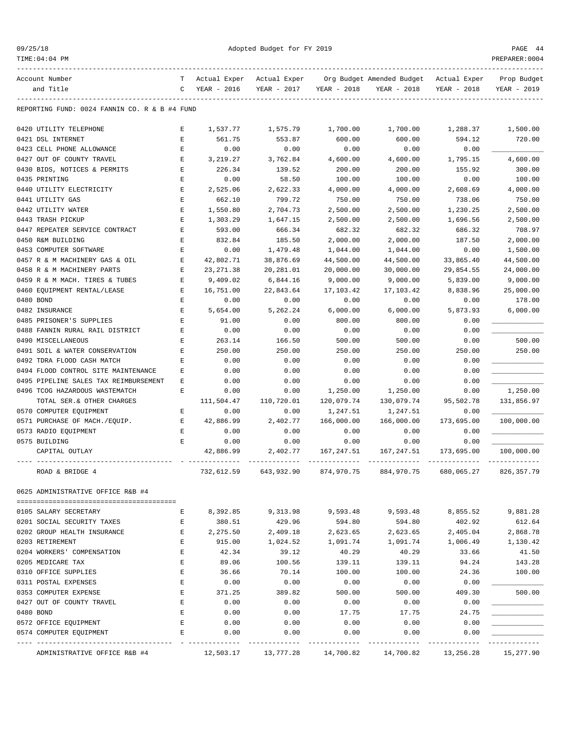Adopted Budget for FY 2019

| Account Number and Title | TC | Actual Exper YEAR - 2016 | Actual Exper YEAR - 2017 | Org Budget YEAR - 2018 | Amended Budget YEAR - 2018 | Actual Exper YEAR - 2018 | Prop Budget YEAR - 2019 |
|---|---|---|---|---|---|---|---|
| REPORTING FUND: 0024 FANNIN CO. R & B #4 FUND | | | | | | | |
| 0420 UTILITY TELEPHONE | E | 1,537.77 | 1,575.79 | 1,700.00 | 1,700.00 | 1,288.37 | 1,500.00 |
| 0421 DSL INTERNET | E | 561.75 | 553.87 | 600.00 | 600.00 | 594.12 | 720.00 |
| 0423 CELL PHONE ALLOWANCE | E | 0.00 | 0.00 | 0.00 | 0.00 | 0.00 | |
| 0427 OUT OF COUNTY TRAVEL | E | 3,219.27 | 3,762.84 | 4,600.00 | 4,600.00 | 1,795.15 | 4,600.00 |
| 0430 BIDS, NOTICES & PERMITS | E | 226.34 | 139.52 | 200.00 | 200.00 | 155.92 | 300.00 |
| 0435 PRINTING | E | 0.00 | 58.50 | 100.00 | 100.00 | 0.00 | 100.00 |
| 0440 UTILITY ELECTRICITY | E | 2,525.06 | 2,622.33 | 4,000.00 | 4,000.00 | 2,608.69 | 4,000.00 |
| 0441 UTILITY GAS | E | 662.10 | 799.72 | 750.00 | 750.00 | 738.06 | 750.00 |
| 0442 UTILITY WATER | E | 1,550.80 | 2,704.73 | 2,500.00 | 2,500.00 | 1,230.25 | 2,500.00 |
| 0443 TRASH PICKUP | E | 1,303.29 | 1,647.15 | 2,500.00 | 2,500.00 | 1,696.56 | 2,500.00 |
| 0447 REPEATER SERVICE CONTRACT | E | 593.00 | 666.34 | 682.32 | 682.32 | 686.32 | 708.97 |
| 0450 R&M BUILDING | E | 832.84 | 185.50 | 2,000.00 | 2,000.00 | 187.50 | 2,000.00 |
| 0453 COMPUTER SOFTWARE | E | 0.00 | 1,479.48 | 1,044.00 | 1,044.00 | 0.00 | 1,500.00 |
| 0457 R & M MACHINERY GAS & OIL | E | 42,802.71 | 38,876.69 | 44,500.00 | 44,500.00 | 33,865.40 | 44,500.00 |
| 0458 R & M MACHINERY PARTS | E | 23,271.38 | 20,281.01 | 20,000.00 | 30,000.00 | 29,854.55 | 24,000.00 |
| 0459 R & M MACH. TIRES & TUBES | E | 9,409.02 | 6,844.16 | 9,000.00 | 9,000.00 | 5,839.00 | 9,000.00 |
| 0460 EQUIPMENT RENTAL/LEASE | E | 16,751.00 | 22,843.64 | 17,103.42 | 17,103.42 | 8,838.96 | 25,000.00 |
| 0480 BOND | E | 0.00 | 0.00 | 0.00 | 0.00 | 0.00 | 178.00 |
| 0482 INSURANCE | E | 5,654.00 | 5,262.24 | 6,000.00 | 6,000.00 | 5,873.93 | 6,000.00 |
| 0485 PRISONER'S SUPPLIES | E | 91.00 | 0.00 | 800.00 | 800.00 | 0.00 | |
| 0488 FANNIN RURAL RAIL DISTRICT | E | 0.00 | 0.00 | 0.00 | 0.00 | 0.00 | |
| 0490 MISCELLANEOUS | E | 263.14 | 166.50 | 500.00 | 500.00 | 0.00 | 500.00 |
| 0491 SOIL & WATER CONSERVATION | E | 250.00 | 250.00 | 250.00 | 250.00 | 250.00 | 250.00 |
| 0492 TDRA FLOOD CASH MATCH | E | 0.00 | 0.00 | 0.00 | 0.00 | 0.00 | |
| 0494 FLOOD CONTROL SITE MAINTENANCE | E | 0.00 | 0.00 | 0.00 | 0.00 | 0.00 | |
| 0495 PIPELINE SALES TAX REIMBURSEMENT | E | 0.00 | 0.00 | 0.00 | 0.00 | 0.00 | |
| 0496 TCOG HAZARDOUS WASTEMATCH | E | 0.00 | 0.00 | 1,250.00 | 1,250.00 | 0.00 | 1,250.00 |
| TOTAL SER.& OTHER CHARGES | | 111,504.47 | 110,720.01 | 120,079.74 | 130,079.74 | 95,502.78 | 131,856.97 |
| 0570 COMPUTER EQUIPMENT | E | 0.00 | 0.00 | 1,247.51 | 1,247.51 | 0.00 | |
| 0571 PURCHASE OF MACH./EQUIP. | E | 42,886.99 | 2,402.77 | 166,000.00 | 166,000.00 | 173,695.00 | 100,000.00 |
| 0573 RADIO EQUIPMENT | E | 0.00 | 0.00 | 0.00 | 0.00 | 0.00 | |
| 0575 BUILDING | E | 0.00 | 0.00 | 0.00 | 0.00 | 0.00 | |
| CAPITAL OUTLAY | | 42,886.99 | 2,402.77 | 167,247.51 | 167,247.51 | 173,695.00 | 100,000.00 |
| ROAD & BRIDGE 4 | | 732,612.59 | 643,932.90 | 874,970.75 | 884,970.75 | 680,065.27 | 826,357.79 |

0625 ADMINISTRATIVE OFFICE R&B #4

| Account Number and Title | TC | Actual Exper YEAR - 2016 | Actual Exper YEAR - 2017 | Org Budget YEAR - 2018 | Amended Budget YEAR - 2018 | Actual Exper YEAR - 2018 | Prop Budget YEAR - 2019 |
|---|---|---|---|---|---|---|---|
| 0105 SALARY SECRETARY | E | 8,392.85 | 9,313.98 | 9,593.48 | 9,593.48 | 8,855.52 | 9,881.28 |
| 0201 SOCIAL SECURITY TAXES | E | 380.51 | 429.96 | 594.80 | 594.80 | 402.92 | 612.64 |
| 0202 GROUP HEALTH INSURANCE | E | 2,275.50 | 2,409.18 | 2,623.65 | 2,623.65 | 2,405.04 | 2,868.78 |
| 0203 RETIREMENT | E | 915.00 | 1,024.52 | 1,091.74 | 1,091.74 | 1,006.49 | 1,130.42 |
| 0204 WORKERS' COMPENSATION | E | 42.34 | 39.12 | 40.29 | 40.29 | 33.66 | 41.50 |
| 0205 MEDICARE TAX | E | 89.06 | 100.56 | 139.11 | 139.11 | 94.24 | 143.28 |
| 0310 OFFICE SUPPLIES | E | 36.66 | 70.14 | 100.00 | 100.00 | 24.36 | 100.00 |
| 0311 POSTAL EXPENSES | E | 0.00 | 0.00 | 0.00 | 0.00 | 0.00 | |
| 0353 COMPUTER EXPENSE | E | 371.25 | 389.82 | 500.00 | 500.00 | 409.30 | 500.00 |
| 0427 OUT OF COUNTY TRAVEL | E | 0.00 | 0.00 | 0.00 | 0.00 | 0.00 | |
| 0480 BOND | E | 0.00 | 0.00 | 17.75 | 17.75 | 24.75 | |
| 0572 OFFICE EQUIPMENT | E | 0.00 | 0.00 | 0.00 | 0.00 | 0.00 | |
| 0574 COMPUTER EQUIPMENT | E | 0.00 | 0.00 | 0.00 | 0.00 | 0.00 | |
| ADMINISTRATIVE OFFICE R&B #4 | | 12,503.17 | 13,777.28 | 14,700.82 | 14,700.82 | 13,256.28 | 15,277.90 |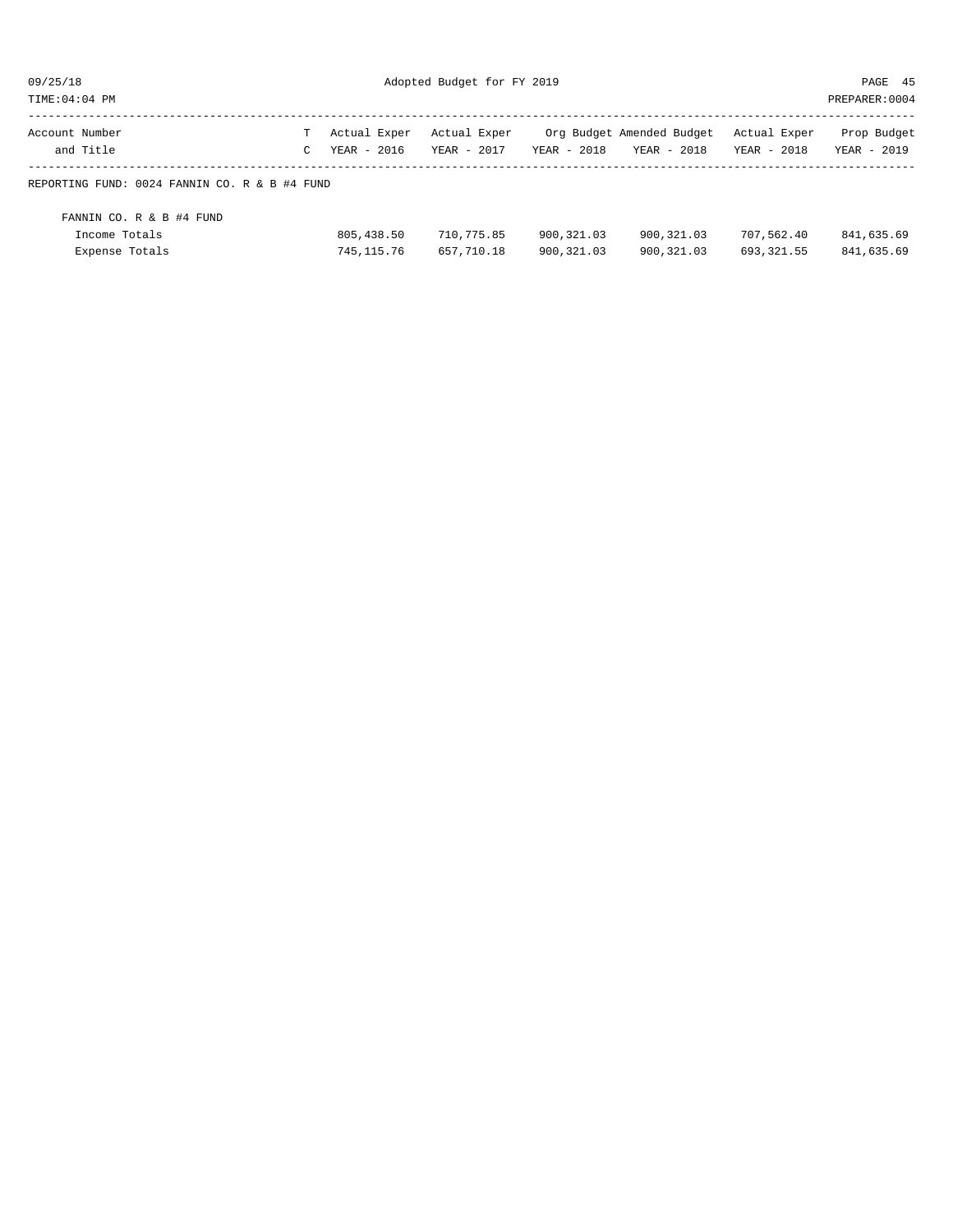| Account Number and Title | T C | Actual Exper YEAR - 2016 | Actual Exper YEAR - 2017 | Org Budget YEAR - 2018 | Amended Budget YEAR - 2018 | Actual Exper YEAR - 2018 | Prop Budget YEAR - 2019 |
|---|---|---|---|---|---|---|---|
| REPORTING FUND: 0024 FANNIN CO. R & B #4 FUND | | | | | | | |
| FANNIN CO. R & B #4 FUND | | | | | | | |
| Income Totals | | 805,438.50 | 710,775.85 | 900,321.03 | 900,321.03 | 707,562.40 | 841,635.69 |
| Expense Totals | | 745,115.76 | 657,710.18 | 900,321.03 | 900,321.03 | 693,321.55 | 841,635.69 |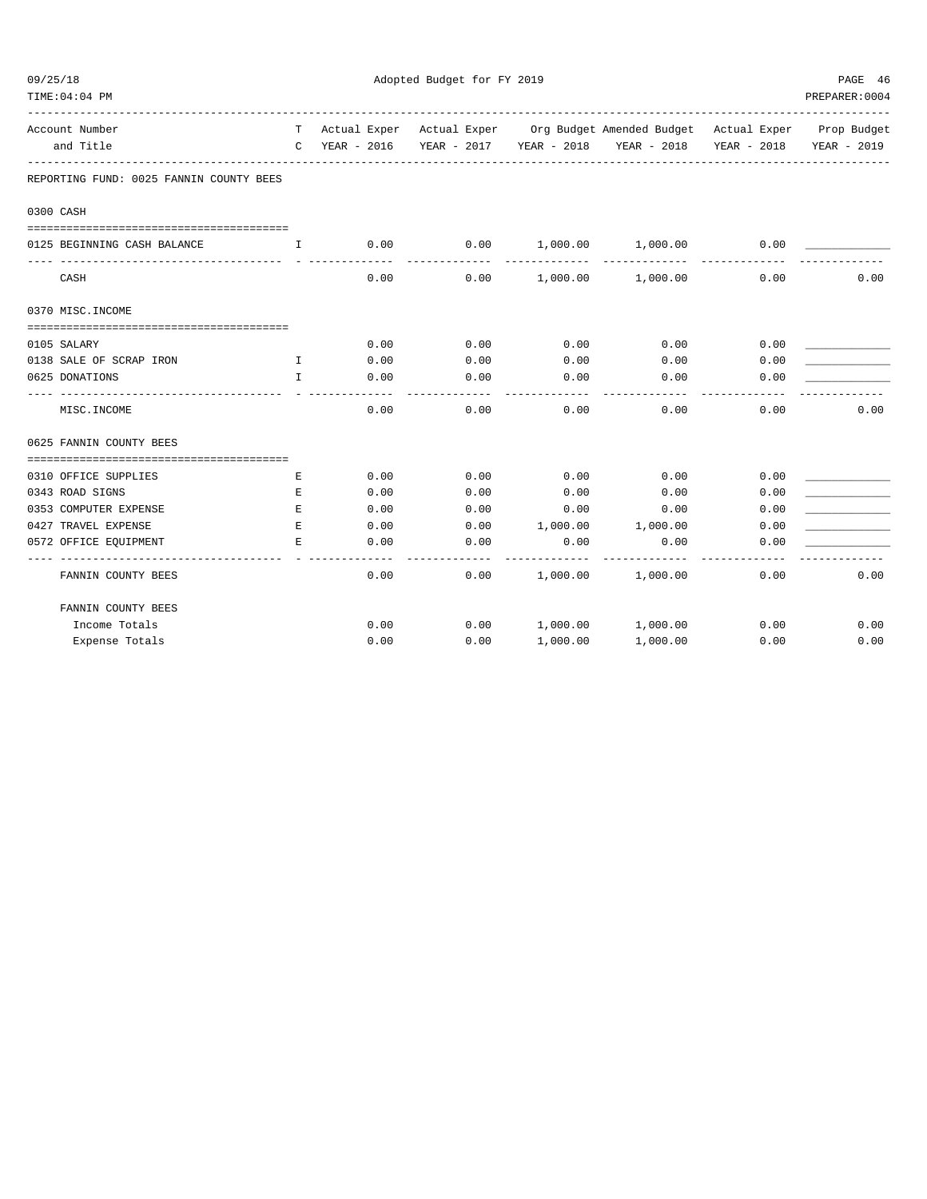Adopted Budget for FY 2019

09/25/18
TIME:04:04 PM

PREPARER:0004

| Account Number and Title | T C | Actual Exper YEAR - 2016 | Actual Exper YEAR - 2017 | Org Budget YEAR - 2018 | Amended Budget YEAR - 2018 | Actual Exper YEAR - 2018 | Prop Budget YEAR - 2019 |
|---|---|---|---|---|---|---|---|
| **REPORTING FUND: 0025 FANNIN COUNTY BEES** | | | | | | | |
| **0300 CASH** | | | | | | | |
| 0125 BEGINNING CASH BALANCE | I | 0.00 | 0.00 | 1,000.00 | 1,000.00 | 0.00 | _____________ |
| CASH | | 0.00 | 0.00 | 1,000.00 | 1,000.00 | 0.00 | 0.00 |
| **0370 MISC.INCOME** | | | | | | | |
| 0105 SALARY | | 0.00 | 0.00 | 0.00 | 0.00 | 0.00 | _____________ |
| 0138 SALE OF SCRAP IRON | I | 0.00 | 0.00 | 0.00 | 0.00 | 0.00 | _____________ |
| 0625 DONATIONS | I | 0.00 | 0.00 | 0.00 | 0.00 | 0.00 | _____________ |
| MISC.INCOME | | 0.00 | 0.00 | 0.00 | 0.00 | 0.00 | 0.00 |
| **0625 FANNIN COUNTY BEES** | | | | | | | |
| 0310 OFFICE SUPPLIES | E | 0.00 | 0.00 | 0.00 | 0.00 | 0.00 | _____________ |
| 0343 ROAD SIGNS | E | 0.00 | 0.00 | 0.00 | 0.00 | 0.00 | _____________ |
| 0353 COMPUTER EXPENSE | E | 0.00 | 0.00 | 0.00 | 0.00 | 0.00 | _____________ |
| 0427 TRAVEL EXPENSE | E | 0.00 | 0.00 | 1,000.00 | 1,000.00 | 0.00 | _____________ |
| 0572 OFFICE EQUIPMENT | E | 0.00 | 0.00 | 0.00 | 0.00 | 0.00 | _____________ |
| FANNIN COUNTY BEES | | 0.00 | 0.00 | 1,000.00 | 1,000.00 | 0.00 | 0.00 |
| **FANNIN COUNTY BEES** | | | | | | | |
| Income Totals | | 0.00 | 0.00 | 1,000.00 | 1,000.00 | 0.00 | 0.00 |
| Expense Totals | | 0.00 | 0.00 | 1,000.00 | 1,000.00 | 0.00 | 0.00 |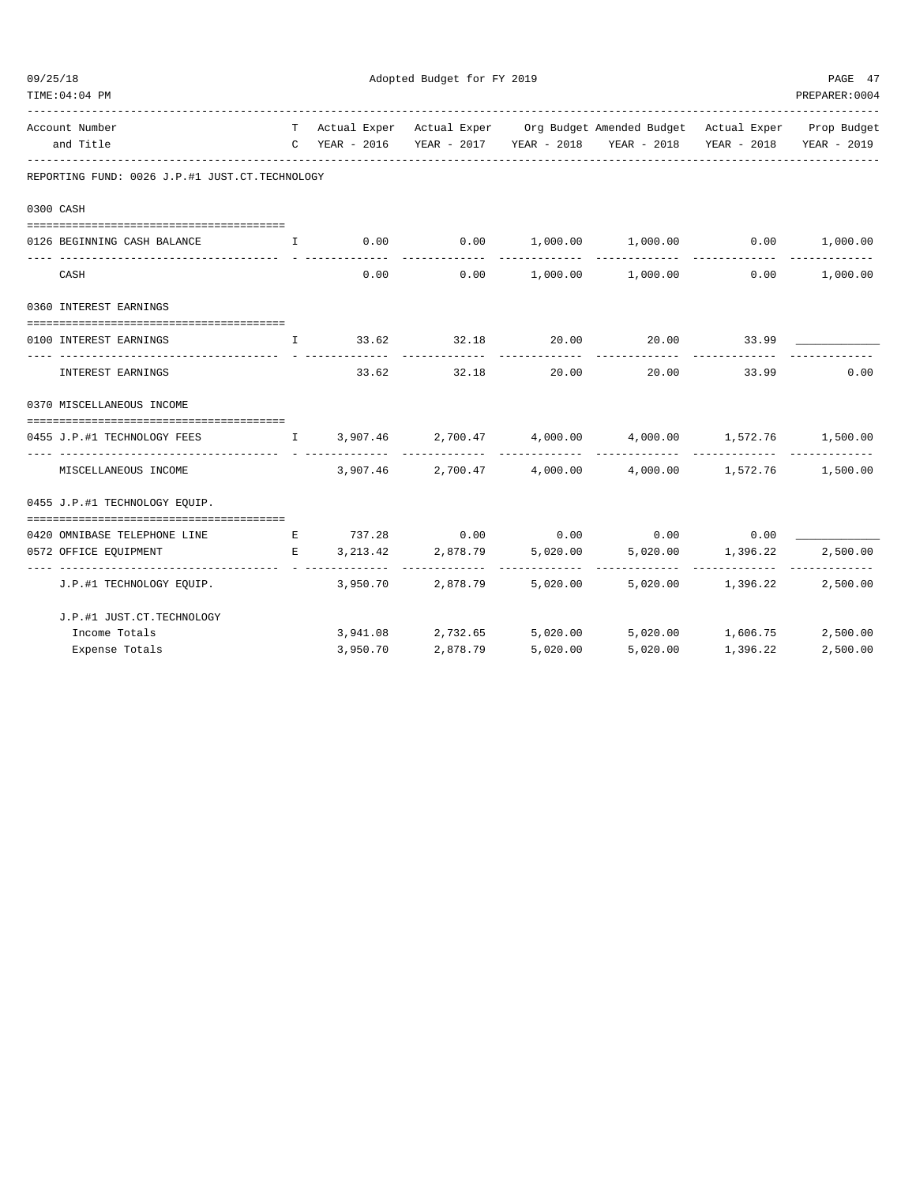Adopted Budget for FY 2019

| Account Number and Title | T C | Actual Exper YEAR - 2016 | Actual Exper YEAR - 2017 | Org Budget YEAR - 2018 | Amended Budget YEAR - 2018 | Actual Exper YEAR - 2018 | Prop Budget YEAR - 2019 |
|---|---|---|---|---|---|---|---|
| **REPORTING FUND: 0026 J.P.#1 JUST.CT.TECHNOLOGY** | | | | | | | |
| **0300 CASH** | | | | | | | |
| 0126 BEGINNING CASH BALANCE | I | 0.00 | 0.00 | 1,000.00 | 1,000.00 | 0.00 | 1,000.00 |
| CASH | | 0.00 | 0.00 | 1,000.00 | 1,000.00 | 0.00 | 1,000.00 |
| **0360 INTEREST EARNINGS** | | | | | | | |
| 0100 INTEREST EARNINGS | I | 33.62 | 32.18 | 20.00 | 20.00 | 33.99 | ____________ |
| INTEREST EARNINGS | | 33.62 | 32.18 | 20.00 | 20.00 | 33.99 | 0.00 |
| **0370 MISCELLANEOUS INCOME** | | | | | | | |
| 0455 J.P.#1 TECHNOLOGY FEES | I | 3,907.46 | 2,700.47 | 4,000.00 | 4,000.00 | 1,572.76 | 1,500.00 |
| MISCELLANEOUS INCOME | | 3,907.46 | 2,700.47 | 4,000.00 | 4,000.00 | 1,572.76 | 1,500.00 |
| **0455 J.P.#1 TECHNOLOGY EQUIP.** | | | | | | | |
| 0420 OMNIBASE TELEPHONE LINE | E | 737.28 | 0.00 | 0.00 | 0.00 | 0.00 | ____________ |
| 0572 OFFICE EQUIPMENT | E | 3,213.42 | 2,878.79 | 5,020.00 | 5,020.00 | 1,396.22 | 2,500.00 |
| J.P.#1 TECHNOLOGY EQUIP. | | 3,950.70 | 2,878.79 | 5,020.00 | 5,020.00 | 1,396.22 | 2,500.00 |
| **J.P.#1 JUST.CT.TECHNOLOGY** | | | | | | | |
| Income Totals | | 3,941.08 | 2,732.65 | 5,020.00 | 5,020.00 | 1,606.75 | 2,500.00 |
| Expense Totals | | 3,950.70 | 2,878.79 | 5,020.00 | 5,020.00 | 1,396.22 | 2,500.00 |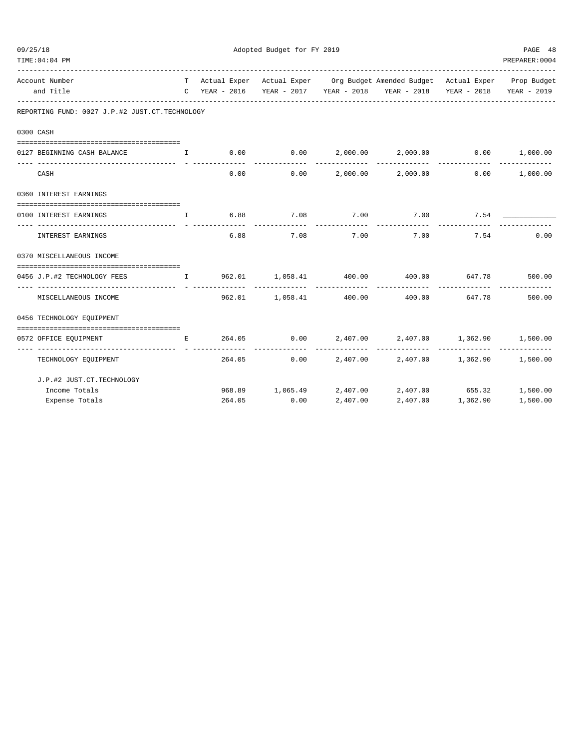Adopted Budget for FY 2019

| Account Number and Title | TC | Actual Exper YEAR - 2016 | Actual Exper YEAR - 2017 | Org Budget YEAR - 2018 | Amended Budget YEAR - 2018 | Actual Exper YEAR - 2018 | Prop Budget YEAR - 2019 |
|---|---|---|---|---|---|---|---|
| **REPORTING FUND: 0027 J.P.#2 JUST.CT.TECHNOLOGY** | | | | | | | |
| **0300 CASH** | | | | | | | |
| 0127 BEGINNING CASH BALANCE | I | 0.00 | 0.00 | 2,000.00 | 2,000.00 | 0.00 | 1,000.00 |
| CASH | | 0.00 | 0.00 | 2,000.00 | 2,000.00 | 0.00 | 1,000.00 |
| **0360 INTEREST EARNINGS** | | | | | | | |
| 0100 INTEREST EARNINGS | I | 6.88 | 7.08 | 7.00 | 7.00 | 7.54 | ____________ |
| INTEREST EARNINGS | | 6.88 | 7.08 | 7.00 | 7.00 | 7.54 | 0.00 |
| **0370 MISCELLANEOUS INCOME** | | | | | | | |
| 0456 J.P.#2 TECHNOLOGY FEES | I | 962.01 | 1,058.41 | 400.00 | 400.00 | 647.78 | 500.00 |
| MISCELLANEOUS INCOME | | 962.01 | 1,058.41 | 400.00 | 400.00 | 647.78 | 500.00 |
| **0456 TECHNOLOGY EQUIPMENT** | | | | | | | |
| 0572 OFFICE EQUIPMENT | E | 264.05 | 0.00 | 2,407.00 | 2,407.00 | 1,362.90 | 1,500.00 |
| TECHNOLOGY EQUIPMENT | | 264.05 | 0.00 | 2,407.00 | 2,407.00 | 1,362.90 | 1,500.00 |
| **J.P.#2 JUST.CT.TECHNOLOGY** | | | | | | | |
| Income Totals | | 968.89 | 1,065.49 | 2,407.00 | 2,407.00 | 655.32 | 1,500.00 |
| Expense Totals | | 264.05 | 0.00 | 2,407.00 | 2,407.00 | 1,362.90 | 1,500.00 |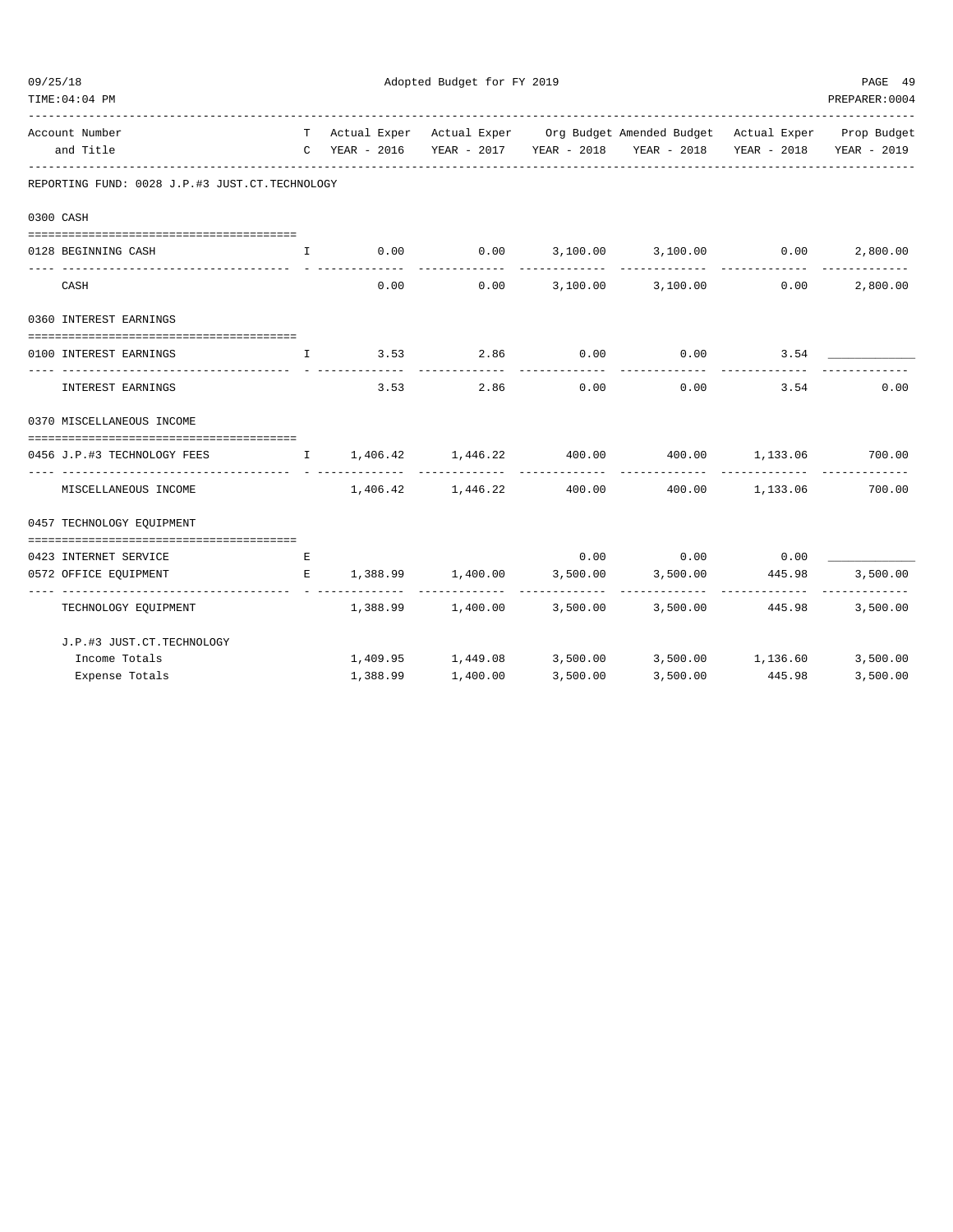Adopted Budget for FY 2019

| Account Number and Title | T C | Actual Exper YEAR - 2016 | Actual Exper YEAR - 2017 | Org Budget YEAR - 2018 | Amended Budget YEAR - 2018 | Actual Exper YEAR - 2018 | Prop Budget YEAR - 2019 |
|---|---|---|---|---|---|---|---|
| **REPORTING FUND: 0028 J.P.#3 JUST.CT.TECHNOLOGY** | | | | | | | |
| **0300 CASH** | | | | | | | |
| 0128 BEGINNING CASH | I | 0.00 | 0.00 | 3,100.00 | 3,100.00 | 0.00 | 2,800.00 |
| CASH | | 0.00 | 0.00 | 3,100.00 | 3,100.00 | 0.00 | 2,800.00 |
| **0360 INTEREST EARNINGS** | | | | | | | |
| 0100 INTEREST EARNINGS | I | 3.53 | 2.86 | 0.00 | 0.00 | 3.54 | ____________ |
| INTEREST EARNINGS | | 3.53 | 2.86 | 0.00 | 0.00 | 3.54 | 0.00 |
| **0370 MISCELLANEOUS INCOME** | | | | | | | |
| 0456 J.P.#3 TECHNOLOGY FEES | I | 1,406.42 | 1,446.22 | 400.00 | 400.00 | 1,133.06 | 700.00 |
| MISCELLANEOUS INCOME | | 1,406.42 | 1,446.22 | 400.00 | 400.00 | 1,133.06 | 700.00 |
| **0457 TECHNOLOGY EQUIPMENT** | | | | | | | |
| 0423 INTERNET SERVICE | E | | | 0.00 | 0.00 | 0.00 | ____________ |
| 0572 OFFICE EQUIPMENT | E | 1,388.99 | 1,400.00 | 3,500.00 | 3,500.00 | 445.98 | 3,500.00 |
| TECHNOLOGY EQUIPMENT | | 1,388.99 | 1,400.00 | 3,500.00 | 3,500.00 | 445.98 | 3,500.00 |
| **J.P.#3 JUST.CT.TECHNOLOGY** | | | | | | | |
| Income Totals | | 1,409.95 | 1,449.08 | 3,500.00 | 3,500.00 | 1,136.60 | 3,500.00 |
| Expense Totals | | 1,388.99 | 1,400.00 | 3,500.00 | 3,500.00 | 445.98 | 3,500.00 |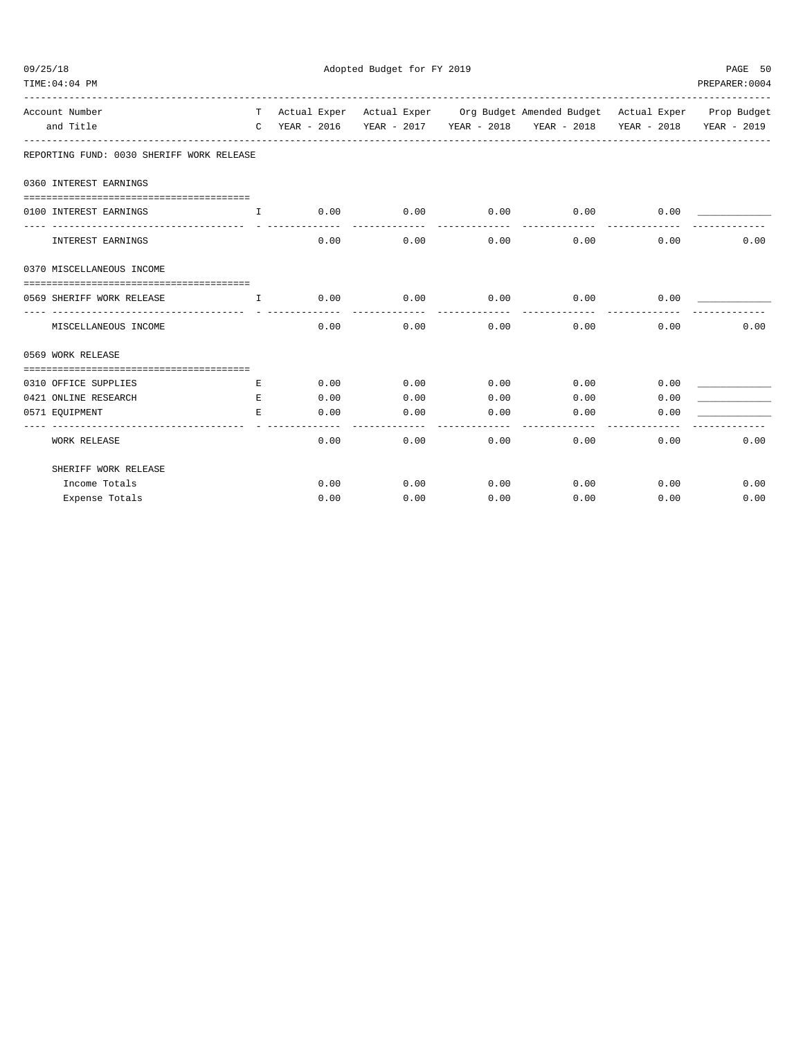Adopted Budget for FY 2019

| Account Number and Title | TC | Actual Exper YEAR - 2016 | Actual Exper YEAR - 2017 | Org Budget YEAR - 2018 | Amended Budget YEAR - 2018 | Actual Exper YEAR - 2018 | Prop Budget YEAR - 2019 |
|---|---|---|---|---|---|---|---|
| **REPORTING FUND: 0030 SHERIFF WORK RELEASE** | | | | | | | |
| **0360 INTEREST EARNINGS** | | | | | | | |
| 0100 INTEREST EARNINGS | I | 0.00 | 0.00 | 0.00 | 0.00 | 0.00 | ____________ |
| INTEREST EARNINGS | | 0.00 | 0.00 | 0.00 | 0.00 | 0.00 | 0.00 |
| **0370 MISCELLANEOUS INCOME** | | | | | | | |
| 0569 SHERIFF WORK RELEASE | I | 0.00 | 0.00 | 0.00 | 0.00 | 0.00 | ____________ |
| MISCELLANEOUS INCOME | | 0.00 | 0.00 | 0.00 | 0.00 | 0.00 | 0.00 |
| **0569 WORK RELEASE** | | | | | | | |
| 0310 OFFICE SUPPLIES | E | 0.00 | 0.00 | 0.00 | 0.00 | 0.00 | ____________ |
| 0421 ONLINE RESEARCH | E | 0.00 | 0.00 | 0.00 | 0.00 | 0.00 | ____________ |
| 0571 EQUIPMENT | E | 0.00 | 0.00 | 0.00 | 0.00 | 0.00 | ____________ |
| WORK RELEASE | | 0.00 | 0.00 | 0.00 | 0.00 | 0.00 | 0.00 |
| SHERIFF WORK RELEASE | | | | | | | |
| Income Totals | | 0.00 | 0.00 | 0.00 | 0.00 | 0.00 | 0.00 |
| Expense Totals | | 0.00 | 0.00 | 0.00 | 0.00 | 0.00 | 0.00 |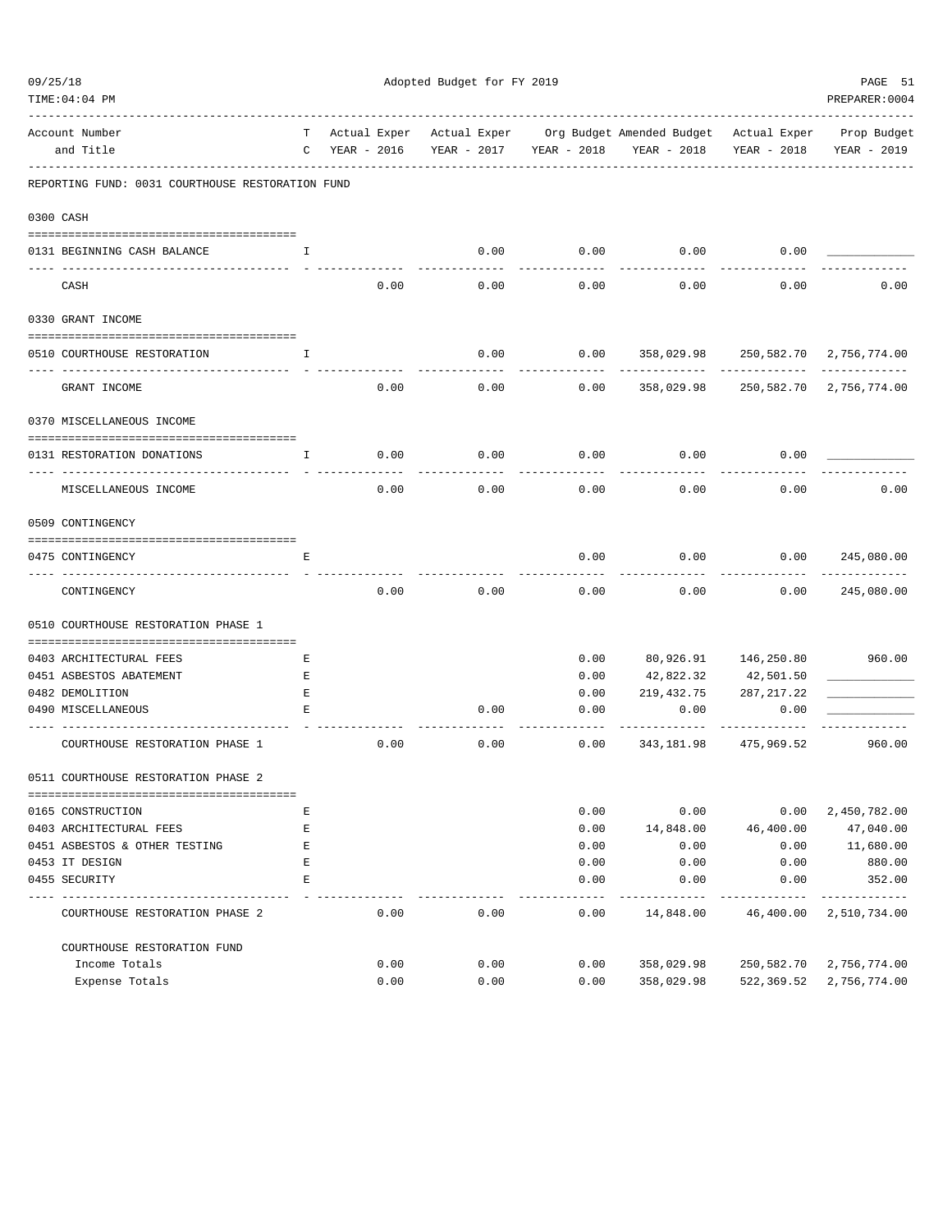Adopted Budget for FY 2019

| Account Number and Title | TC | Actual Exper YEAR - 2016 | Actual Exper YEAR - 2017 | Org Budget YEAR - 2018 | Amended Budget YEAR - 2018 | Actual Exper YEAR - 2018 | Prop Budget YEAR - 2019 |
|---|---|---|---|---|---|---|---|
| **REPORTING FUND: 0031 COURTHOUSE RESTORATION FUND** | | | | | | | |
| **0300 CASH** | | | | | | | |
| 0131 BEGINNING CASH BALANCE | I | | 0.00 | 0.00 | 0.00 | 0.00 | |
| CASH | | 0.00 | 0.00 | 0.00 | 0.00 | 0.00 | 0.00 |
| **0330 GRANT INCOME** | | | | | | | |
| 0510 COURTHOUSE RESTORATION | I | | 0.00 | 0.00 | 358,029.98 | 250,582.70 | 2,756,774.00 |
| GRANT INCOME | | 0.00 | 0.00 | 0.00 | 358,029.98 | 250,582.70 | 2,756,774.00 |
| **0370 MISCELLANEOUS INCOME** | | | | | | | |
| 0131 RESTORATION DONATIONS | I | 0.00 | 0.00 | 0.00 | 0.00 | 0.00 | |
| MISCELLANEOUS INCOME | | 0.00 | 0.00 | 0.00 | 0.00 | 0.00 | 0.00 |
| **0509 CONTINGENCY** | | | | | | | |
| 0475 CONTINGENCY | E | | | 0.00 | 0.00 | 0.00 | 245,080.00 |
| CONTINGENCY | | 0.00 | 0.00 | 0.00 | 0.00 | 0.00 | 245,080.00 |
| **0510 COURTHOUSE RESTORATION PHASE 1** | | | | | | | |
| 0403 ARCHITECTURAL FEES | E | | | 0.00 | 80,926.91 | 146,250.80 | 960.00 |
| 0451 ASBESTOS ABATEMENT | E | | | 0.00 | 42,822.32 | 42,501.50 | |
| 0482 DEMOLITION | E | | | 0.00 | 219,432.75 | 287,217.22 | |
| 0490 MISCELLANEOUS | E | | 0.00 | 0.00 | 0.00 | 0.00 | |
| COURTHOUSE RESTORATION PHASE 1 | | 0.00 | 0.00 | 0.00 | 343,181.98 | 475,969.52 | 960.00 |
| **0511 COURTHOUSE RESTORATION PHASE 2** | | | | | | | |
| 0165 CONSTRUCTION | E | | | 0.00 | 0.00 | 0.00 | 2,450,782.00 |
| 0403 ARCHITECTURAL FEES | E | | | 0.00 | 14,848.00 | 46,400.00 | 47,040.00 |
| 0451 ASBESTOS & OTHER TESTING | E | | | 0.00 | 0.00 | 0.00 | 11,680.00 |
| 0453 IT DESIGN | E | | | 0.00 | 0.00 | 0.00 | 880.00 |
| 0455 SECURITY | E | | | 0.00 | 0.00 | 0.00 | 352.00 |
| COURTHOUSE RESTORATION PHASE 2 | | 0.00 | 0.00 | 0.00 | 14,848.00 | 46,400.00 | 2,510,734.00 |
| **COURTHOUSE RESTORATION FUND** | | | | | | | |
| Income Totals | | 0.00 | 0.00 | 0.00 | 358,029.98 | 250,582.70 | 2,756,774.00 |
| Expense Totals | | 0.00 | 0.00 | 0.00 | 358,029.98 | 522,369.52 | 2,756,774.00 |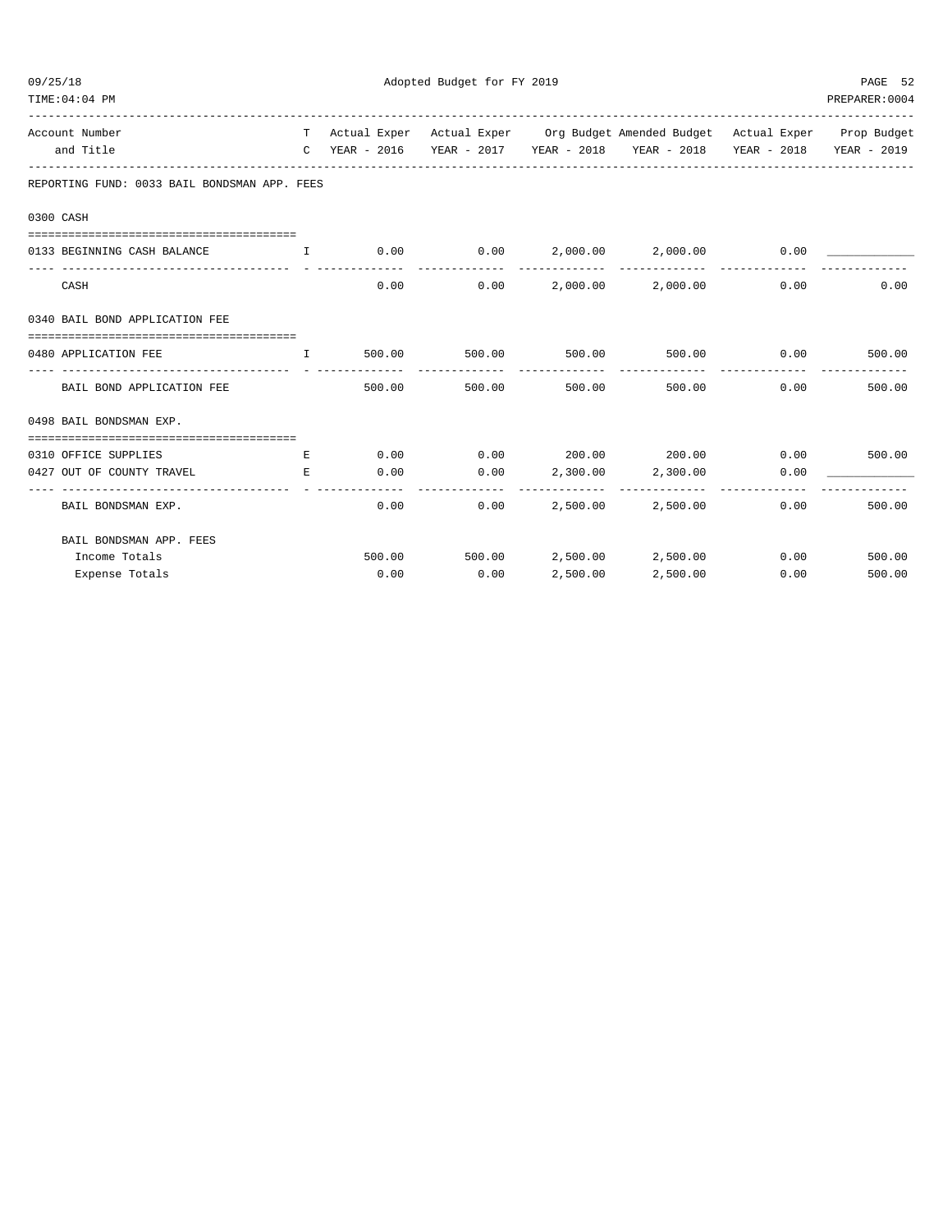Adopted Budget for FY 2019

| Account Number and Title | TC | Actual Exper YEAR - 2016 | Actual Exper YEAR - 2017 | Org Budget YEAR - 2018 | Amended Budget YEAR - 2018 | Actual Exper YEAR - 2018 | Prop Budget YEAR - 2019 |
|---|---|---|---|---|---|---|---|
| **REPORTING FUND: 0033 BAIL BONDSMAN APP. FEES** | | | | | | | |
| **0300 CASH** | | | | | | | |
| 0133 BEGINNING CASH BALANCE | I | 0.00 | 0.00 | 2,000.00 | 2,000.00 | 0.00 | ____________ |
| CASH | | 0.00 | 0.00 | 2,000.00 | 2,000.00 | 0.00 | 0.00 |
| **0340 BAIL BOND APPLICATION FEE** | | | | | | | |
| 0480 APPLICATION FEE | I | 500.00 | 500.00 | 500.00 | 500.00 | 0.00 | 500.00 |
| BAIL BOND APPLICATION FEE | | 500.00 | 500.00 | 500.00 | 500.00 | 0.00 | 500.00 |
| **0498 BAIL BONDSMAN EXP.** | | | | | | | |
| 0310 OFFICE SUPPLIES | E | 0.00 | 0.00 | 200.00 | 200.00 | 0.00 | 500.00 |
| 0427 OUT OF COUNTY TRAVEL | E | 0.00 | 0.00 | 2,300.00 | 2,300.00 | 0.00 | ____________ |
| BAIL BONDSMAN EXP. | | 0.00 | 0.00 | 2,500.00 | 2,500.00 | 0.00 | 500.00 |
| BAIL BONDSMAN APP. FEES | | | | | | | |
| Income Totals | | 500.00 | 500.00 | 2,500.00 | 2,500.00 | 0.00 | 500.00 |
| Expense Totals | | 0.00 | 0.00 | 2,500.00 | 2,500.00 | 0.00 | 500.00 |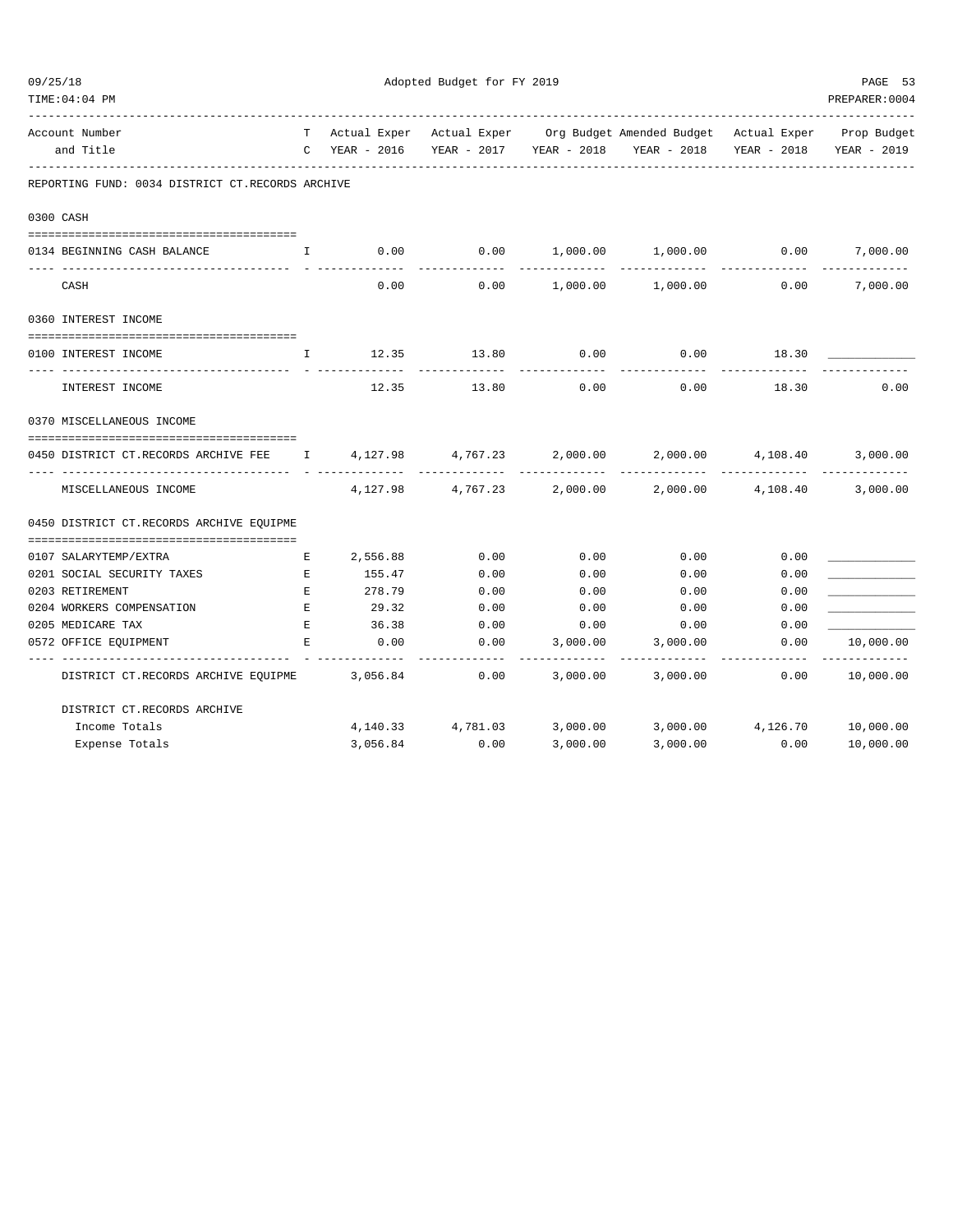Adopted Budget for FY 2019

| Account Number and Title | TC | Actual Exper YEAR - 2016 | Actual Exper YEAR - 2017 | Org Budget YEAR - 2018 | Amended Budget YEAR - 2018 | Actual Exper YEAR - 2018 | Prop Budget YEAR - 2019 |
|---|---|---|---|---|---|---|---|
| **REPORTING FUND: 0034 DISTRICT CT.RECORDS ARCHIVE** | | | | | | | |
| **0300 CASH** | | | | | | | |
| 0134 BEGINNING CASH BALANCE | I | 0.00 | 0.00 | 1,000.00 | 1,000.00 | 0.00 | 7,000.00 |
| CASH | | 0.00 | 0.00 | 1,000.00 | 1,000.00 | 0.00 | 7,000.00 |
| **0360 INTEREST INCOME** | | | | | | | |
| 0100 INTEREST INCOME | I | 12.35 | 13.80 | 0.00 | 0.00 | 18.30 | ____________ |
| INTEREST INCOME | | 12.35 | 13.80 | 0.00 | 0.00 | 18.30 | 0.00 |
| **0370 MISCELLANEOUS INCOME** | | | | | | | |
| 0450 DISTRICT CT.RECORDS ARCHIVE FEE | I | 4,127.98 | 4,767.23 | 2,000.00 | 2,000.00 | 4,108.40 | 3,000.00 |
| MISCELLANEOUS INCOME | | 4,127.98 | 4,767.23 | 2,000.00 | 2,000.00 | 4,108.40 | 3,000.00 |
| **0450 DISTRICT CT.RECORDS ARCHIVE EQUIPME** | | | | | | | |
| 0107 SALARYTEMP/EXTRA | E | 2,556.88 | 0.00 | 0.00 | 0.00 | 0.00 | ____________ |
| 0201 SOCIAL SECURITY TAXES | E | 155.47 | 0.00 | 0.00 | 0.00 | 0.00 | ____________ |
| 0203 RETIREMENT | E | 278.79 | 0.00 | 0.00 | 0.00 | 0.00 | ____________ |
| 0204 WORKERS COMPENSATION | E | 29.32 | 0.00 | 0.00 | 0.00 | 0.00 | ____________ |
| 0205 MEDICARE TAX | E | 36.38 | 0.00 | 0.00 | 0.00 | 0.00 | ____________ |
| 0572 OFFICE EQUIPMENT | E | 0.00 | 0.00 | 3,000.00 | 3,000.00 | 0.00 | 10,000.00 |
| DISTRICT CT.RECORDS ARCHIVE EQUIPME | | 3,056.84 | 0.00 | 3,000.00 | 3,000.00 | 0.00 | 10,000.00 |
| **DISTRICT CT.RECORDS ARCHIVE** | | | | | | | |
| Income Totals | | 4,140.33 | 4,781.03 | 3,000.00 | 3,000.00 | 4,126.70 | 10,000.00 |
| Expense Totals | | 3,056.84 | 0.00 | 3,000.00 | 3,000.00 | 0.00 | 10,000.00 |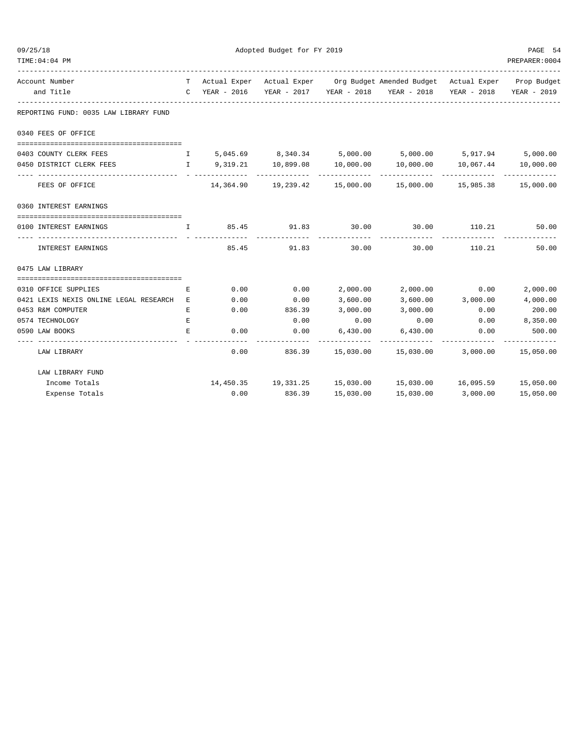Adopted Budget for FY 2019

| Account Number and Title | TC | Actual Exper YEAR - 2016 | Actual Exper YEAR - 2017 | Org Budget YEAR - 2018 | Amended Budget YEAR - 2018 | Actual Exper YEAR - 2018 | Prop Budget YEAR - 2019 |
|---|---|---|---|---|---|---|---|
| **REPORTING FUND: 0035 LAW LIBRARY FUND** | | | | | | | |
| **0340 FEES OF OFFICE** | | | | | | | |
| 0403 COUNTY CLERK FEES | I | 5,045.69 | 8,340.34 | 5,000.00 | 5,000.00 | 5,917.94 | 5,000.00 |
| 0450 DISTRICT CLERK FEES | I | 9,319.21 | 10,899.08 | 10,000.00 | 10,000.00 | 10,067.44 | 10,000.00 |
| FEES OF OFFICE | | 14,364.90 | 19,239.42 | 15,000.00 | 15,000.00 | 15,985.38 | 15,000.00 |
| **0360 INTEREST EARNINGS** | | | | | | | |
| 0100 INTEREST EARNINGS | I | 85.45 | 91.83 | 30.00 | 30.00 | 110.21 | 50.00 |
| INTEREST EARNINGS | | 85.45 | 91.83 | 30.00 | 30.00 | 110.21 | 50.00 |
| **0475 LAW LIBRARY** | | | | | | | |
| 0310 OFFICE SUPPLIES | E | 0.00 | 0.00 | 2,000.00 | 2,000.00 | 0.00 | 2,000.00 |
| 0421 LEXIS NEXIS ONLINE LEGAL RESEARCH | E | 0.00 | 0.00 | 3,600.00 | 3,600.00 | 3,000.00 | 4,000.00 |
| 0453 R&M COMPUTER | E | 0.00 | 836.39 | 3,000.00 | 3,000.00 | 0.00 | 200.00 |
| 0574 TECHNOLOGY | E | | 0.00 | 0.00 | 0.00 | 0.00 | 8,350.00 |
| 0590 LAW BOOKS | E | 0.00 | 0.00 | 6,430.00 | 6,430.00 | 0.00 | 500.00 |
| LAW LIBRARY | | 0.00 | 836.39 | 15,030.00 | 15,030.00 | 3,000.00 | 15,050.00 |
| **LAW LIBRARY FUND** | | | | | | | |
| Income Totals | | 14,450.35 | 19,331.25 | 15,030.00 | 15,030.00 | 16,095.59 | 15,050.00 |
| Expense Totals | | 0.00 | 836.39 | 15,030.00 | 15,030.00 | 3,000.00 | 15,050.00 |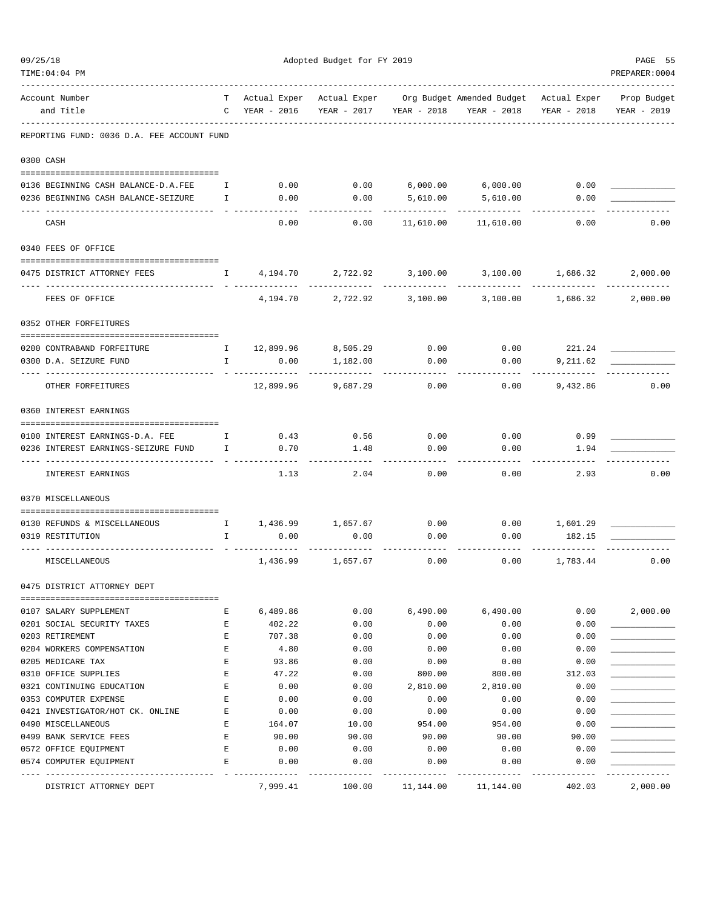Adopted Budget for FY 2019

| Account Number and Title | T C | Actual Exper YEAR - 2016 | Actual Exper YEAR - 2017 | Org Budget YEAR - 2018 | Amended Budget YEAR - 2018 | Actual Exper YEAR - 2018 | Prop Budget YEAR - 2019 |
|---|---|---|---|---|---|---|---|
| REPORTING FUND: 0036 D.A. FEE ACCOUNT FUND | | | | | | | |
| **0300 CASH** | | | | | | | |
| 0136 BEGINNING CASH BALANCE-D.A.FEE | I | 0.00 | 0.00 | 6,000.00 | 6,000.00 | 0.00 | _____________ |
| 0236 BEGINNING CASH BALANCE-SEIZURE | I | 0.00 | 0.00 | 5,610.00 | 5,610.00 | 0.00 | _____________ |
| CASH | | 0.00 | 0.00 | 11,610.00 | 11,610.00 | 0.00 | 0.00 |
| **0340 FEES OF OFFICE** | | | | | | | |
| 0475 DISTRICT ATTORNEY FEES | I | 4,194.70 | 2,722.92 | 3,100.00 | 3,100.00 | 1,686.32 | 2,000.00 |
| FEES OF OFFICE | | 4,194.70 | 2,722.92 | 3,100.00 | 3,100.00 | 1,686.32 | 2,000.00 |
| **0352 OTHER FORFEITURES** | | | | | | | |
| 0200 CONTRABAND FORFEITURE | I | 12,899.96 | 8,505.29 | 0.00 | 0.00 | 221.24 | _____________ |
| 0300 D.A. SEIZURE FUND | I | 0.00 | 1,182.00 | 0.00 | 0.00 | 9,211.62 | _____________ |
| OTHER FORFEITURES | | 12,899.96 | 9,687.29 | 0.00 | 0.00 | 9,432.86 | 0.00 |
| **0360 INTEREST EARNINGS** | | | | | | | |
| 0100 INTEREST EARNINGS-D.A. FEE | I | 0.43 | 0.56 | 0.00 | 0.00 | 0.99 | _____________ |
| 0236 INTEREST EARNINGS-SEIZURE FUND | I | 0.70 | 1.48 | 0.00 | 0.00 | 1.94 | _____________ |
| INTEREST EARNINGS | | 1.13 | 2.04 | 0.00 | 0.00 | 2.93 | 0.00 |
| **0370 MISCELLANEOUS** | | | | | | | |
| 0130 REFUNDS & MISCELLANEOUS | I | 1,436.99 | 1,657.67 | 0.00 | 0.00 | 1,601.29 | _____________ |
| 0319 RESTITUTION | I | 0.00 | 0.00 | 0.00 | 0.00 | 182.15 | _____________ |
| MISCELLANEOUS | | 1,436.99 | 1,657.67 | 0.00 | 0.00 | 1,783.44 | 0.00 |
| **0475 DISTRICT ATTORNEY DEPT** | | | | | | | |
| 0107 SALARY SUPPLEMENT | E | 6,489.86 | 0.00 | 6,490.00 | 6,490.00 | 0.00 | 2,000.00 |
| 0201 SOCIAL SECURITY TAXES | E | 402.22 | 0.00 | 0.00 | 0.00 | 0.00 | _____________ |
| 0203 RETIREMENT | E | 707.38 | 0.00 | 0.00 | 0.00 | 0.00 | _____________ |
| 0204 WORKERS COMPENSATION | E | 4.80 | 0.00 | 0.00 | 0.00 | 0.00 | _____________ |
| 0205 MEDICARE TAX | E | 93.86 | 0.00 | 0.00 | 0.00 | 0.00 | _____________ |
| 0310 OFFICE SUPPLIES | E | 47.22 | 0.00 | 800.00 | 800.00 | 312.03 | _____________ |
| 0321 CONTINUING EDUCATION | E | 0.00 | 0.00 | 2,810.00 | 2,810.00 | 0.00 | _____________ |
| 0353 COMPUTER EXPENSE | E | 0.00 | 0.00 | 0.00 | 0.00 | 0.00 | _____________ |
| 0421 INVESTIGATOR/HOT CK. ONLINE | E | 0.00 | 0.00 | 0.00 | 0.00 | 0.00 | _____________ |
| 0490 MISCELLANEOUS | E | 164.07 | 10.00 | 954.00 | 954.00 | 0.00 | _____________ |
| 0499 BANK SERVICE FEES | E | 90.00 | 90.00 | 90.00 | 90.00 | 90.00 | _____________ |
| 0572 OFFICE EQUIPMENT | E | 0.00 | 0.00 | 0.00 | 0.00 | 0.00 | _____________ |
| 0574 COMPUTER EQUIPMENT | E | 0.00 | 0.00 | 0.00 | 0.00 | 0.00 | _____________ |
| DISTRICT ATTORNEY DEPT | | 7,999.41 | 100.00 | 11,144.00 | 11,144.00 | 402.03 | 2,000.00 |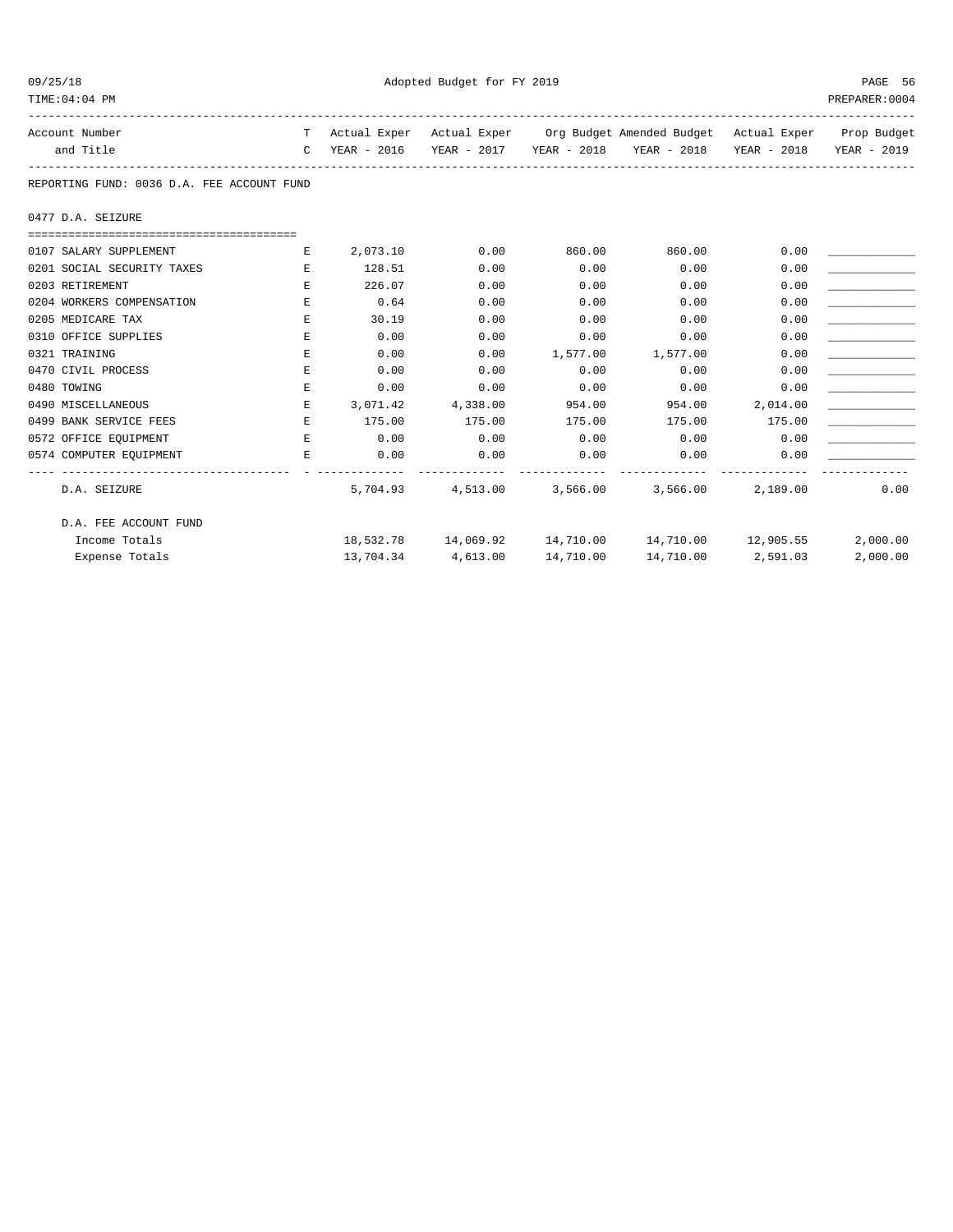Adopted Budget for FY 2019

| Account Number and Title | TC | Actual Exper YEAR - 2016 | Actual Exper YEAR - 2017 | Org Budget YEAR - 2018 | Amended Budget YEAR - 2018 | Actual Exper YEAR - 2018 | Prop Budget YEAR - 2019 |
|---|---|---|---|---|---|---|---|
| **REPORTING FUND: 0036 D.A. FEE ACCOUNT FUND** | | | | | | | |
| **0477 D.A. SEIZURE** | | | | | | | |
| 0107 SALARY SUPPLEMENT | E | 2,073.10 | 0.00 | 860.00 | 860.00 | 0.00 | |
| 0201 SOCIAL SECURITY TAXES | E | 128.51 | 0.00 | 0.00 | 0.00 | 0.00 | |
| 0203 RETIREMENT | E | 226.07 | 0.00 | 0.00 | 0.00 | 0.00 | |
| 0204 WORKERS COMPENSATION | E | 0.64 | 0.00 | 0.00 | 0.00 | 0.00 | |
| 0205 MEDICARE TAX | E | 30.19 | 0.00 | 0.00 | 0.00 | 0.00 | |
| 0310 OFFICE SUPPLIES | E | 0.00 | 0.00 | 0.00 | 0.00 | 0.00 | |
| 0321 TRAINING | E | 0.00 | 0.00 | 1,577.00 | 1,577.00 | 0.00 | |
| 0470 CIVIL PROCESS | E | 0.00 | 0.00 | 0.00 | 0.00 | 0.00 | |
| 0480 TOWING | E | 0.00 | 0.00 | 0.00 | 0.00 | 0.00 | |
| 0490 MISCELLANEOUS | E | 3,071.42 | 4,338.00 | 954.00 | 954.00 | 2,014.00 | |
| 0499 BANK SERVICE FEES | E | 175.00 | 175.00 | 175.00 | 175.00 | 175.00 | |
| 0572 OFFICE EQUIPMENT | E | 0.00 | 0.00 | 0.00 | 0.00 | 0.00 | |
| 0574 COMPUTER EQUIPMENT | E | 0.00 | 0.00 | 0.00 | 0.00 | 0.00 | |
| D.A. SEIZURE | | 5,704.93 | 4,513.00 | 3,566.00 | 3,566.00 | 2,189.00 | 0.00 |
| **D.A. FEE ACCOUNT FUND** | | | | | | | |
| Income Totals | | 18,532.78 | 14,069.92 | 14,710.00 | 14,710.00 | 12,905.55 | 2,000.00 |
| Expense Totals | | 13,704.34 | 4,613.00 | 14,710.00 | 14,710.00 | 2,591.03 | 2,000.00 |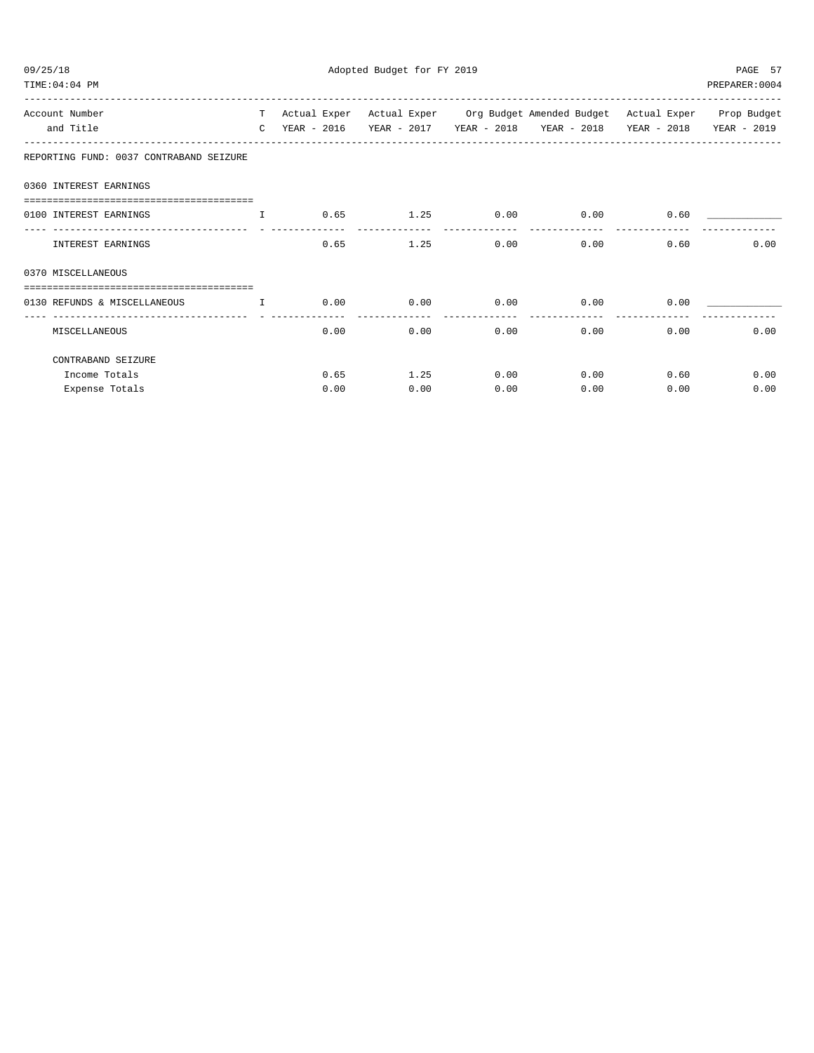Adopted Budget for FY 2019

| Account Number and Title | T C | Actual Exper YEAR - 2016 | Actual Exper YEAR - 2017 | Org Budget YEAR - 2018 | Amended Budget YEAR - 2018 | Actual Exper YEAR - 2018 | Prop Budget YEAR - 2019 |
|---|---|---|---|---|---|---|---|
| **REPORTING FUND: 0037 CONTRABAND SEIZURE** | | | | | | | |
| **0360 INTEREST EARNINGS** | | | | | | | |
| 0100 INTEREST EARNINGS | I | 0.65 | 1.25 | 0.00 | 0.00 | 0.60 | ____________ |
| INTEREST EARNINGS | | 0.65 | 1.25 | 0.00 | 0.00 | 0.60 | 0.00 |
| **0370 MISCELLANEOUS** | | | | | | | |
| 0130 REFUNDS & MISCELLANEOUS | I | 0.00 | 0.00 | 0.00 | 0.00 | 0.00 | ____________ |
| MISCELLANEOUS | | 0.00 | 0.00 | 0.00 | 0.00 | 0.00 | 0.00 |
| CONTRABAND SEIZURE | | | | | | | |
| Income Totals | | 0.65 | 1.25 | 0.00 | 0.00 | 0.60 | 0.00 |
| Expense Totals | | 0.00 | 0.00 | 0.00 | 0.00 | 0.00 | 0.00 |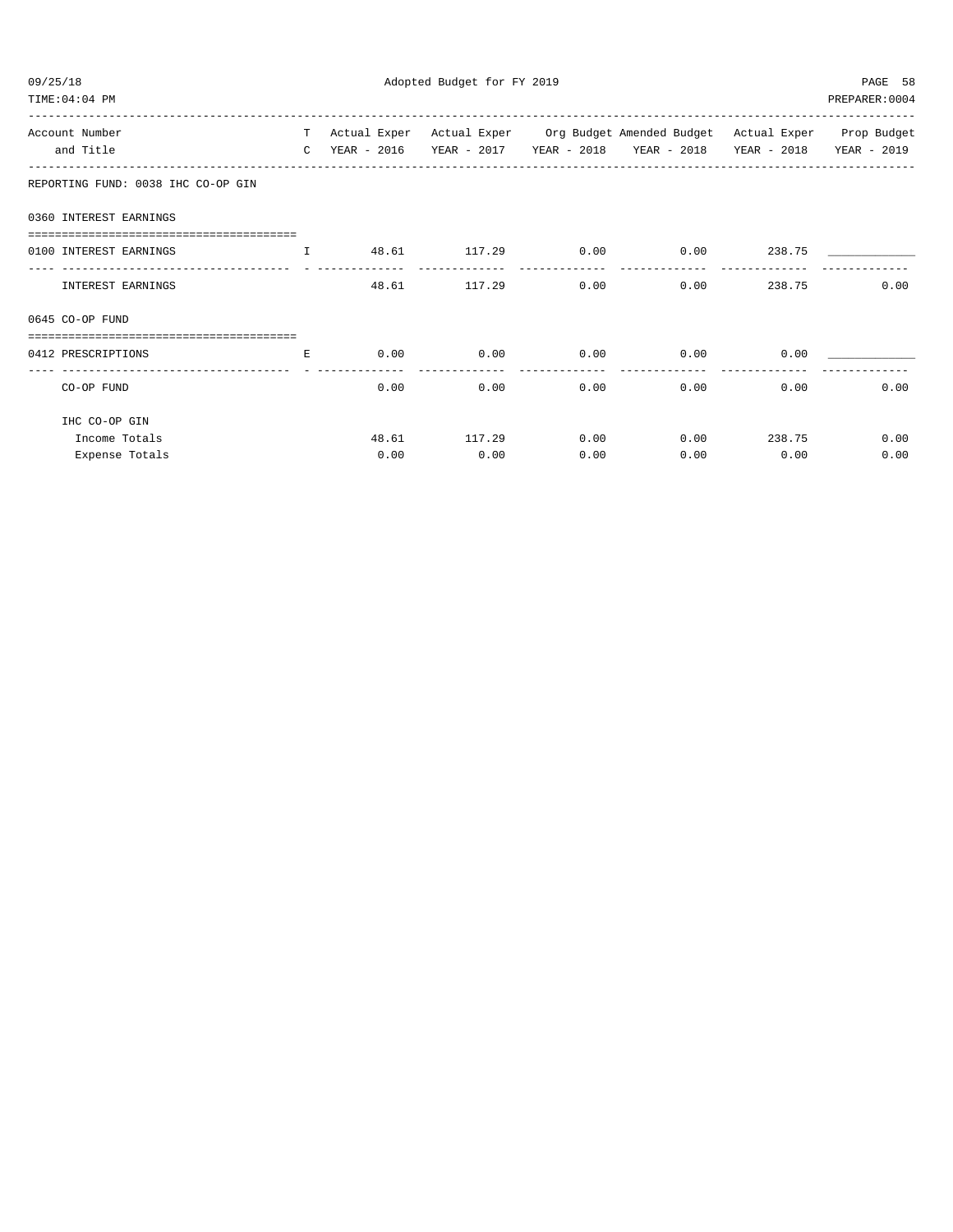Adopted Budget for FY 2019

| Account Number and Title | TC | Actual Exper YEAR - 2016 | Actual Exper YEAR - 2017 | Org Budget YEAR - 2018 | Amended Budget YEAR - 2018 | Actual Exper YEAR - 2018 | Prop Budget YEAR - 2019 |
|---|---|---|---|---|---|---|---|
| **REPORTING FUND: 0038 IHC CO-OP GIN** | | | | | | | |
| **0360 INTEREST EARNINGS** | | | | | | | |
| 0100 INTEREST EARNINGS | I | 48.61 | 117.29 | 0.00 | 0.00 | 238.75 | ____________ |
| INTEREST EARNINGS | | 48.61 | 117.29 | 0.00 | 0.00 | 238.75 | 0.00 |
| **0645 CO-OP FUND** | | | | | | | |
| 0412 PRESCRIPTIONS | E | 0.00 | 0.00 | 0.00 | 0.00 | 0.00 | ____________ |
| CO-OP FUND | | 0.00 | 0.00 | 0.00 | 0.00 | 0.00 | 0.00 |
| IHC CO-OP GIN | | | | | | | |
| Income Totals | | 48.61 | 117.29 | 0.00 | 0.00 | 238.75 | 0.00 |
| Expense Totals | | 0.00 | 0.00 | 0.00 | 0.00 | 0.00 | 0.00 |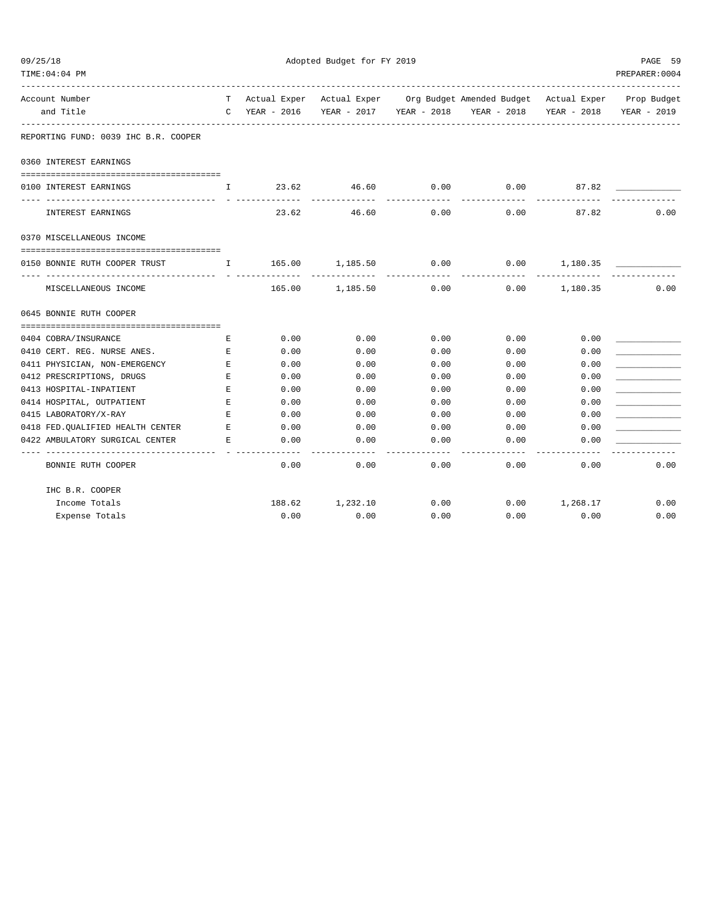Adopted Budget for FY 2019

09/25/18
TIME:04:04 PM

PREPARER:0004

| Account Number and Title | TC | Actual Exper YEAR - 2016 | Actual Exper YEAR - 2017 | Org Budget YEAR - 2018 | Amended Budget YEAR - 2018 | Actual Exper YEAR - 2018 | Prop Budget YEAR - 2019 |
|---|---|---|---|---|---|---|---|
| **REPORTING FUND: 0039 IHC B.R. COOPER** | | | | | | | |
| **0360 INTEREST EARNINGS** | | | | | | | |
| 0100 INTEREST EARNINGS | I | 23.62 | 46.60 | 0.00 | 0.00 | 87.82 | ____________ |
| INTEREST EARNINGS | | 23.62 | 46.60 | 0.00 | 0.00 | 87.82 | 0.00 |
| **0370 MISCELLANEOUS INCOME** | | | | | | | |
| 0150 BONNIE RUTH COOPER TRUST | I | 165.00 | 1,185.50 | 0.00 | 0.00 | 1,180.35 | ____________ |
| MISCELLANEOUS INCOME | | 165.00 | 1,185.50 | 0.00 | 0.00 | 1,180.35 | 0.00 |
| **0645 BONNIE RUTH COOPER** | | | | | | | |
| 0404 COBRA/INSURANCE | E | 0.00 | 0.00 | 0.00 | 0.00 | 0.00 | ____________ |
| 0410 CERT. REG. NURSE ANES. | E | 0.00 | 0.00 | 0.00 | 0.00 | 0.00 | ____________ |
| 0411 PHYSICIAN, NON-EMERGENCY | E | 0.00 | 0.00 | 0.00 | 0.00 | 0.00 | ____________ |
| 0412 PRESCRIPTIONS, DRUGS | E | 0.00 | 0.00 | 0.00 | 0.00 | 0.00 | ____________ |
| 0413 HOSPITAL-INPATIENT | E | 0.00 | 0.00 | 0.00 | 0.00 | 0.00 | ____________ |
| 0414 HOSPITAL, OUTPATIENT | E | 0.00 | 0.00 | 0.00 | 0.00 | 0.00 | ____________ |
| 0415 LABORATORY/X-RAY | E | 0.00 | 0.00 | 0.00 | 0.00 | 0.00 | ____________ |
| 0418 FED.QUALIFIED HEALTH CENTER | E | 0.00 | 0.00 | 0.00 | 0.00 | 0.00 | ____________ |
| 0422 AMBULATORY SURGICAL CENTER | E | 0.00 | 0.00 | 0.00 | 0.00 | 0.00 | ____________ |
| BONNIE RUTH COOPER | | 0.00 | 0.00 | 0.00 | 0.00 | 0.00 | 0.00 |
| IHC B.R. COOPER | | | | | | | |
| Income Totals | | 188.62 | 1,232.10 | 0.00 | 0.00 | 1,268.17 | 0.00 |
| Expense Totals | | 0.00 | 0.00 | 0.00 | 0.00 | 0.00 | 0.00 |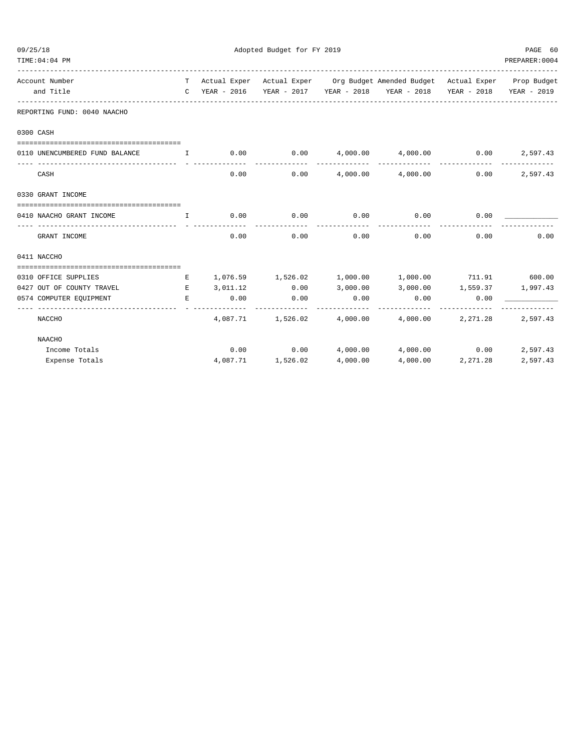Adopted Budget for FY 2019

| Account Number and Title | TC | Actual Exper YEAR - 2016 | Actual Exper YEAR - 2017 | Org Budget YEAR - 2018 | Amended Budget YEAR - 2018 | Actual Exper YEAR - 2018 | Prop Budget YEAR - 2019 |
|---|---|---|---|---|---|---|---|
| **REPORTING FUND: 0040 NAACHO** | | | | | | | |
| **0300 CASH** | | | | | | | |
| 0110 UNENCUMBERED FUND BALANCE | I | 0.00 | 0.00 | 4,000.00 | 4,000.00 | 0.00 | 2,597.43 |
| CASH | | 0.00 | 0.00 | 4,000.00 | 4,000.00 | 0.00 | 2,597.43 |
| **0330 GRANT INCOME** | | | | | | | |
| 0410 NAACHO GRANT INCOME | I | 0.00 | 0.00 | 0.00 | 0.00 | 0.00 | ____________ |
| GRANT INCOME | | 0.00 | 0.00 | 0.00 | 0.00 | 0.00 | 0.00 |
| **0411 NACCHO** | | | | | | | |
| 0310 OFFICE SUPPLIES | E | 1,076.59 | 1,526.02 | 1,000.00 | 1,000.00 | 711.91 | 600.00 |
| 0427 OUT OF COUNTY TRAVEL | E | 3,011.12 | 0.00 | 3,000.00 | 3,000.00 | 1,559.37 | 1,997.43 |
| 0574 COMPUTER EQUIPMENT | E | 0.00 | 0.00 | 0.00 | 0.00 | 0.00 | ____________ |
| NACCHO | | 4,087.71 | 1,526.02 | 4,000.00 | 4,000.00 | 2,271.28 | 2,597.43 |
| NAACHO | | | | | | | |
| Income Totals | | 0.00 | 0.00 | 4,000.00 | 4,000.00 | 0.00 | 2,597.43 |
| Expense Totals | | 4,087.71 | 1,526.02 | 4,000.00 | 4,000.00 | 2,271.28 | 2,597.43 |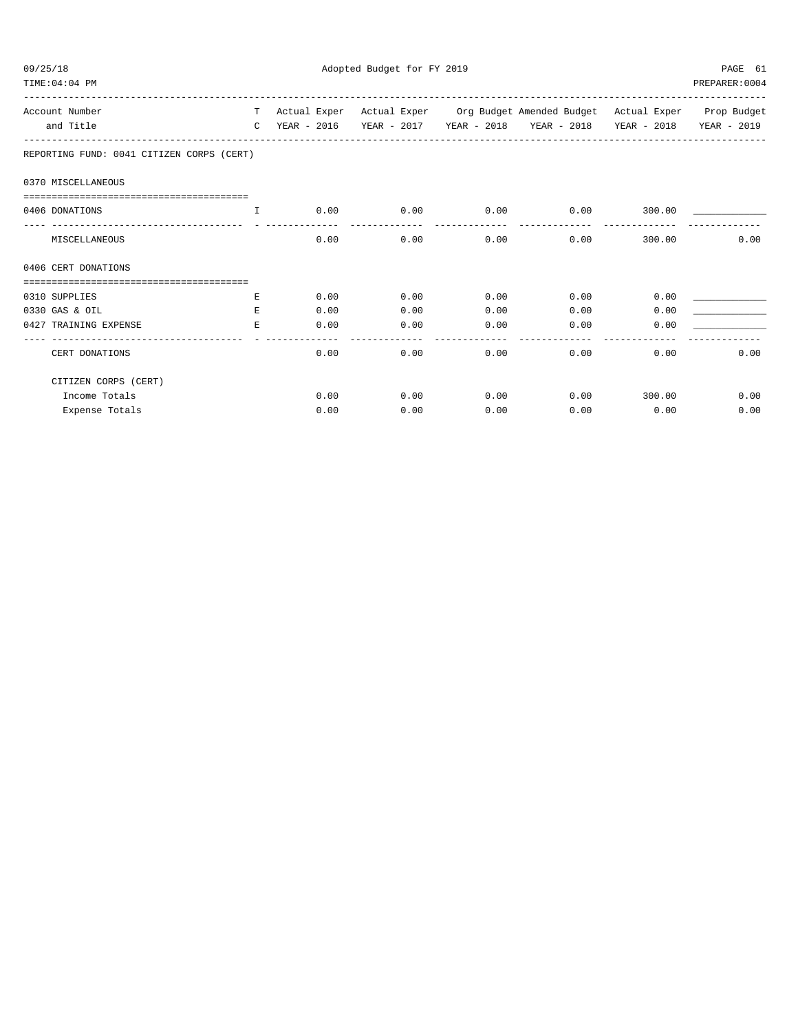Adopted Budget for FY 2019

| Account Number and Title | TC | Actual Exper YEAR - 2016 | Actual Exper YEAR - 2017 | Org Budget YEAR - 2018 | Amended Budget YEAR - 2018 | Actual Exper YEAR - 2018 | Prop Budget YEAR - 2019 |
|---|---|---|---|---|---|---|---|
| **REPORTING FUND: 0041 CITIZEN CORPS (CERT)** | | | | | | | |
| **0370 MISCELLANEOUS** | | | | | | | |
| 0406 DONATIONS | I | 0.00 | 0.00 | 0.00 | 0.00 | 300.00 | ____________ |
| MISCELLANEOUS | | 0.00 | 0.00 | 0.00 | 0.00 | 300.00 | 0.00 |
| **0406 CERT DONATIONS** | | | | | | | |
| 0310 SUPPLIES | E | 0.00 | 0.00 | 0.00 | 0.00 | 0.00 | ____________ |
| 0330 GAS & OIL | E | 0.00 | 0.00 | 0.00 | 0.00 | 0.00 | ____________ |
| 0427 TRAINING EXPENSE | E | 0.00 | 0.00 | 0.00 | 0.00 | 0.00 | ____________ |
| CERT DONATIONS | | 0.00 | 0.00 | 0.00 | 0.00 | 0.00 | 0.00 |
| CITIZEN CORPS (CERT) | | | | | | | |
| Income Totals | | 0.00 | 0.00 | 0.00 | 0.00 | 300.00 | 0.00 |
| Expense Totals | | 0.00 | 0.00 | 0.00 | 0.00 | 0.00 | 0.00 |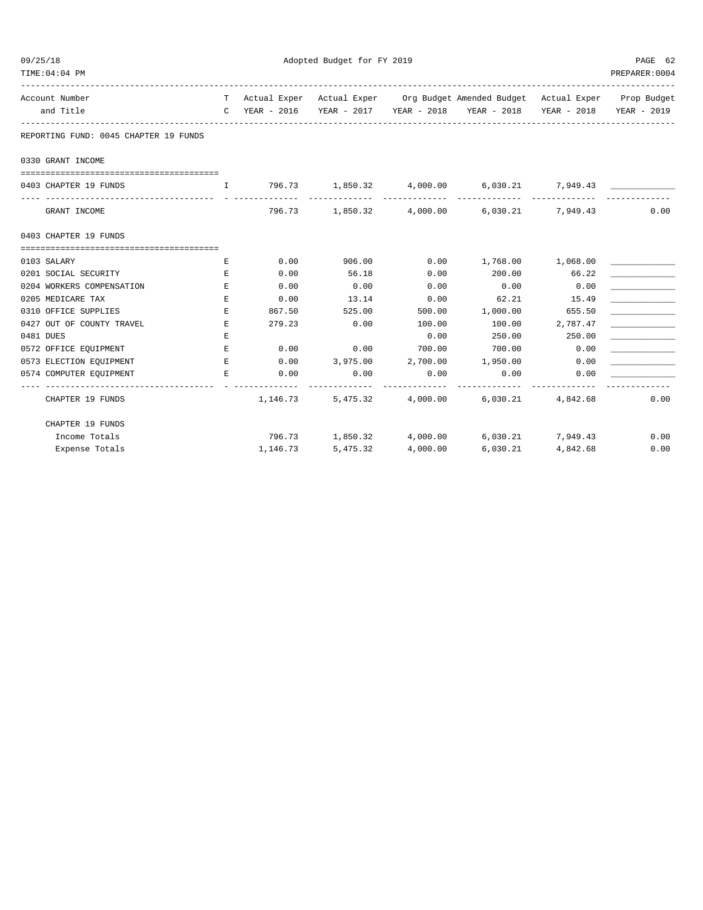Adopted Budget for FY 2019

| Account Number and Title | TC | Actual Exper YEAR - 2016 | Actual Exper YEAR - 2017 | Org Budget YEAR - 2018 | Amended Budget YEAR - 2018 | Actual Exper YEAR - 2018 | Prop Budget YEAR - 2019 |
|---|---|---|---|---|---|---|---|
| REPORTING FUND: 0045 CHAPTER 19 FUNDS | | | | | | | |
| 0330 GRANT INCOME | | | | | | | |
| 0403 CHAPTER 19 FUNDS | I | 796.73 | 1,850.32 | 4,000.00 | 6,030.21 | 7,949.43 | ____________ |
| GRANT INCOME | | 796.73 | 1,850.32 | 4,000.00 | 6,030.21 | 7,949.43 | 0.00 |
| 0403 CHAPTER 19 FUNDS | | | | | | | |
| 0103 SALARY | E | 0.00 | 906.00 | 0.00 | 1,768.00 | 1,068.00 | ____________ |
| 0201 SOCIAL SECURITY | E | 0.00 | 56.18 | 0.00 | 200.00 | 66.22 | ____________ |
| 0204 WORKERS COMPENSATION | E | 0.00 | 0.00 | 0.00 | 0.00 | 0.00 | ____________ |
| 0205 MEDICARE TAX | E | 0.00 | 13.14 | 0.00 | 62.21 | 15.49 | ____________ |
| 0310 OFFICE SUPPLIES | E | 867.50 | 525.00 | 500.00 | 1,000.00 | 655.50 | ____________ |
| 0427 OUT OF COUNTY TRAVEL | E | 279.23 | 0.00 | 100.00 | 100.00 | 2,787.47 | ____________ |
| 0481 DUES | E | | | 0.00 | 250.00 | 250.00 | ____________ |
| 0572 OFFICE EQUIPMENT | E | 0.00 | 0.00 | 700.00 | 700.00 | 0.00 | ____________ |
| 0573 ELECTION EQUIPMENT | E | 0.00 | 3,975.00 | 2,700.00 | 1,950.00 | 0.00 | ____________ |
| 0574 COMPUTER EQUIPMENT | E | 0.00 | 0.00 | 0.00 | 0.00 | 0.00 | ____________ |
| CHAPTER 19 FUNDS | | 1,146.73 | 5,475.32 | 4,000.00 | 6,030.21 | 4,842.68 | 0.00 |
| CHAPTER 19 FUNDS | | | | | | | |
| Income Totals | | 796.73 | 1,850.32 | 4,000.00 | 6,030.21 | 7,949.43 | 0.00 |
| Expense Totals | | 1,146.73 | 5,475.32 | 4,000.00 | 6,030.21 | 4,842.68 | 0.00 |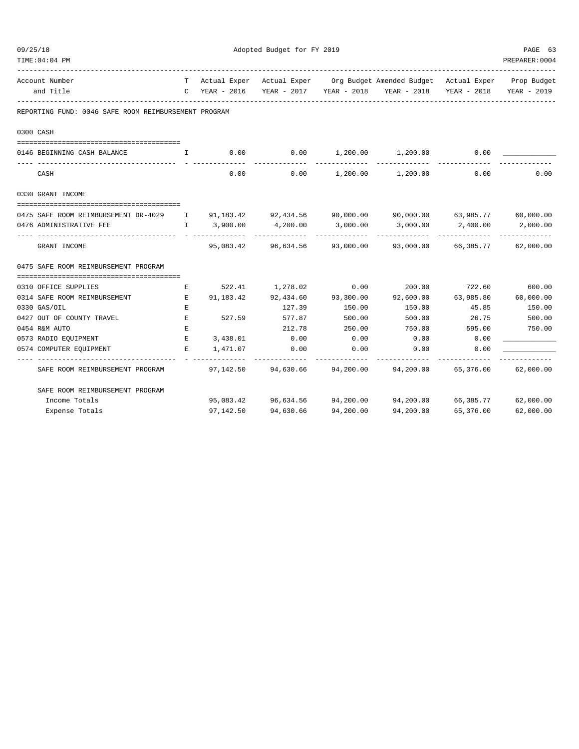Adopted Budget for FY 2019

| Account Number and Title | TC | Actual Exper YEAR - 2016 | Actual Exper YEAR - 2017 | Org Budget YEAR - 2018 | Amended Budget YEAR - 2018 | Actual Exper YEAR - 2018 | Prop Budget YEAR - 2019 |
|---|---|---|---|---|---|---|---|
| **REPORTING FUND: 0046 SAFE ROOM REIMBURSEMENT PROGRAM** | | | | | | | |
| **0300 CASH** | | | | | | | |
| 0146 BEGINNING CASH BALANCE | I | 0.00 | 0.00 | 1,200.00 | 1,200.00 | 0.00 | ____________ |
| CASH | | 0.00 | 0.00 | 1,200.00 | 1,200.00 | 0.00 | 0.00 |
| **0330 GRANT INCOME** | | | | | | | |
| 0475 SAFE ROOM REIMBURSEMENT DR-4029 | I | 91,183.42 | 92,434.56 | 90,000.00 | 90,000.00 | 63,985.77 | 60,000.00 |
| 0476 ADMINISTRATIVE FEE | I | 3,900.00 | 4,200.00 | 3,000.00 | 3,000.00 | 2,400.00 | 2,000.00 |
| GRANT INCOME | | 95,083.42 | 96,634.56 | 93,000.00 | 93,000.00 | 66,385.77 | 62,000.00 |
| **0475 SAFE ROOM REIMBURSEMENT PROGRAM** | | | | | | | |
| 0310 OFFICE SUPPLIES | E | 522.41 | 1,278.02 | 0.00 | 200.00 | 722.60 | 600.00 |
| 0314 SAFE ROOM REIMBURSEMENT | E | 91,183.42 | 92,434.60 | 93,300.00 | 92,600.00 | 63,985.80 | 60,000.00 |
| 0330 GAS/OIL | E | | 127.39 | 150.00 | 150.00 | 45.85 | 150.00 |
| 0427 OUT OF COUNTY TRAVEL | E | 527.59 | 577.87 | 500.00 | 500.00 | 26.75 | 500.00 |
| 0454 R&M AUTO | E | | 212.78 | 250.00 | 750.00 | 595.00 | 750.00 |
| 0573 RADIO EQUIPMENT | E | 3,438.01 | 0.00 | 0.00 | 0.00 | 0.00 | ____________ |
| 0574 COMPUTER EQUIPMENT | E | 1,471.07 | 0.00 | 0.00 | 0.00 | 0.00 | ____________ |
| SAFE ROOM REIMBURSEMENT PROGRAM | | 97,142.50 | 94,630.66 | 94,200.00 | 94,200.00 | 65,376.00 | 62,000.00 |
| **SAFE ROOM REIMBURSEMENT PROGRAM** | | | | | | | |
| Income Totals | | 95,083.42 | 96,634.56 | 94,200.00 | 94,200.00 | 66,385.77 | 62,000.00 |
| Expense Totals | | 97,142.50 | 94,630.66 | 94,200.00 | 94,200.00 | 65,376.00 | 62,000.00 |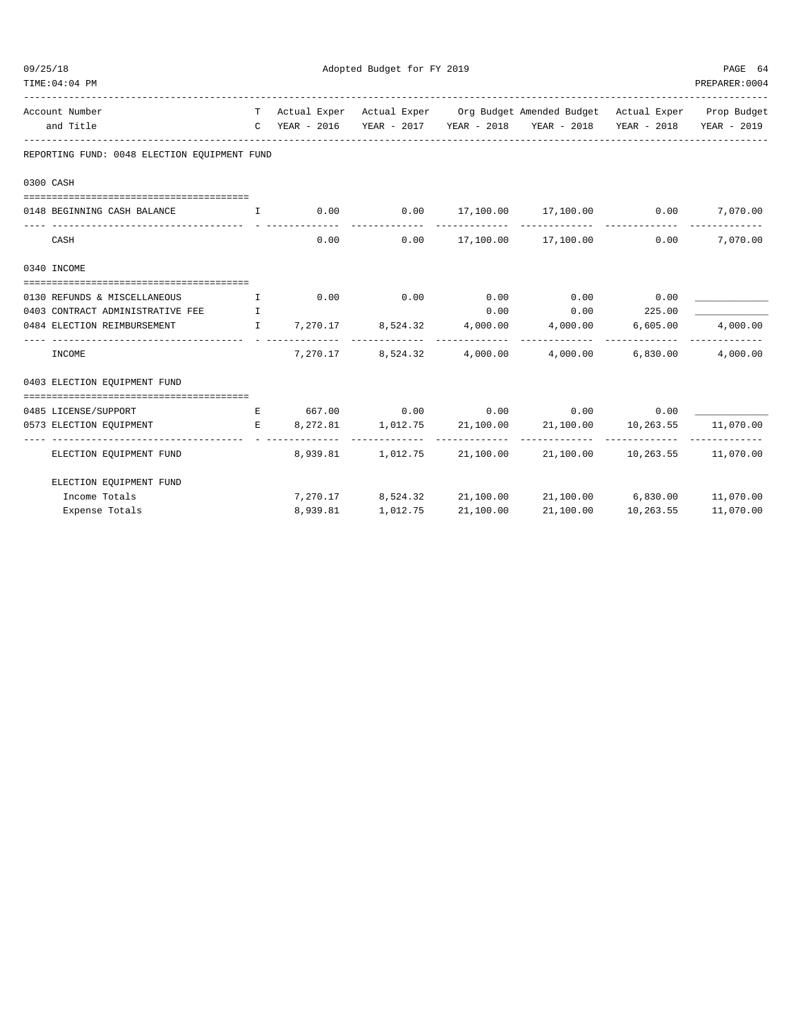Adopted Budget for FY 2019

| Account Number and Title | TC | Actual Exper YEAR - 2016 | Actual Exper YEAR - 2017 | Org Budget YEAR - 2018 | Amended Budget YEAR - 2018 | Actual Exper YEAR - 2018 | Prop Budget YEAR - 2019 |
|---|---|---|---|---|---|---|---|
| **REPORTING FUND: 0048 ELECTION EQUIPMENT FUND** | | | | | | | |
| **0300 CASH** | | | | | | | |
| 0148 BEGINNING CASH BALANCE | I | 0.00 | 0.00 | 17,100.00 | 17,100.00 | 0.00 | 7,070.00 |
| CASH | | 0.00 | 0.00 | 17,100.00 | 17,100.00 | 0.00 | 7,070.00 |
| **0340 INCOME** | | | | | | | |
| 0130 REFUNDS & MISCELLANEOUS | I | 0.00 | 0.00 | 0.00 | 0.00 | 0.00 | ____________ |
| 0403 CONTRACT ADMINISTRATIVE FEE | I | | | 0.00 | 0.00 | 225.00 | ____________ |
| 0484 ELECTION REIMBURSEMENT | I | 7,270.17 | 8,524.32 | 4,000.00 | 4,000.00 | 6,605.00 | 4,000.00 |
| INCOME | | 7,270.17 | 8,524.32 | 4,000.00 | 4,000.00 | 6,830.00 | 4,000.00 |
| **0403 ELECTION EQUIPMENT FUND** | | | | | | | |
| 0485 LICENSE/SUPPORT | E | 667.00 | 0.00 | 0.00 | 0.00 | 0.00 | ____________ |
| 0573 ELECTION EQUIPMENT | E | 8,272.81 | 1,012.75 | 21,100.00 | 21,100.00 | 10,263.55 | 11,070.00 |
| ELECTION EQUIPMENT FUND | | 8,939.81 | 1,012.75 | 21,100.00 | 21,100.00 | 10,263.55 | 11,070.00 |
| **ELECTION EQUIPMENT FUND** | | | | | | | |
| Income Totals | | 7,270.17 | 8,524.32 | 21,100.00 | 21,100.00 | 6,830.00 | 11,070.00 |
| Expense Totals | | 8,939.81 | 1,012.75 | 21,100.00 | 21,100.00 | 10,263.55 | 11,070.00 |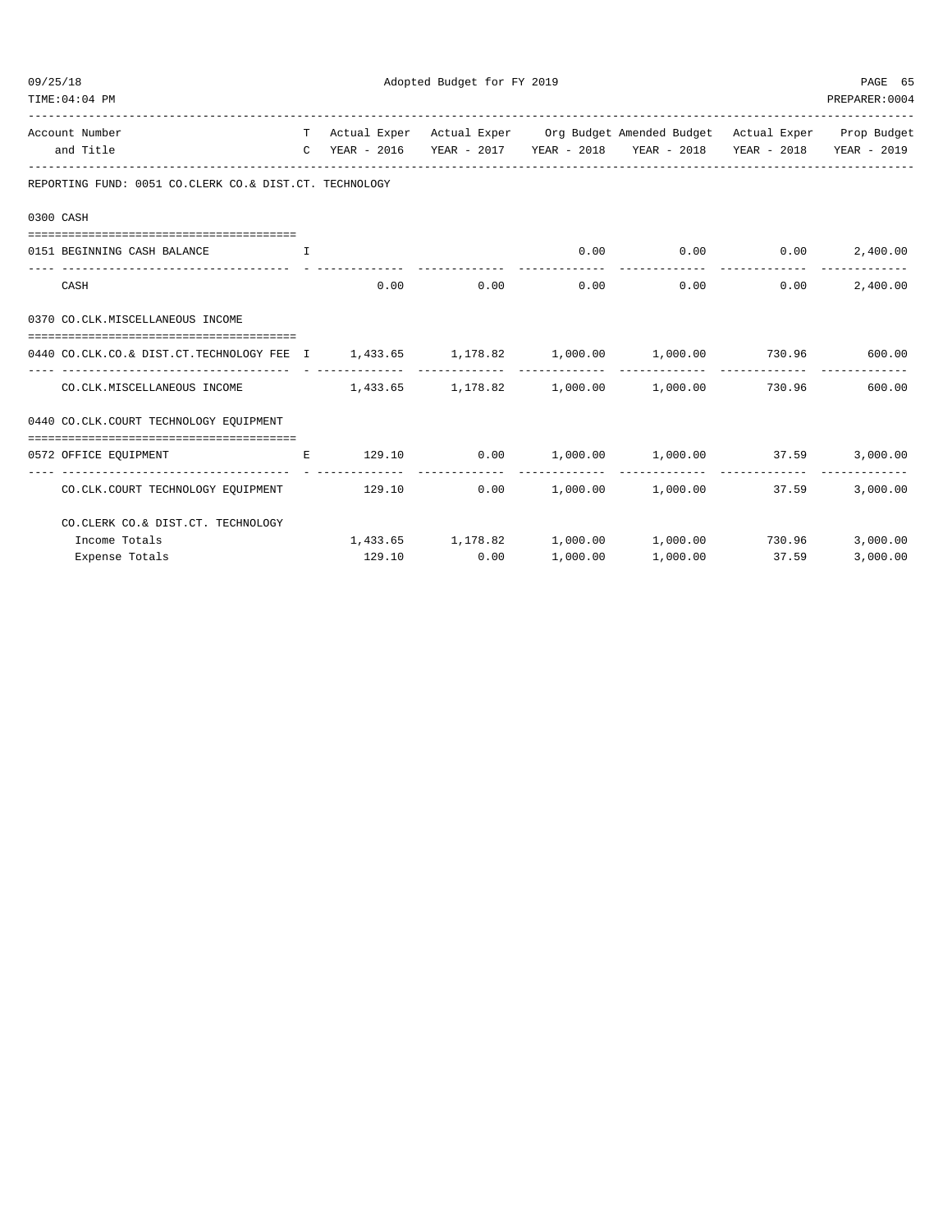Adopted Budget for FY 2019

| Account Number and Title | T C | Actual Exper YEAR - 2016 | Actual Exper YEAR - 2017 | Org Budget YEAR - 2018 | Amended Budget YEAR - 2018 | Actual Exper YEAR - 2018 | Prop Budget YEAR - 2019 |
|---|---|---|---|---|---|---|---|
| **REPORTING FUND: 0051 CO.CLERK CO.& DIST.CT. TECHNOLOGY** | | | | | | | |
| **0300 CASH** | | | | | | | |
| 0151 BEGINNING CASH BALANCE | I | | | 0.00 | 0.00 | 0.00 | 2,400.00 |
| CASH | | 0.00 | 0.00 | 0.00 | 0.00 | 0.00 | 2,400.00 |
| **0370 CO.CLK.MISCELLANEOUS INCOME** | | | | | | | |
| 0440 CO.CLK.CO.& DIST.CT.TECHNOLOGY FEE | I | 1,433.65 | 1,178.82 | 1,000.00 | 1,000.00 | 730.96 | 600.00 |
| CO.CLK.MISCELLANEOUS INCOME | | 1,433.65 | 1,178.82 | 1,000.00 | 1,000.00 | 730.96 | 600.00 |
| **0440 CO.CLK.COURT TECHNOLOGY EQUIPMENT** | | | | | | | |
| 0572 OFFICE EQUIPMENT | E | 129.10 | 0.00 | 1,000.00 | 1,000.00 | 37.59 | 3,000.00 |
| CO.CLK.COURT TECHNOLOGY EQUIPMENT | | 129.10 | 0.00 | 1,000.00 | 1,000.00 | 37.59 | 3,000.00 |
| **CO.CLERK CO.& DIST.CT. TECHNOLOGY** | | | | | | | |
| Income Totals | | 1,433.65 | 1,178.82 | 1,000.00 | 1,000.00 | 730.96 | 3,000.00 |
| Expense Totals | | 129.10 | 0.00 | 1,000.00 | 1,000.00 | 37.59 | 3,000.00 |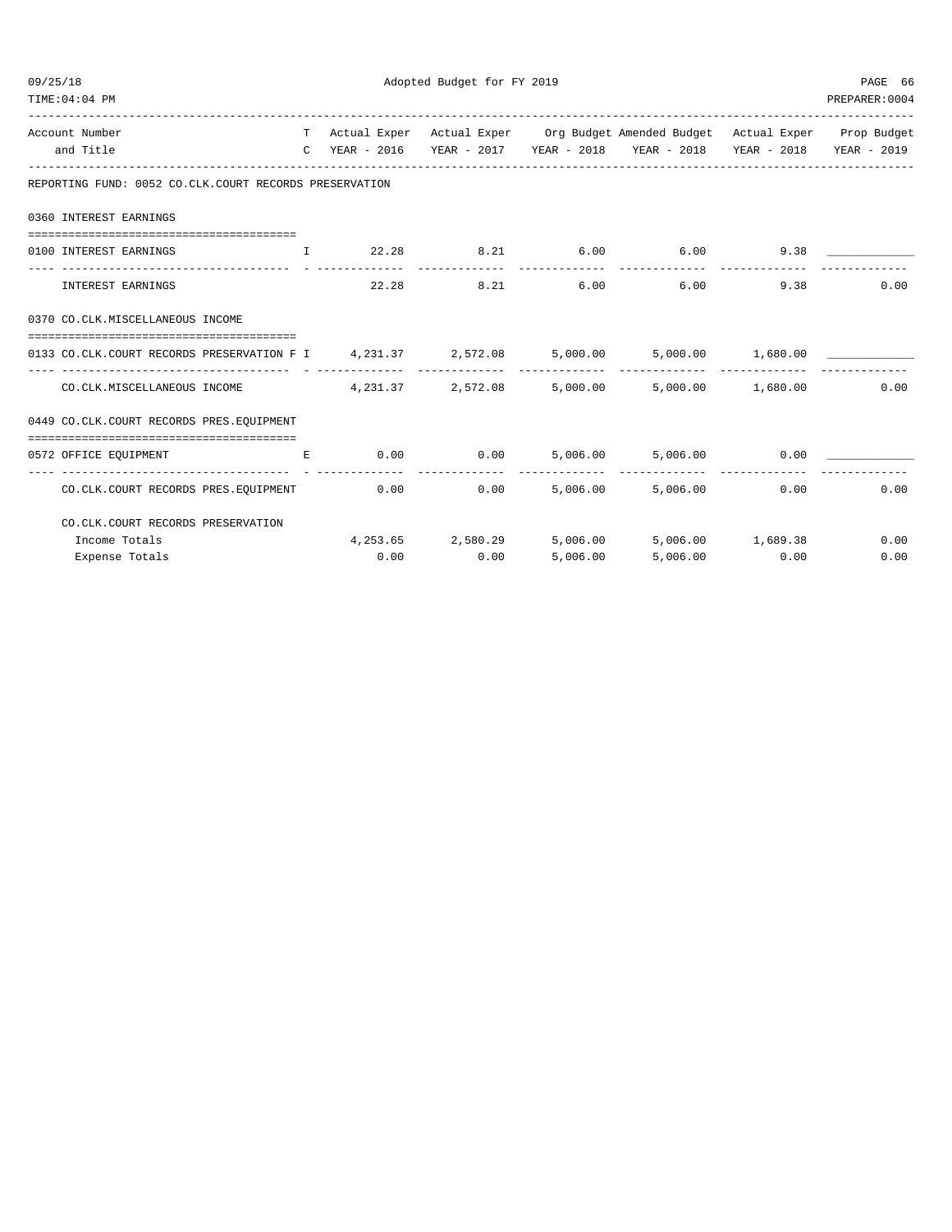Adopted Budget for FY 2019

REPORTING FUND: 0052 CO.CLK.COURT RECORDS PRESERVATION

| Account Number and Title | TC | Actual Exper YEAR - 2016 | Actual Exper YEAR - 2017 | Org Budget YEAR - 2018 | Amended Budget YEAR - 2018 | Actual Exper YEAR - 2018 | Prop Budget YEAR - 2019 |
|---|---|---|---|---|---|---|---|
| **0360 INTEREST EARNINGS** | | | | | | | |
| 0100 INTEREST EARNINGS | I | 22.28 | 8.21 | 6.00 | 6.00 | 9.38 | ____________ |
| INTEREST EARNINGS | | 22.28 | 8.21 | 6.00 | 6.00 | 9.38 | 0.00 |
| **0370 CO.CLK.MISCELLANEOUS INCOME** | | | | | | | |
| 0133 CO.CLK.COURT RECORDS PRESERVATION F | I | 4,231.37 | 2,572.08 | 5,000.00 | 5,000.00 | 1,680.00 | ____________ |
| CO.CLK.MISCELLANEOUS INCOME | | 4,231.37 | 2,572.08 | 5,000.00 | 5,000.00 | 1,680.00 | 0.00 |
| **0449 CO.CLK.COURT RECORDS PRES.EQUIPMENT** | | | | | | | |
| 0572 OFFICE EQUIPMENT | E | 0.00 | 0.00 | 5,006.00 | 5,006.00 | 0.00 | ____________ |
| CO.CLK.COURT RECORDS PRES.EQUIPMENT | | 0.00 | 0.00 | 5,006.00 | 5,006.00 | 0.00 | 0.00 |
| **CO.CLK.COURT RECORDS PRESERVATION** | | | | | | | |
| Income Totals | | 4,253.65 | 2,580.29 | 5,006.00 | 5,006.00 | 1,689.38 | 0.00 |
| Expense Totals | | 0.00 | 0.00 | 5,006.00 | 5,006.00 | 0.00 | 0.00 |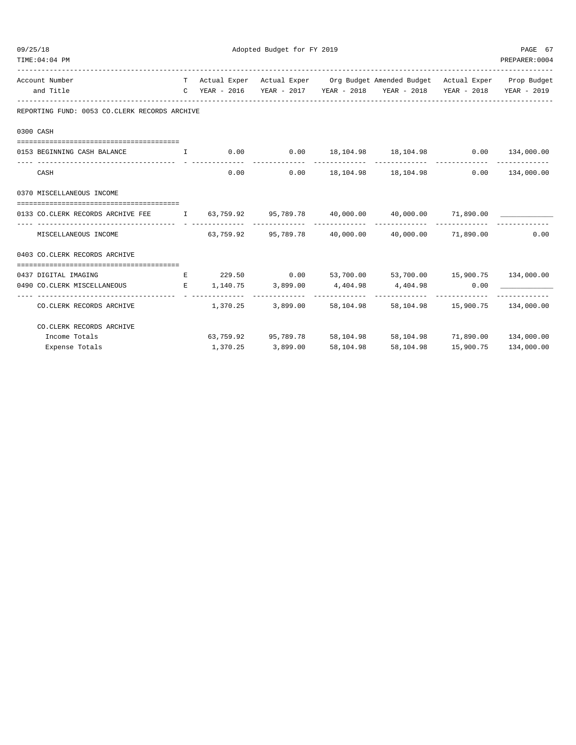Adopted Budget for FY 2019

| Account Number and Title | TC | Actual Exper YEAR - 2016 | Actual Exper YEAR - 2017 | Org Budget YEAR - 2018 | Amended Budget YEAR - 2018 | Actual Exper YEAR - 2018 | Prop Budget YEAR - 2019 |
|---|---|---|---|---|---|---|---|
| **REPORTING FUND: 0053 CO.CLERK RECORDS ARCHIVE** | | | | | | | |
| **0300 CASH** | | | | | | | |
| 0153 BEGINNING CASH BALANCE | I | 0.00 | 0.00 | 18,104.98 | 18,104.98 | 0.00 | 134,000.00 |
| CASH | | 0.00 | 0.00 | 18,104.98 | 18,104.98 | 0.00 | 134,000.00 |
| **0370 MISCELLANEOUS INCOME** | | | | | | | |
| 0133 CO.CLERK RECORDS ARCHIVE FEE | I | 63,759.92 | 95,789.78 | 40,000.00 | 40,000.00 | 71,890.00 | ____________ |
| MISCELLANEOUS INCOME | | 63,759.92 | 95,789.78 | 40,000.00 | 40,000.00 | 71,890.00 | 0.00 |
| **0403 CO.CLERK RECORDS ARCHIVE** | | | | | | | |
| 0437 DIGITAL IMAGING | E | 229.50 | 0.00 | 53,700.00 | 53,700.00 | 15,900.75 | 134,000.00 |
| 0490 CO.CLERK MISCELLANEOUS | E | 1,140.75 | 3,899.00 | 4,404.98 | 4,404.98 | 0.00 | ____________ |
| CO.CLERK RECORDS ARCHIVE | | 1,370.25 | 3,899.00 | 58,104.98 | 58,104.98 | 15,900.75 | 134,000.00 |
| **CO.CLERK RECORDS ARCHIVE** | | | | | | | |
| Income Totals | | 63,759.92 | 95,789.78 | 58,104.98 | 58,104.98 | 71,890.00 | 134,000.00 |
| Expense Totals | | 1,370.25 | 3,899.00 | 58,104.98 | 58,104.98 | 15,900.75 | 134,000.00 |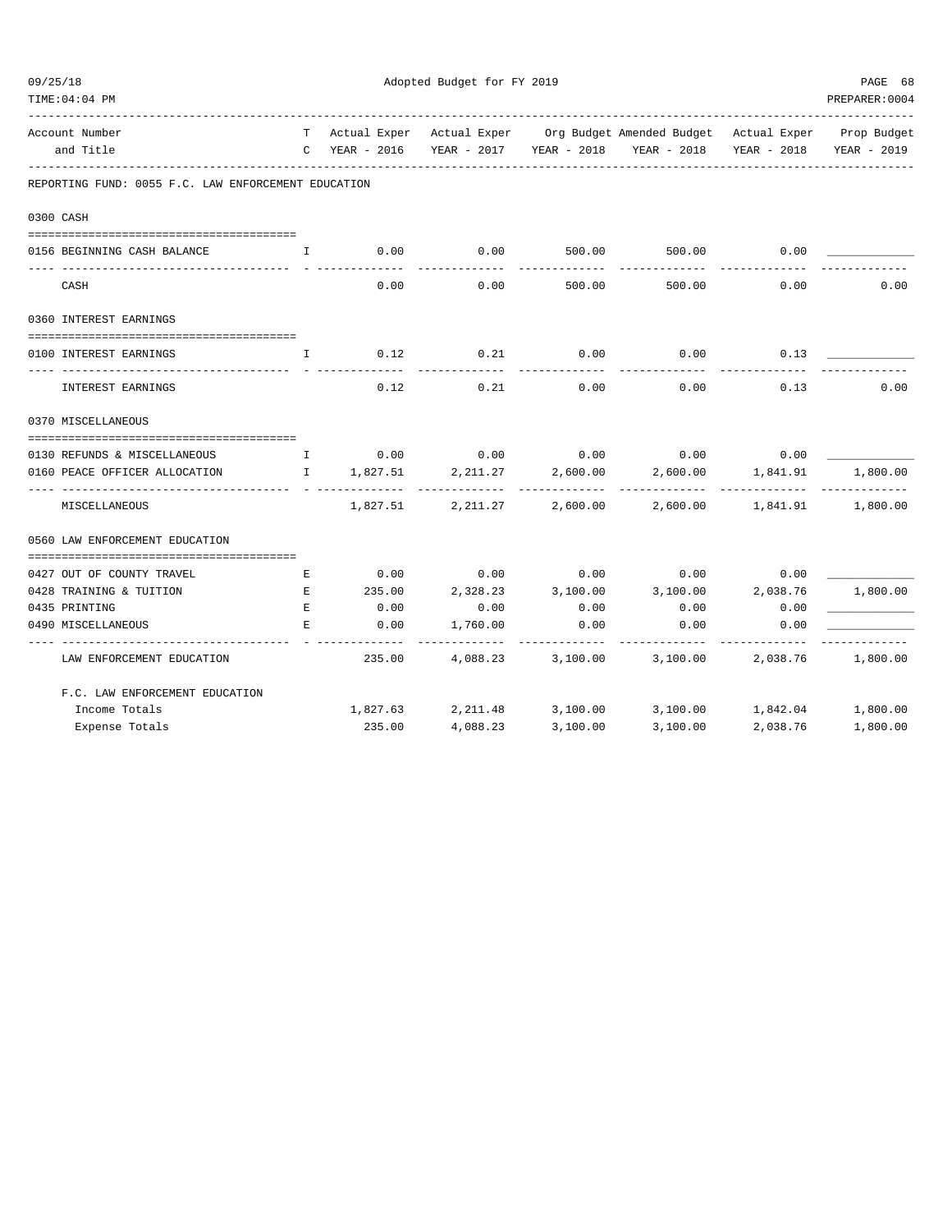Adopted Budget for FY 2019

| Account Number and Title | TC | Actual Exper YEAR - 2016 | Actual Exper YEAR - 2017 | Org Budget YEAR - 2018 | Amended Budget YEAR - 2018 | Actual Exper YEAR - 2018 | Prop Budget YEAR - 2019 |
|---|---|---|---|---|---|---|---|
| **REPORTING FUND: 0055 F.C. LAW ENFORCEMENT EDUCATION** | | | | | | | |
| **0300 CASH** | | | | | | | |
| 0156 BEGINNING CASH BALANCE | I | 0.00 | 0.00 | 500.00 | 500.00 | 0.00 | |
| CASH | | 0.00 | 0.00 | 500.00 | 500.00 | 0.00 | 0.00 |
| **0360 INTEREST EARNINGS** | | | | | | | |
| 0100 INTEREST EARNINGS | I | 0.12 | 0.21 | 0.00 | 0.00 | 0.13 | |
| INTEREST EARNINGS | | 0.12 | 0.21 | 0.00 | 0.00 | 0.13 | 0.00 |
| **0370 MISCELLANEOUS** | | | | | | | |
| 0130 REFUNDS & MISCELLANEOUS | I | 0.00 | 0.00 | 0.00 | 0.00 | 0.00 | |
| 0160 PEACE OFFICER ALLOCATION | I | 1,827.51 | 2,211.27 | 2,600.00 | 2,600.00 | 1,841.91 | 1,800.00 |
| MISCELLANEOUS | | 1,827.51 | 2,211.27 | 2,600.00 | 2,600.00 | 1,841.91 | 1,800.00 |
| **0560 LAW ENFORCEMENT EDUCATION** | | | | | | | |
| 0427 OUT OF COUNTY TRAVEL | E | 0.00 | 0.00 | 0.00 | 0.00 | 0.00 | |
| 0428 TRAINING & TUITION | E | 235.00 | 2,328.23 | 3,100.00 | 3,100.00 | 2,038.76 | 1,800.00 |
| 0435 PRINTING | E | 0.00 | 0.00 | 0.00 | 0.00 | 0.00 | |
| 0490 MISCELLANEOUS | E | 0.00 | 1,760.00 | 0.00 | 0.00 | 0.00 | |
| LAW ENFORCEMENT EDUCATION | | 235.00 | 4,088.23 | 3,100.00 | 3,100.00 | 2,038.76 | 1,800.00 |
| **F.C. LAW ENFORCEMENT EDUCATION** | | | | | | | |
| Income Totals | | 1,827.63 | 2,211.48 | 3,100.00 | 3,100.00 | 1,842.04 | 1,800.00 |
| Expense Totals | | 235.00 | 4,088.23 | 3,100.00 | 3,100.00 | 2,038.76 | 1,800.00 |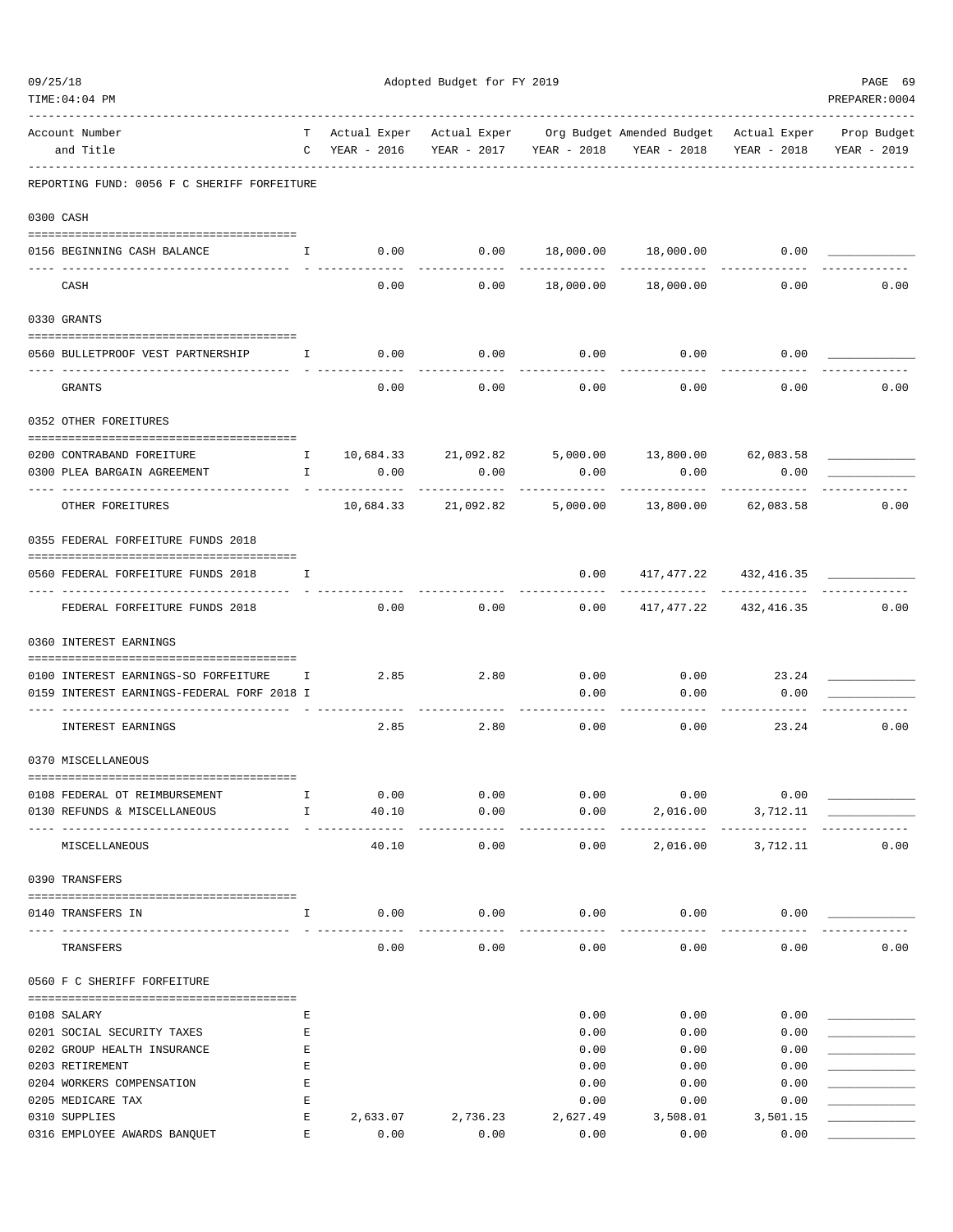Adopted Budget for FY 2019

| Account Number and Title | TC | Actual Exper YEAR - 2016 | Actual Exper YEAR - 2017 | Org Budget YEAR - 2018 | Amended Budget YEAR - 2018 | Actual Exper YEAR - 2018 | Prop Budget YEAR - 2019 |
|---|---|---|---|---|---|---|---|
| **REPORTING FUND: 0056 F C SHERIFF FORFEITURE** | | | | | | | |
| **0300 CASH** | | | | | | | |
| 0156 BEGINNING CASH BALANCE | I | 0.00 | 0.00 | 18,000.00 | 18,000.00 | 0.00 | |
| CASH | | 0.00 | 0.00 | 18,000.00 | 18,000.00 | 0.00 | 0.00 |
| **0330 GRANTS** | | | | | | | |
| 0560 BULLETPROOF VEST PARTNERSHIP | I | 0.00 | 0.00 | 0.00 | 0.00 | 0.00 | |
| GRANTS | | 0.00 | 0.00 | 0.00 | 0.00 | 0.00 | 0.00 |
| **0352 OTHER FOREITURES** | | | | | | | |
| 0200 CONTRABAND FOREITURE | I | 10,684.33 | 21,092.82 | 5,000.00 | 13,800.00 | 62,083.58 | |
| 0300 PLEA BARGAIN AGREEMENT | I | 0.00 | 0.00 | 0.00 | 0.00 | 0.00 | |
| OTHER FOREITURES | | 10,684.33 | 21,092.82 | 5,000.00 | 13,800.00 | 62,083.58 | 0.00 |
| **0355 FEDERAL FORFEITURE FUNDS 2018** | | | | | | | |
| 0560 FEDERAL FORFEITURE FUNDS 2018 | I | | | 0.00 | 417,477.22 | 432,416.35 | |
| FEDERAL FORFEITURE FUNDS 2018 | | 0.00 | 0.00 | 0.00 | 417,477.22 | 432,416.35 | 0.00 |
| **0360 INTEREST EARNINGS** | | | | | | | |
| 0100 INTEREST EARNINGS-SO FORFEITURE | I | 2.85 | 2.80 | 0.00 | 0.00 | 23.24 | |
| 0159 INTEREST EARNINGS-FEDERAL FORF 2018 | I | | | 0.00 | 0.00 | 0.00 | |
| INTEREST EARNINGS | | 2.85 | 2.80 | 0.00 | 0.00 | 23.24 | 0.00 |
| **0370 MISCELLANEOUS** | | | | | | | |
| 0108 FEDERAL OT REIMBURSEMENT | I | 0.00 | 0.00 | 0.00 | 0.00 | 0.00 | |
| 0130 REFUNDS & MISCELLANEOUS | I | 40.10 | 0.00 | 0.00 | 2,016.00 | 3,712.11 | |
| MISCELLANEOUS | | 40.10 | 0.00 | 0.00 | 2,016.00 | 3,712.11 | 0.00 |
| **0390 TRANSFERS** | | | | | | | |
| 0140 TRANSFERS IN | I | 0.00 | 0.00 | 0.00 | 0.00 | 0.00 | |
| TRANSFERS | | 0.00 | 0.00 | 0.00 | 0.00 | 0.00 | 0.00 |
| **0560 F C SHERIFF FORFEITURE** | | | | | | | |
| 0108 SALARY | E | | | 0.00 | 0.00 | 0.00 | |
| 0201 SOCIAL SECURITY TAXES | E | | | 0.00 | 0.00 | 0.00 | |
| 0202 GROUP HEALTH INSURANCE | E | | | 0.00 | 0.00 | 0.00 | |
| 0203 RETIREMENT | E | | | 0.00 | 0.00 | 0.00 | |
| 0204 WORKERS COMPENSATION | E | | | 0.00 | 0.00 | 0.00 | |
| 0205 MEDICARE TAX | E | | | 0.00 | 0.00 | 0.00 | |
| 0310 SUPPLIES | E | 2,633.07 | 2,736.23 | 2,627.49 | 3,508.01 | 3,501.15 | |
| 0316 EMPLOYEE AWARDS BANQUET | E | 0.00 | 0.00 | 0.00 | 0.00 | 0.00 | |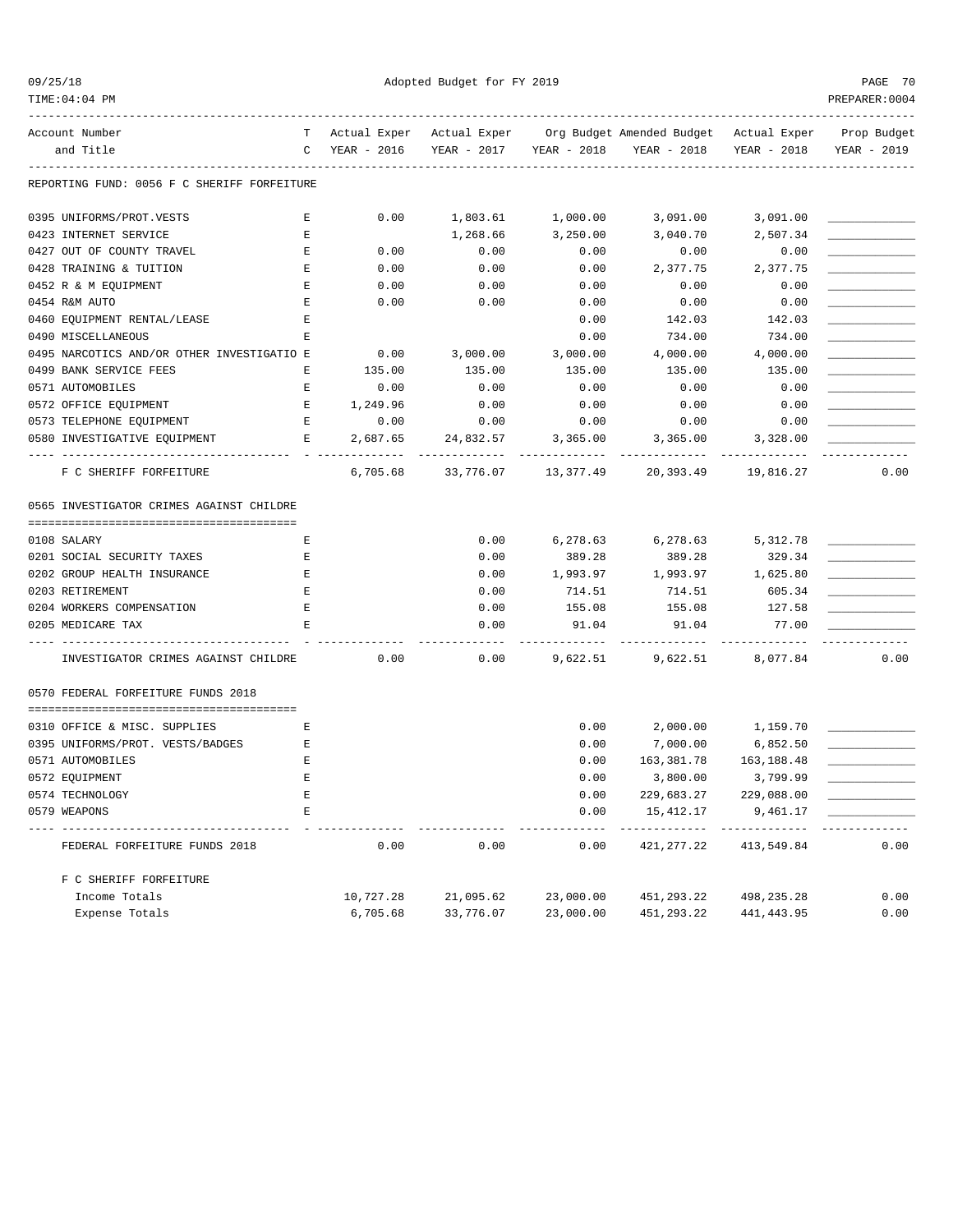Adopted Budget for FY 2019

| Account Number and Title | TC | Actual Exper YEAR - 2016 | Actual Exper YEAR - 2017 | Org Budget YEAR - 2018 | Amended Budget YEAR - 2018 | Actual Exper YEAR - 2018 | Prop Budget YEAR - 2019 |
|---|---|---|---|---|---|---|---|
| **REPORTING FUND: 0056 F C SHERIFF FORFEITURE** | | | | | | | |
| 0395 UNIFORMS/PROT.VESTS | E | 0.00 | 1,803.61 | 1,000.00 | 3,091.00 | 3,091.00 | ____________ |
| 0423 INTERNET SERVICE | E | | 1,268.66 | 3,250.00 | 3,040.70 | 2,507.34 | ____________ |
| 0427 OUT OF COUNTY TRAVEL | E | 0.00 | 0.00 | 0.00 | 0.00 | 0.00 | ____________ |
| 0428 TRAINING & TUITION | E | 0.00 | 0.00 | 0.00 | 2,377.75 | 2,377.75 | ____________ |
| 0452 R & M EQUIPMENT | E | 0.00 | 0.00 | 0.00 | 0.00 | 0.00 | ____________ |
| 0454 R&M AUTO | E | 0.00 | 0.00 | 0.00 | 0.00 | 0.00 | ____________ |
| 0460 EQUIPMENT RENTAL/LEASE | E | | | 0.00 | 142.03 | 142.03 | ____________ |
| 0490 MISCELLANEOUS | E | | | 0.00 | 734.00 | 734.00 | ____________ |
| 0495 NARCOTICS AND/OR OTHER INVESTIGATIO | E | 0.00 | 3,000.00 | 3,000.00 | 4,000.00 | 4,000.00 | ____________ |
| 0499 BANK SERVICE FEES | E | 135.00 | 135.00 | 135.00 | 135.00 | 135.00 | ____________ |
| 0571 AUTOMOBILES | E | 0.00 | 0.00 | 0.00 | 0.00 | 0.00 | ____________ |
| 0572 OFFICE EQUIPMENT | E | 1,249.96 | 0.00 | 0.00 | 0.00 | 0.00 | ____________ |
| 0573 TELEPHONE EQUIPMENT | E | 0.00 | 0.00 | 0.00 | 0.00 | 0.00 | ____________ |
| 0580 INVESTIGATIVE EQUIPMENT | E | 2,687.65 | 24,832.57 | 3,365.00 | 3,365.00 | 3,328.00 | ____________ |
| F C SHERIFF FORFEITURE | | 6,705.68 | 33,776.07 | 13,377.49 | 20,393.49 | 19,816.27 | 0.00 |
| **0565 INVESTIGATOR CRIMES AGAINST CHILDRE** | | | | | | | |
| 0108 SALARY | E | | 0.00 | 6,278.63 | 6,278.63 | 5,312.78 | ____________ |
| 0201 SOCIAL SECURITY TAXES | E | | 0.00 | 389.28 | 389.28 | 329.34 | ____________ |
| 0202 GROUP HEALTH INSURANCE | E | | 0.00 | 1,993.97 | 1,993.97 | 1,625.80 | ____________ |
| 0203 RETIREMENT | E | | 0.00 | 714.51 | 714.51 | 605.34 | ____________ |
| 0204 WORKERS COMPENSATION | E | | 0.00 | 155.08 | 155.08 | 127.58 | ____________ |
| 0205 MEDICARE TAX | E | | 0.00 | 91.04 | 91.04 | 77.00 | ____________ |
| INVESTIGATOR CRIMES AGAINST CHILDRE | | 0.00 | 0.00 | 9,622.51 | 9,622.51 | 8,077.84 | 0.00 |
| **0570 FEDERAL FORFEITURE FUNDS 2018** | | | | | | | |
| 0310 OFFICE & MISC. SUPPLIES | E | | | 0.00 | 2,000.00 | 1,159.70 | ____________ |
| 0395 UNIFORMS/PROT. VESTS/BADGES | E | | | 0.00 | 7,000.00 | 6,852.50 | ____________ |
| 0571 AUTOMOBILES | E | | | 0.00 | 163,381.78 | 163,188.48 | ____________ |
| 0572 EQUIPMENT | E | | | 0.00 | 3,800.00 | 3,799.99 | ____________ |
| 0574 TECHNOLOGY | E | | | 0.00 | 229,683.27 | 229,088.00 | ____________ |
| 0579 WEAPONS | E | | | 0.00 | 15,412.17 | 9,461.17 | ____________ |
| FEDERAL FORFEITURE FUNDS 2018 | | 0.00 | 0.00 | 0.00 | 421,277.22 | 413,549.84 | 0.00 |
| **F C SHERIFF FORFEITURE** | | | | | | | |
| Income Totals | | 10,727.28 | 21,095.62 | 23,000.00 | 451,293.22 | 498,235.28 | 0.00 |
| Expense Totals | | 6,705.68 | 33,776.07 | 23,000.00 | 451,293.22 | 441,443.95 | 0.00 |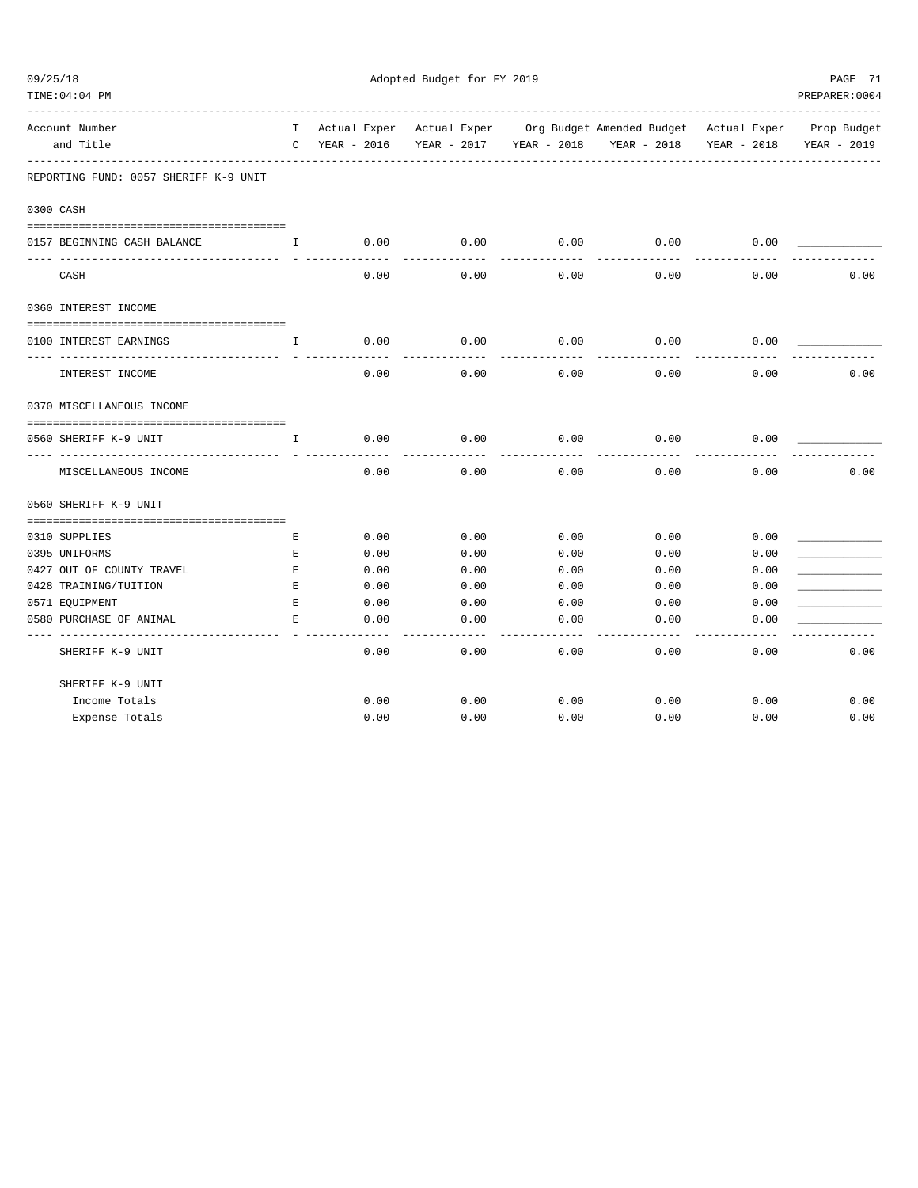Adopted Budget for FY 2019

| Account Number and Title | TC | Actual Exper YEAR - 2016 | Actual Exper YEAR - 2017 | Org Budget YEAR - 2018 | Amended Budget YEAR - 2018 | Actual Exper YEAR - 2018 | Prop Budget YEAR - 2019 |
|---|---|---|---|---|---|---|---|
| **REPORTING FUND: 0057 SHERIFF K-9 UNIT** | | | | | | | |
| **0300 CASH** | | | | | | | |
| 0157 BEGINNING CASH BALANCE | I | 0.00 | 0.00 | 0.00 | 0.00 | 0.00 | ____________ |
| CASH | | 0.00 | 0.00 | 0.00 | 0.00 | 0.00 | 0.00 |
| **0360 INTEREST INCOME** | | | | | | | |
| 0100 INTEREST EARNINGS | I | 0.00 | 0.00 | 0.00 | 0.00 | 0.00 | ____________ |
| INTEREST INCOME | | 0.00 | 0.00 | 0.00 | 0.00 | 0.00 | 0.00 |
| **0370 MISCELLANEOUS INCOME** | | | | | | | |
| 0560 SHERIFF K-9 UNIT | I | 0.00 | 0.00 | 0.00 | 0.00 | 0.00 | ____________ |
| MISCELLANEOUS INCOME | | 0.00 | 0.00 | 0.00 | 0.00 | 0.00 | 0.00 |
| **0560 SHERIFF K-9 UNIT** | | | | | | | |
| 0310 SUPPLIES | E | 0.00 | 0.00 | 0.00 | 0.00 | 0.00 | ____________ |
| 0395 UNIFORMS | E | 0.00 | 0.00 | 0.00 | 0.00 | 0.00 | ____________ |
| 0427 OUT OF COUNTY TRAVEL | E | 0.00 | 0.00 | 0.00 | 0.00 | 0.00 | ____________ |
| 0428 TRAINING/TUITION | E | 0.00 | 0.00 | 0.00 | 0.00 | 0.00 | ____________ |
| 0571 EQUIPMENT | E | 0.00 | 0.00 | 0.00 | 0.00 | 0.00 | ____________ |
| 0580 PURCHASE OF ANIMAL | E | 0.00 | 0.00 | 0.00 | 0.00 | 0.00 | ____________ |
| SHERIFF K-9 UNIT | | 0.00 | 0.00 | 0.00 | 0.00 | 0.00 | 0.00 |
| **SHERIFF K-9 UNIT** | | | | | | | |
| Income Totals | | 0.00 | 0.00 | 0.00 | 0.00 | 0.00 | 0.00 |
| Expense Totals | | 0.00 | 0.00 | 0.00 | 0.00 | 0.00 | 0.00 |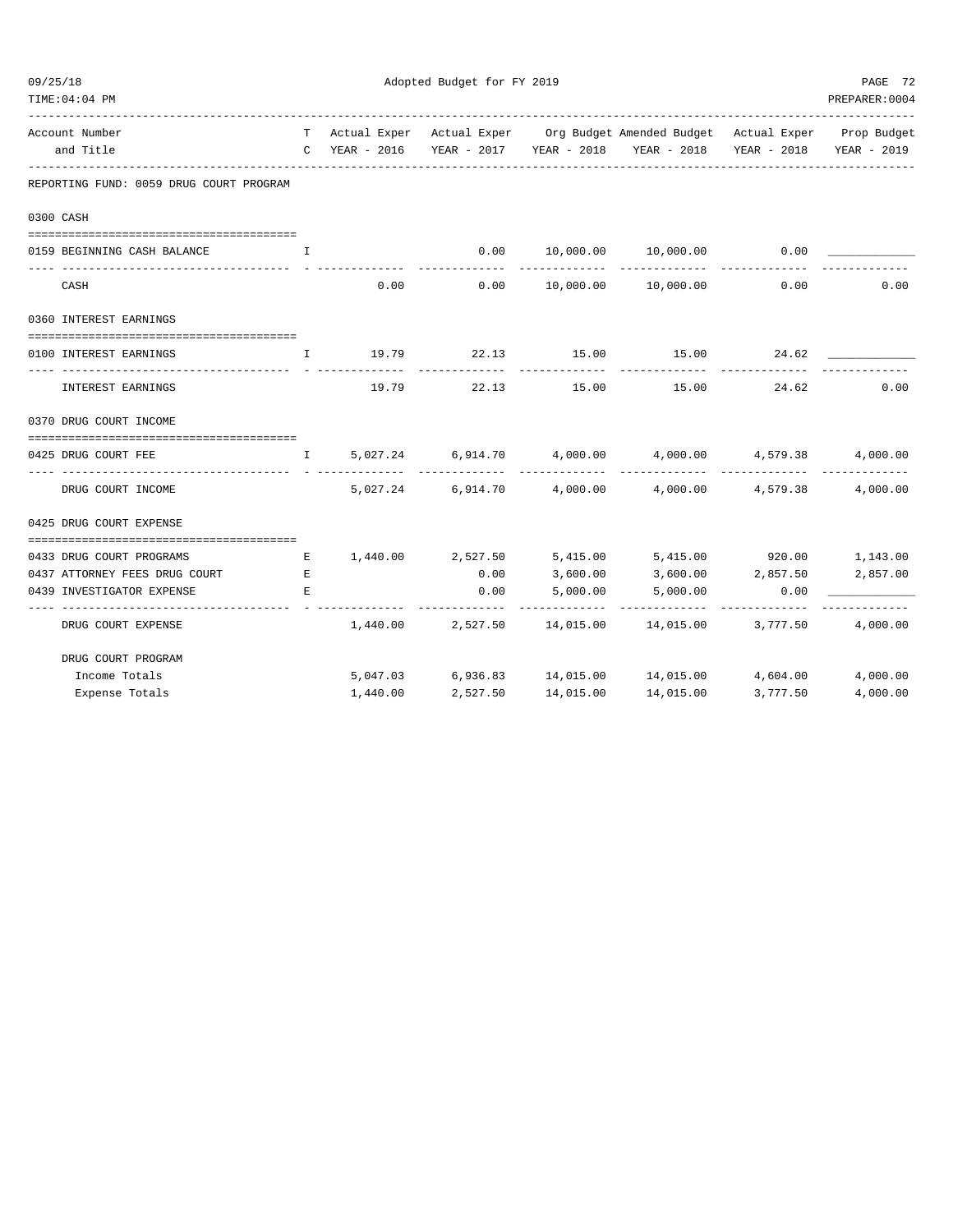# Adopted Budget for FY 2019

| Account Number and Title | TC | Actual Exper YEAR - 2016 | Actual Exper YEAR - 2017 | Org Budget YEAR - 2018 | Amended Budget YEAR - 2018 | Actual Exper YEAR - 2018 | Prop Budget YEAR - 2019 |
|---|---|---|---|---|---|---|---|
| **REPORTING FUND: 0059 DRUG COURT PROGRAM** | | | | | | | |
| **0300 CASH** | | | | | | | |
| 0159 BEGINNING CASH BALANCE | I | | 0.00 | 10,000.00 | 10,000.00 | 0.00 | ____________ |
| CASH | | 0.00 | 0.00 | 10,000.00 | 10,000.00 | 0.00 | 0.00 |
| **0360 INTEREST EARNINGS** | | | | | | | |
| 0100 INTEREST EARNINGS | I | 19.79 | 22.13 | 15.00 | 15.00 | 24.62 | ____________ |
| INTEREST EARNINGS | | 19.79 | 22.13 | 15.00 | 15.00 | 24.62 | 0.00 |
| **0370 DRUG COURT INCOME** | | | | | | | |
| 0425 DRUG COURT FEE | I | 5,027.24 | 6,914.70 | 4,000.00 | 4,000.00 | 4,579.38 | 4,000.00 |
| DRUG COURT INCOME | | 5,027.24 | 6,914.70 | 4,000.00 | 4,000.00 | 4,579.38 | 4,000.00 |
| **0425 DRUG COURT EXPENSE** | | | | | | | |
| 0433 DRUG COURT PROGRAMS | E | 1,440.00 | 2,527.50 | 5,415.00 | 5,415.00 | 920.00 | 1,143.00 |
| 0437 ATTORNEY FEES DRUG COURT | E | | 0.00 | 3,600.00 | 3,600.00 | 2,857.50 | 2,857.00 |
| 0439 INVESTIGATOR EXPENSE | E | | 0.00 | 5,000.00 | 5,000.00 | 0.00 | ____________ |
| DRUG COURT EXPENSE | | 1,440.00 | 2,527.50 | 14,015.00 | 14,015.00 | 3,777.50 | 4,000.00 |
| **DRUG COURT PROGRAM** | | | | | | | |
| Income Totals | | 5,047.03 | 6,936.83 | 14,015.00 | 14,015.00 | 4,604.00 | 4,000.00 |
| Expense Totals | | 1,440.00 | 2,527.50 | 14,015.00 | 14,015.00 | 3,777.50 | 4,000.00 |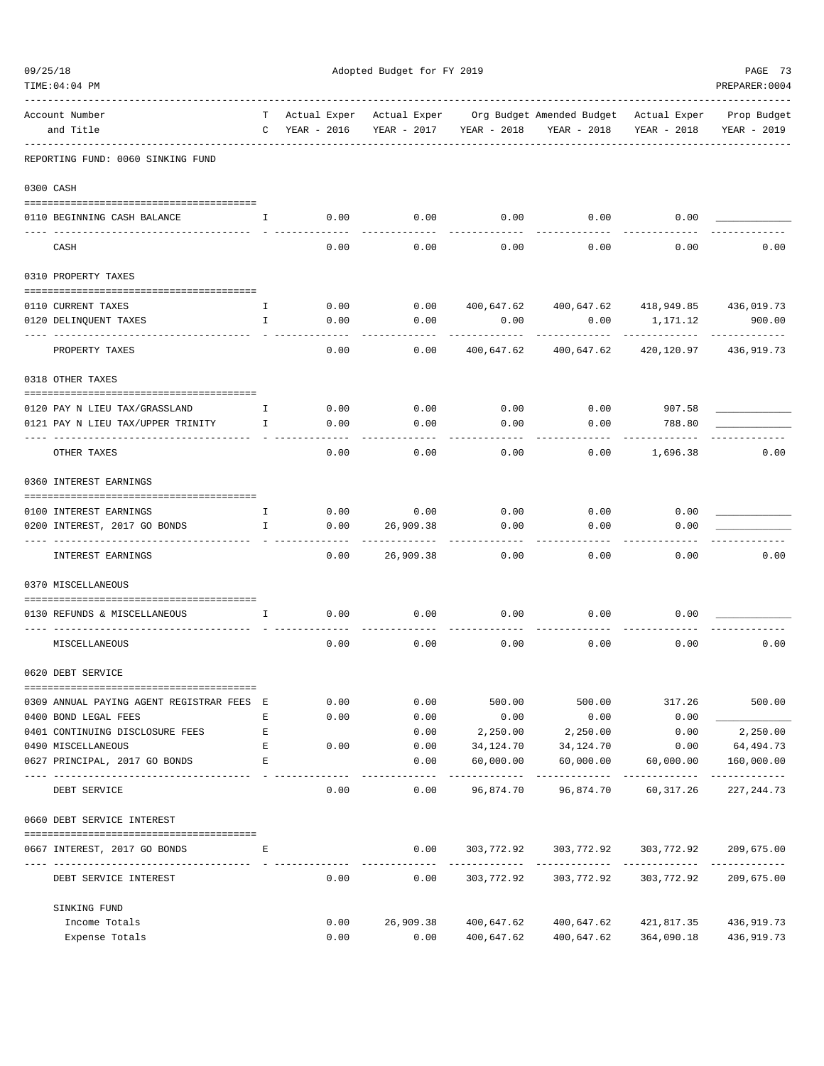Adopted Budget for FY 2019

REPORTING FUND: 0060 SINKING FUND

| Account Number and Title | TC | Actual Exper YEAR - 2016 | Actual Exper YEAR - 2017 | Org Budget YEAR - 2018 | Amended Budget YEAR - 2018 | Actual Exper YEAR - 2018 | Prop Budget YEAR - 2019 |
|---|---|---|---|---|---|---|---|
| **0300 CASH** | | | | | | | |
| 0110 BEGINNING CASH BALANCE | I | 0.00 | 0.00 | 0.00 | 0.00 | 0.00 | ____________ |
| CASH | | 0.00 | 0.00 | 0.00 | 0.00 | 0.00 | 0.00 |
| **0310 PROPERTY TAXES** | | | | | | | |
| 0110 CURRENT TAXES | I | 0.00 | 0.00 | 400,647.62 | 400,647.62 | 418,949.85 | 436,019.73 |
| 0120 DELINQUENT TAXES | I | 0.00 | 0.00 | 0.00 | 0.00 | 1,171.12 | 900.00 |
| PROPERTY TAXES | | 0.00 | 0.00 | 400,647.62 | 400,647.62 | 420,120.97 | 436,919.73 |
| **0318 OTHER TAXES** | | | | | | | |
| 0120 PAY N LIEU TAX/GRASSLAND | I | 0.00 | 0.00 | 0.00 | 0.00 | 907.58 | ____________ |
| 0121 PAY N LIEU TAX/UPPER TRINITY | I | 0.00 | 0.00 | 0.00 | 0.00 | 788.80 | ____________ |
| OTHER TAXES | | 0.00 | 0.00 | 0.00 | 0.00 | 1,696.38 | 0.00 |
| **0360 INTEREST EARNINGS** | | | | | | | |
| 0100 INTEREST EARNINGS | I | 0.00 | 0.00 | 0.00 | 0.00 | 0.00 | ____________ |
| 0200 INTEREST, 2017 GO BONDS | I | 0.00 | 26,909.38 | 0.00 | 0.00 | 0.00 | ____________ |
| INTEREST EARNINGS | | 0.00 | 26,909.38 | 0.00 | 0.00 | 0.00 | 0.00 |
| **0370 MISCELLANEOUS** | | | | | | | |
| 0130 REFUNDS & MISCELLANEOUS | I | 0.00 | 0.00 | 0.00 | 0.00 | 0.00 | ____________ |
| MISCELLANEOUS | | 0.00 | 0.00 | 0.00 | 0.00 | 0.00 | 0.00 |
| **0620 DEBT SERVICE** | | | | | | | |
| 0309 ANNUAL PAYING AGENT REGISTRAR FEES | E | 0.00 | 0.00 | 500.00 | 500.00 | 317.26 | 500.00 |
| 0400 BOND LEGAL FEES | E | 0.00 | 0.00 | 0.00 | 0.00 | 0.00 | ____________ |
| 0401 CONTINUING DISCLOSURE FEES | E | | 0.00 | 2,250.00 | 2,250.00 | 0.00 | 2,250.00 |
| 0490 MISCELLANEOUS | E | 0.00 | 0.00 | 34,124.70 | 34,124.70 | 0.00 | 64,494.73 |
| 0627 PRINCIPAL, 2017 GO BONDS | E | | 0.00 | 60,000.00 | 60,000.00 | 60,000.00 | 160,000.00 |
| DEBT SERVICE | | 0.00 | 0.00 | 96,874.70 | 96,874.70 | 60,317.26 | 227,244.73 |
| **0660 DEBT SERVICE INTEREST** | | | | | | | |
| 0667 INTEREST, 2017 GO BONDS | E | | 0.00 | 303,772.92 | 303,772.92 | 303,772.92 | 209,675.00 |
| DEBT SERVICE INTEREST | | 0.00 | 0.00 | 303,772.92 | 303,772.92 | 303,772.92 | 209,675.00 |
| **SINKING FUND** | | | | | | | |
| Income Totals | | 0.00 | 26,909.38 | 400,647.62 | 400,647.62 | 421,817.35 | 436,919.73 |
| Expense Totals | | 0.00 | 0.00 | 400,647.62 | 400,647.62 | 364,090.18 | 436,919.73 |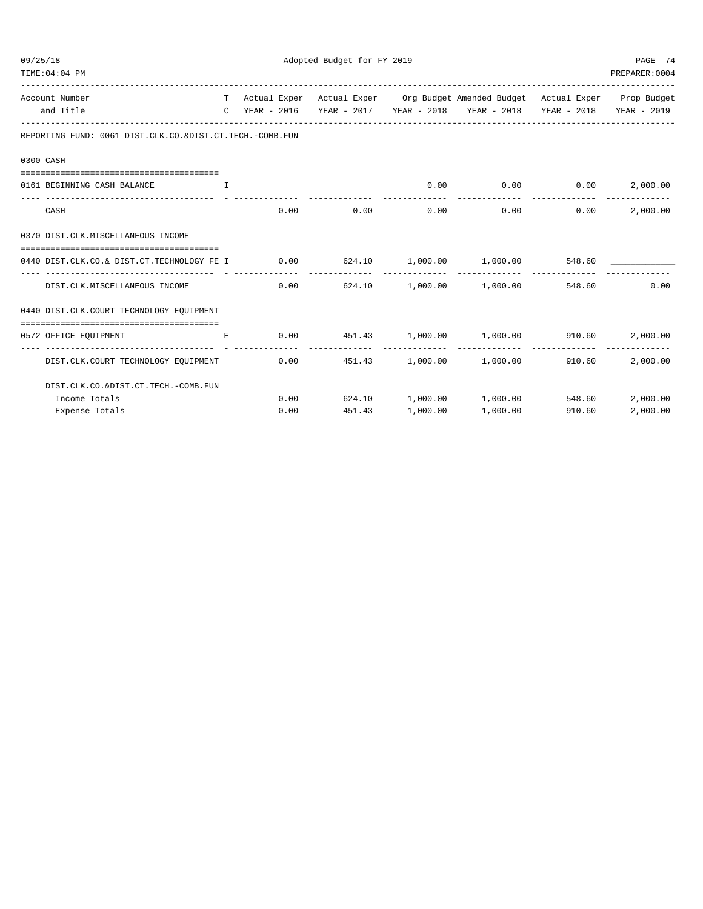Adopted Budget for FY 2019

| Account Number and Title | T C | Actual Exper YEAR - 2016 | Actual Exper YEAR - 2017 | Org Budget YEAR - 2018 | Amended Budget YEAR - 2018 | Actual Exper YEAR - 2018 | Prop Budget YEAR - 2019 |
|---|---|---|---|---|---|---|---|
| **REPORTING FUND: 0061 DIST.CLK.CO.&DIST.CT.TECH.-COMB.FUN** | | | | | | | |
| **0300 CASH** | | | | | | | |
| 0161 BEGINNING CASH BALANCE | I | | | 0.00 | 0.00 | 0.00 | 2,000.00 |
| CASH | | 0.00 | 0.00 | 0.00 | 0.00 | 0.00 | 2,000.00 |
| **0370 DIST.CLK.MISCELLANEOUS INCOME** | | | | | | | |
| 0440 DIST.CLK.CO.& DIST.CT.TECHNOLOGY FE | I | 0.00 | 624.10 | 1,000.00 | 1,000.00 | 548.60 | ____________ |
| DIST.CLK.MISCELLANEOUS INCOME | | 0.00 | 624.10 | 1,000.00 | 1,000.00 | 548.60 | 0.00 |
| **0440 DIST.CLK.COURT TECHNOLOGY EQUIPMENT** | | | | | | | |
| 0572 OFFICE EQUIPMENT | E | 0.00 | 451.43 | 1,000.00 | 1,000.00 | 910.60 | 2,000.00 |
| DIST.CLK.COURT TECHNOLOGY EQUIPMENT | | 0.00 | 451.43 | 1,000.00 | 1,000.00 | 910.60 | 2,000.00 |
| **DIST.CLK.CO.&DIST.CT.TECH.-COMB.FUN** | | | | | | | |
| Income Totals | | 0.00 | 624.10 | 1,000.00 | 1,000.00 | 548.60 | 2,000.00 |
| Expense Totals | | 0.00 | 451.43 | 1,000.00 | 1,000.00 | 910.60 | 2,000.00 |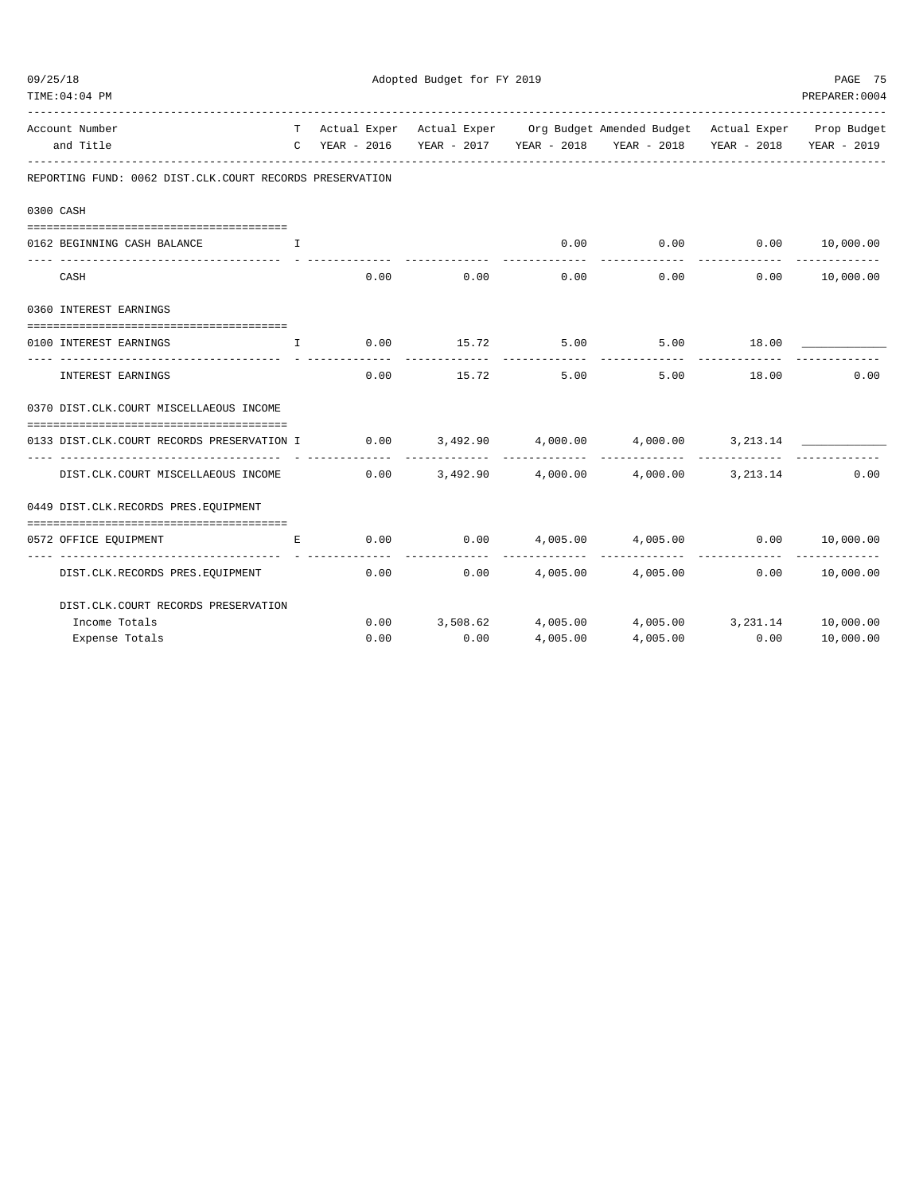Adopted Budget for FY 2019

| Account Number and Title | T C | Actual Exper YEAR - 2016 | Actual Exper YEAR - 2017 | Org Budget YEAR - 2018 | Amended Budget YEAR - 2018 | Actual Exper YEAR - 2018 | Prop Budget YEAR - 2019 |
|---|---|---|---|---|---|---|---|
| REPORTING FUND: 0062 DIST.CLK.COURT RECORDS PRESERVATION | | | | | | | |
| 0300 CASH | | | | | | | |
| 0162 BEGINNING CASH BALANCE | I | | | 0.00 | 0.00 | 0.00 | 10,000.00 |
| CASH | | 0.00 | 0.00 | 0.00 | 0.00 | 0.00 | 10,000.00 |
| 0360 INTEREST EARNINGS | | | | | | | |
| 0100 INTEREST EARNINGS | I | 0.00 | 15.72 | 5.00 | 5.00 | 18.00 | ____________ |
| INTEREST EARNINGS | | 0.00 | 15.72 | 5.00 | 5.00 | 18.00 | 0.00 |
| 0370 DIST.CLK.COURT MISCELLAEOUS INCOME | | | | | | | |
| 0133 DIST.CLK.COURT RECORDS PRESERVATION | I | 0.00 | 3,492.90 | 4,000.00 | 4,000.00 | 3,213.14 | ____________ |
| DIST.CLK.COURT MISCELLAEOUS INCOME | | 0.00 | 3,492.90 | 4,000.00 | 4,000.00 | 3,213.14 | 0.00 |
| 0449 DIST.CLK.RECORDS PRES.EQUIPMENT | | | | | | | |
| 0572 OFFICE EQUIPMENT | E | 0.00 | 0.00 | 4,005.00 | 4,005.00 | 0.00 | 10,000.00 |
| DIST.CLK.RECORDS PRES.EQUIPMENT | | 0.00 | 0.00 | 4,005.00 | 4,005.00 | 0.00 | 10,000.00 |
| DIST.CLK.COURT RECORDS PRESERVATION | | | | | | | |
| Income Totals | | 0.00 | 3,508.62 | 4,005.00 | 4,005.00 | 3,231.14 | 10,000.00 |
| Expense Totals | | 0.00 | 0.00 | 4,005.00 | 4,005.00 | 0.00 | 10,000.00 |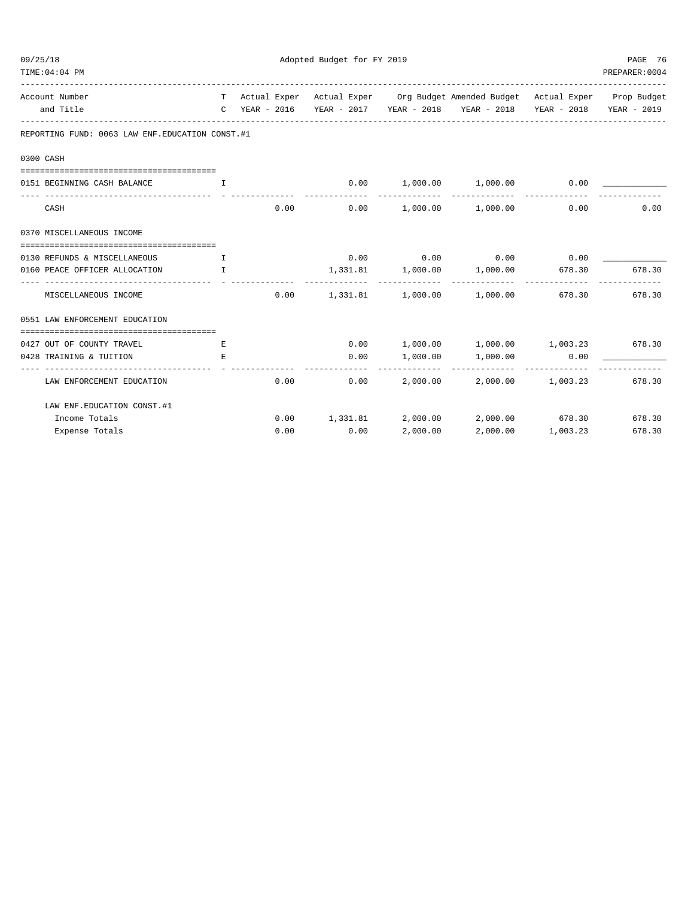Adopted Budget for FY 2019

REPORTING FUND: 0063 LAW ENF.EDUCATION CONST.#1

| Account Number and Title | T C | Actual Exper YEAR - 2016 | Actual Exper YEAR - 2017 | Org Budget YEAR - 2018 | Amended Budget YEAR - 2018 | Actual Exper YEAR - 2018 | Prop Budget YEAR - 2019 |
|---|---|---|---|---|---|---|---|
| **0300 CASH** | | | | | | | |
| 0151 BEGINNING CASH BALANCE | I | | 0.00 | 1,000.00 | 1,000.00 | 0.00 | ____________ |
| CASH | | 0.00 | 0.00 | 1,000.00 | 1,000.00 | 0.00 | 0.00 |
| **0370 MISCELLANEOUS INCOME** | | | | | | | |
| 0130 REFUNDS & MISCELLANEOUS | I | | 0.00 | 0.00 | 0.00 | 0.00 | ____________ |
| 0160 PEACE OFFICER ALLOCATION | I | | 1,331.81 | 1,000.00 | 1,000.00 | 678.30 | 678.30 |
| MISCELLANEOUS INCOME | | 0.00 | 1,331.81 | 1,000.00 | 1,000.00 | 678.30 | 678.30 |
| **0551 LAW ENFORCEMENT EDUCATION** | | | | | | | |
| 0427 OUT OF COUNTY TRAVEL | E | | 0.00 | 1,000.00 | 1,000.00 | 1,003.23 | 678.30 |
| 0428 TRAINING & TUITION | E | | 0.00 | 1,000.00 | 1,000.00 | 0.00 | ____________ |
| LAW ENFORCEMENT EDUCATION | | 0.00 | 0.00 | 2,000.00 | 2,000.00 | 1,003.23 | 678.30 |
| **LAW ENF.EDUCATION CONST.#1** | | | | | | | |
| Income Totals | | 0.00 | 1,331.81 | 2,000.00 | 2,000.00 | 678.30 | 678.30 |
| Expense Totals | | 0.00 | 0.00 | 2,000.00 | 2,000.00 | 1,003.23 | 678.30 |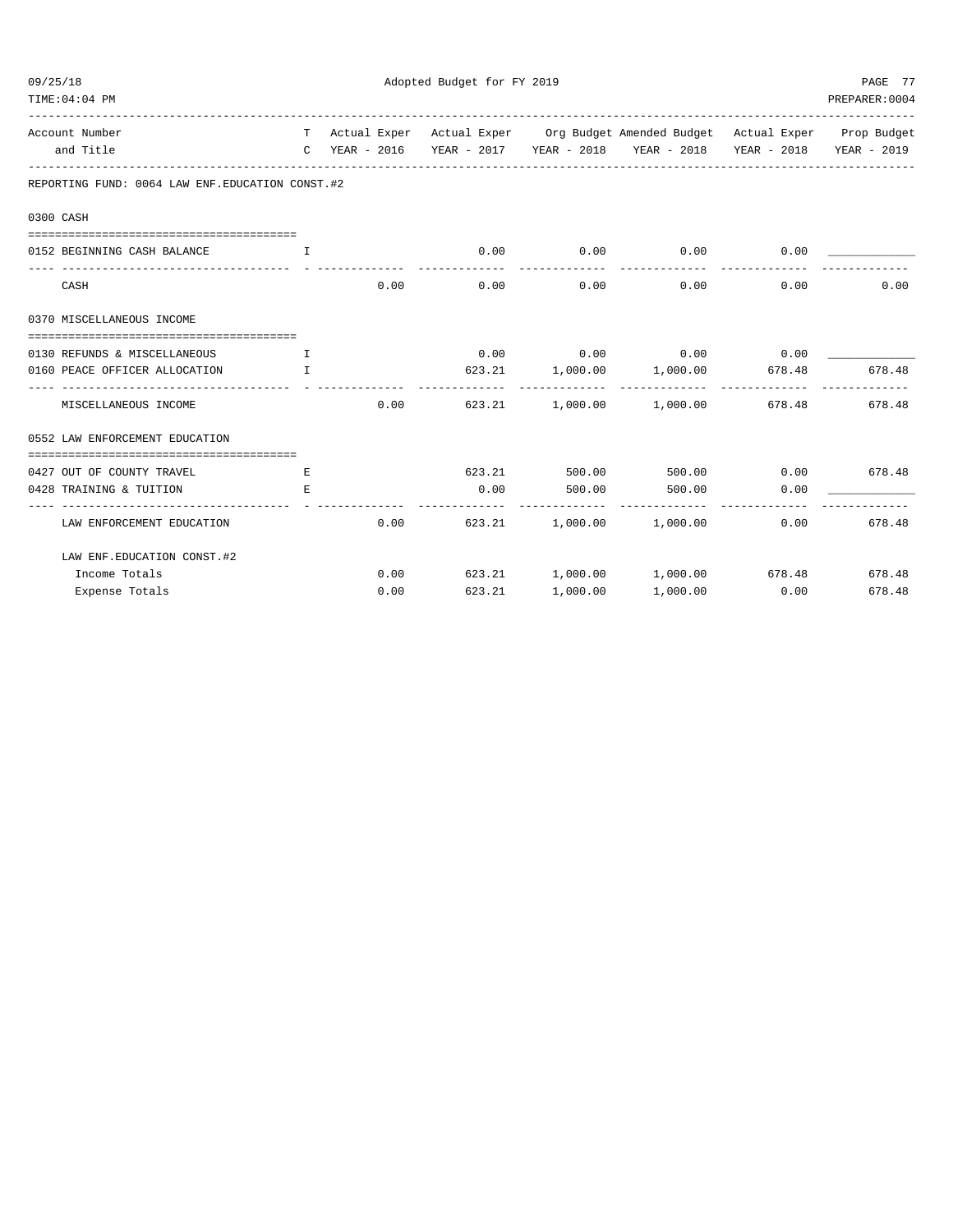Adopted Budget for FY 2019

| Account Number and Title | T C | Actual Exper YEAR - 2016 | Actual Exper YEAR - 2017 | Org Budget YEAR - 2018 | Amended Budget YEAR - 2018 | Actual Exper YEAR - 2018 | Prop Budget YEAR - 2019 |
|---|---|---|---|---|---|---|---|
| **REPORTING FUND: 0064 LAW ENF.EDUCATION CONST.#2** | | | | | | | |
| **0300 CASH** | | | | | | | |
| 0152 BEGINNING CASH BALANCE | I | | 0.00 | 0.00 | 0.00 | 0.00 | ____________ |
| CASH | | 0.00 | 0.00 | 0.00 | 0.00 | 0.00 | 0.00 |
| **0370 MISCELLANEOUS INCOME** | | | | | | | |
| 0130 REFUNDS & MISCELLANEOUS | I | | 0.00 | 0.00 | 0.00 | 0.00 | ____________ |
| 0160 PEACE OFFICER ALLOCATION | I | | 623.21 | 1,000.00 | 1,000.00 | 678.48 | 678.48 |
| MISCELLANEOUS INCOME | | 0.00 | 623.21 | 1,000.00 | 1,000.00 | 678.48 | 678.48 |
| **0552 LAW ENFORCEMENT EDUCATION** | | | | | | | |
| 0427 OUT OF COUNTY TRAVEL | E | | 623.21 | 500.00 | 500.00 | 0.00 | 678.48 |
| 0428 TRAINING & TUITION | E | | 0.00 | 500.00 | 500.00 | 0.00 | ____________ |
| LAW ENFORCEMENT EDUCATION | | 0.00 | 623.21 | 1,000.00 | 1,000.00 | 0.00 | 678.48 |
| **LAW ENF.EDUCATION CONST.#2** | | | | | | | |
| Income Totals | | 0.00 | 623.21 | 1,000.00 | 1,000.00 | 678.48 | 678.48 |
| Expense Totals | | 0.00 | 623.21 | 1,000.00 | 1,000.00 | 0.00 | 678.48 |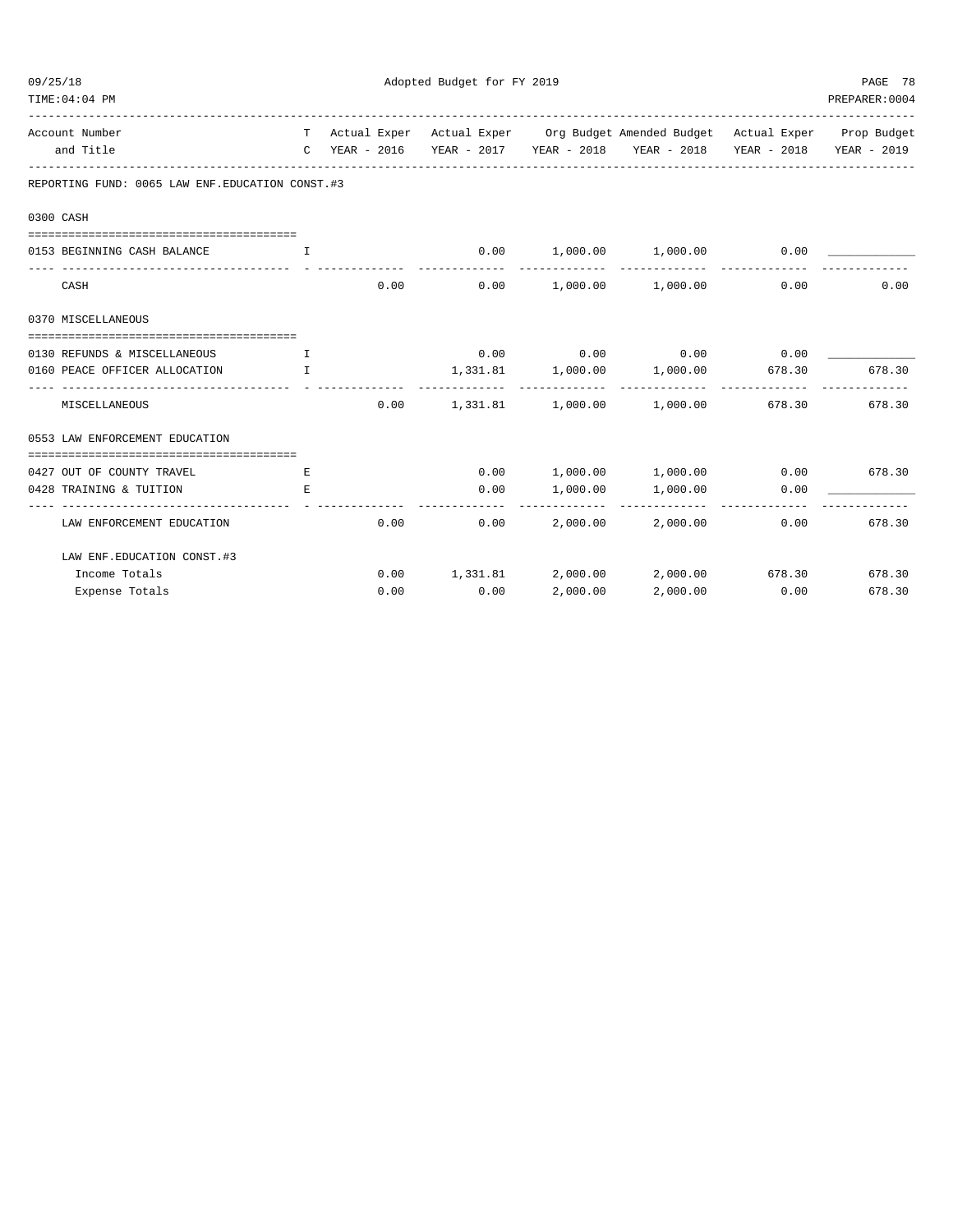Adopted Budget for FY 2019

| Account Number and Title | T C | Actual Exper YEAR - 2016 | Actual Exper YEAR - 2017 | Org Budget YEAR - 2018 | Amended Budget YEAR - 2018 | Actual Exper YEAR - 2018 | Prop Budget YEAR - 2019 |
|---|---|---|---|---|---|---|---|
| **REPORTING FUND: 0065 LAW ENF.EDUCATION CONST.#3** | | | | | | | |
| **0300 CASH** | | | | | | | |
| 0153 BEGINNING CASH BALANCE | I | | 0.00 | 1,000.00 | 1,000.00 | 0.00 | ____________ |
| CASH | | 0.00 | 0.00 | 1,000.00 | 1,000.00 | 0.00 | 0.00 |
| **0370 MISCELLANEOUS** | | | | | | | |
| 0130 REFUNDS & MISCELLANEOUS | I | | 0.00 | 0.00 | 0.00 | 0.00 | ____________ |
| 0160 PEACE OFFICER ALLOCATION | I | | 1,331.81 | 1,000.00 | 1,000.00 | 678.30 | 678.30 |
| MISCELLANEOUS | | 0.00 | 1,331.81 | 1,000.00 | 1,000.00 | 678.30 | 678.30 |
| **0553 LAW ENFORCEMENT EDUCATION** | | | | | | | |
| 0427 OUT OF COUNTY TRAVEL | E | | 0.00 | 1,000.00 | 1,000.00 | 0.00 | 678.30 |
| 0428 TRAINING & TUITION | E | | 0.00 | 1,000.00 | 1,000.00 | 0.00 | ____________ |
| LAW ENFORCEMENT EDUCATION | | 0.00 | 0.00 | 2,000.00 | 2,000.00 | 0.00 | 678.30 |
| **LAW ENF.EDUCATION CONST.#3** | | | | | | | |
| Income Totals | | 0.00 | 1,331.81 | 2,000.00 | 2,000.00 | 678.30 | 678.30 |
| Expense Totals | | 0.00 | 0.00 | 2,000.00 | 2,000.00 | 0.00 | 678.30 |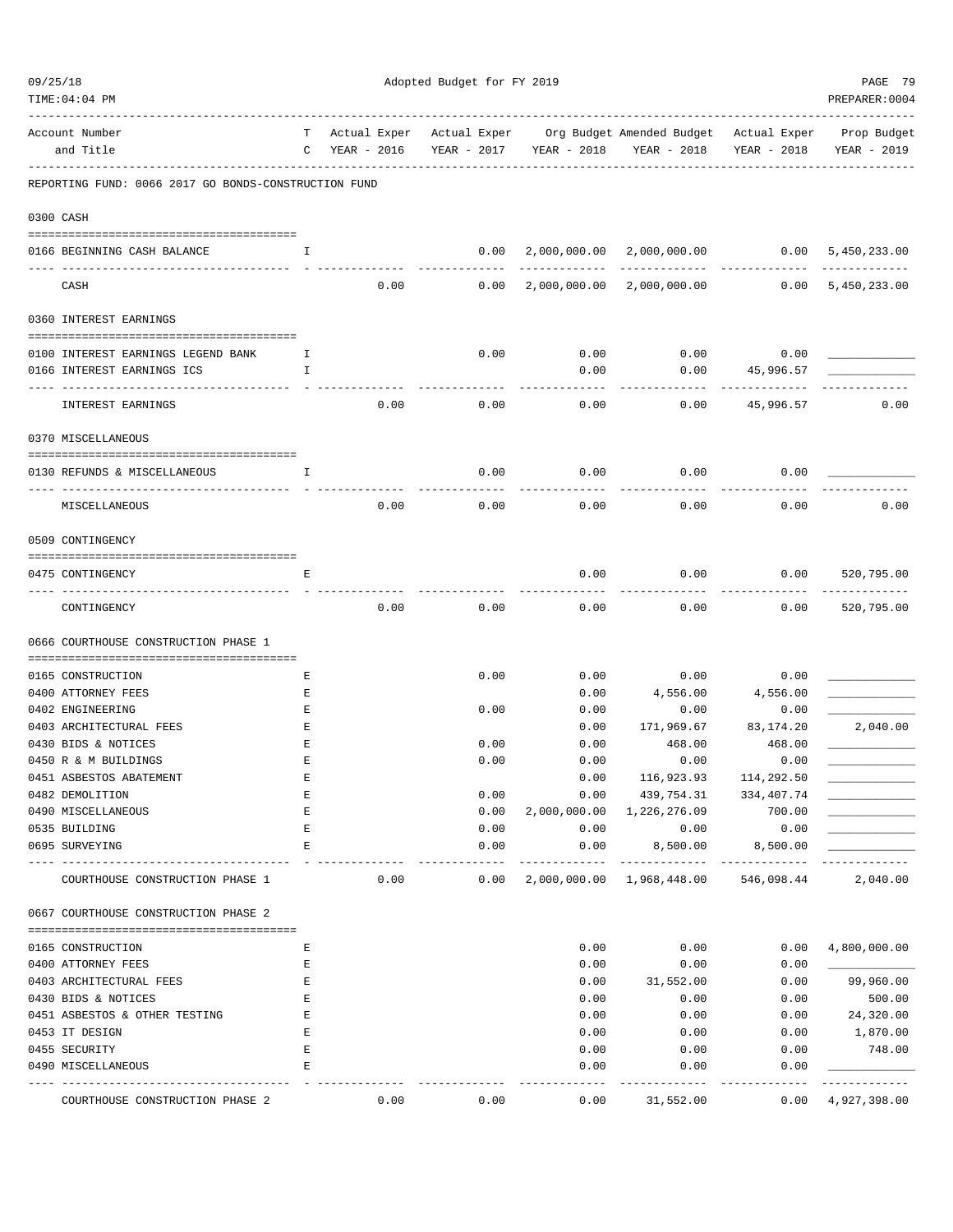REPORTING FUND: 0066 2017 GO BONDS-CONSTRUCTION FUND

| Account Number and Title | TC | Actual Exper YEAR - 2016 | Actual Exper YEAR - 2017 | Org Budget YEAR - 2018 | Amended Budget YEAR - 2018 | Actual Exper YEAR - 2018 | Prop Budget YEAR - 2019 |
|---|---|---|---|---|---|---|---|
| **0300 CASH** | | | | | | | |
| 0166 BEGINNING CASH BALANCE | I | | 0.00 | 2,000,000.00 | 2,000,000.00 | 0.00 | 5,450,233.00 |
| CASH | | 0.00 | 0.00 | 2,000,000.00 | 2,000,000.00 | 0.00 | 5,450,233.00 |
| **0360 INTEREST EARNINGS** | | | | | | | |
| 0100 INTEREST EARNINGS LEGEND BANK | I | | 0.00 | 0.00 | 0.00 | 0.00 | |
| 0166 INTEREST EARNINGS ICS | I | | | 0.00 | 0.00 | 45,996.57 | |
| INTEREST EARNINGS | | 0.00 | 0.00 | 0.00 | 0.00 | 45,996.57 | 0.00 |
| **0370 MISCELLANEOUS** | | | | | | | |
| 0130 REFUNDS & MISCELLANEOUS | I | | 0.00 | 0.00 | 0.00 | 0.00 | |
| MISCELLANEOUS | | 0.00 | 0.00 | 0.00 | 0.00 | 0.00 | 0.00 |
| **0509 CONTINGENCY** | | | | | | | |
| 0475 CONTINGENCY | E | | | 0.00 | 0.00 | 0.00 | 520,795.00 |
| CONTINGENCY | | 0.00 | 0.00 | 0.00 | 0.00 | 0.00 | 520,795.00 |
| **0666 COURTHOUSE CONSTRUCTION PHASE 1** | | | | | | | |
| 0165 CONSTRUCTION | E | | 0.00 | 0.00 | 0.00 | 0.00 | |
| 0400 ATTORNEY FEES | E | | | 0.00 | 4,556.00 | 4,556.00 | |
| 0402 ENGINEERING | E | | 0.00 | 0.00 | 0.00 | 0.00 | |
| 0403 ARCHITECTURAL FEES | E | | | 0.00 | 171,969.67 | 83,174.20 | 2,040.00 |
| 0430 BIDS & NOTICES | E | | 0.00 | 0.00 | 468.00 | 468.00 | |
| 0450 R & M BUILDINGS | E | | 0.00 | 0.00 | 0.00 | 0.00 | |
| 0451 ASBESTOS ABATEMENT | E | | | 0.00 | 116,923.93 | 114,292.50 | |
| 0482 DEMOLITION | E | | 0.00 | 0.00 | 439,754.31 | 334,407.74 | |
| 0490 MISCELLANEOUS | E | | 0.00 | 2,000,000.00 | 1,226,276.09 | 700.00 | |
| 0535 BUILDING | E | | 0.00 | 0.00 | 0.00 | 0.00 | |
| 0695 SURVEYING | E | | 0.00 | 0.00 | 8,500.00 | 8,500.00 | |
| COURTHOUSE CONSTRUCTION PHASE 1 | | 0.00 | 0.00 | 2,000,000.00 | 1,968,448.00 | 546,098.44 | 2,040.00 |
| **0667 COURTHOUSE CONSTRUCTION PHASE 2** | | | | | | | |
| 0165 CONSTRUCTION | E | | | 0.00 | 0.00 | 0.00 | 4,800,000.00 |
| 0400 ATTORNEY FEES | E | | | 0.00 | 0.00 | 0.00 | |
| 0403 ARCHITECTURAL FEES | E | | | 0.00 | 31,552.00 | 0.00 | 99,960.00 |
| 0430 BIDS & NOTICES | E | | | 0.00 | 0.00 | 0.00 | 500.00 |
| 0451 ASBESTOS & OTHER TESTING | E | | | 0.00 | 0.00 | 0.00 | 24,320.00 |
| 0453 IT DESIGN | E | | | 0.00 | 0.00 | 0.00 | 1,870.00 |
| 0455 SECURITY | E | | | 0.00 | 0.00 | 0.00 | 748.00 |
| 0490 MISCELLANEOUS | E | | | 0.00 | 0.00 | 0.00 | |
| COURTHOUSE CONSTRUCTION PHASE 2 | | 0.00 | 0.00 | 0.00 | 31,552.00 | 0.00 | 4,927,398.00 |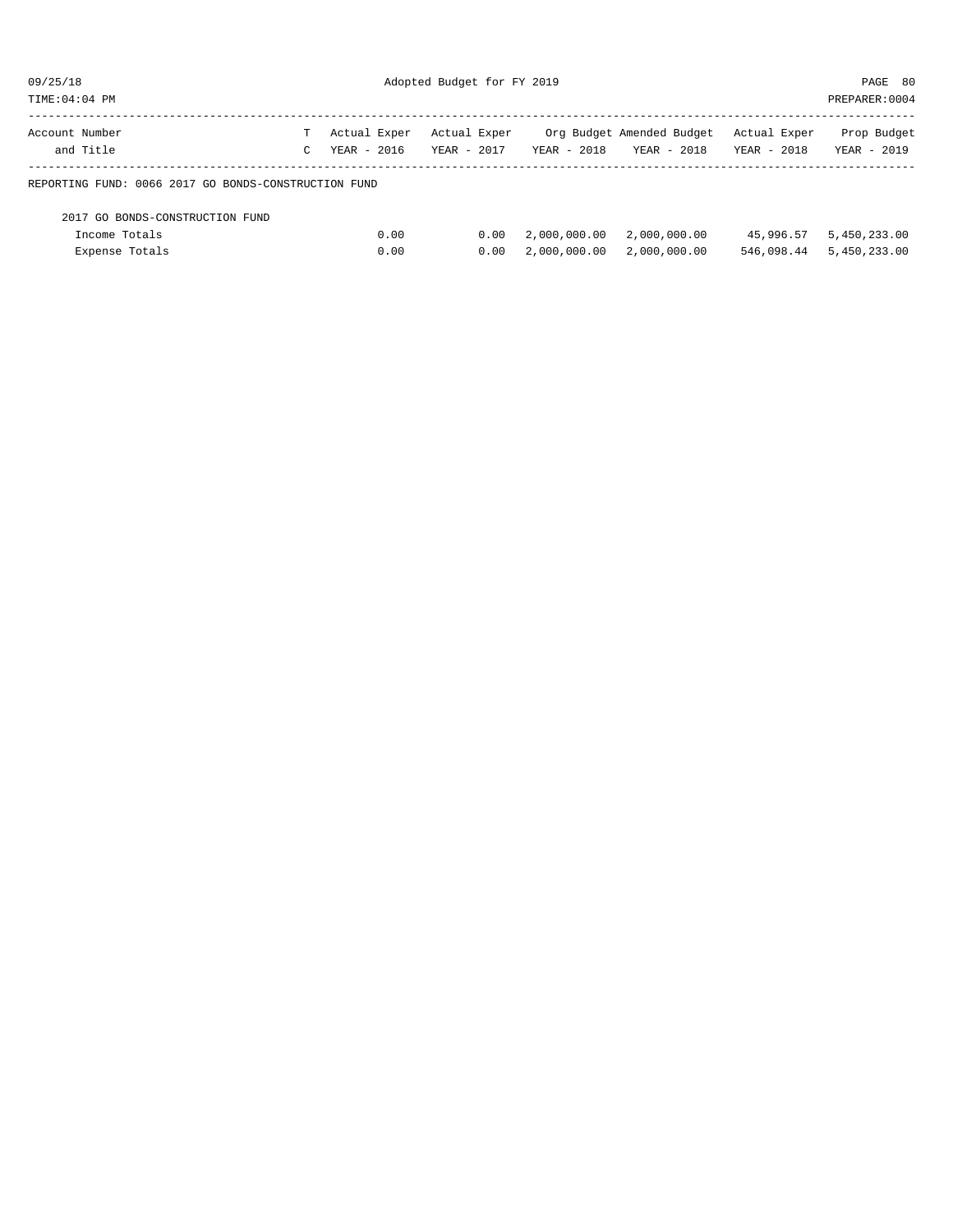| Account Number and Title | T C | Actual Exper YEAR - 2016 | Actual Exper YEAR - 2017 | Org Budget YEAR - 2018 | Amended Budget YEAR - 2018 | Actual Exper YEAR - 2018 | Prop Budget YEAR - 2019 |
|---|---|---|---|---|---|---|---|
| REPORTING FUND: 0066 2017 GO BONDS-CONSTRUCTION FUND | | | | | | | |
| 2017 GO BONDS-CONSTRUCTION FUND | | | | | | | |
| Income Totals | | 0.00 | 0.00 | 2,000,000.00 | 2,000,000.00 | 45,996.57 | 5,450,233.00 |
| Expense Totals | | 0.00 | 0.00 | 2,000,000.00 | 2,000,000.00 | 546,098.44 | 5,450,233.00 |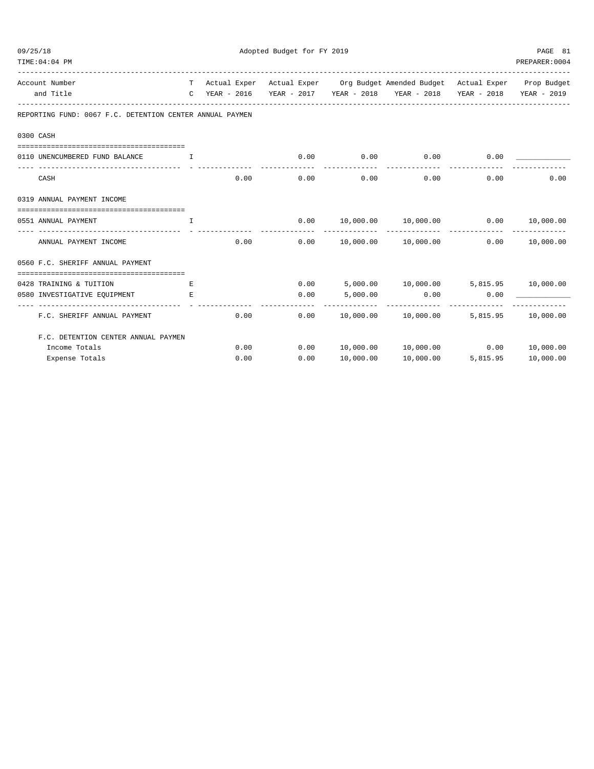Adopted Budget for FY 2019

| Account Number and Title | TC | Actual Exper YEAR - 2016 | Actual Exper YEAR - 2017 | Org Budget YEAR - 2018 | Amended Budget YEAR - 2018 | Actual Exper YEAR - 2018 | Prop Budget YEAR - 2019 |
|---|---|---|---|---|---|---|---|
| **REPORTING FUND: 0067 F.C. DETENTION CENTER ANNUAL PAYMEN** | | | | | | | |
| **0300 CASH** | | | | | | | |
| 0110 UNENCUMBERED FUND BALANCE | I | | 0.00 | 0.00 | 0.00 | 0.00 | ____________ |
| CASH | | 0.00 | 0.00 | 0.00 | 0.00 | 0.00 | 0.00 |
| **0319 ANNUAL PAYMENT INCOME** | | | | | | | |
| 0551 ANNUAL PAYMENT | I | | 0.00 | 10,000.00 | 10,000.00 | 0.00 | 10,000.00 |
| ANNUAL PAYMENT INCOME | | 0.00 | 0.00 | 10,000.00 | 10,000.00 | 0.00 | 10,000.00 |
| **0560 F.C. SHERIFF ANNUAL PAYMENT** | | | | | | | |
| 0428 TRAINING & TUITION | E | | 0.00 | 5,000.00 | 10,000.00 | 5,815.95 | 10,000.00 |
| 0580 INVESTIGATIVE EQUIPMENT | E | | 0.00 | 5,000.00 | 0.00 | 0.00 | ____________ |
| F.C. SHERIFF ANNUAL PAYMENT | | 0.00 | 0.00 | 10,000.00 | 10,000.00 | 5,815.95 | 10,000.00 |
| **F.C. DETENTION CENTER ANNUAL PAYMEN** | | | | | | | |
| Income Totals | | 0.00 | 0.00 | 10,000.00 | 10,000.00 | 0.00 | 10,000.00 |
| Expense Totals | | 0.00 | 0.00 | 10,000.00 | 10,000.00 | 5,815.95 | 10,000.00 |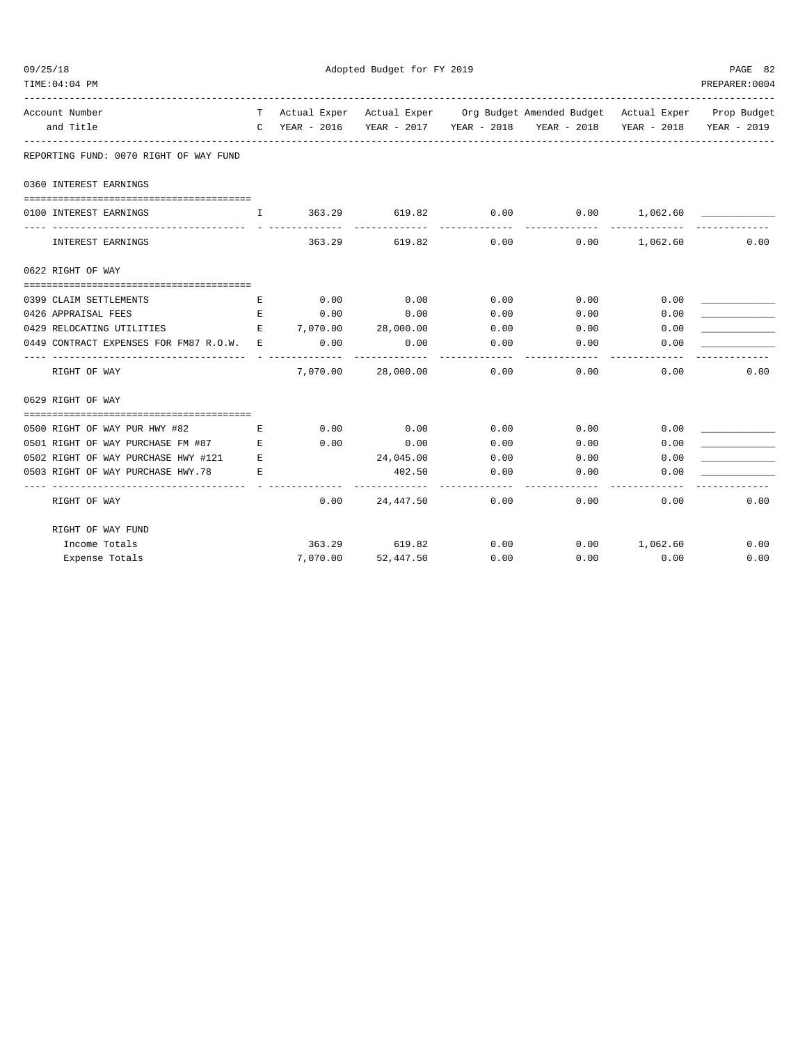Adopted Budget for FY 2019

| Account Number and Title | TC | Actual Exper YEAR - 2016 | Actual Exper YEAR - 2017 | Org Budget YEAR - 2018 | Amended Budget YEAR - 2018 | Actual Exper YEAR - 2018 | Prop Budget YEAR - 2019 |
|---|---|---|---|---|---|---|---|
| **REPORTING FUND: 0070 RIGHT OF WAY FUND** | | | | | | | |
| **0360 INTEREST EARNINGS** | | | | | | | |
| 0100 INTEREST EARNINGS | I | 363.29 | 619.82 | 0.00 | 0.00 | 1,062.60 | |
| INTEREST EARNINGS | | 363.29 | 619.82 | 0.00 | 0.00 | 1,062.60 | 0.00 |
| **0622 RIGHT OF WAY** | | | | | | | |
| 0399 CLAIM SETTLEMENTS | E | 0.00 | 0.00 | 0.00 | 0.00 | 0.00 | |
| 0426 APPRAISAL FEES | E | 0.00 | 0.00 | 0.00 | 0.00 | 0.00 | |
| 0429 RELOCATING UTILITIES | E | 7,070.00 | 28,000.00 | 0.00 | 0.00 | 0.00 | |
| 0449 CONTRACT EXPENSES FOR FM87 R.O.W. | E | 0.00 | 0.00 | 0.00 | 0.00 | 0.00 | |
| RIGHT OF WAY | | 7,070.00 | 28,000.00 | 0.00 | 0.00 | 0.00 | 0.00 |
| **0629 RIGHT OF WAY** | | | | | | | |
| 0500 RIGHT OF WAY PUR HWY #82 | E | 0.00 | 0.00 | 0.00 | 0.00 | 0.00 | |
| 0501 RIGHT OF WAY PURCHASE FM #87 | E | 0.00 | 0.00 | 0.00 | 0.00 | 0.00 | |
| 0502 RIGHT OF WAY PURCHASE HWY #121 | E | | 24,045.00 | 0.00 | 0.00 | 0.00 | |
| 0503 RIGHT OF WAY PURCHASE HWY.78 | E | | 402.50 | 0.00 | 0.00 | 0.00 | |
| RIGHT OF WAY | | 0.00 | 24,447.50 | 0.00 | 0.00 | 0.00 | 0.00 |
| **RIGHT OF WAY FUND** | | | | | | | |
| Income Totals | | 363.29 | 619.82 | 0.00 | 0.00 | 1,062.60 | 0.00 |
| Expense Totals | | 7,070.00 | 52,447.50 | 0.00 | 0.00 | 0.00 | 0.00 |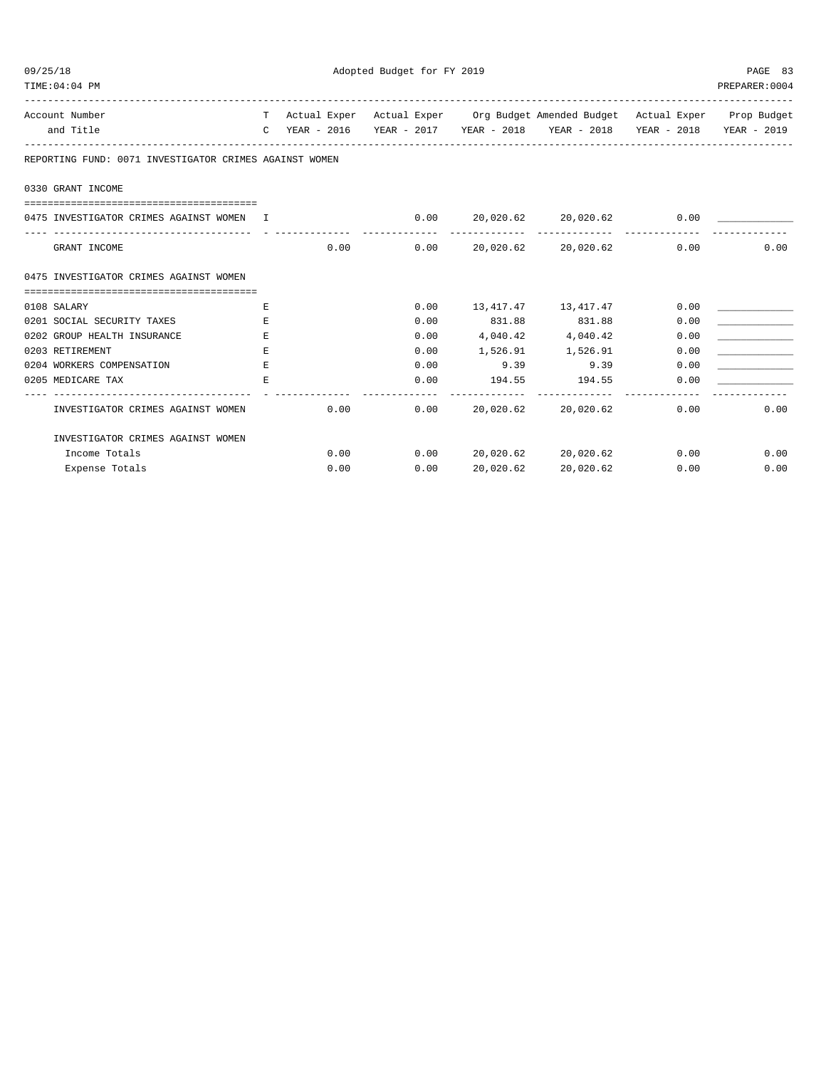| Account Number and Title | TC | Actual Exper YEAR - 2016 | Actual Exper YEAR - 2017 | Org Budget YEAR - 2018 | Amended Budget YEAR - 2018 | Actual Exper YEAR - 2018 | Prop Budget YEAR - 2019 |
|---|---|---|---|---|---|---|---|
| **REPORTING FUND: 0071 INVESTIGATOR CRIMES AGAINST WOMEN** | | | | | | | |
| **0330 GRANT INCOME** | | | | | | | |
| 0475 INVESTIGATOR CRIMES AGAINST WOMEN | I | | 0.00 | 20,020.62 | 20,020.62 | 0.00 | _____________ |
| GRANT INCOME | | 0.00 | 0.00 | 20,020.62 | 20,020.62 | 0.00 | 0.00 |
| **0475 INVESTIGATOR CRIMES AGAINST WOMEN** | | | | | | | |
| 0108 SALARY | E | | 0.00 | 13,417.47 | 13,417.47 | 0.00 | _____________ |
| 0201 SOCIAL SECURITY TAXES | E | | 0.00 | 831.88 | 831.88 | 0.00 | _____________ |
| 0202 GROUP HEALTH INSURANCE | E | | 0.00 | 4,040.42 | 4,040.42 | 0.00 | _____________ |
| 0203 RETIREMENT | E | | 0.00 | 1,526.91 | 1,526.91 | 0.00 | _____________ |
| 0204 WORKERS COMPENSATION | E | | 0.00 | 9.39 | 9.39 | 0.00 | _____________ |
| 0205 MEDICARE TAX | E | | 0.00 | 194.55 | 194.55 | 0.00 | _____________ |
| INVESTIGATOR CRIMES AGAINST WOMEN | | 0.00 | 0.00 | 20,020.62 | 20,020.62 | 0.00 | 0.00 |
| INVESTIGATOR CRIMES AGAINST WOMEN | | | | | | | |
| Income Totals | | 0.00 | 0.00 | 20,020.62 | 20,020.62 | 0.00 | 0.00 |
| Expense Totals | | 0.00 | 0.00 | 20,020.62 | 20,020.62 | 0.00 | 0.00 |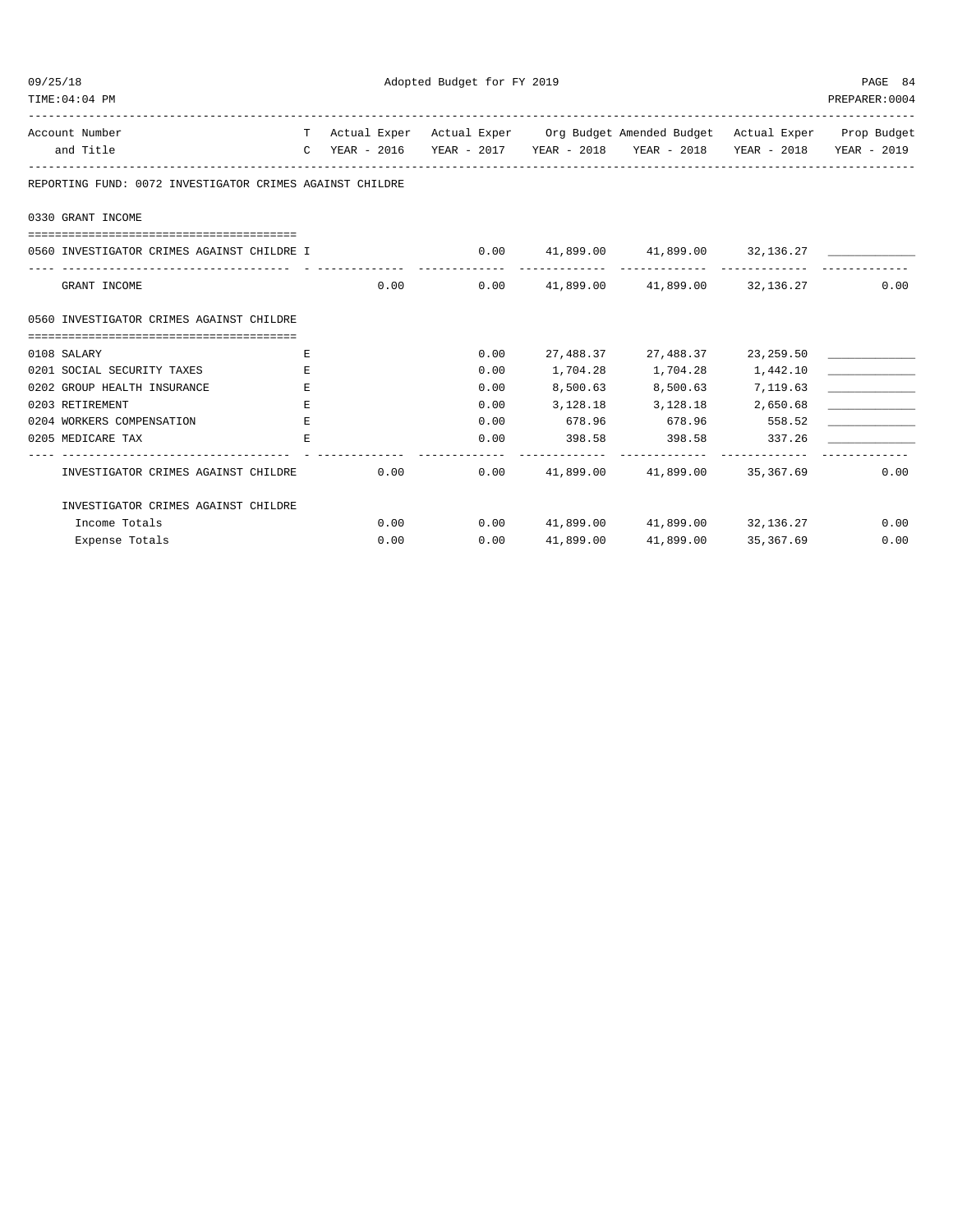Adopted Budget for FY 2019

| Account Number and Title | T C | Actual Exper YEAR - 2016 | Actual Exper YEAR - 2017 | Org Budget YEAR - 2018 | Amended Budget YEAR - 2018 | Actual Exper YEAR - 2018 | Prop Budget YEAR - 2019 |
|---|---|---|---|---|---|---|---|
| **REPORTING FUND: 0072 INVESTIGATOR CRIMES AGAINST CHILDRE** | | | | | | | |
| **0330 GRANT INCOME** | | | | | | | |
| 0560 INVESTIGATOR CRIMES AGAINST CHILDRE | I | | 0.00 | 41,899.00 | 41,899.00 | 32,136.27 | ____________ |
| GRANT INCOME | | 0.00 | 0.00 | 41,899.00 | 41,899.00 | 32,136.27 | 0.00 |
| **0560 INVESTIGATOR CRIMES AGAINST CHILDRE** | | | | | | | |
| 0108 SALARY | E | | 0.00 | 27,488.37 | 27,488.37 | 23,259.50 | ____________ |
| 0201 SOCIAL SECURITY TAXES | E | | 0.00 | 1,704.28 | 1,704.28 | 1,442.10 | ____________ |
| 0202 GROUP HEALTH INSURANCE | E | | 0.00 | 8,500.63 | 8,500.63 | 7,119.63 | ____________ |
| 0203 RETIREMENT | E | | 0.00 | 3,128.18 | 3,128.18 | 2,650.68 | ____________ |
| 0204 WORKERS COMPENSATION | E | | 0.00 | 678.96 | 678.96 | 558.52 | ____________ |
| 0205 MEDICARE TAX | E | | 0.00 | 398.58 | 398.58 | 337.26 | ____________ |
| INVESTIGATOR CRIMES AGAINST CHILDRE | | 0.00 | 0.00 | 41,899.00 | 41,899.00 | 35,367.69 | 0.00 |
| **INVESTIGATOR CRIMES AGAINST CHILDRE** | | | | | | | |
| Income Totals | | 0.00 | 0.00 | 41,899.00 | 41,899.00 | 32,136.27 | 0.00 |
| Expense Totals | | 0.00 | 0.00 | 41,899.00 | 41,899.00 | 35,367.69 | 0.00 |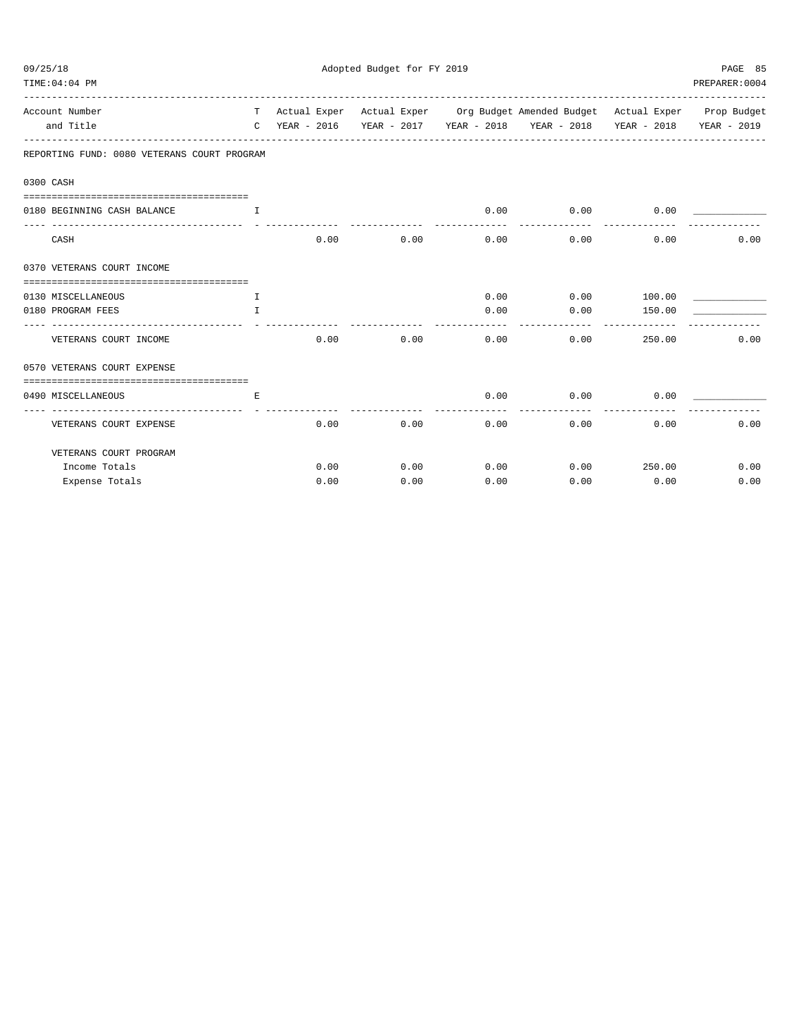Adopted Budget for FY 2019

| Account Number and Title | TC | Actual Exper YEAR - 2016 | Actual Exper YEAR - 2017 | Org Budget YEAR - 2018 | Amended Budget YEAR - 2018 | Actual Exper YEAR - 2018 | Prop Budget YEAR - 2019 |
|---|---|---|---|---|---|---|---|
| **REPORTING FUND: 0080 VETERANS COURT PROGRAM** | | | | | | | |
| **0300 CASH** | | | | | | | |
| 0180 BEGINNING CASH BALANCE | I | | | 0.00 | 0.00 | 0.00 | |
| CASH | | 0.00 | 0.00 | 0.00 | 0.00 | 0.00 | 0.00 |
| **0370 VETERANS COURT INCOME** | | | | | | | |
| 0130 MISCELLANEOUS | I | | | 0.00 | 0.00 | 100.00 | |
| 0180 PROGRAM FEES | I | | | 0.00 | 0.00 | 150.00 | |
| VETERANS COURT INCOME | | 0.00 | 0.00 | 0.00 | 0.00 | 250.00 | 0.00 |
| **0570 VETERANS COURT EXPENSE** | | | | | | | |
| 0490 MISCELLANEOUS | E | | | 0.00 | 0.00 | 0.00 | |
| VETERANS COURT EXPENSE | | 0.00 | 0.00 | 0.00 | 0.00 | 0.00 | 0.00 |
| VETERANS COURT PROGRAM | | | | | | | |
| Income Totals | | 0.00 | 0.00 | 0.00 | 0.00 | 250.00 | 0.00 |
| Expense Totals | | 0.00 | 0.00 | 0.00 | 0.00 | 0.00 | 0.00 |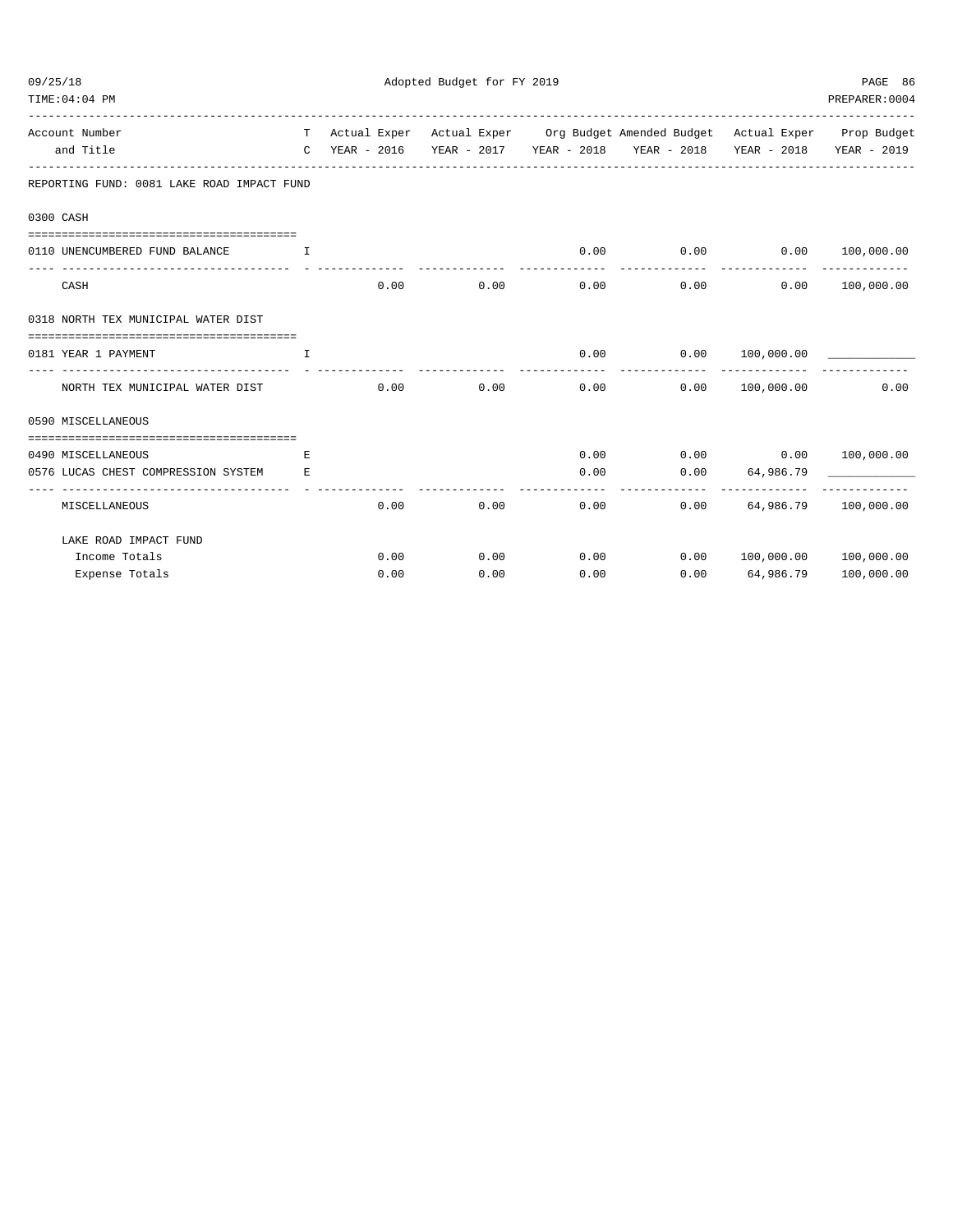REPORTING FUND: 0081 LAKE ROAD IMPACT FUND

| Account Number and Title | T C | Actual Exper YEAR - 2016 | Actual Exper YEAR - 2017 | Org Budget YEAR - 2018 | Amended Budget YEAR - 2018 | Actual Exper YEAR - 2018 | Prop Budget YEAR - 2019 |
|---|---|---|---|---|---|---|---|
| **0300 CASH** | | | | | | | |
| 0110 UNENCUMBERED FUND BALANCE | I | | | 0.00 | 0.00 | 0.00 | 100,000.00 |
| CASH | | 0.00 | 0.00 | 0.00 | 0.00 | 0.00 | 100,000.00 |
| **0318 NORTH TEX MUNICIPAL WATER DIST** | | | | | | | |
| 0181 YEAR 1 PAYMENT | I | | | 0.00 | 0.00 | 100,000.00 | ____________ |
| NORTH TEX MUNICIPAL WATER DIST | | 0.00 | 0.00 | 0.00 | 0.00 | 100,000.00 | 0.00 |
| **0590 MISCELLANEOUS** | | | | | | | |
| 0490 MISCELLANEOUS | E | | | 0.00 | 0.00 | 0.00 | 100,000.00 |
| 0576 LUCAS CHEST COMPRESSION SYSTEM | E | | | 0.00 | 0.00 | 64,986.79 | ____________ |
| MISCELLANEOUS | | 0.00 | 0.00 | 0.00 | 0.00 | 64,986.79 | 100,000.00 |
| LAKE ROAD IMPACT FUND | | | | | | | |
| Income Totals | | 0.00 | 0.00 | 0.00 | 0.00 | 100,000.00 | 100,000.00 |
| Expense Totals | | 0.00 | 0.00 | 0.00 | 0.00 | 64,986.79 | 100,000.00 |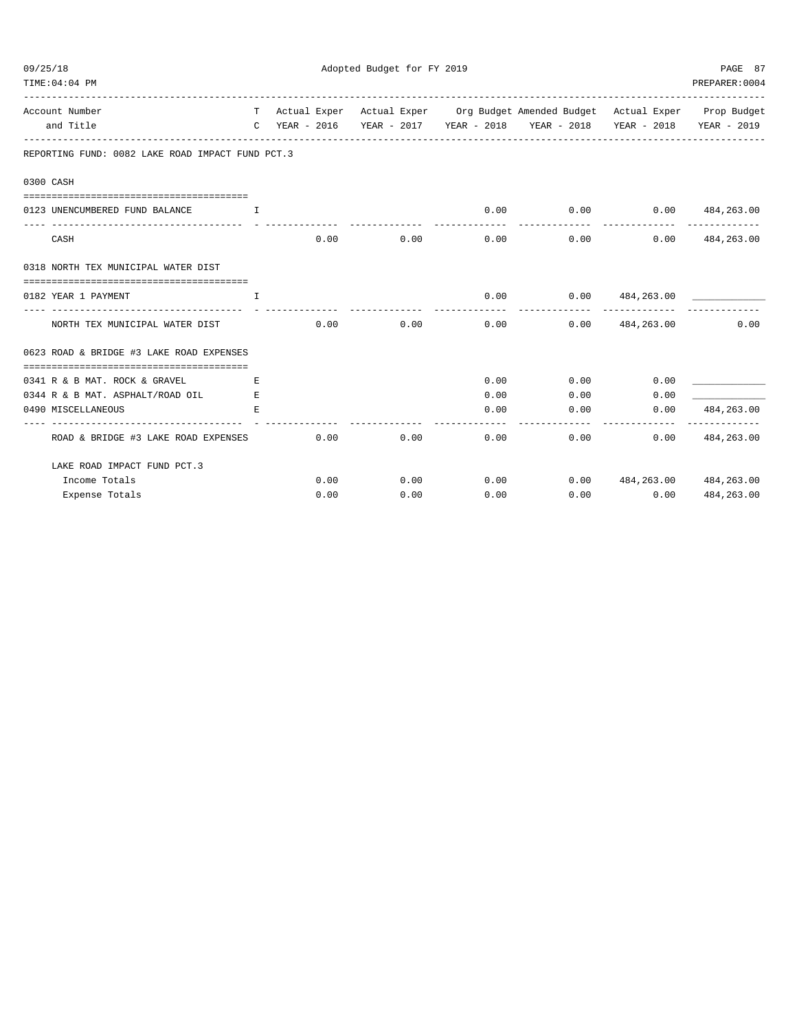Adopted Budget for FY 2019

REPORTING FUND: 0082 LAKE ROAD IMPACT FUND PCT.3

| Account Number and Title | T C | Actual Exper YEAR - 2016 | Actual Exper YEAR - 2017 | Org Budget YEAR - 2018 | Amended Budget YEAR - 2018 | Actual Exper YEAR - 2018 | Prop Budget YEAR - 2019 |
|---|---|---|---|---|---|---|---|
| **0300 CASH** | | | | | | | |
| 0123 UNENCUMBERED FUND BALANCE | I | | | 0.00 | 0.00 | 0.00 | 484,263.00 |
| CASH | | 0.00 | 0.00 | 0.00 | 0.00 | 0.00 | 484,263.00 |
| **0318 NORTH TEX MUNICIPAL WATER DIST** | | | | | | | |
| 0182 YEAR 1 PAYMENT | I | | | 0.00 | 0.00 | 484,263.00 | ____________ |
| NORTH TEX MUNICIPAL WATER DIST | | 0.00 | 0.00 | 0.00 | 0.00 | 484,263.00 | 0.00 |
| **0623 ROAD & BRIDGE #3 LAKE ROAD EXPENSES** | | | | | | | |
| 0341 R & B MAT. ROCK & GRAVEL | E | | | 0.00 | 0.00 | 0.00 | ____________ |
| 0344 R & B MAT. ASPHALT/ROAD OIL | E | | | 0.00 | 0.00 | 0.00 | ____________ |
| 0490 MISCELLANEOUS | E | | | 0.00 | 0.00 | 0.00 | 484,263.00 |
| ROAD & BRIDGE #3 LAKE ROAD EXPENSES | | 0.00 | 0.00 | 0.00 | 0.00 | 0.00 | 484,263.00 |
| LAKE ROAD IMPACT FUND PCT.3 | | | | | | | |
| Income Totals | | 0.00 | 0.00 | 0.00 | 0.00 | 484,263.00 | 484,263.00 |
| Expense Totals | | 0.00 | 0.00 | 0.00 | 0.00 | 0.00 | 484,263.00 |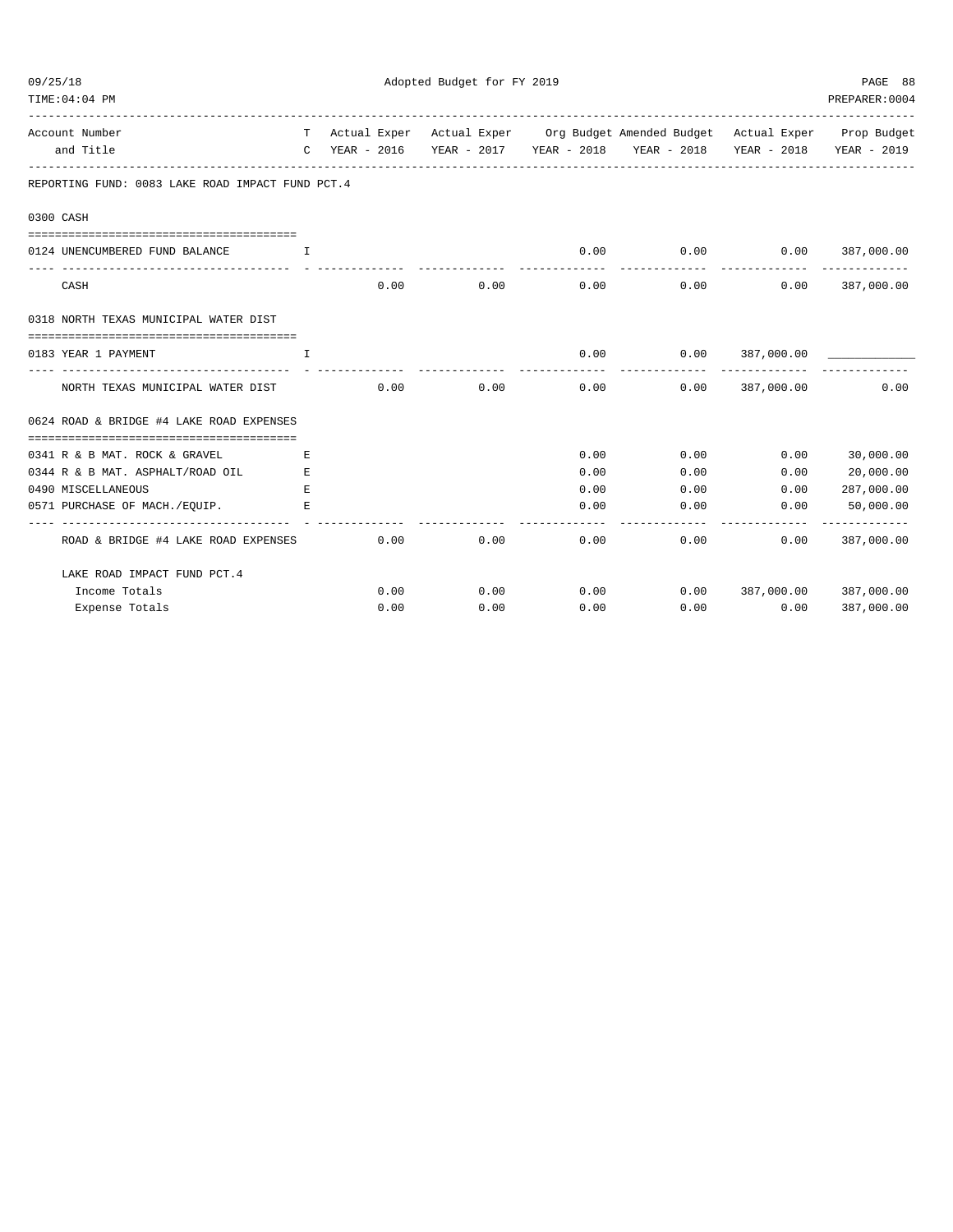Adopted Budget for FY 2019

| Account Number and Title | TC | Actual Exper YEAR - 2016 | Actual Exper YEAR - 2017 | Org Budget YEAR - 2018 | Amended Budget YEAR - 2018 | Actual Exper YEAR - 2018 | Prop Budget YEAR - 2019 |
|---|---|---|---|---|---|---|---|
| **REPORTING FUND: 0083 LAKE ROAD IMPACT FUND PCT.4** | | | | | | | |
| **0300 CASH** | | | | | | | |
| 0124 UNENCUMBERED FUND BALANCE | I | | | 0.00 | 0.00 | 0.00 | 387,000.00 |
| CASH | | 0.00 | 0.00 | 0.00 | 0.00 | 0.00 | 387,000.00 |
| **0318 NORTH TEXAS MUNICIPAL WATER DIST** | | | | | | | |
| 0183 YEAR 1 PAYMENT | I | | | 0.00 | 0.00 | 387,000.00 | |
| NORTH TEXAS MUNICIPAL WATER DIST | | 0.00 | 0.00 | 0.00 | 0.00 | 387,000.00 | 0.00 |
| **0624 ROAD & BRIDGE #4 LAKE ROAD EXPENSES** | | | | | | | |
| 0341 R & B MAT. ROCK & GRAVEL | E | | | 0.00 | 0.00 | 0.00 | 30,000.00 |
| 0344 R & B MAT. ASPHALT/ROAD OIL | E | | | 0.00 | 0.00 | 0.00 | 20,000.00 |
| 0490 MISCELLANEOUS | E | | | 0.00 | 0.00 | 0.00 | 287,000.00 |
| 0571 PURCHASE OF MACH./EQUIP. | E | | | 0.00 | 0.00 | 0.00 | 50,000.00 |
| ROAD & BRIDGE #4 LAKE ROAD EXPENSES | | 0.00 | 0.00 | 0.00 | 0.00 | 0.00 | 387,000.00 |
| **LAKE ROAD IMPACT FUND PCT.4** | | | | | | | |
| Income Totals | | 0.00 | 0.00 | 0.00 | 0.00 | 387,000.00 | 387,000.00 |
| Expense Totals | | 0.00 | 0.00 | 0.00 | 0.00 | 0.00 | 387,000.00 |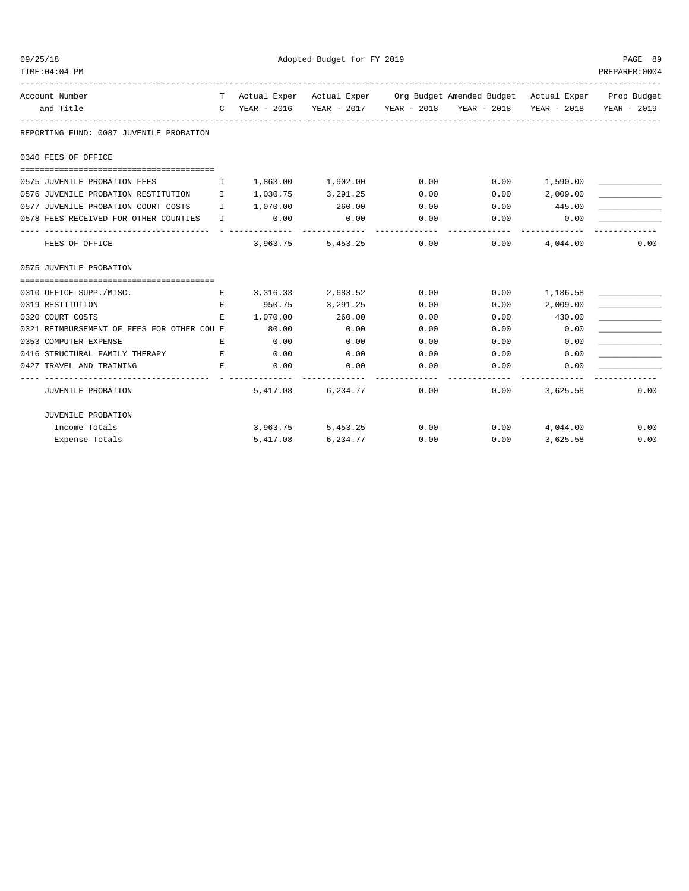Adopted Budget for FY 2019

| Account Number and Title | TC | Actual Exper YEAR - 2016 | Actual Exper YEAR - 2017 | Org Budget YEAR - 2018 | Amended Budget YEAR - 2018 | Actual Exper YEAR - 2018 | Prop Budget YEAR - 2019 |
|---|---|---|---|---|---|---|---|
| **REPORTING FUND: 0087 JUVENILE PROBATION** | | | | | | | |
| **0340 FEES OF OFFICE** | | | | | | | |
| 0575 JUVENILE PROBATION FEES | I | 1,863.00 | 1,902.00 | 0.00 | 0.00 | 1,590.00 | ____________ |
| 0576 JUVENILE PROBATION RESTITUTION | I | 1,030.75 | 3,291.25 | 0.00 | 0.00 | 2,009.00 | ____________ |
| 0577 JUVENILE PROBATION COURT COSTS | I | 1,070.00 | 260.00 | 0.00 | 0.00 | 445.00 | ____________ |
| 0578 FEES RECEIVED FOR OTHER COUNTIES | I | 0.00 | 0.00 | 0.00 | 0.00 | 0.00 | ____________ |
| FEES OF OFFICE | | 3,963.75 | 5,453.25 | 0.00 | 0.00 | 4,044.00 | 0.00 |
| **0575 JUVENILE PROBATION** | | | | | | | |
| 0310 OFFICE SUPP./MISC. | E | 3,316.33 | 2,683.52 | 0.00 | 0.00 | 1,186.58 | ____________ |
| 0319 RESTITUTION | E | 950.75 | 3,291.25 | 0.00 | 0.00 | 2,009.00 | ____________ |
| 0320 COURT COSTS | E | 1,070.00 | 260.00 | 0.00 | 0.00 | 430.00 | ____________ |
| 0321 REIMBURSEMENT OF FEES FOR OTHER COU | E | 80.00 | 0.00 | 0.00 | 0.00 | 0.00 | ____________ |
| 0353 COMPUTER EXPENSE | E | 0.00 | 0.00 | 0.00 | 0.00 | 0.00 | ____________ |
| 0416 STRUCTURAL FAMILY THERAPY | E | 0.00 | 0.00 | 0.00 | 0.00 | 0.00 | ____________ |
| 0427 TRAVEL AND TRAINING | E | 0.00 | 0.00 | 0.00 | 0.00 | 0.00 | ____________ |
| JUVENILE PROBATION | | 5,417.08 | 6,234.77 | 0.00 | 0.00 | 3,625.58 | 0.00 |
| **JUVENILE PROBATION** | | | | | | | |
| Income Totals | | 3,963.75 | 5,453.25 | 0.00 | 0.00 | 4,044.00 | 0.00 |
| Expense Totals | | 5,417.08 | 6,234.77 | 0.00 | 0.00 | 3,625.58 | 0.00 |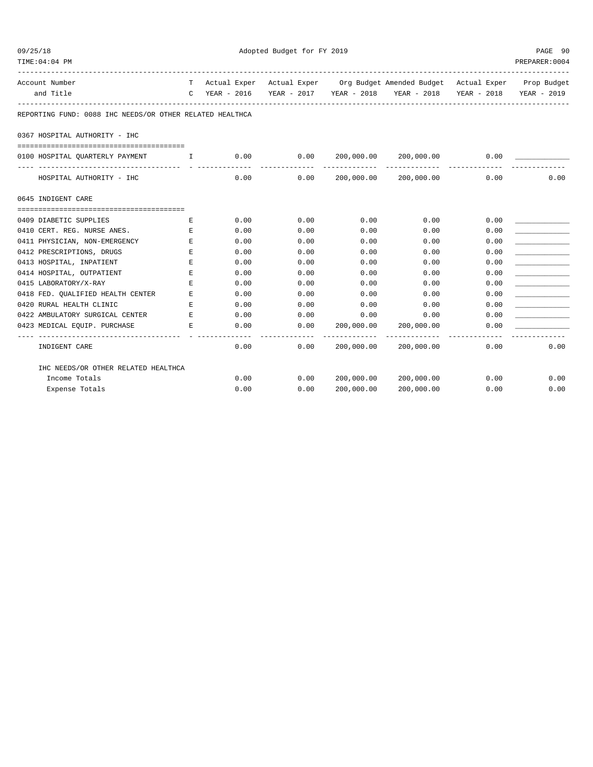Adopted Budget for FY 2019

| Account Number and Title | TC | Actual Exper YEAR - 2016 | Actual Exper YEAR - 2017 | Org Budget YEAR - 2018 | Amended Budget YEAR - 2018 | Actual Exper YEAR - 2018 | Prop Budget YEAR - 2019 |
|---|---|---|---|---|---|---|---|
| **REPORTING FUND: 0088 IHC NEEDS/OR OTHER RELATED HEALTHCA** | | | | | | | |
| **0367 HOSPITAL AUTHORITY - IHC** | | | | | | | |
| 0100 HOSPITAL QUARTERLY PAYMENT | I | 0.00 | 0.00 | 200,000.00 | 200,000.00 | 0.00 | |
| HOSPITAL AUTHORITY - IHC | | 0.00 | 0.00 | 200,000.00 | 200,000.00 | 0.00 | 0.00 |
| **0645 INDIGENT CARE** | | | | | | | |
| 0409 DIABETIC SUPPLIES | E | 0.00 | 0.00 | 0.00 | 0.00 | 0.00 | |
| 0410 CERT. REG. NURSE ANES. | E | 0.00 | 0.00 | 0.00 | 0.00 | 0.00 | |
| 0411 PHYSICIAN, NON-EMERGENCY | E | 0.00 | 0.00 | 0.00 | 0.00 | 0.00 | |
| 0412 PRESCRIPTIONS, DRUGS | E | 0.00 | 0.00 | 0.00 | 0.00 | 0.00 | |
| 0413 HOSPITAL, INPATIENT | E | 0.00 | 0.00 | 0.00 | 0.00 | 0.00 | |
| 0414 HOSPITAL, OUTPATIENT | E | 0.00 | 0.00 | 0.00 | 0.00 | 0.00 | |
| 0415 LABORATORY/X-RAY | E | 0.00 | 0.00 | 0.00 | 0.00 | 0.00 | |
| 0418 FED. QUALIFIED HEALTH CENTER | E | 0.00 | 0.00 | 0.00 | 0.00 | 0.00 | |
| 0420 RURAL HEALTH CLINIC | E | 0.00 | 0.00 | 0.00 | 0.00 | 0.00 | |
| 0422 AMBULATORY SURGICAL CENTER | E | 0.00 | 0.00 | 0.00 | 0.00 | 0.00 | |
| 0423 MEDICAL EQUIP. PURCHASE | E | 0.00 | 0.00 | 200,000.00 | 200,000.00 | 0.00 | |
| INDIGENT CARE | | 0.00 | 0.00 | 200,000.00 | 200,000.00 | 0.00 | 0.00 |
| **IHC NEEDS/OR OTHER RELATED HEALTHCA** | | | | | | | |
| Income Totals | | 0.00 | 0.00 | 200,000.00 | 200,000.00 | 0.00 | 0.00 |
| Expense Totals | | 0.00 | 0.00 | 200,000.00 | 200,000.00 | 0.00 | 0.00 |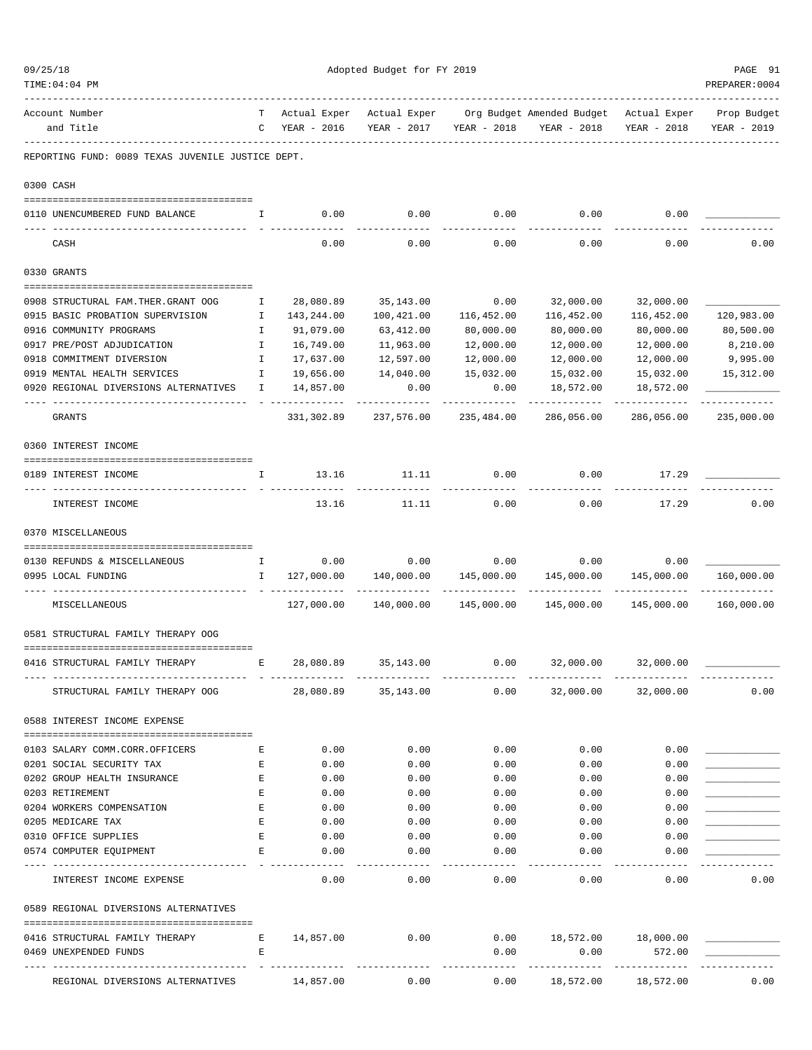Adopted Budget for FY 2019

| Account Number and Title | TC | Actual Exper YEAR - 2016 | Actual Exper YEAR - 2017 | Org Budget YEAR - 2018 | Amended Budget YEAR - 2018 | Actual Exper YEAR - 2018 | Prop Budget YEAR - 2019 |
|---|---|---|---|---|---|---|---|
| **REPORTING FUND: 0089 TEXAS JUVENILE JUSTICE DEPT.** | | | | | | | |
| **0300 CASH** | | | | | | | |
| 0110 UNENCUMBERED FUND BALANCE | I | 0.00 | 0.00 | 0.00 | 0.00 | 0.00 | |
| CASH | | 0.00 | 0.00 | 0.00 | 0.00 | 0.00 | 0.00 |
| **0330 GRANTS** | | | | | | | |
| 0908 STRUCTURAL FAM.THER.GRANT OOG | I | 28,080.89 | 35,143.00 | 0.00 | 32,000.00 | 32,000.00 | |
| 0915 BASIC PROBATION SUPERVISION | I | 143,244.00 | 100,421.00 | 116,452.00 | 116,452.00 | 116,452.00 | 120,983.00 |
| 0916 COMMUNITY PROGRAMS | I | 91,079.00 | 63,412.00 | 80,000.00 | 80,000.00 | 80,000.00 | 80,500.00 |
| 0917 PRE/POST ADJUDICATION | I | 16,749.00 | 11,963.00 | 12,000.00 | 12,000.00 | 12,000.00 | 8,210.00 |
| 0918 COMMITMENT DIVERSION | I | 17,637.00 | 12,597.00 | 12,000.00 | 12,000.00 | 12,000.00 | 9,995.00 |
| 0919 MENTAL HEALTH SERVICES | I | 19,656.00 | 14,040.00 | 15,032.00 | 15,032.00 | 15,032.00 | 15,312.00 |
| 0920 REGIONAL DIVERSIONS ALTERNATIVES | I | 14,857.00 | 0.00 | 0.00 | 18,572.00 | 18,572.00 | |
| GRANTS | | 331,302.89 | 237,576.00 | 235,484.00 | 286,056.00 | 286,056.00 | 235,000.00 |
| **0360 INTEREST INCOME** | | | | | | | |
| 0189 INTEREST INCOME | I | 13.16 | 11.11 | 0.00 | 0.00 | 17.29 | |
| INTEREST INCOME | | 13.16 | 11.11 | 0.00 | 0.00 | 17.29 | 0.00 |
| **0370 MISCELLANEOUS** | | | | | | | |
| 0130 REFUNDS & MISCELLANEOUS | I | 0.00 | 0.00 | 0.00 | 0.00 | 0.00 | |
| 0995 LOCAL FUNDING | I | 127,000.00 | 140,000.00 | 145,000.00 | 145,000.00 | 145,000.00 | 160,000.00 |
| MISCELLANEOUS | | 127,000.00 | 140,000.00 | 145,000.00 | 145,000.00 | 145,000.00 | 160,000.00 |
| **0581 STRUCTURAL FAMILY THERAPY OOG** | | | | | | | |
| 0416 STRUCTURAL FAMILY THERAPY | E | 28,080.89 | 35,143.00 | 0.00 | 32,000.00 | 32,000.00 | |
| STRUCTURAL FAMILY THERAPY OOG | | 28,080.89 | 35,143.00 | 0.00 | 32,000.00 | 32,000.00 | 0.00 |
| **0588 INTEREST INCOME EXPENSE** | | | | | | | |
| 0103 SALARY COMM.CORR.OFFICERS | E | 0.00 | 0.00 | 0.00 | 0.00 | 0.00 | |
| 0201 SOCIAL SECURITY TAX | E | 0.00 | 0.00 | 0.00 | 0.00 | 0.00 | |
| 0202 GROUP HEALTH INSURANCE | E | 0.00 | 0.00 | 0.00 | 0.00 | 0.00 | |
| 0203 RETIREMENT | E | 0.00 | 0.00 | 0.00 | 0.00 | 0.00 | |
| 0204 WORKERS COMPENSATION | E | 0.00 | 0.00 | 0.00 | 0.00 | 0.00 | |
| 0205 MEDICARE TAX | E | 0.00 | 0.00 | 0.00 | 0.00 | 0.00 | |
| 0310 OFFICE SUPPLIES | E | 0.00 | 0.00 | 0.00 | 0.00 | 0.00 | |
| 0574 COMPUTER EQUIPMENT | E | 0.00 | 0.00 | 0.00 | 0.00 | 0.00 | |
| INTEREST INCOME EXPENSE | | 0.00 | 0.00 | 0.00 | 0.00 | 0.00 | 0.00 |
| **0589 REGIONAL DIVERSIONS ALTERNATIVES** | | | | | | | |
| 0416 STRUCTURAL FAMILY THERAPY | E | 14,857.00 | 0.00 | 0.00 | 18,572.00 | 18,000.00 | |
| 0469 UNEXPENDED FUNDS | E | | | 0.00 | 0.00 | 572.00 | |
| REGIONAL DIVERSIONS ALTERNATIVES | | 14,857.00 | 0.00 | 0.00 | 18,572.00 | 18,572.00 | 0.00 |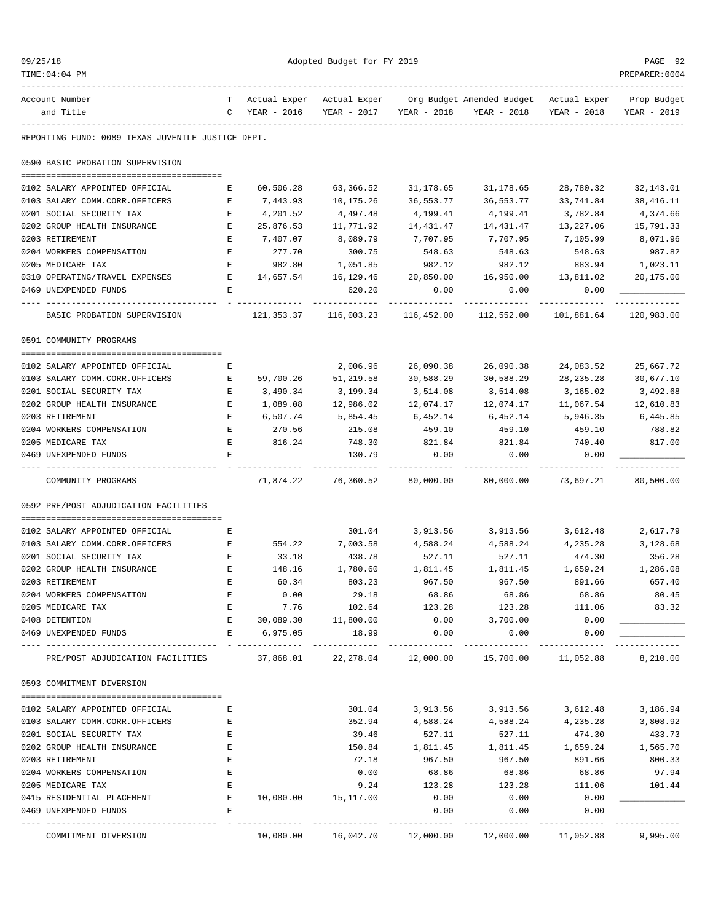REPORTING FUND: 0089 TEXAS JUVENILE JUSTICE DEPT.

## 0590 BASIC PROBATION SUPERVISION

| Account Number and Title | TC | Actual Exper YEAR - 2016 | Actual Exper YEAR - 2017 | Org Budget YEAR - 2018 | Amended Budget YEAR - 2018 | Actual Exper YEAR - 2018 | Prop Budget YEAR - 2019 |
|---|---|---|---|---|---|---|---|
| 0102 SALARY APPOINTED OFFICIAL | E | 60,506.28 | 63,366.52 | 31,178.65 | 31,178.65 | 28,780.32 | 32,143.01 |
| 0103 SALARY COMM.CORR.OFFICERS | E | 7,443.93 | 10,175.26 | 36,553.77 | 36,553.77 | 33,741.84 | 38,416.11 |
| 0201 SOCIAL SECURITY TAX | E | 4,201.52 | 4,497.48 | 4,199.41 | 4,199.41 | 3,782.84 | 4,374.66 |
| 0202 GROUP HEALTH INSURANCE | E | 25,876.53 | 11,771.92 | 14,431.47 | 14,431.47 | 13,227.06 | 15,791.33 |
| 0203 RETIREMENT | E | 7,407.07 | 8,089.79 | 7,707.95 | 7,707.95 | 7,105.99 | 8,071.96 |
| 0204 WORKERS COMPENSATION | E | 277.70 | 300.75 | 548.63 | 548.63 | 548.63 | 987.82 |
| 0205 MEDICARE TAX | E | 982.80 | 1,051.85 | 982.12 | 982.12 | 883.94 | 1,023.11 |
| 0310 OPERATING/TRAVEL EXPENSES | E | 14,657.54 | 16,129.46 | 20,850.00 | 16,950.00 | 13,811.02 | 20,175.00 |
| 0469 UNEXPENDED FUNDS | E | | 620.20 | 0.00 | 0.00 | 0.00 | |
| BASIC PROBATION SUPERVISION | | 121,353.37 | 116,003.23 | 116,452.00 | 112,552.00 | 101,881.64 | 120,983.00 |

## 0591 COMMUNITY PROGRAMS

| Account Number and Title | TC | Actual Exper YEAR - 2016 | Actual Exper YEAR - 2017 | Org Budget YEAR - 2018 | Amended Budget YEAR - 2018 | Actual Exper YEAR - 2018 | Prop Budget YEAR - 2019 |
|---|---|---|---|---|---|---|---|
| 0102 SALARY APPOINTED OFFICIAL | E | | 2,006.96 | 26,090.38 | 26,090.38 | 24,083.52 | 25,667.72 |
| 0103 SALARY COMM.CORR.OFFICERS | E | 59,700.26 | 51,219.58 | 30,588.29 | 30,588.29 | 28,235.28 | 30,677.10 |
| 0201 SOCIAL SECURITY TAX | E | 3,490.34 | 3,199.34 | 3,514.08 | 3,514.08 | 3,165.02 | 3,492.68 |
| 0202 GROUP HEALTH INSURANCE | E | 1,089.08 | 12,986.02 | 12,074.17 | 12,074.17 | 11,067.54 | 12,610.83 |
| 0203 RETIREMENT | E | 6,507.74 | 5,854.45 | 6,452.14 | 6,452.14 | 5,946.35 | 6,445.85 |
| 0204 WORKERS COMPENSATION | E | 270.56 | 215.08 | 459.10 | 459.10 | 459.10 | 788.82 |
| 0205 MEDICARE TAX | E | 816.24 | 748.30 | 821.84 | 821.84 | 740.40 | 817.00 |
| 0469 UNEXPENDED FUNDS | E | | 130.79 | 0.00 | 0.00 | 0.00 | |
| COMMUNITY PROGRAMS | | 71,874.22 | 76,360.52 | 80,000.00 | 80,000.00 | 73,697.21 | 80,500.00 |

## 0592 PRE/POST ADJUDICATION FACILITIES

| Account Number and Title | TC | Actual Exper YEAR - 2016 | Actual Exper YEAR - 2017 | Org Budget YEAR - 2018 | Amended Budget YEAR - 2018 | Actual Exper YEAR - 2018 | Prop Budget YEAR - 2019 |
|---|---|---|---|---|---|---|---|
| 0102 SALARY APPOINTED OFFICIAL | E | | 301.04 | 3,913.56 | 3,913.56 | 3,612.48 | 2,617.79 |
| 0103 SALARY COMM.CORR.OFFICERS | E | 554.22 | 7,003.58 | 4,588.24 | 4,588.24 | 4,235.28 | 3,128.68 |
| 0201 SOCIAL SECURITY TAX | E | 33.18 | 438.78 | 527.11 | 527.11 | 474.30 | 356.28 |
| 0202 GROUP HEALTH INSURANCE | E | 148.16 | 1,780.60 | 1,811.45 | 1,811.45 | 1,659.24 | 1,286.08 |
| 0203 RETIREMENT | E | 60.34 | 803.23 | 967.50 | 967.50 | 891.66 | 657.40 |
| 0204 WORKERS COMPENSATION | E | 0.00 | 29.18 | 68.86 | 68.86 | 68.86 | 80.45 |
| 0205 MEDICARE TAX | E | 7.76 | 102.64 | 123.28 | 123.28 | 111.06 | 83.32 |
| 0408 DETENTION | E | 30,089.30 | 11,800.00 | 0.00 | 3,700.00 | 0.00 | |
| 0469 UNEXPENDED FUNDS | E | 6,975.05 | 18.99 | 0.00 | 0.00 | 0.00 | |
| PRE/POST ADJUDICATION FACILITIES | | 37,868.01 | 22,278.04 | 12,000.00 | 15,700.00 | 11,052.88 | 8,210.00 |

## 0593 COMMITMENT DIVERSION

| Account Number and Title | TC | Actual Exper YEAR - 2016 | Actual Exper YEAR - 2017 | Org Budget YEAR - 2018 | Amended Budget YEAR - 2018 | Actual Exper YEAR - 2018 | Prop Budget YEAR - 2019 |
|---|---|---|---|---|---|---|---|
| 0102 SALARY APPOINTED OFFICIAL | E | | 301.04 | 3,913.56 | 3,913.56 | 3,612.48 | 3,186.94 |
| 0103 SALARY COMM.CORR.OFFICERS | E | | 352.94 | 4,588.24 | 4,588.24 | 4,235.28 | 3,808.92 |
| 0201 SOCIAL SECURITY TAX | E | | 39.46 | 527.11 | 527.11 | 474.30 | 433.73 |
| 0202 GROUP HEALTH INSURANCE | E | | 150.84 | 1,811.45 | 1,811.45 | 1,659.24 | 1,565.70 |
| 0203 RETIREMENT | E | | 72.18 | 967.50 | 967.50 | 891.66 | 800.33 |
| 0204 WORKERS COMPENSATION | E | | 0.00 | 68.86 | 68.86 | 68.86 | 97.94 |
| 0205 MEDICARE TAX | E | | 9.24 | 123.28 | 123.28 | 111.06 | 101.44 |
| 0415 RESIDENTIAL PLACEMENT | E | 10,080.00 | 15,117.00 | 0.00 | 0.00 | 0.00 | |
| 0469 UNEXPENDED FUNDS | E | | | 0.00 | 0.00 | 0.00 | |
| COMMITMENT DIVERSION | | 10,080.00 | 16,042.70 | 12,000.00 | 12,000.00 | 11,052.88 | 9,995.00 |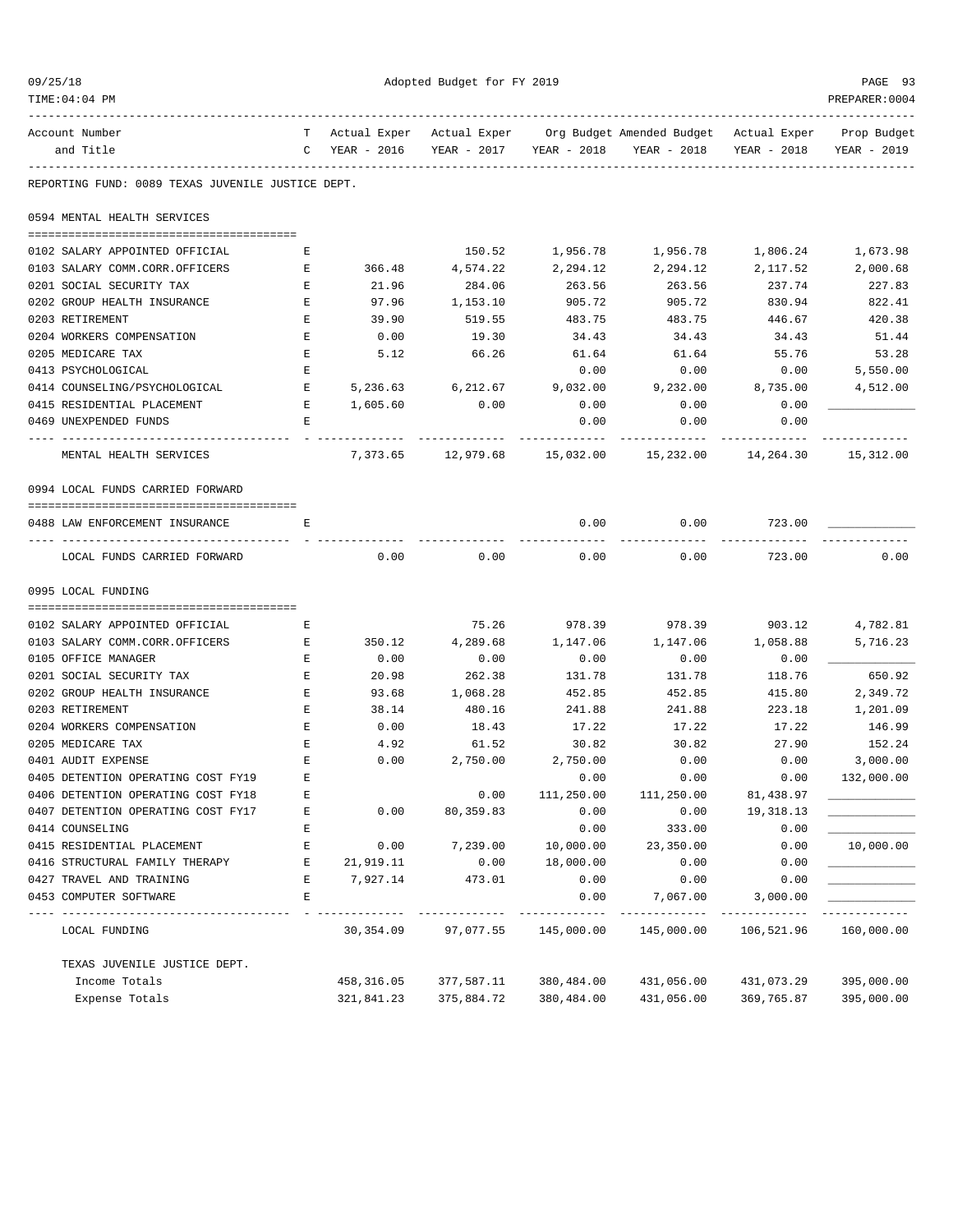Adopted Budget for FY 2019

| Account Number and Title | TC | Actual Exper YEAR - 2016 | Actual Exper YEAR - 2017 | Org Budget YEAR - 2018 | Amended Budget YEAR - 2018 | Actual Exper YEAR - 2018 | Prop Budget YEAR - 2019 |
|---|---|---|---|---|---|---|---|
| **REPORTING FUND: 0089 TEXAS JUVENILE JUSTICE DEPT.** | | | | | | | |
| **0594 MENTAL HEALTH SERVICES** | | | | | | | |
| 0102 SALARY APPOINTED OFFICIAL | E | | 150.52 | 1,956.78 | 1,956.78 | 1,806.24 | 1,673.98 |
| 0103 SALARY COMM.CORR.OFFICERS | E | 366.48 | 4,574.22 | 2,294.12 | 2,294.12 | 2,117.52 | 2,000.68 |
| 0201 SOCIAL SECURITY TAX | E | 21.96 | 284.06 | 263.56 | 263.56 | 237.74 | 227.83 |
| 0202 GROUP HEALTH INSURANCE | E | 97.96 | 1,153.10 | 905.72 | 905.72 | 830.94 | 822.41 |
| 0203 RETIREMENT | E | 39.90 | 519.55 | 483.75 | 483.75 | 446.67 | 420.38 |
| 0204 WORKERS COMPENSATION | E | 0.00 | 19.30 | 34.43 | 34.43 | 34.43 | 51.44 |
| 0205 MEDICARE TAX | E | 5.12 | 66.26 | 61.64 | 61.64 | 55.76 | 53.28 |
| 0413 PSYCHOLOGICAL | E | | | 0.00 | 0.00 | 0.00 | 5,550.00 |
| 0414 COUNSELING/PSYCHOLOGICAL | E | 5,236.63 | 6,212.67 | 9,032.00 | 9,232.00 | 8,735.00 | 4,512.00 |
| 0415 RESIDENTIAL PLACEMENT | E | 1,605.60 | 0.00 | 0.00 | 0.00 | 0.00 | ____________ |
| 0469 UNEXPENDED FUNDS | E | | | 0.00 | 0.00 | 0.00 | |
| MENTAL HEALTH SERVICES | | 7,373.65 | 12,979.68 | 15,032.00 | 15,232.00 | 14,264.30 | 15,312.00 |
| **0994 LOCAL FUNDS CARRIED FORWARD** | | | | | | | |
| 0488 LAW ENFORCEMENT INSURANCE | E | | | 0.00 | 0.00 | 723.00 | ____________ |
| LOCAL FUNDS CARRIED FORWARD | | 0.00 | 0.00 | 0.00 | 0.00 | 723.00 | 0.00 |
| **0995 LOCAL FUNDING** | | | | | | | |
| 0102 SALARY APPOINTED OFFICIAL | E | | 75.26 | 978.39 | 978.39 | 903.12 | 4,782.81 |
| 0103 SALARY COMM.CORR.OFFICERS | E | 350.12 | 4,289.68 | 1,147.06 | 1,147.06 | 1,058.88 | 5,716.23 |
| 0105 OFFICE MANAGER | E | 0.00 | 0.00 | 0.00 | 0.00 | 0.00 | ____________ |
| 0201 SOCIAL SECURITY TAX | E | 20.98 | 262.38 | 131.78 | 131.78 | 118.76 | 650.92 |
| 0202 GROUP HEALTH INSURANCE | E | 93.68 | 1,068.28 | 452.85 | 452.85 | 415.80 | 2,349.72 |
| 0203 RETIREMENT | E | 38.14 | 480.16 | 241.88 | 241.88 | 223.18 | 1,201.09 |
| 0204 WORKERS COMPENSATION | E | 0.00 | 18.43 | 17.22 | 17.22 | 17.22 | 146.99 |
| 0205 MEDICARE TAX | E | 4.92 | 61.52 | 30.82 | 30.82 | 27.90 | 152.24 |
| 0401 AUDIT EXPENSE | E | 0.00 | 2,750.00 | 2,750.00 | 0.00 | 0.00 | 3,000.00 |
| 0405 DETENTION OPERATING COST FY19 | E | | | 0.00 | 0.00 | 0.00 | 132,000.00 |
| 0406 DETENTION OPERATING COST FY18 | E | | 0.00 | 111,250.00 | 111,250.00 | 81,438.97 | ____________ |
| 0407 DETENTION OPERATING COST FY17 | E | 0.00 | 80,359.83 | 0.00 | 0.00 | 19,318.13 | ____________ |
| 0414 COUNSELING | E | | | 0.00 | 333.00 | 0.00 | ____________ |
| 0415 RESIDENTIAL PLACEMENT | E | 0.00 | 7,239.00 | 10,000.00 | 23,350.00 | 0.00 | 10,000.00 |
| 0416 STRUCTURAL FAMILY THERAPY | E | 21,919.11 | 0.00 | 18,000.00 | 0.00 | 0.00 | ____________ |
| 0427 TRAVEL AND TRAINING | E | 7,927.14 | 473.01 | 0.00 | 0.00 | 0.00 | ____________ |
| 0453 COMPUTER SOFTWARE | E | | | 0.00 | 7,067.00 | 3,000.00 | ____________ |
| LOCAL FUNDING | | 30,354.09 | 97,077.55 | 145,000.00 | 145,000.00 | 106,521.96 | 160,000.00 |
| **TEXAS JUVENILE JUSTICE DEPT.** | | | | | | | |
| Income Totals | | 458,316.05 | 377,587.11 | 380,484.00 | 431,056.00 | 431,073.29 | 395,000.00 |
| Expense Totals | | 321,841.23 | 375,884.72 | 380,484.00 | 431,056.00 | 369,765.87 | 395,000.00 |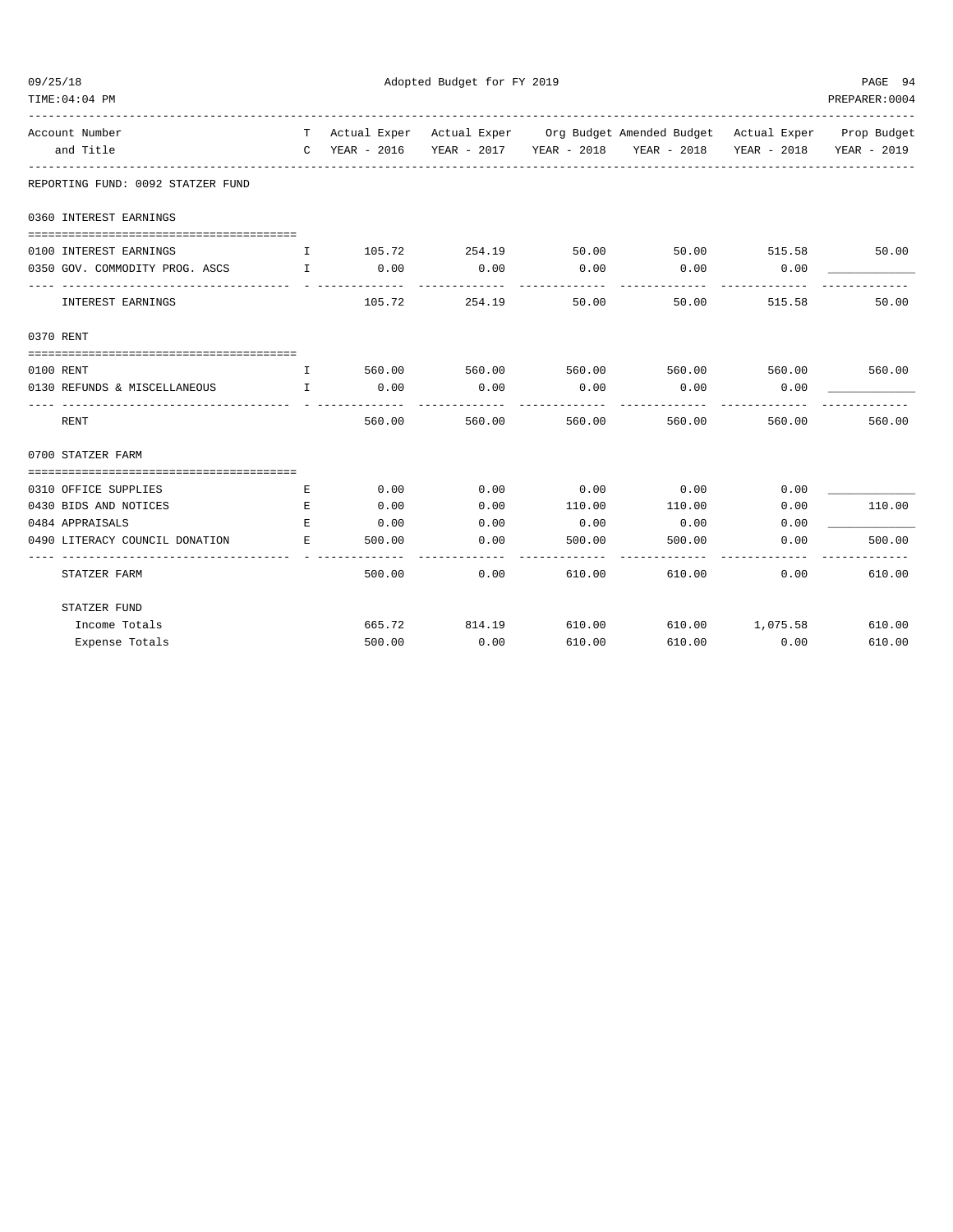Adopted Budget for FY 2019

| Account Number and Title | TC | Actual Exper YEAR - 2016 | Actual Exper YEAR - 2017 | Org Budget YEAR - 2018 | Amended Budget YEAR - 2018 | Actual Exper YEAR - 2018 | Prop Budget YEAR - 2019 |
|---|---|---|---|---|---|---|---|
| **REPORTING FUND: 0092 STATZER FUND** | | | | | | | |
| **0360 INTEREST EARNINGS** | | | | | | | |
| 0100 INTEREST EARNINGS | I | 105.72 | 254.19 | 50.00 | 50.00 | 515.58 | 50.00 |
| 0350 GOV. COMMODITY PROG. ASCS | I | 0.00 | 0.00 | 0.00 | 0.00 | 0.00 | ____________ |
| INTEREST EARNINGS | | 105.72 | 254.19 | 50.00 | 50.00 | 515.58 | 50.00 |
| **0370 RENT** | | | | | | | |
| 0100 RENT | I | 560.00 | 560.00 | 560.00 | 560.00 | 560.00 | 560.00 |
| 0130 REFUNDS & MISCELLANEOUS | I | 0.00 | 0.00 | 0.00 | 0.00 | 0.00 | ____________ |
| RENT | | 560.00 | 560.00 | 560.00 | 560.00 | 560.00 | 560.00 |
| **0700 STATZER FARM** | | | | | | | |
| 0310 OFFICE SUPPLIES | E | 0.00 | 0.00 | 0.00 | 0.00 | 0.00 | ____________ |
| 0430 BIDS AND NOTICES | E | 0.00 | 0.00 | 110.00 | 110.00 | 0.00 | 110.00 |
| 0484 APPRAISALS | E | 0.00 | 0.00 | 0.00 | 0.00 | 0.00 | ____________ |
| 0490 LITERACY COUNCIL DONATION | E | 500.00 | 0.00 | 500.00 | 500.00 | 0.00 | 500.00 |
| STATZER FARM | | 500.00 | 0.00 | 610.00 | 610.00 | 0.00 | 610.00 |
| **STATZER FUND** | | | | | | | |
| Income Totals | | 665.72 | 814.19 | 610.00 | 610.00 | 1,075.58 | 610.00 |
| Expense Totals | | 500.00 | 0.00 | 610.00 | 610.00 | 0.00 | 610.00 |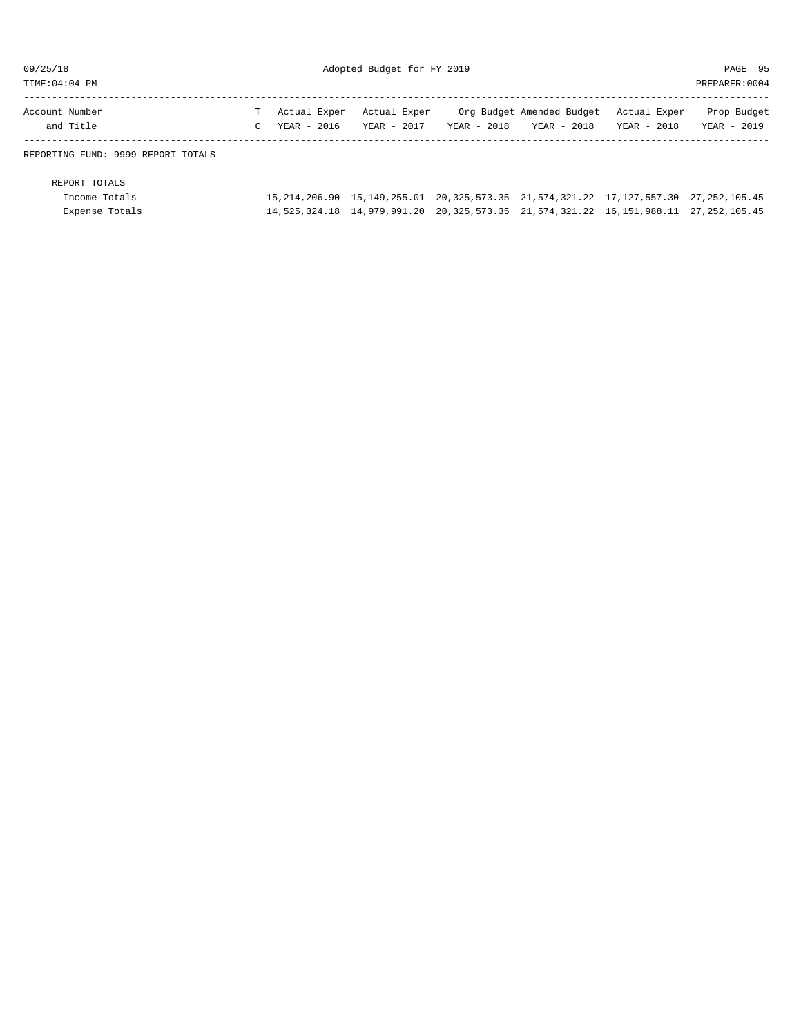| Account Number and Title | TC | Actual Exper YEAR - 2016 | Actual Exper YEAR - 2017 | Org Budget YEAR - 2018 | Amended Budget YEAR - 2018 | Actual Exper YEAR - 2018 | Prop Budget YEAR - 2019 |
|---|---|---|---|---|---|---|---|
| REPORTING FUND: 9999 REPORT TOTALS | | | | | | | |
| REPORT TOTALS | | | | | | | |
| Income Totals | | 15,214,206.90 | 15,149,255.01 | 20,325,573.35 | 21,574,321.22 | 17,127,557.30 | 27,252,105.45 |
| Expense Totals | | 14,525,324.18 | 14,979,991.20 | 20,325,573.35 | 21,574,321.22 | 16,151,988.11 | 27,252,105.45 |